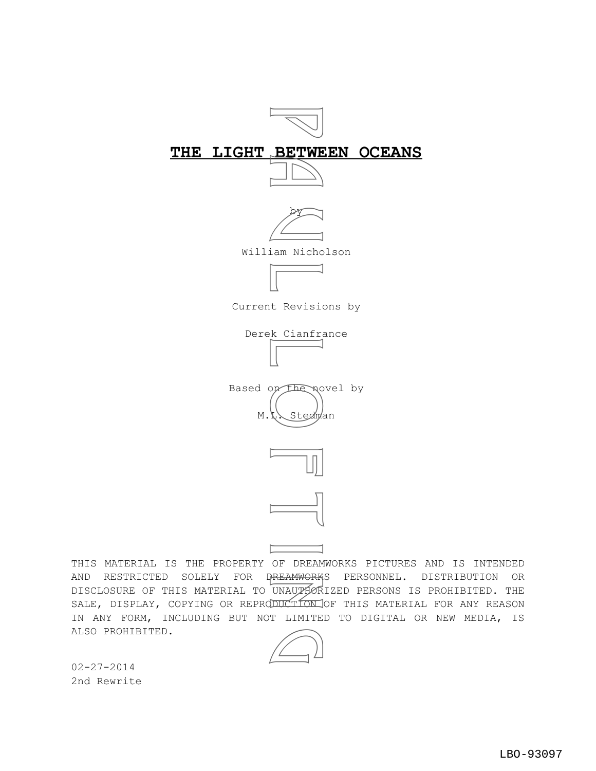# THE LIGHT BETWEEN OCEANS

by

William Nicholson

Current Revisions by

Derek Cianfrance

Based on the novel by

M.L. Stedman

THIS MATERIAL IS THE PROPERTY OF DREAMWORKS PICTURES AND IS INTENDED AND RESTRICTED SOLELY FOR DREAMWORKS PERSONNEL. DISTRIBUTION OR DISCLOSURE OF THIS MATERIAL TO UNAUTHORIZED PERSONS IS PROHIBITED. THE SALE, DISPLAY, COPYING OR REPRODUCTION OF THIS MATERIAL FOR ANY REASON IN ANY FORM, INCLUDING BUT NOT LIMITED TO DIGITAL OR NEW MEDIA, IS ALSO PROHIBITED.

02-27-2014
2nd Rewrite

LBO-93097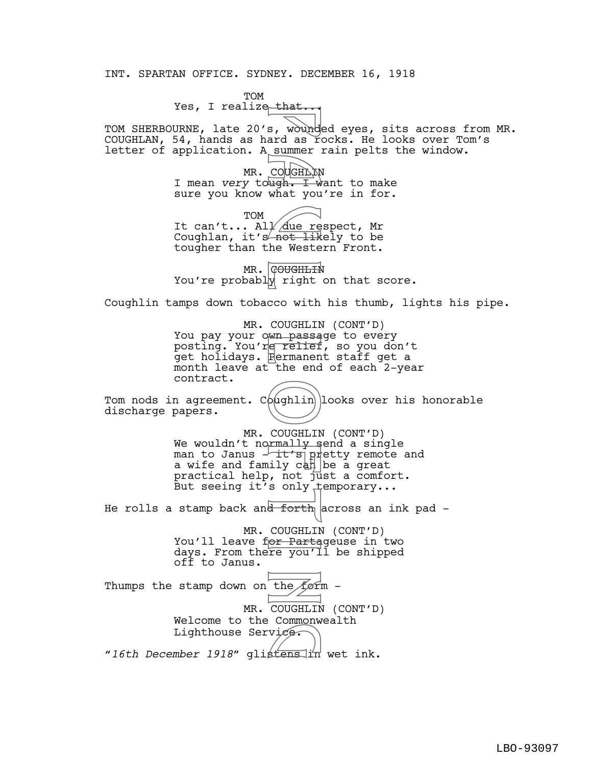INT. SPARTAN OFFICE. SYDNEY. DECEMBER 16, 1918

TOM
Yes, I realize that...

TOM SHERBOURNE, late 20's, wounded eyes, sits across from MR. COUGHLAN, 54, hands as hard as rocks. He looks over Tom's letter of application. A summer rain pelts the window.

MR. COUGHLIN
I mean *very* tough. I want to make sure you know what you're in for.

TOM
It can't... All due respect, Mr Coughlan, it's not likely to be tougher than the Western Front.

MR. COUGHLIN
You're probably right on that score.

Coughlin tamps down tobacco with his thumb, lights his pipe.

MR. COUGHLIN (CONT'D)
You pay your own passage to every posting. You're relief, so you don't get holidays. Permanent staff get a month leave at the end of each 2-year contract.

Tom nods in agreement. Coughlin looks over his honorable discharge papers.

MR. COUGHLIN (CONT'D)
We wouldn't normally send a single man to Janus - it's pretty remote and a wife and family can be a great practical help, not just a comfort. But seeing it's only temporary...

He rolls a stamp back and forth across an ink pad -

MR. COUGHLIN (CONT'D)
You'll leave for Partageuse in two days. From there you'll be shipped off to Janus.

Thumps the stamp down on the form -

MR. COUGHLIN (CONT'D)
Welcome to the Commonwealth Lighthouse Service.

"*16th December 1918*" glistens in wet ink.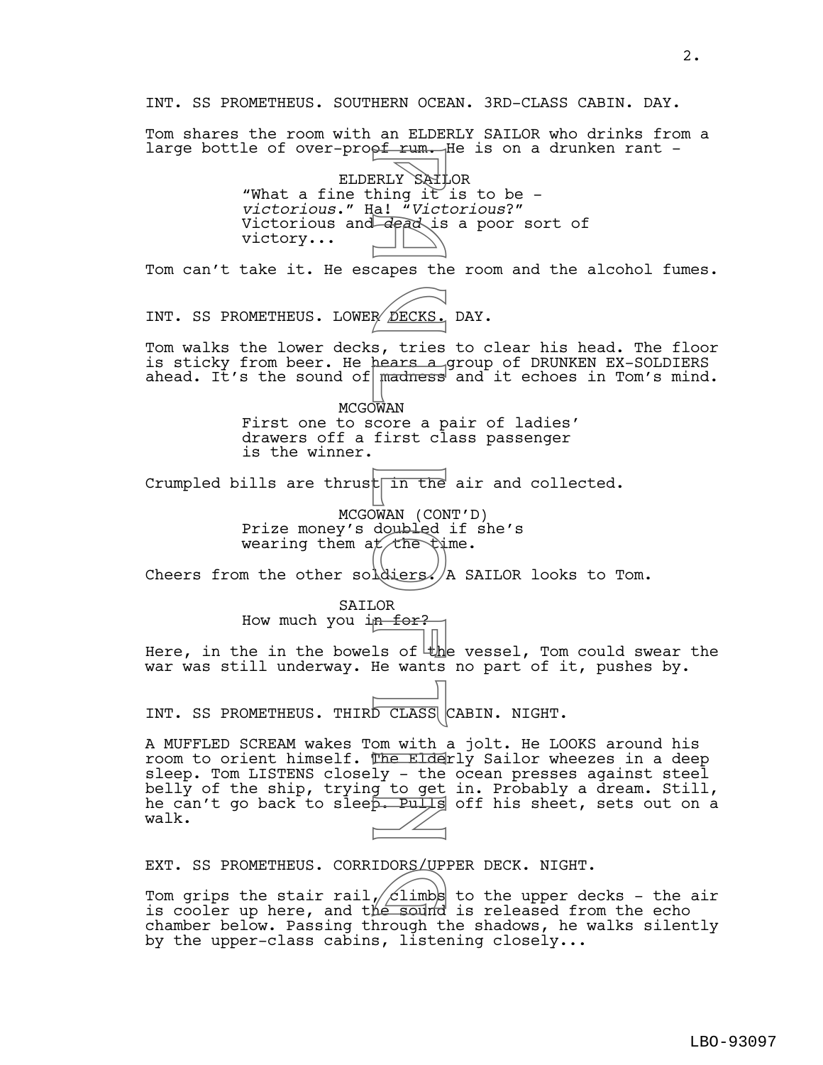INT. SS PROMETHEUS. SOUTHERN OCEAN. 3RD-CLASS CABIN. DAY.

Tom shares the room with an ELDERLY SAILOR who drinks from a large bottle of over-proof rum. He is on a drunken rant -

ELDERLY SAILOR
"What a fine thing it is to be - *victorious*." Ha! "*Victorious*?" Victorious and *dead* is a poor sort of victory...

Tom can't take it. He escapes the room and the alcohol fumes.

INT. SS PROMETHEUS. LOWER DECKS. DAY.

Tom walks the lower decks, tries to clear his head. The floor is sticky from beer. He hears a group of DRUNKEN EX-SOLDIERS ahead. It's the sound of madness and it echoes in Tom's mind.

MCGOWAN
First one to score a pair of ladies' drawers off a first class passenger is the winner.

Crumpled bills are thrust in the air and collected.

MCGOWAN (CONT'D)
Prize money's doubled if she's wearing them at the time.

Cheers from the other soldiers. A SAILOR looks to Tom.

SAILOR
How much you in for?

Here, in the in the bowels of the vessel, Tom could swear the war was still underway. He wants no part of it, pushes by.

INT. SS PROMETHEUS. THIRD CLASS CABIN. NIGHT.

A MUFFLED SCREAM wakes Tom with a jolt. He LOOKS around his room to orient himself. The Elderly Sailor wheezes in a deep sleep. Tom LISTENS closely - the ocean presses against steel belly of the ship, trying to get in. Probably a dream. Still, he can't go back to sleep. Pulls off his sheet, sets out on a walk.

EXT. SS PROMETHEUS. CORRIDORS/UPPER DECK. NIGHT.

Tom grips the stair rail, climbs to the upper decks - the air is cooler up here, and the sound is released from the echo chamber below. Passing through the shadows, he walks silently by the upper-class cabins, listening closely...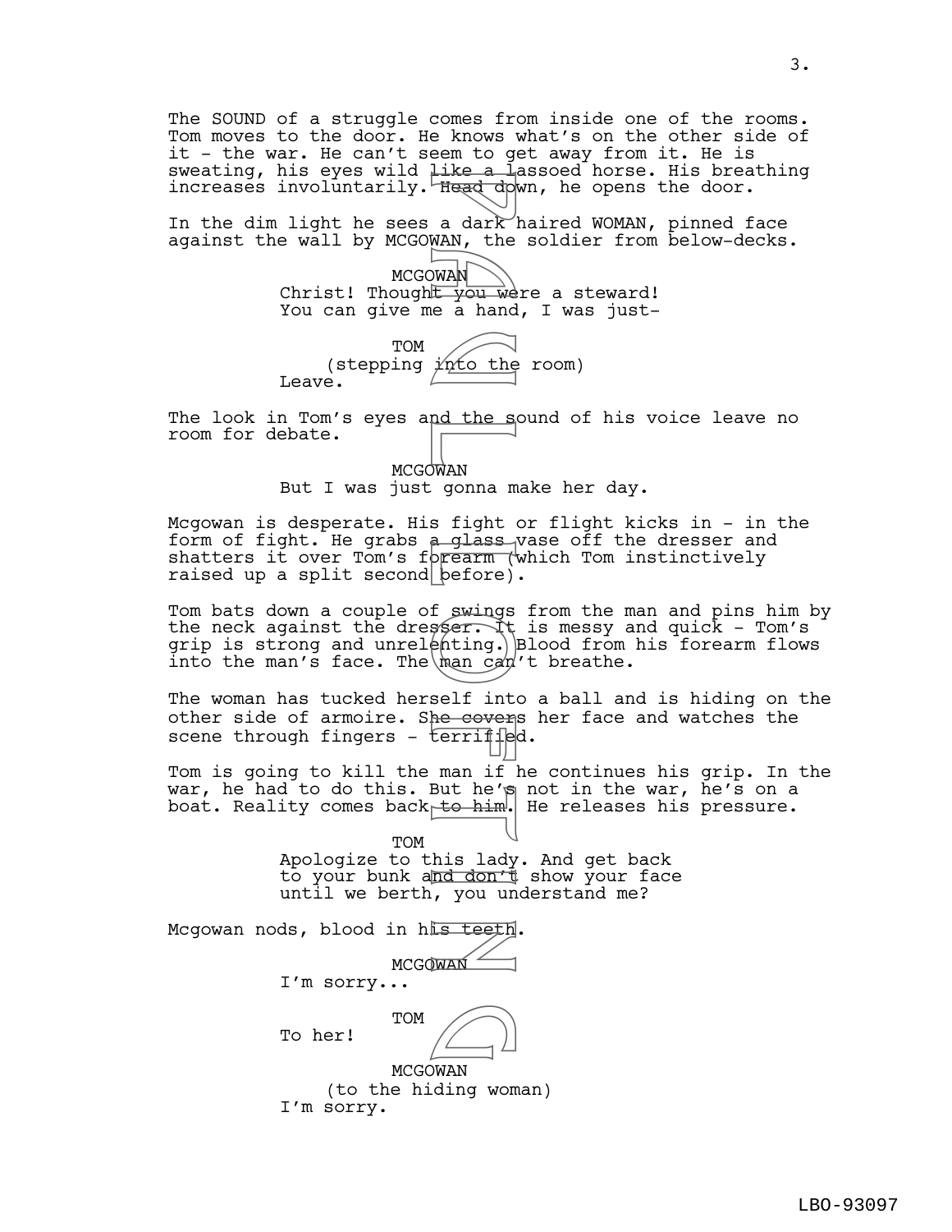The SOUND of a struggle comes from inside one of the rooms. Tom moves to the door. He knows what's on the other side of it - the war. He can't seem to get away from it. He is sweating, his eyes wild like a lassoed horse. His breathing increases involuntarily. Head down, he opens the door.

In the dim light he sees a dark haired WOMAN, pinned face against the wall by MCGOWAN, the soldier from below-decks.

MCGOWAN
Christ! Thought you were a steward! You can give me a hand, I was just-

TOM
(stepping into the room)
Leave.

The look in Tom's eyes and the sound of his voice leave no room for debate.

MCGOWAN
But I was just gonna make her day.

Mcgowan is desperate. His fight or flight kicks in - in the form of fight. He grabs a glass vase off the dresser and shatters it over Tom's forearm (which Tom instinctively raised up a split second before).

Tom bats down a couple of swings from the man and pins him by the neck against the dresser. It is messy and quick - Tom's grip is strong and unrelenting. Blood from his forearm flows into the man's face. The man can't breathe.

The woman has tucked herself into a ball and is hiding on the other side of armoire. She covers her face and watches the scene through fingers - terrified.

Tom is going to kill the man if he continues his grip. In the war, he had to do this. But he's not in the war, he's on a boat. Reality comes back to him. He releases his pressure.

TOM
Apologize to this lady. And get back to your bunk and don't show your face until we berth, you understand me?

Mcgowan nods, blood in his teeth.

MCGOWAN
I'm sorry...

TOM
To her!

MCGOWAN
(to the hiding woman)
I'm sorry.

LBO-93097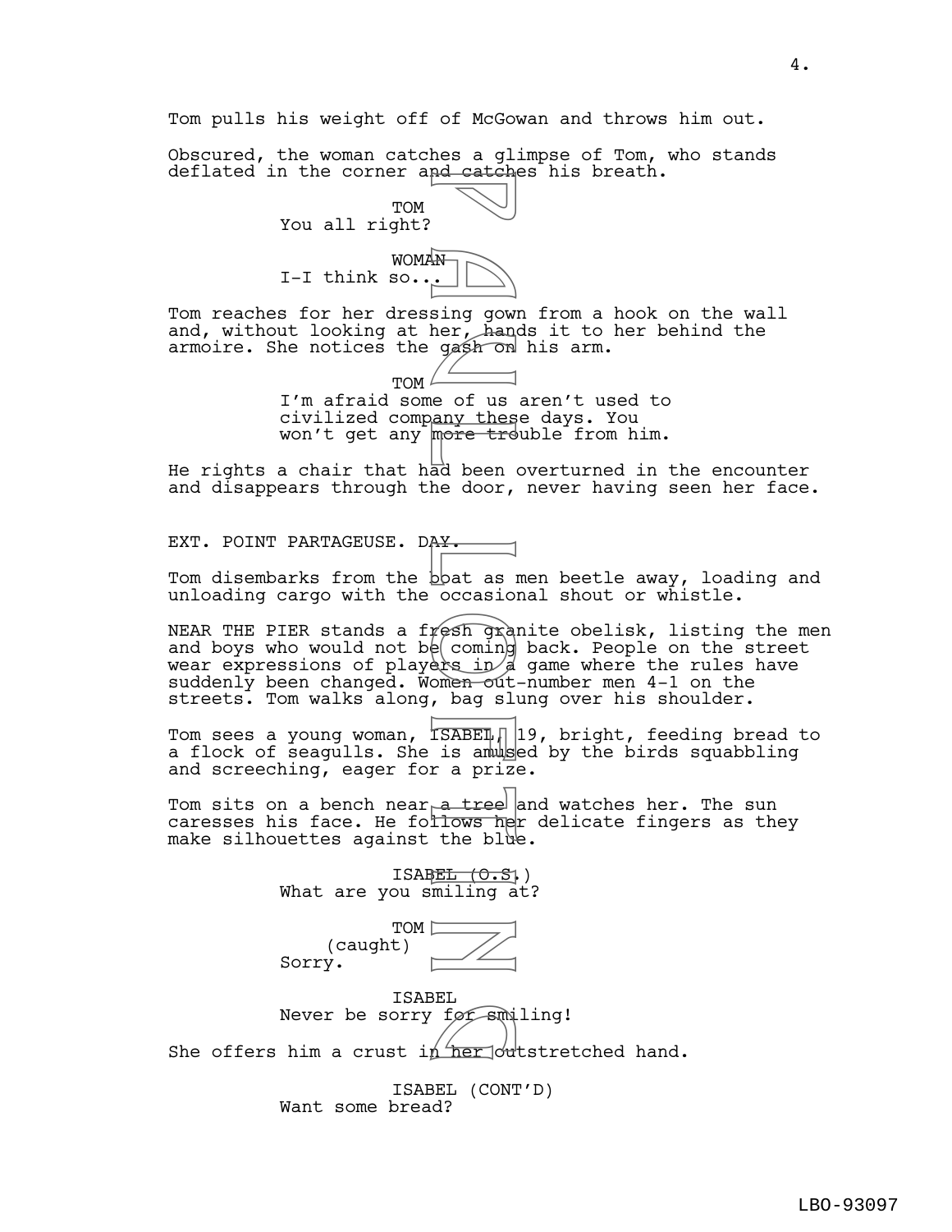Tom pulls his weight off of McGowan and throws him out.

Obscured, the woman catches a glimpse of Tom, who stands deflated in the corner and catches his breath.

TOM
You all right?

WOMAN
I-I think so...

Tom reaches for her dressing gown from a hook on the wall and, without looking at her, hands it to her behind the armoire. She notices the gash on his arm.

TOM
I'm afraid some of us aren't used to civilized company these days. You won't get any more trouble from him.

He rights a chair that had been overturned in the encounter and disappears through the door, never having seen her face.

EXT. POINT PARTAGEUSE. DAY.

Tom disembarks from the boat as men beetle away, loading and unloading cargo with the occasional shout or whistle.

NEAR THE PIER stands a fresh granite obelisk, listing the men and boys who would not be coming back. People on the street wear expressions of players in a game where the rules have suddenly been changed. Women out-number men 4-1 on the streets. Tom walks along, bag slung over his shoulder.

Tom sees a young woman, ISABEL, 19, bright, feeding bread to a flock of seagulls. She is amused by the birds squabbling and screeching, eager for a prize.

Tom sits on a bench near a tree and watches her. The sun caresses his face. He follows her delicate fingers as they make silhouettes against the blue.

ISABEL (O.S.)
What are you smiling at?

TOM
(caught)
Sorry.

ISABEL
Never be sorry for smiling!

She offers him a crust in her outstretched hand.

ISABEL (CONT'D)
Want some bread?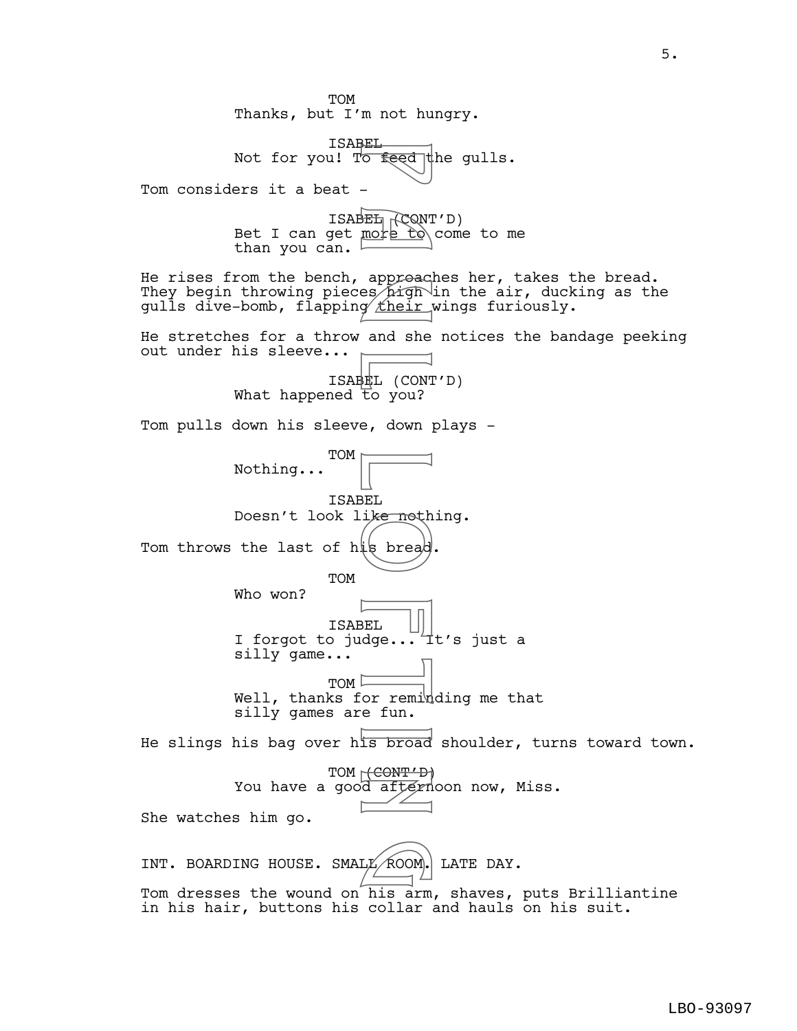TOM
Thanks, but I'm not hungry.

ISABEL
Not for you! To feed the gulls.

Tom considers it a beat -

ISABEL (CONT'D)
Bet I can get more to come to me than you can.

He rises from the bench, approaches her, takes the bread. They begin throwing pieces high in the air, ducking as the gulls dive-bomb, flapping their wings furiously.

He stretches for a throw and she notices the bandage peeking out under his sleeve...

ISABEL (CONT'D)
What happened to you?

Tom pulls down his sleeve, down plays -

TOM
Nothing...

ISABEL
Doesn't look like nothing.

Tom throws the last of his bread.

TOM
Who won?

ISABEL
I forgot to judge... It's just a silly game...

TOM
Well, thanks for reminding me that silly games are fun.

He slings his bag over his broad shoulder, turns toward town.

TOM (CONT'D)
You have a good afternoon now, Miss.

She watches him go.

INT. BOARDING HOUSE. SMALL ROOM. LATE DAY.

Tom dresses the wound on his arm, shaves, puts Brilliantine in his hair, buttons his collar and hauls on his suit.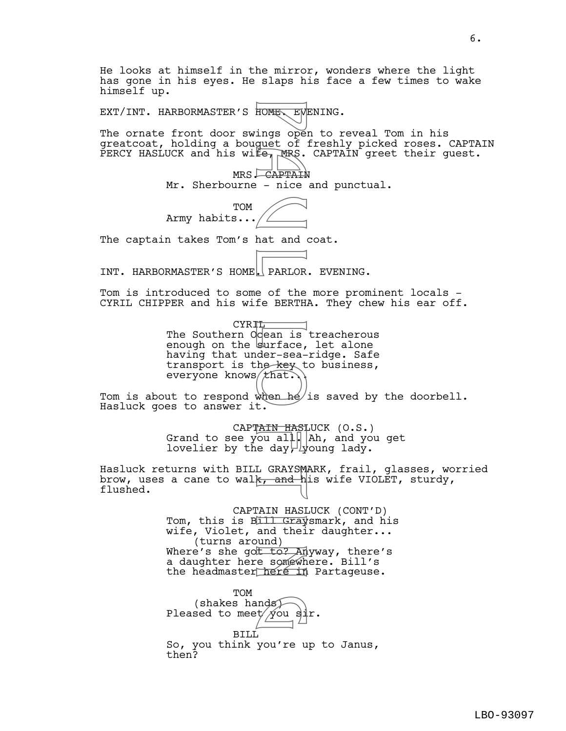He looks at himself in the mirror, wonders where the light has gone in his eyes. He slaps his face a few times to wake himself up.

EXT/INT. HARBORMASTER'S HOME. EVENING.

The ornate front door swings open to reveal Tom in his greatcoat, holding a bouquet of freshly picked roses. CAPTAIN PERCY HASLUCK and his wife, MRS. CAPTAIN greet their guest.

MRS. CAPTAIN
Mr. Sherbourne - nice and punctual.

TOM
Army habits...

The captain takes Tom's hat and coat.

INT. HARBORMASTER'S HOME. PARLOR. EVENING.

Tom is introduced to some of the more prominent locals - CYRIL CHIPPER and his wife BERTHA. They chew his ear off.

CYRIL
The Southern Ocean is treacherous enough on the surface, let alone having that under-sea-ridge. Safe transport is the key to business, everyone knows that...

Tom is about to respond when he is saved by the doorbell. Hasluck goes to answer it.

CAPTAIN HASLUCK (O.S.)
Grand to see you all. Ah, and you get lovelier by the day, young lady.

Hasluck returns with BILL GRAYSMARK, frail, glasses, worried brow, uses a cane to walk, and his wife VIOLET, sturdy, flushed.

CAPTAIN HASLUCK (CONT'D)
Tom, this is Bill Graysmark, and his wife, Violet, and their daughter...
(turns around)
Where's she got to? Anyway, there's a daughter here somewhere. Bill's the headmaster here in Partageuse.

TOM
(shakes hands)
Pleased to meet you sir.

BILL
So, you think you're up to Janus, then?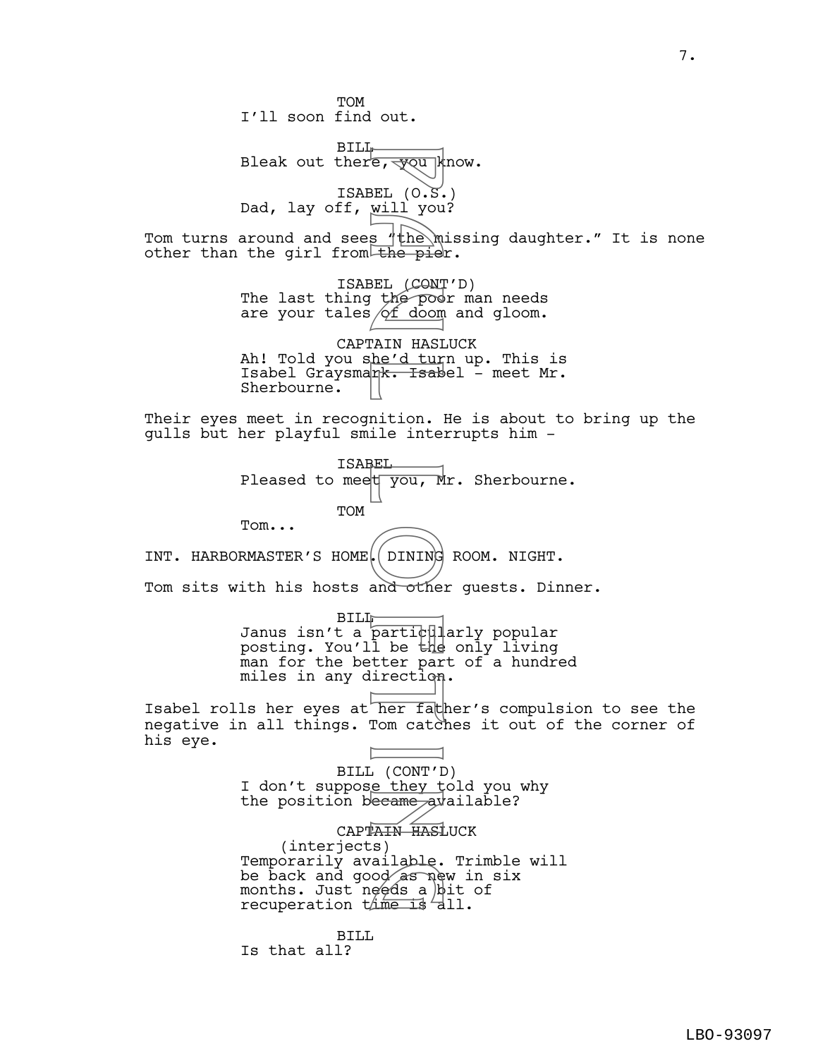TOM
I'll soon find out.

BILL
Bleak out there, you know.

ISABEL (O.S.)
Dad, lay off, will you?

Tom turns around and sees "the missing daughter." It is none other than the girl from the pier.

ISABEL (CONT'D)
The last thing the poor man needs are your tales of doom and gloom.

CAPTAIN HASLUCK
Ah! Told you she'd turn up. This is Isabel Graysmark. Isabel - meet Mr. Sherbourne.

Their eyes meet in recognition. He is about to bring up the gulls but her playful smile interrupts him -

ISABEL
Pleased to meet you, Mr. Sherbourne.

TOM
Tom...

INT. HARBORMASTER'S HOME. DINING ROOM. NIGHT.

Tom sits with his hosts and other guests. Dinner.

BILL
Janus isn't a particularly popular posting. You'll be the only living man for the better part of a hundred miles in any direction.

Isabel rolls her eyes at her father's compulsion to see the negative in all things. Tom catches it out of the corner of his eye.

BILL (CONT'D)
I don't suppose they told you why the position became available?

CAPTAIN HASLUCK
(interjects)
Temporarily available. Trimble will be back and good as new in six months. Just needs a bit of recuperation time is all.

BILL
Is that all?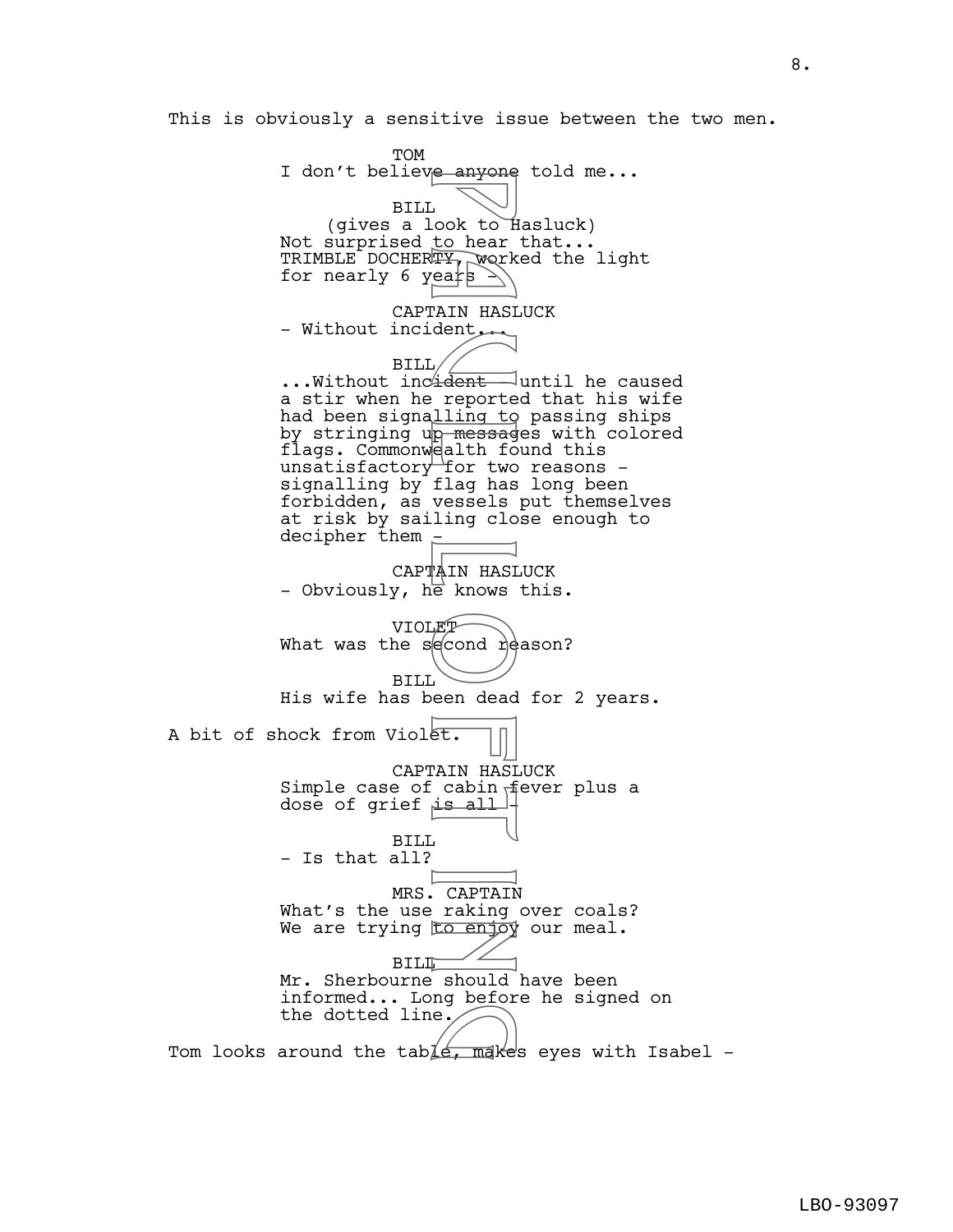This is obviously a sensitive issue between the two men.

TOM
I don't believe anyone told me...

BILL
(gives a look to Hasluck)
Not surprised to hear that...
TRIMBLE DOCHERTY, worked the light
for nearly 6 years -

CAPTAIN HASLUCK
- Without incident...

BILL
...Without incident - until he caused
a stir when he reported that his wife
had been signalling to passing ships
by stringing up messages with colored
flags. Commonwealth found this
unsatisfactory for two reasons -
signalling by flag has long been
forbidden, as vessels put themselves
at risk by sailing close enough to
decipher them -

CAPTAIN HASLUCK
- Obviously, he knows this.

VIOLET
What was the second reason?

BILL
His wife has been dead for 2 years.

A bit of shock from Violet.

CAPTAIN HASLUCK
Simple case of cabin fever plus a
dose of grief is all -

BILL
- Is that all?

MRS. CAPTAIN
What's the use raking over coals?
We are trying to enjoy our meal.

BILL
Mr. Sherbourne should have been
informed... Long before he signed on
the dotted line.

Tom looks around the table, makes eyes with Isabel -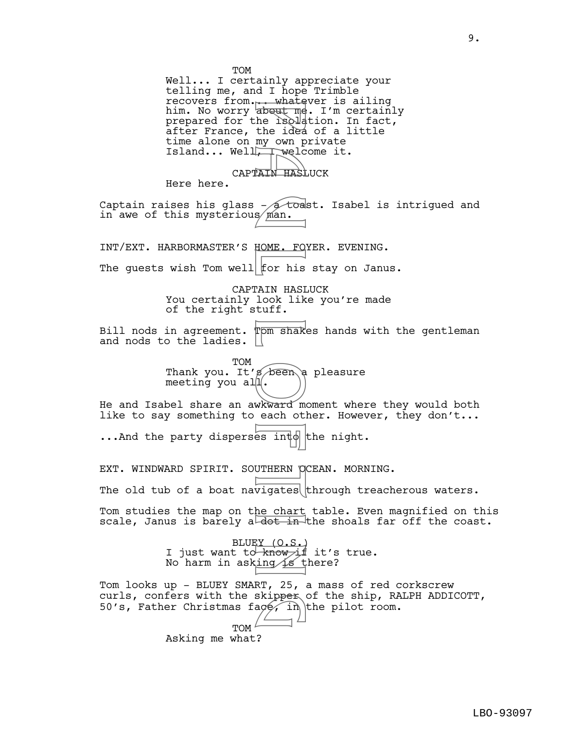TOM
Well... I certainly appreciate your telling me, and I hope Trimble recovers from... whatever is ailing him. No worry about me. I'm certainly prepared for the isolation. In fact, after France, the idea of a little time alone on my own private Island... Well, I welcome it.

CAPTAIN HASLUCK
Here here.

Captain raises his glass - a toast. Isabel is intrigued and in awe of this mysterious man.

INT/EXT. HARBORMASTER'S HOME. FOYER. EVENING.

The guests wish Tom well for his stay on Janus.

CAPTAIN HASLUCK
You certainly look like you're made of the right stuff.

Bill nods in agreement. Tom shakes hands with the gentleman and nods to the ladies.

TOM
Thank you. It's been a pleasure meeting you all.

He and Isabel share an awkward moment where they would both like to say something to each other. However, they don't...

...And the party disperses into the night.

EXT. WINDWARD SPIRIT. SOUTHERN OCEAN. MORNING.

The old tub of a boat navigates through treacherous waters.

Tom studies the map on the chart table. Even magnified on this scale, Janus is barely a dot in the shoals far off the coast.

BLUEY (O.S.)
I just want to know if it's true. No harm in asking is there?

Tom looks up - BLUEY SMART, 25, a mass of red corkscrew curls, confers with the skipper of the ship, RALPH ADDICOTT, 50's, Father Christmas face, in the pilot room.

TOM
Asking me what?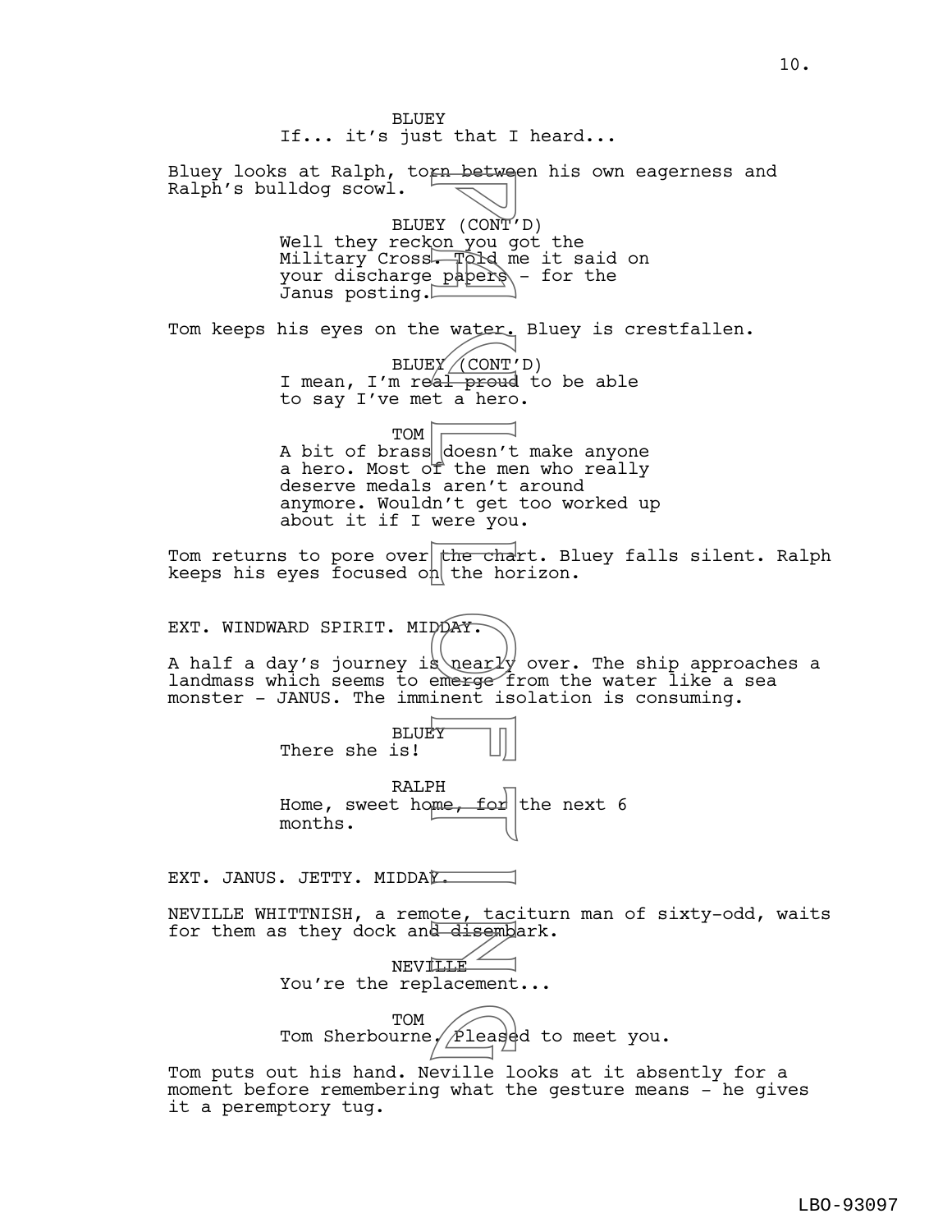BLUEY
If... it's just that I heard...

Bluey looks at Ralph, torn between his own eagerness and Ralph's bulldog scowl.

BLUEY (CONT'D)
Well they reckon you got the Military Cross. Told me it said on your discharge papers - for the Janus posting.

Tom keeps his eyes on the water. Bluey is crestfallen.

BLUEY (CONT'D)
I mean, I'm real proud to be able to say I've met a hero.

TOM
A bit of brass doesn't make anyone a hero. Most of the men who really deserve medals aren't around anymore. Wouldn't get too worked up about it if I were you.

Tom returns to pore over the chart. Bluey falls silent. Ralph keeps his eyes focused on the horizon.

EXT. WINDWARD SPIRIT. MIDDAY.

A half a day's journey is nearly over. The ship approaches a landmass which seems to emerge from the water like a sea monster - JANUS. The imminent isolation is consuming.

BLUEY
There she is!

RALPH
Home, sweet home, for the next 6 months.

EXT. JANUS. JETTY. MIDDAY.

NEVILLE WHITTNISH, a remote, taciturn man of sixty-odd, waits for them as they dock and disembark.

NEVILLE
You're the replacement...

TOM
Tom Sherbourne. Pleased to meet you.

Tom puts out his hand. Neville looks at it absently for a moment before remembering what the gesture means - he gives it a peremptory tug.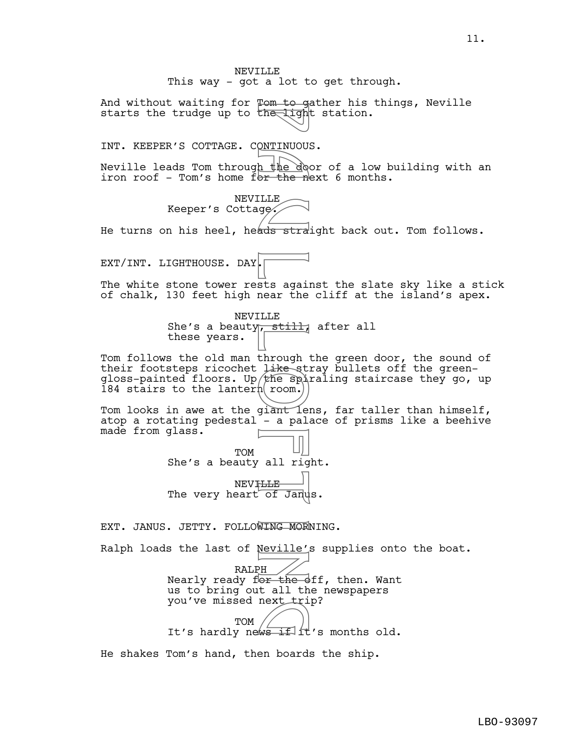NEVILLE
This way - got a lot to get through.

And without waiting for Tom to gather his things, Neville starts the trudge up to the light station.

INT. KEEPER'S COTTAGE. CONTINUOUS.

Neville leads Tom through the door of a low building with an iron roof - Tom's home for the next 6 months.

NEVILLE
Keeper's Cottage.

He turns on his heel, heads straight back out. Tom follows.

EXT/INT. LIGHTHOUSE. DAY.

The white stone tower rests against the slate sky like a stick of chalk, 130 feet high near the cliff at the island's apex.

NEVILLE
She's a beauty, still, after all these years.

Tom follows the old man through the green door, the sound of their footsteps ricochet like stray bullets off the green-gloss-painted floors. Up the spiraling staircase they go, up 184 stairs to the lantern room.

Tom looks in awe at the giant lens, far taller than himself, atop a rotating pedestal - a palace of prisms like a beehive made from glass.

TOM
She's a beauty all right.

NEVILLE
The very heart of Janus.

EXT. JANUS. JETTY. FOLLOWING MORNING.

Ralph loads the last of Neville's supplies onto the boat.

RALPH
Nearly ready for the off, then. Want us to bring out all the newspapers you've missed next trip?

TOM
It's hardly news if it's months old.

He shakes Tom's hand, then boards the ship.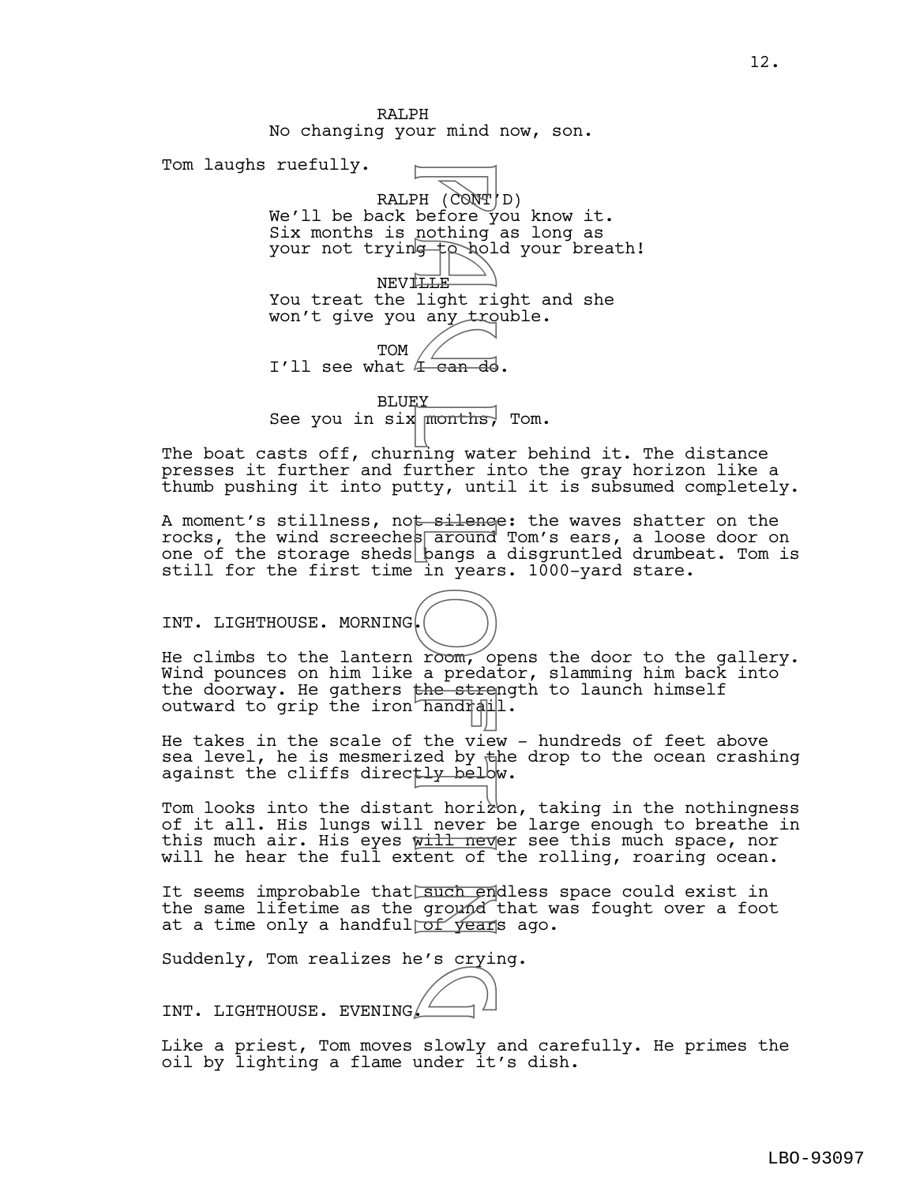RALPH
No changing your mind now, son.

Tom laughs ruefully.

RALPH (CONT'D)
We'll be back before you know it. Six months is nothing as long as your not trying to hold your breath!

NEVILLE
You treat the light right and she won't give you any trouble.

TOM
I'll see what I can do.

BLUEY
See you in six months, Tom.

The boat casts off, churning water behind it. The distance presses it further and further into the gray horizon like a thumb pushing it into putty, until it is subsumed completely.

A moment's stillness, not silence: the waves shatter on the rocks, the wind screeches around Tom's ears, a loose door on one of the storage sheds bangs a disgruntled drumbeat. Tom is still for the first time in years. 1000-yard stare.

INT. LIGHTHOUSE. MORNING.

He climbs to the lantern room, opens the door to the gallery. Wind pounces on him like a predator, slamming him back into the doorway. He gathers the strength to launch himself outward to grip the iron handrail.

He takes in the scale of the view - hundreds of feet above sea level, he is mesmerized by the drop to the ocean crashing against the cliffs directly below.

Tom looks into the distant horizon, taking in the nothingness of it all. His lungs will never be large enough to breathe in this much air. His eyes will never see this much space, nor will he hear the full extent of the rolling, roaring ocean.

It seems improbable that such endless space could exist in the same lifetime as the ground that was fought over a foot at a time only a handful of years ago.

Suddenly, Tom realizes he's crying.

INT. LIGHTHOUSE. EVENING.

Like a priest, Tom moves slowly and carefully. He primes the oil by lighting a flame under it's dish.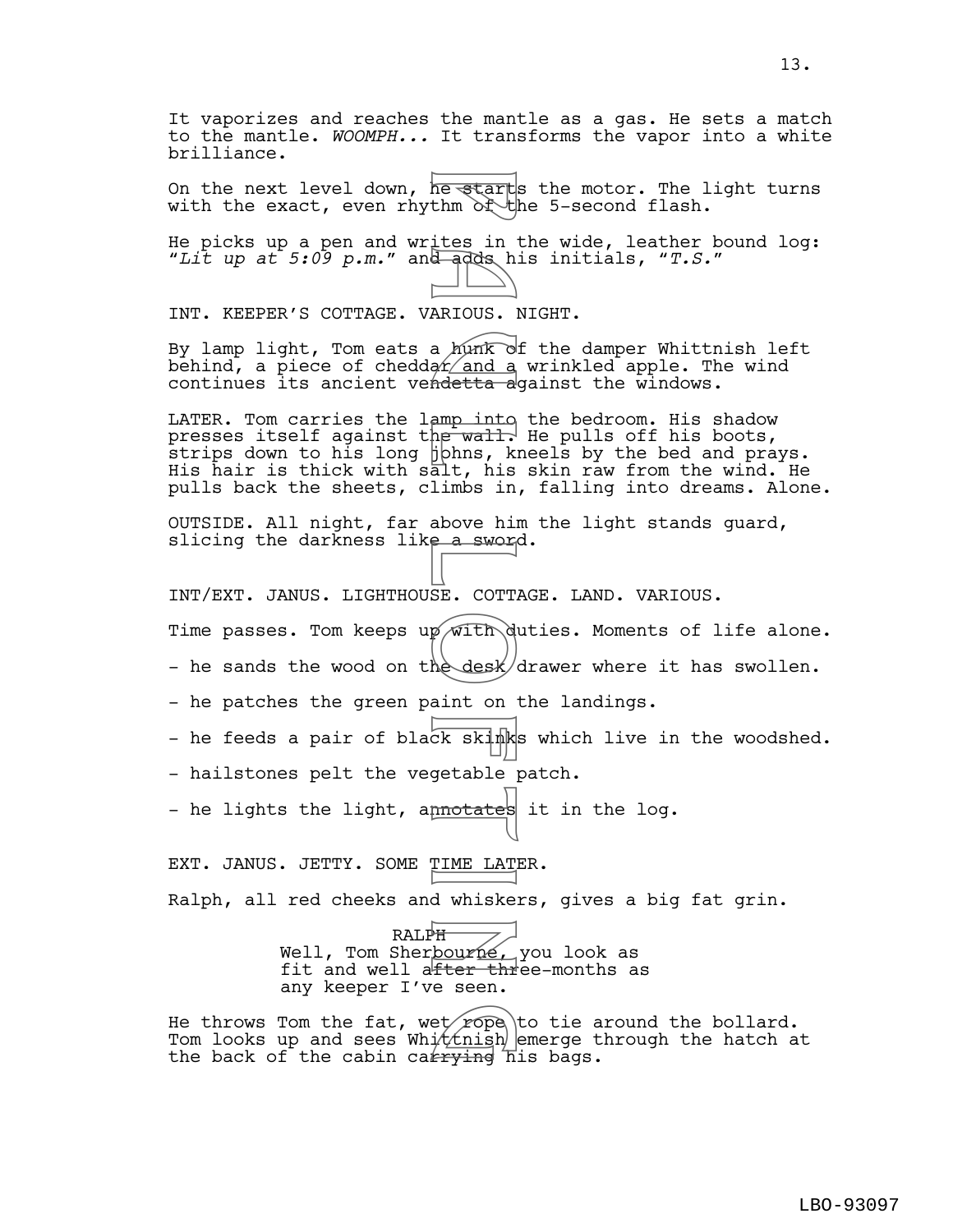It vaporizes and reaches the mantle as a gas. He sets a match to the mantle. *WOOMPH...* It transforms the vapor into a white brilliance.

On the next level down, he starts the motor. The light turns with the exact, even rhythm of the 5-second flash.

He picks up a pen and writes in the wide, leather bound log: *"Lit up at 5:09 p.m."* and adds his initials, *"T.S."*

INT. KEEPER'S COTTAGE. VARIOUS. NIGHT.

By lamp light, Tom eats a hunk of the damper Whittnish left behind, a piece of cheddar and a wrinkled apple. The wind continues its ancient vendetta against the windows.

LATER. Tom carries the lamp into the bedroom. His shadow presses itself against the wall. He pulls off his boots, strips down to his long johns, kneels by the bed and prays. His hair is thick with salt, his skin raw from the wind. He pulls back the sheets, climbs in, falling into dreams. Alone.

OUTSIDE. All night, far above him the light stands guard, slicing the darkness like a sword.

INT/EXT. JANUS. LIGHTHOUSE. COTTAGE. LAND. VARIOUS.

Time passes. Tom keeps up with duties. Moments of life alone.

- he sands the wood on the desk drawer where it has swollen.

- he patches the green paint on the landings.

- he feeds a pair of black skinks which live in the woodshed.

- hailstones pelt the vegetable patch.

- he lights the light, annotates it in the log.

EXT. JANUS. JETTY. SOME TIME LATER.

Ralph, all red cheeks and whiskers, gives a big fat grin.

RALPH
Well, Tom Sherbourne, you look as fit and well after three-months as any keeper I've seen.

He throws Tom the fat, wet rope to tie around the bollard. Tom looks up and sees Whittnish emerge through the hatch at the back of the cabin carrying his bags.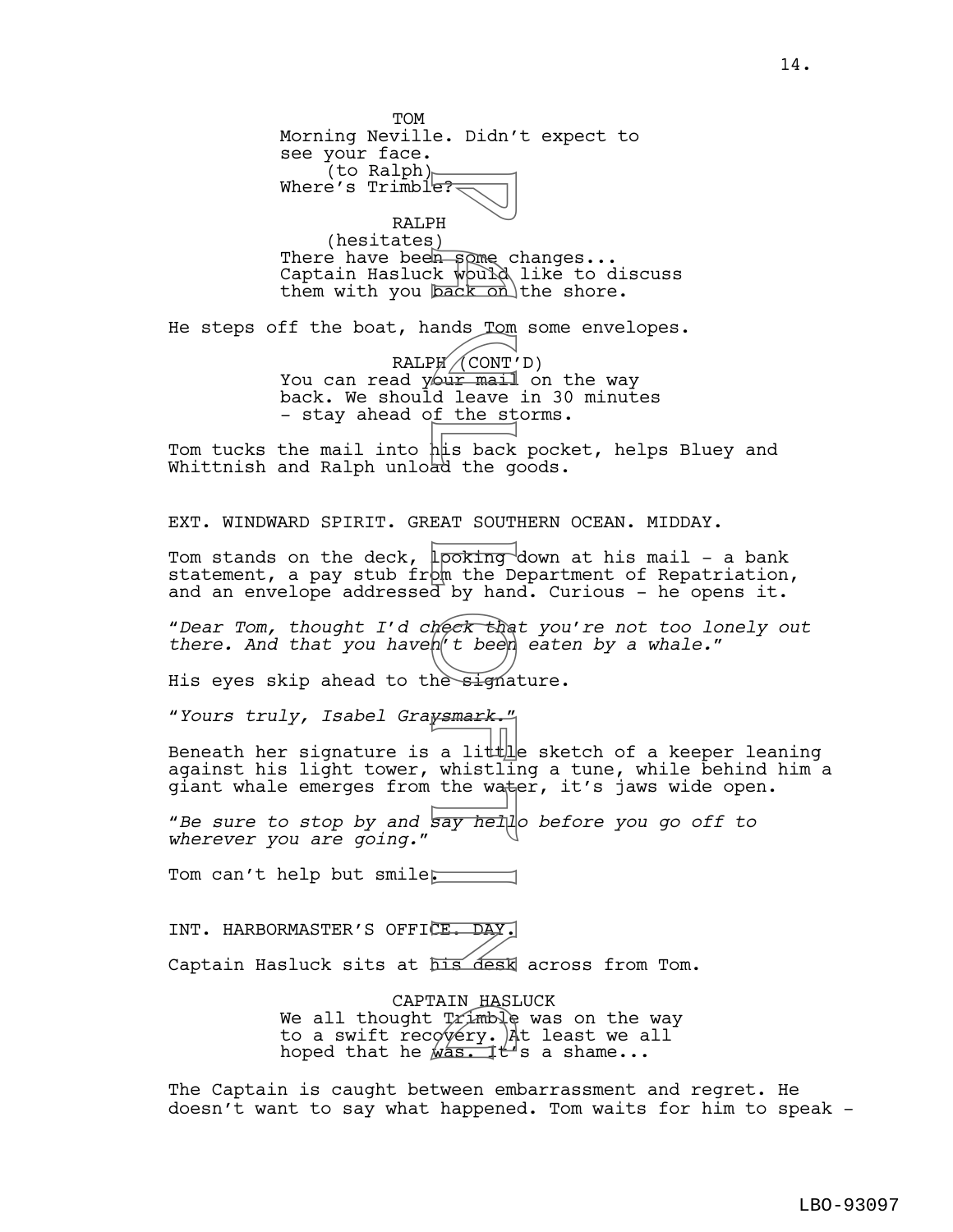TOM
Morning Neville. Didn't expect to see your face.
(to Ralph)
Where's Trimble?

RALPH
(hesitates)
There have been some changes... Captain Hasluck would like to discuss them with you back on the shore.

He steps off the boat, hands Tom some envelopes.

RALPH (CONT'D)
You can read your mail on the way back. We should leave in 30 minutes - stay ahead of the storms.

Tom tucks the mail into his back pocket, helps Bluey and Whittnish and Ralph unload the goods.

EXT. WINDWARD SPIRIT. GREAT SOUTHERN OCEAN. MIDDAY.

Tom stands on the deck, looking down at his mail - a bank statement, a pay stub from the Department of Repatriation, and an envelope addressed by hand. Curious - he opens it.

"*Dear Tom, thought I'd check that you're not too lonely out there. And that you haven't been eaten by a whale.*"

His eyes skip ahead to the signature.

"*Yours truly, Isabel Graysmark.*"

Beneath her signature is a little sketch of a keeper leaning against his light tower, whistling a tune, while behind him a giant whale emerges from the water, it's jaws wide open.

"*Be sure to stop by and say hello before you go off to wherever you are going.*"

Tom can't help but smile.

INT. HARBORMASTER'S OFFICE. DAY.

Captain Hasluck sits at his desk across from Tom.

CAPTAIN HASLUCK
We all thought Trimble was on the way to a swift recovery. At least we all hoped that he was. It's a shame...

The Captain is caught between embarrassment and regret. He doesn't want to say what happened. Tom waits for him to speak -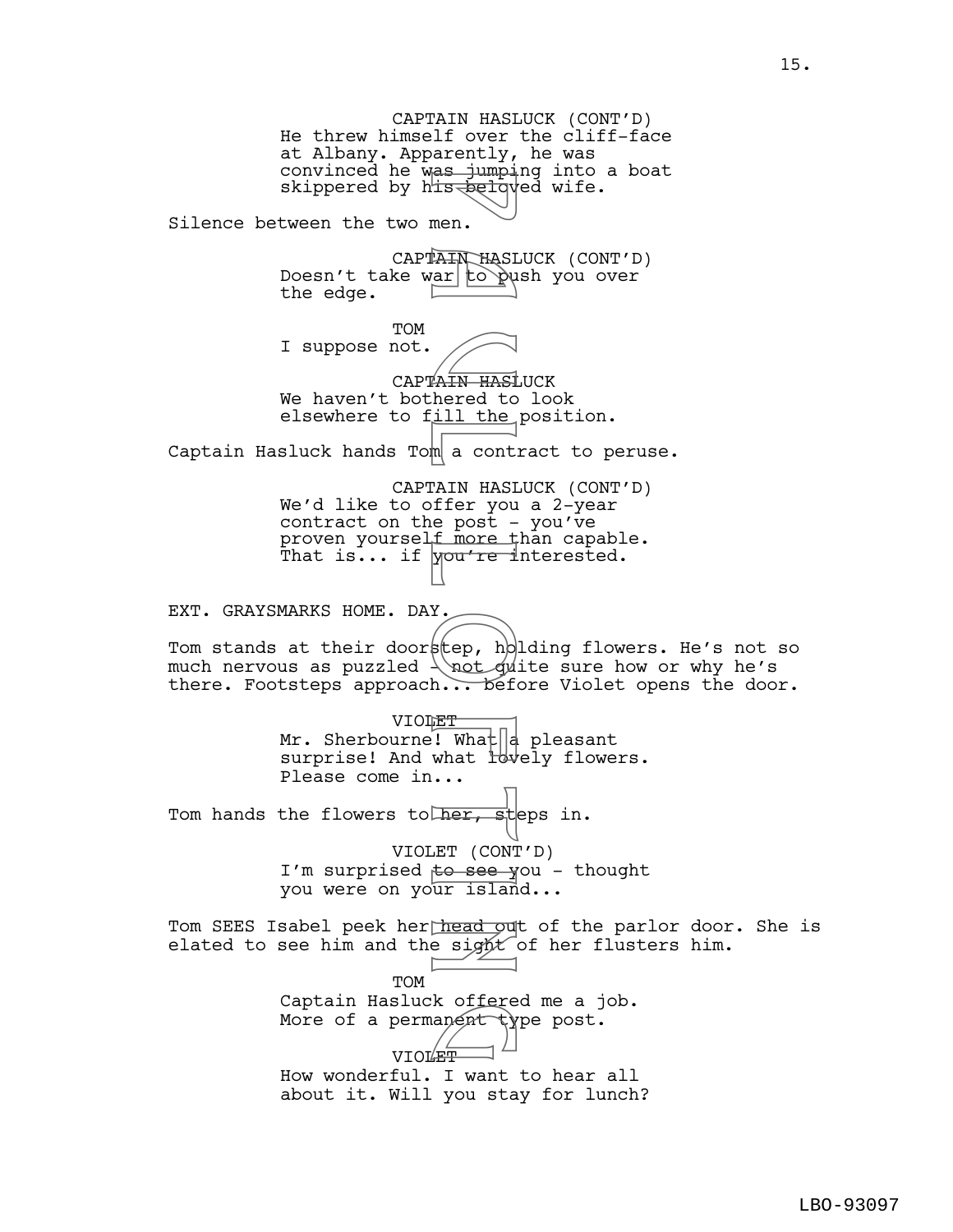CAPTAIN HASLUCK (CONT'D)
He threw himself over the cliff-face at Albany. Apparently, he was convinced he was jumping into a boat skippered by his beloved wife.

Silence between the two men.

CAPTAIN HASLUCK (CONT'D)
Doesn't take war to push you over the edge.

TOM
I suppose not.

CAPTAIN HASLUCK
We haven't bothered to look elsewhere to fill the position.

Captain Hasluck hands Tom a contract to peruse.

CAPTAIN HASLUCK (CONT'D)
We'd like to offer you a 2-year contract on the post - you've proven yourself more than capable. That is... if you're interested.

EXT. GRAYSMARKS HOME. DAY.

Tom stands at their doorstep, holding flowers. He's not so much nervous as puzzled - not quite sure how or why he's there. Footsteps approach... before Violet opens the door.

VIOLET
Mr. Sherbourne! What a pleasant surprise! And what lovely flowers. Please come in...

Tom hands the flowers to her, steps in.

VIOLET (CONT'D)
I'm surprised to see you - thought you were on your island...

Tom SEES Isabel peek her head out of the parlor door. She is elated to see him and the sight of her flusters him.

TOM
Captain Hasluck offered me a job. More of a permanent type post.

VIOLET
How wonderful. I want to hear all about it. Will you stay for lunch?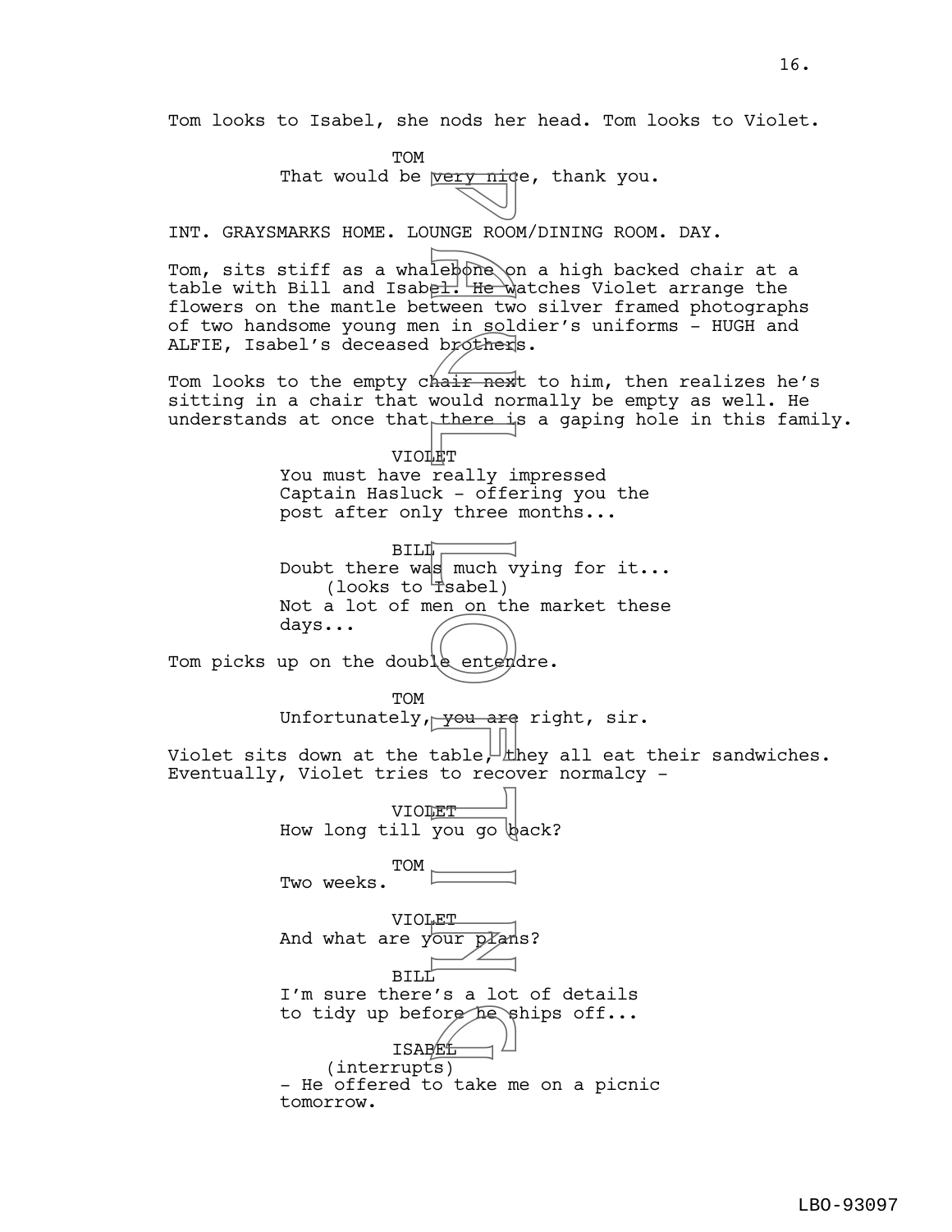Tom looks to Isabel, she nods her head. Tom looks to Violet.

TOM
That would be very nice, thank you.

INT. GRAYSMARKS HOME. LOUNGE ROOM/DINING ROOM. DAY.

Tom, sits stiff as a whalebone on a high backed chair at a table with Bill and Isabel. He watches Violet arrange the flowers on the mantle between two silver framed photographs of two handsome young men in soldier's uniforms - HUGH and ALFIE, Isabel's deceased brothers.

Tom looks to the empty chair next to him, then realizes he's sitting in a chair that would normally be empty as well. He understands at once that there is a gaping hole in this family.

VIOLET
You must have really impressed Captain Hasluck - offering you the post after only three months...

BILL
Doubt there was much vying for it...
(looks to Isabel)
Not a lot of men on the market these days...

Tom picks up on the double entendre.

TOM
Unfortunately, you are right, sir.

Violet sits down at the table, they all eat their sandwiches. Eventually, Violet tries to recover normalcy -

VIOLET
How long till you go back?

TOM
Two weeks.

VIOLET
And what are your plans?

BILL
I'm sure there's a lot of details to tidy up before he ships off...

ISABEL
(interrupts)
- He offered to take me on a picnic tomorrow.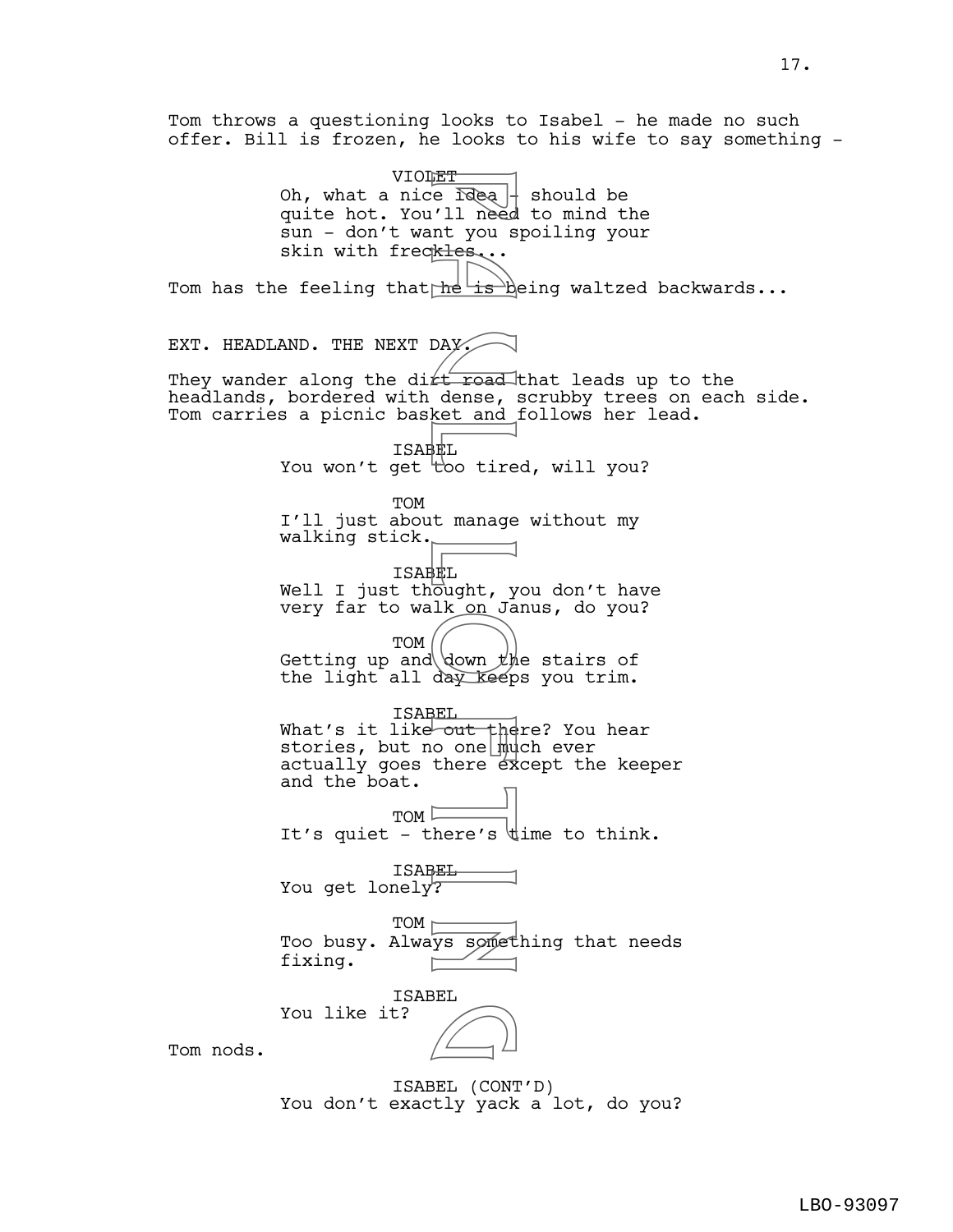Tom throws a questioning looks to Isabel - he made no such offer. Bill is frozen, he looks to his wife to say something -

VIOLET
Oh, what a nice idea - should be quite hot. You'll need to mind the sun - don't want you spoiling your skin with freckles...

Tom has the feeling that he is being waltzed backwards...

EXT. HEADLAND. THE NEXT DAY.

They wander along the dirt road that leads up to the headlands, bordered with dense, scrubby trees on each side. Tom carries a picnic basket and follows her lead.

ISABEL
You won't get too tired, will you?

TOM
I'll just about manage without my walking stick.

ISABEL
Well I just thought, you don't have very far to walk on Janus, do you?

TOM
Getting up and down the stairs of the light all day keeps you trim.

ISABEL
What's it like out there? You hear stories, but no one much ever actually goes there except the keeper and the boat.

TOM
It's quiet - there's time to think.

ISABEL
You get lonely?

TOM
Too busy. Always something that needs fixing.

ISABEL
You like it?

Tom nods.

ISABEL (CONT'D)
You don't exactly yack a lot, do you?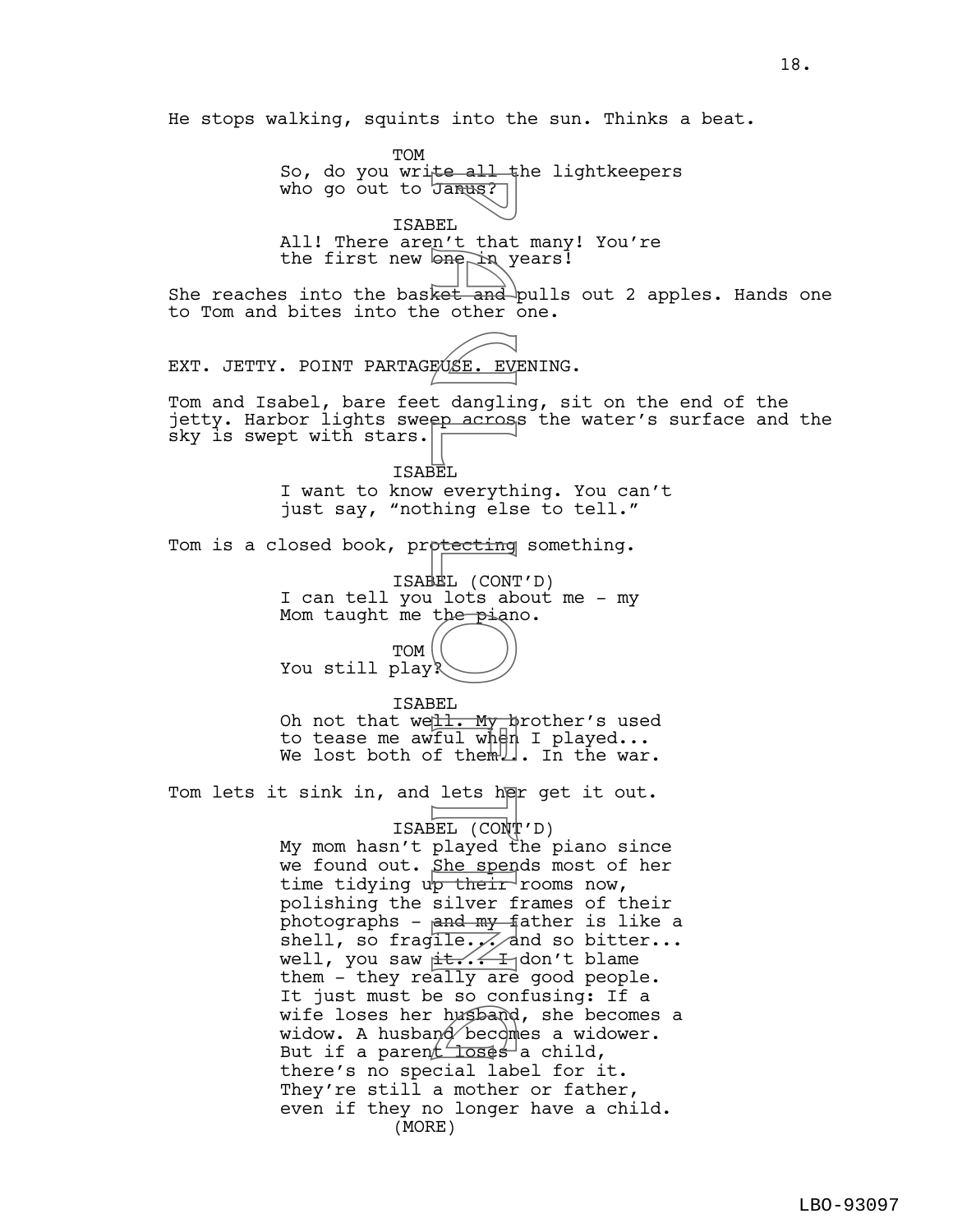He stops walking, squints into the sun. Thinks a beat.

TOM
So, do you write all the lightkeepers who go out to Janus?

ISABEL
All! There aren't that many! You're the first new one in years!

She reaches into the basket and pulls out 2 apples. Hands one to Tom and bites into the other one.

EXT. JETTY. POINT PARTAGEUSE. EVENING.

Tom and Isabel, bare feet dangling, sit on the end of the jetty. Harbor lights sweep across the water's surface and the sky is swept with stars.

ISABEL
I want to know everything. You can't just say, "nothing else to tell."

Tom is a closed book, protecting something.

ISABEL (CONT'D)
I can tell you lots about me - my Mom taught me the piano.

TOM
You still play?

ISABEL
Oh not that well. My brother's used to tease me awful when I played... We lost both of them... In the war.

Tom lets it sink in, and lets her get it out.

ISABEL (CONT'D)
My mom hasn't played the piano since we found out. She spends most of her time tidying up their rooms now, polishing the silver frames of their photographs - and my father is like a shell, so fragile... and so bitter... well, you saw it... I don't blame them - they really are good people. It just must be so confusing: If a wife loses her husband, she becomes a widow. A husband becomes a widower. But if a parent loses a child, there's no special label for it. They're still a mother or father, even if they no longer have a child.
(MORE)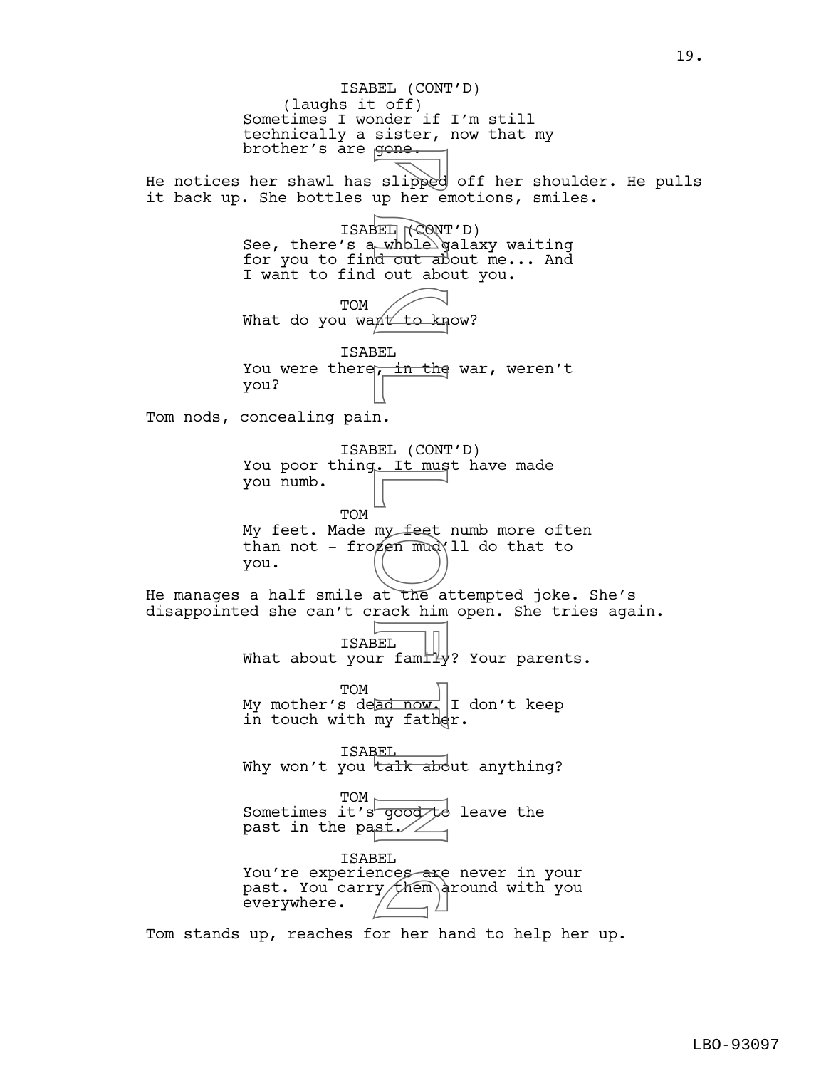ISABEL (CONT'D)
(laughs it off)
Sometimes I wonder if I'm still technically a sister, now that my brother's are gone.

He notices her shawl has slipped off her shoulder. He pulls it back up. She bottles up her emotions, smiles.

ISABEL (CONT'D)
See, there's a whole galaxy waiting for you to find out about me... And I want to find out about you.

TOM
What do you want to know?

ISABEL
You were there, in the war, weren't you?

Tom nods, concealing pain.

ISABEL (CONT'D)
You poor thing. It must have made you numb.

TOM
My feet. Made my feet numb more often than not - frozen mud'll do that to you.

He manages a half smile at the attempted joke. She's disappointed she can't crack him open. She tries again.

ISABEL
What about your family? Your parents.

TOM
My mother's dead now. I don't keep in touch with my father.

ISABEL
Why won't you talk about anything?

TOM
Sometimes it's good to leave the past in the past.

ISABEL
You're experiences are never in your past. You carry them around with you everywhere.

Tom stands up, reaches for her hand to help her up.

LBO-93097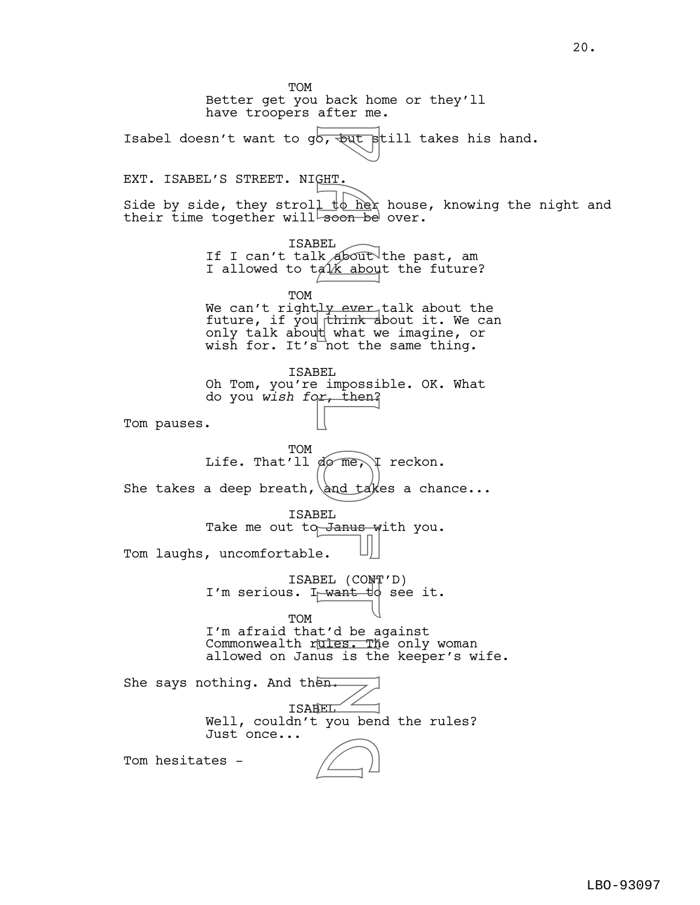TOM
Better get you back home or they'll have troopers after me.

Isabel doesn't want to go, but still takes his hand.

EXT. ISABEL'S STREET. NIGHT.

Side by side, they stroll to her house, knowing the night and their time together will soon be over.

ISABEL
If I can't talk about the past, am I allowed to talk about the future?

TOM
We can't rightly ever talk about the future, if you think about it. We can only talk about what we imagine, or wish for. It's not the same thing.

ISABEL
Oh Tom, you're impossible. OK. What do you *wish for*, then?

Tom pauses.

TOM
Life. That'll do me, I reckon.

She takes a deep breath, and takes a chance...

ISABEL
Take me out to Janus with you.

Tom laughs, uncomfortable.

ISABEL (CONT'D)
I'm serious. I want to see it.

TOM
I'm afraid that'd be against Commonwealth rules. The only woman allowed on Janus is the keeper's wife.

She says nothing. And then.

ISABEL
Well, couldn't you bend the rules? Just once...

Tom hesitates -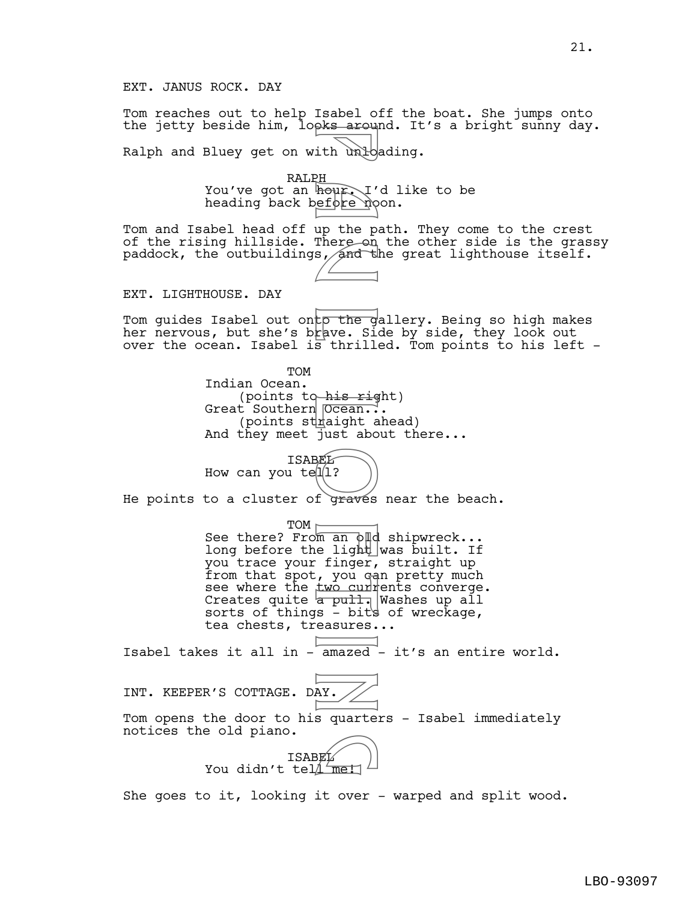EXT. JANUS ROCK. DAY

Tom reaches out to help Isabel off the boat. She jumps onto the jetty beside him, looks around. It's a bright sunny day.

Ralph and Bluey get on with unloading.

RALPH
You've got an hour. I'd like to be heading back before noon.

Tom and Isabel head off up the path. They come to the crest of the rising hillside. There on the other side is the grassy paddock, the outbuildings, and the great lighthouse itself.

EXT. LIGHTHOUSE. DAY

Tom guides Isabel out onto the gallery. Being so high makes her nervous, but she's brave. Side by side, they look out over the ocean. Isabel is thrilled. Tom points to his left -

TOM
Indian Ocean.
(points to his right)
Great Southern Ocean...
(points straight ahead)
And they meet just about there...

ISABEL
How can you tell?

He points to a cluster of graves near the beach.

TOM
See there? From an old shipwreck... long before the light was built. If you trace your finger, straight up from that spot, you can pretty much see where the two currents converge. Creates quite a pull. Washes up all sorts of things - bits of wreckage, tea chests, treasures...

Isabel takes it all in - amazed - it's an entire world.

INT. KEEPER'S COTTAGE. DAY.

Tom opens the door to his quarters - Isabel immediately notices the old piano.

ISABEL
You didn't tell me!

She goes to it, looking it over - warped and split wood.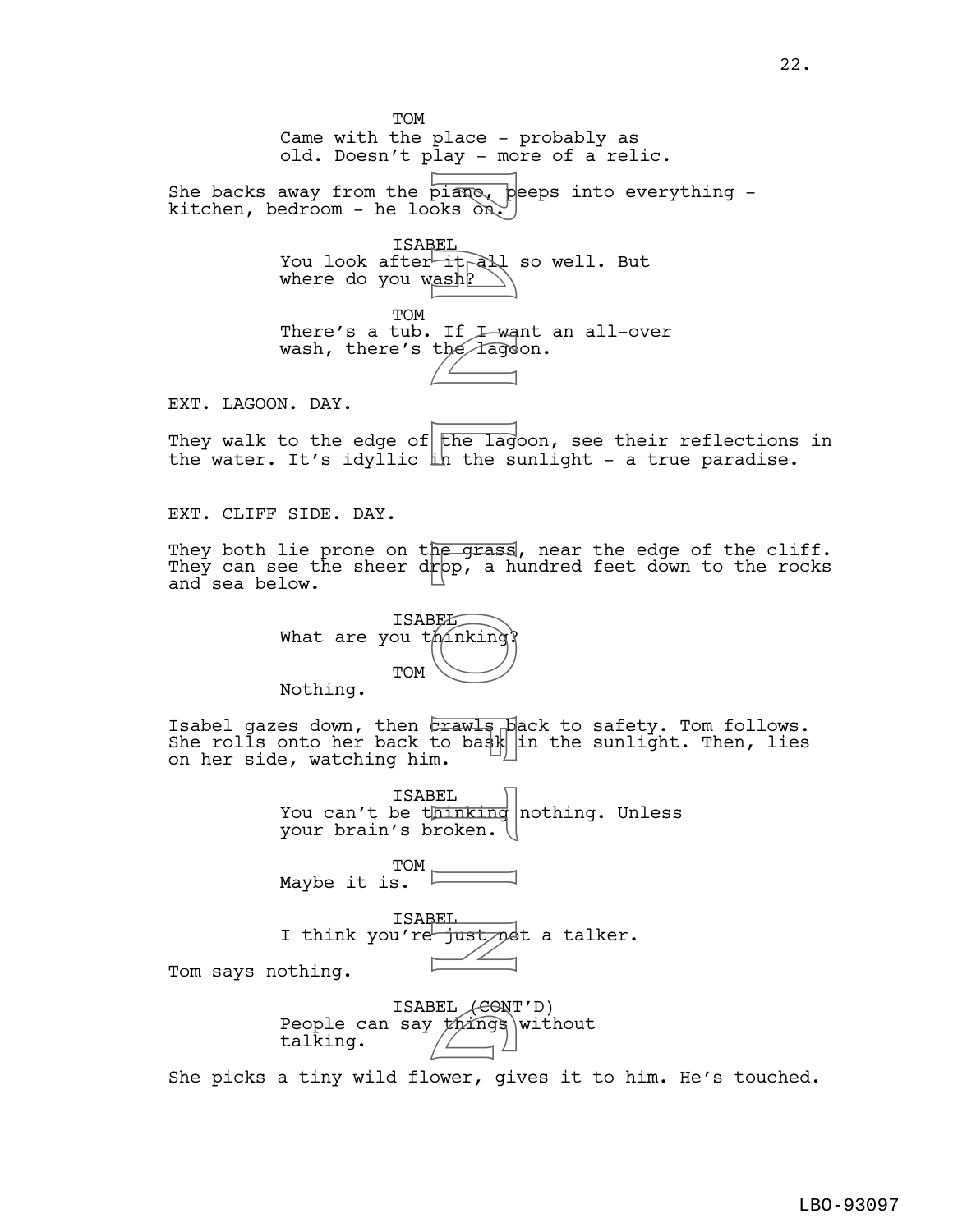TOM
Came with the place - probably as old. Doesn't play - more of a relic.

She backs away from the piano, peeps into everything - kitchen, bedroom - he looks on.

ISABEL
You look after it all so well. But where do you wash?

TOM
There's a tub. If I want an all-over wash, there's the lagoon.

EXT. LAGOON. DAY.

They walk to the edge of the lagoon, see their reflections in the water. It's idyllic in the sunlight - a true paradise.

EXT. CLIFF SIDE. DAY.

They both lie prone on the grass, near the edge of the cliff. They can see the sheer drop, a hundred feet down to the rocks and sea below.

ISABEL
What are you thinking?

TOM
Nothing.

Isabel gazes down, then crawls back to safety. Tom follows. She rolls onto her back to bask in the sunlight. Then, lies on her side, watching him.

ISABEL
You can't be thinking nothing. Unless your brain's broken.

TOM
Maybe it is.

ISABEL
I think you're just not a talker.

Tom says nothing.

ISABEL (CONT'D)
People can say things without talking.

She picks a tiny wild flower, gives it to him. He's touched.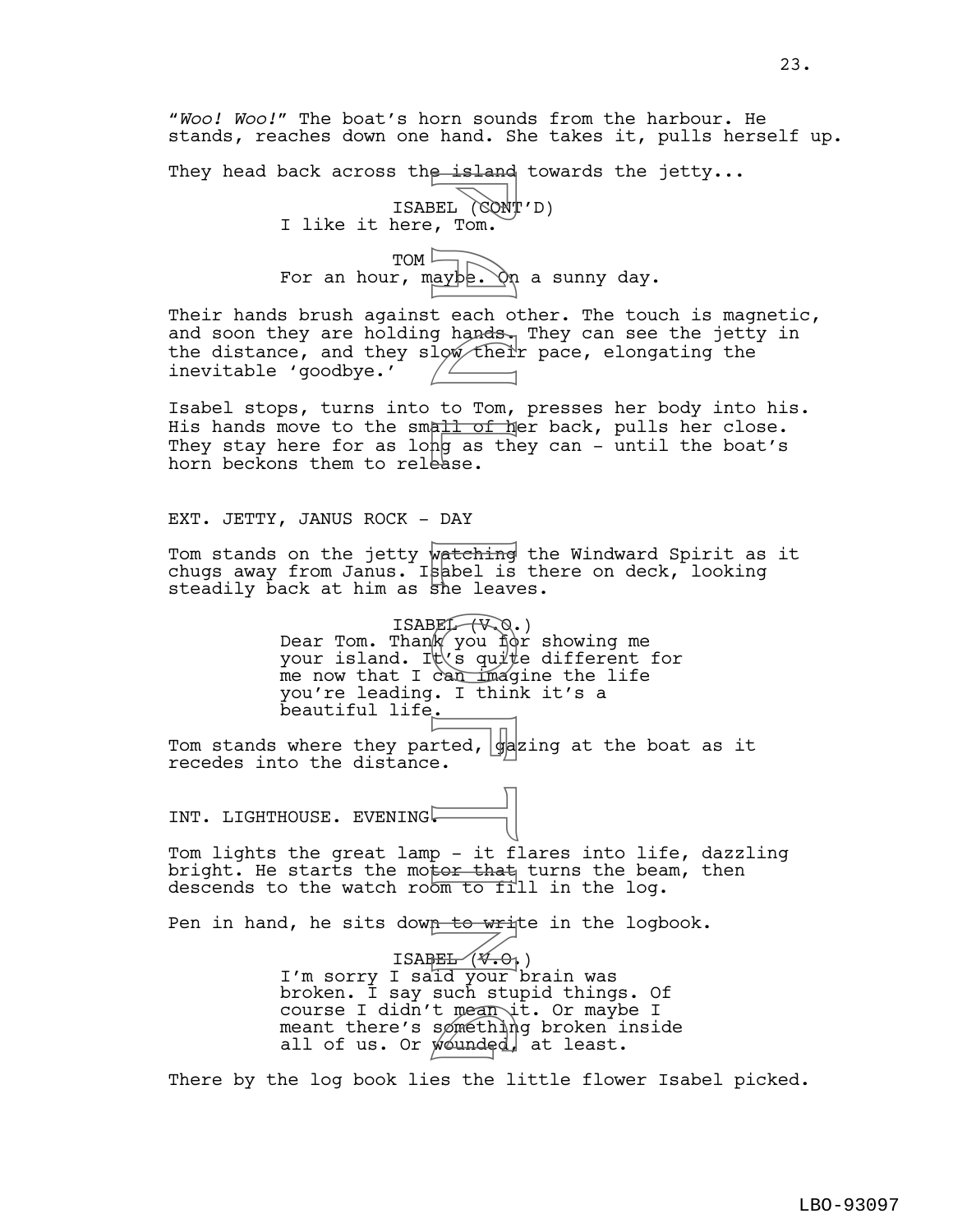"*Woo! Woo!*" The boat's horn sounds from the harbour. He stands, reaches down one hand. She takes it, pulls herself up.

They head back across the island towards the jetty...

ISABEL (CONT'D)
I like it here, Tom.

TOM
For an hour, maybe. On a sunny day.

Their hands brush against each other. The touch is magnetic, and soon they are holding hands. They can see the jetty in the distance, and they slow their pace, elongating the inevitable 'goodbye.'

Isabel stops, turns into to Tom, presses her body into his. His hands move to the small of her back, pulls her close. They stay here for as long as they can - until the boat's horn beckons them to release.

EXT. JETTY, JANUS ROCK - DAY

Tom stands on the jetty watching the Windward Spirit as it chugs away from Janus. Isabel is there on deck, looking steadily back at him as she leaves.

ISABEL (V.O.)
Dear Tom. Thank you for showing me your island. It's quite different for me now that I can imagine the life you're leading. I think it's a beautiful life.

Tom stands where they parted, gazing at the boat as it recedes into the distance.

INT. LIGHTHOUSE. EVENING.

Tom lights the great lamp - it flares into life, dazzling bright. He starts the motor that turns the beam, then descends to the watch room to fill in the log.

Pen in hand, he sits down to write in the logbook.

ISABEL (V.O.)
I'm sorry I said your brain was broken. I say such stupid things. Of course I didn't mean it. Or maybe I meant there's something broken inside all of us. Or wounded, at least.

There by the log book lies the little flower Isabel picked.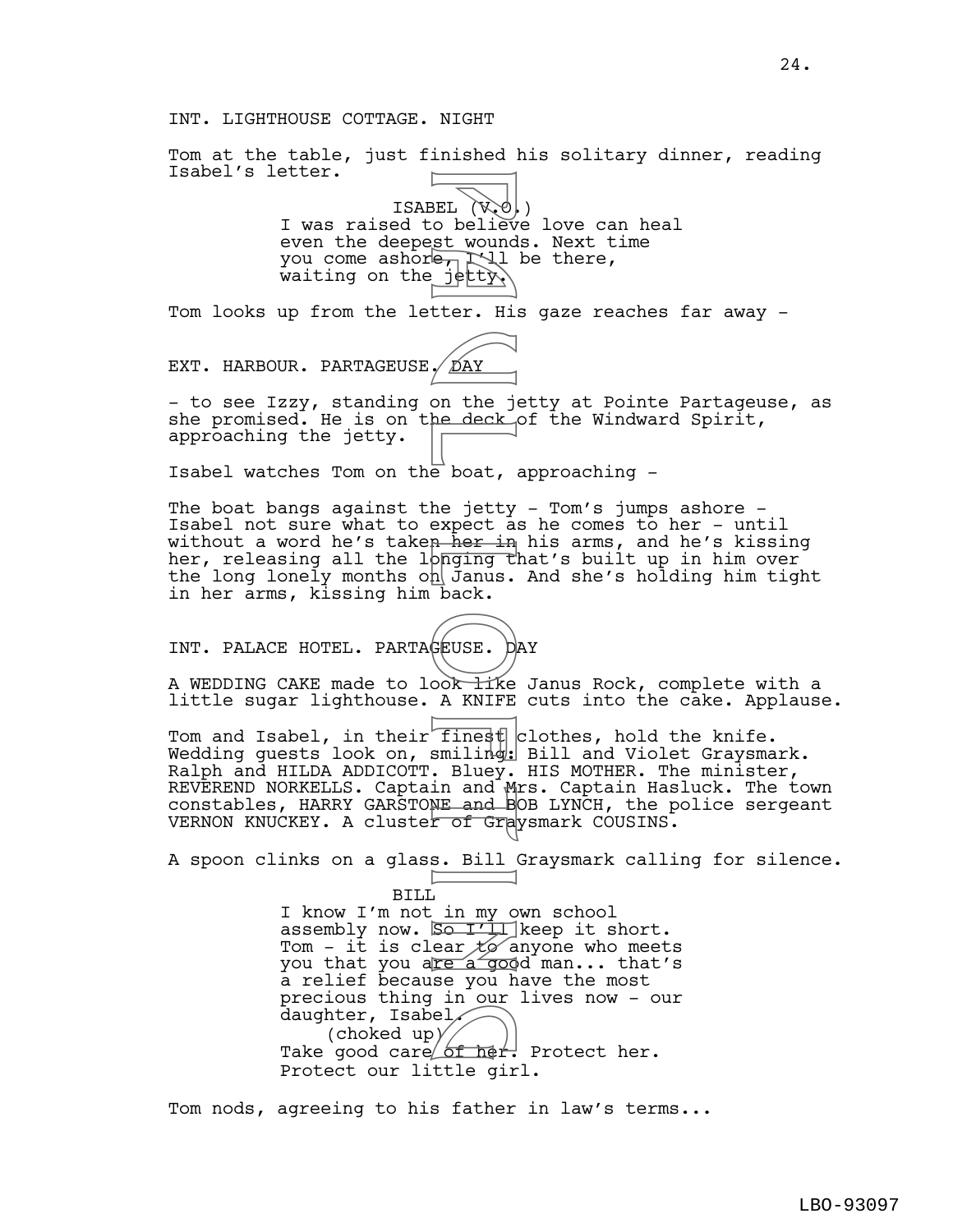INT. LIGHTHOUSE COTTAGE. NIGHT

Tom at the table, just finished his solitary dinner, reading Isabel's letter.

ISABEL (V.O.)
I was raised to believe love can heal even the deepest wounds. Next time you come ashore, I'll be there, waiting on the jetty.

Tom looks up from the letter. His gaze reaches far away -

EXT. HARBOUR. PARTAGEUSE. DAY

- to see Izzy, standing on the jetty at Pointe Partageuse, as she promised. He is on the deck of the Windward Spirit, approaching the jetty.

Isabel watches Tom on the boat, approaching -

The boat bangs against the jetty - Tom's jumps ashore - Isabel not sure what to expect as he comes to her - until without a word he's taken her in his arms, and he's kissing her, releasing all the longing that's built up in him over the long lonely months on Janus. And she's holding him tight in her arms, kissing him back.

INT. PALACE HOTEL. PARTAGEUSE. DAY

A WEDDING CAKE made to look like Janus Rock, complete with a little sugar lighthouse. A KNIFE cuts into the cake. Applause.

Tom and Isabel, in their finest clothes, hold the knife. Wedding guests look on, smiling: Bill and Violet Graysmark. Ralph and HILDA ADDICOTT. Bluey. HIS MOTHER. The minister, REVEREND NORKELLS. Captain and Mrs. Captain Hasluck. The town constables, HARRY GARSTONE and BOB LYNCH, the police sergeant VERNON KNUCKEY. A cluster of Graysmark COUSINS.

A spoon clinks on a glass. Bill Graysmark calling for silence.

BILL
I know I'm not in my own school assembly now. So I'll keep it short. Tom - it is clear to anyone who meets you that you are a good man... that's a relief because you have the most precious thing in our lives now - our daughter, Isabel.
(choked up)
Take good care of her. Protect her. Protect our little girl.

Tom nods, agreeing to his father in law's terms...

LBO-93097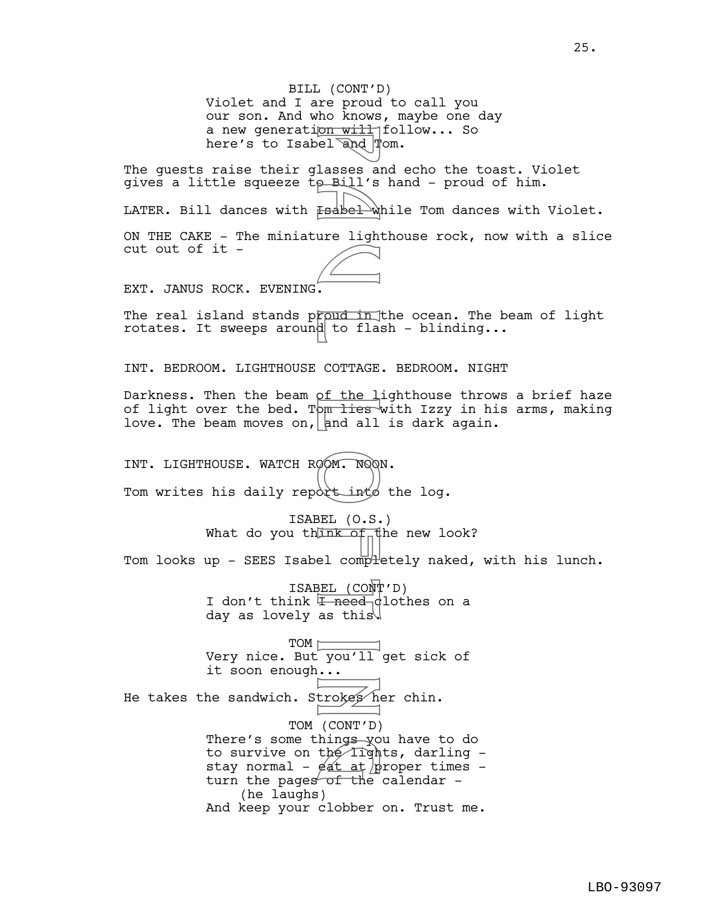BILL (CONT'D)
Violet and I are proud to call you our son. And who knows, maybe one day a new generation will follow... So here's to Isabel and Tom.

The guests raise their glasses and echo the toast. Violet gives a little squeeze to Bill's hand - proud of him.

LATER. Bill dances with Isabel while Tom dances with Violet.

ON THE CAKE - The miniature lighthouse rock, now with a slice cut out of it -

EXT. JANUS ROCK. EVENING.

The real island stands proud in the ocean. The beam of light rotates. It sweeps around to flash - blinding...

INT. BEDROOM. LIGHTHOUSE COTTAGE. BEDROOM. NIGHT

Darkness. Then the beam of the lighthouse throws a brief haze of light over the bed. Tom lies with Izzy in his arms, making love. The beam moves on, and all is dark again.

INT. LIGHTHOUSE. WATCH ROOM. NOON.

Tom writes his daily report into the log.

ISABEL (O.S.)
What do you think of the new look?

Tom looks up - SEES Isabel completely naked, with his lunch.

ISABEL (CONT'D)
I don't think I need clothes on a day as lovely as this.

TOM
Very nice. But you'll get sick of it soon enough...

He takes the sandwich. Strokes her chin.

TOM (CONT'D)
There's some things you have to do to survive on the lights, darling - stay normal - eat at proper times - turn the pages of the calendar -
(he laughs)
And keep your clobber on. Trust me.

LBO-93097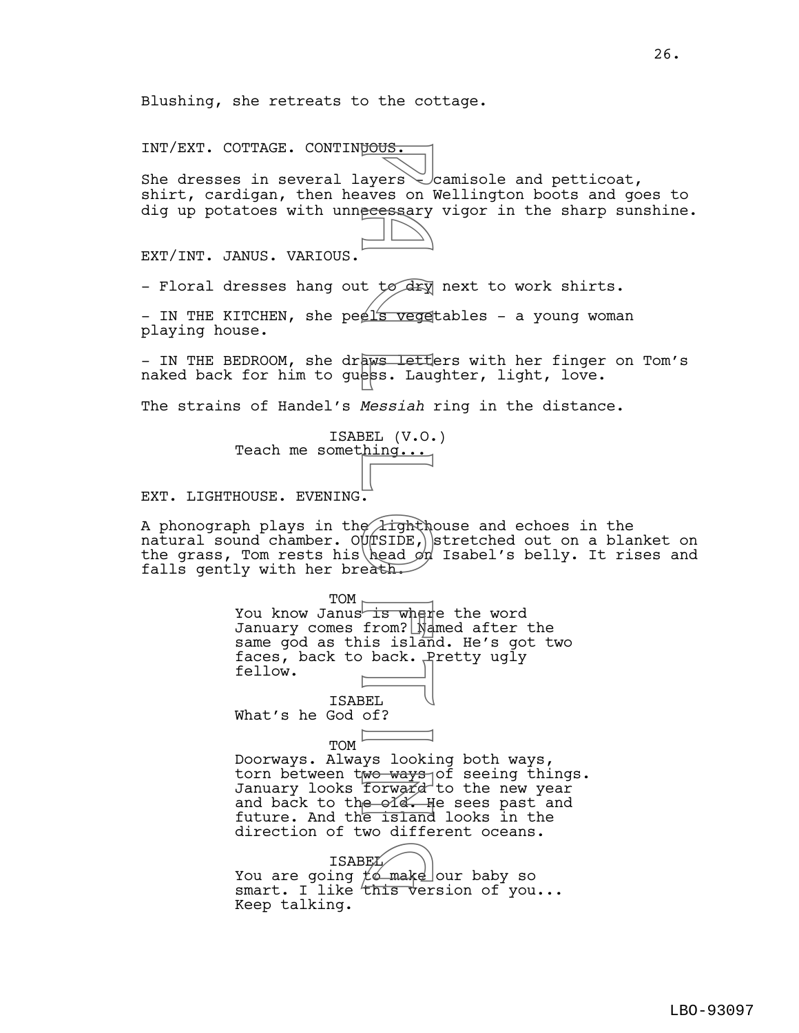Blushing, she retreats to the cottage.

INT/EXT. COTTAGE. CONTINUOUS.

She dresses in several layers - camisole and petticoat, shirt, cardigan, then heaves on Wellington boots and goes to dig up potatoes with unnecessary vigor in the sharp sunshine.

EXT/INT. JANUS. VARIOUS.

- Floral dresses hang out to dry next to work shirts.

- IN THE KITCHEN, she peels vegetables - a young woman playing house.

- IN THE BEDROOM, she draws letters with her finger on Tom's naked back for him to guess. Laughter, light, love.

The strains of Handel's *Messiah* ring in the distance.

ISABEL (V.O.)
Teach me something...

EXT. LIGHTHOUSE. EVENING.

A phonograph plays in the lighthouse and echoes in the natural sound chamber. OUTSIDE, stretched out on a blanket on the grass, Tom rests his head on Isabel's belly. It rises and falls gently with her breath.

TOM
You know Janus is where the word January comes from? Named after the same god as this island. He's got two faces, back to back. Pretty ugly fellow.

ISABEL
What's he God of?

TOM
Doorways. Always looking both ways, torn between two ways of seeing things. January looks forward to the new year and back to the old. He sees past and future. And the island looks in the direction of two different oceans.

ISABEL
You are going to make our baby so smart. I like this version of you... Keep talking.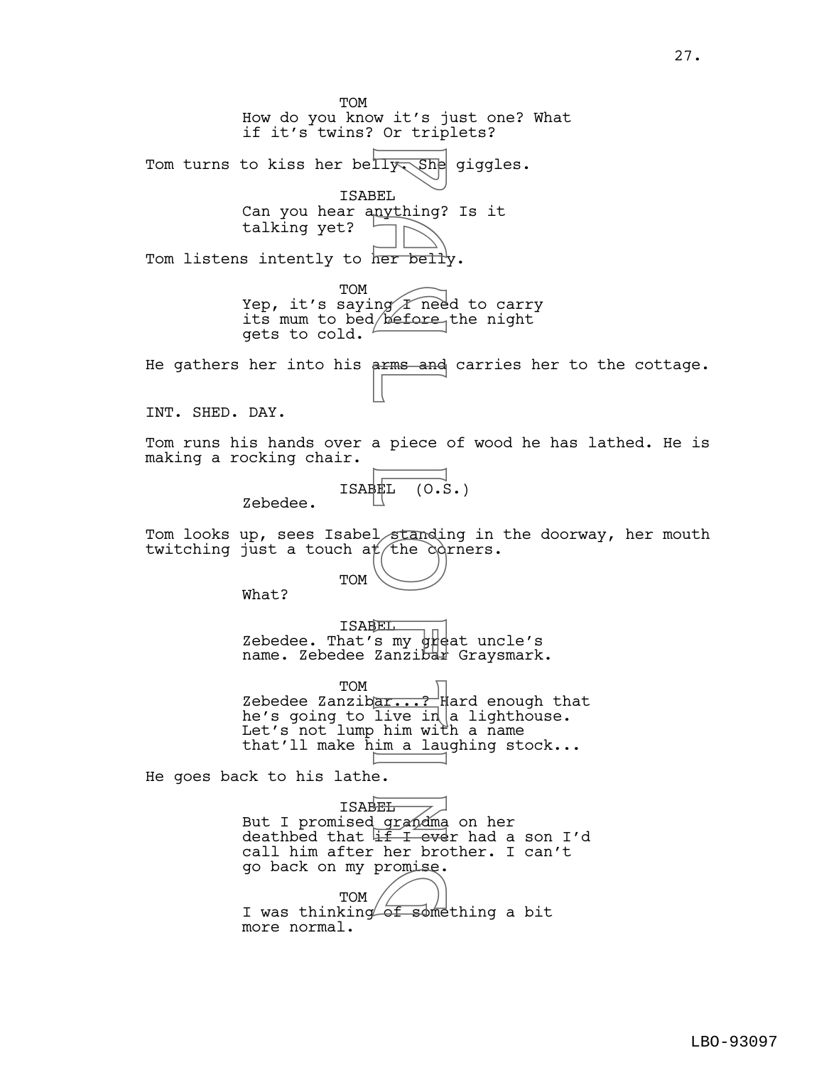TOM
How do you know it's just one? What if it's twins? Or triplets?

Tom turns to kiss her belly. She giggles.

ISABEL
Can you hear anything? Is it talking yet?

Tom listens intently to her belly.

TOM
Yep, it's saying I need to carry its mum to bed before the night gets to cold.

He gathers her into his arms and carries her to the cottage.

INT. SHED. DAY.

Tom runs his hands over a piece of wood he has lathed. He is making a rocking chair.

ISABEL (O.S.)
Zebedee.

Tom looks up, sees Isabel standing in the doorway, her mouth twitching just a touch at the corners.

TOM
What?

ISABEL
Zebedee. That's my great uncle's name. Zebedee Zanzibar Graysmark.

TOM
Zebedee Zanzibar...? Hard enough that he's going to live in a lighthouse. Let's not lump him with a name that'll make him a laughing stock...

He goes back to his lathe.

ISABEL
But I promised grandma on her deathbed that if I ever had a son I'd call him after her brother. I can't go back on my promise.

TOM
I was thinking of something a bit more normal.

LBO-93097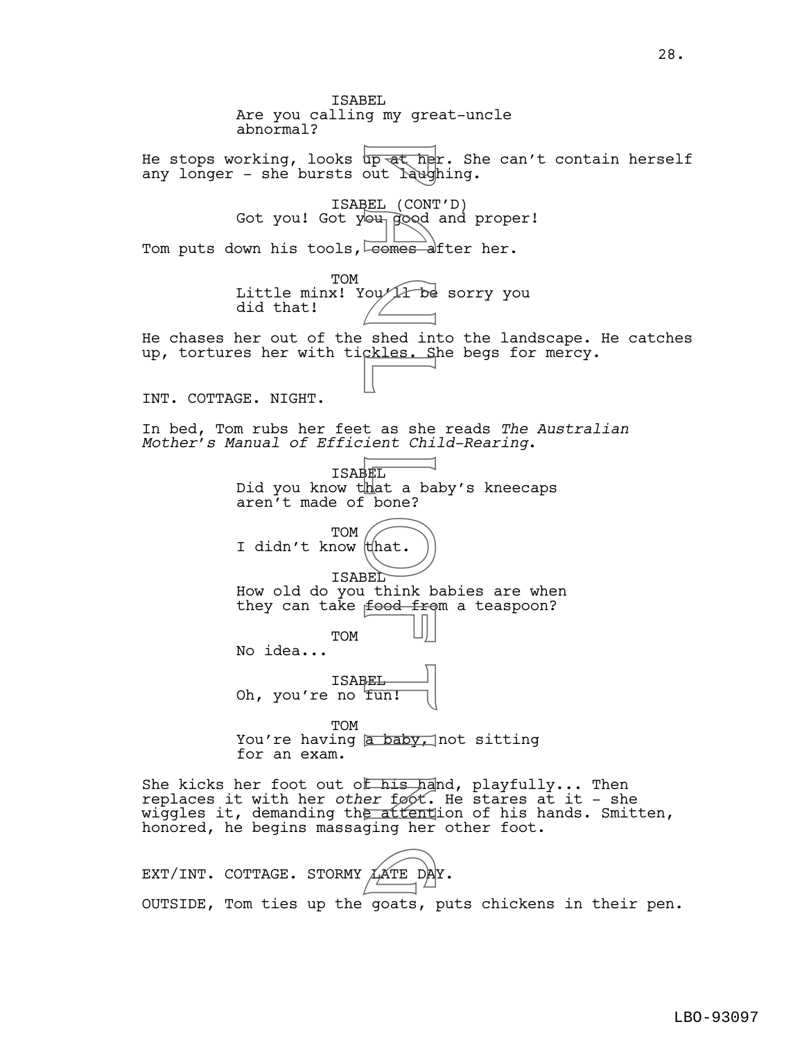ISABEL
Are you calling my great-uncle abnormal?

He stops working, looks up at her. She can't contain herself any longer - she bursts out laughing.

ISABEL (CONT'D)
Got you! Got you good and proper!

Tom puts down his tools, comes after her.

TOM
Little minx! You'll be sorry you did that!

He chases her out of the shed into the landscape. He catches up, tortures her with tickles. She begs for mercy.

INT. COTTAGE. NIGHT.

In bed, Tom rubs her feet as she reads *The Australian Mother's Manual of Efficient Child-Rearing*.

ISABEL
Did you know that a baby's kneecaps aren't made of bone?

TOM
I didn't know that.

ISABEL
How old do you think babies are when they can take food from a teaspoon?

TOM
No idea...

ISABEL
Oh, you're no fun!

TOM
You're having a baby, not sitting for an exam.

She kicks her foot out of his hand, playfully... Then replaces it with her *other foot*. He stares at it - she wiggles it, demanding the attention of his hands. Smitten, honored, he begins massaging her other foot.

EXT/INT. COTTAGE. STORMY LATE DAY.

OUTSIDE, Tom ties up the goats, puts chickens in their pen.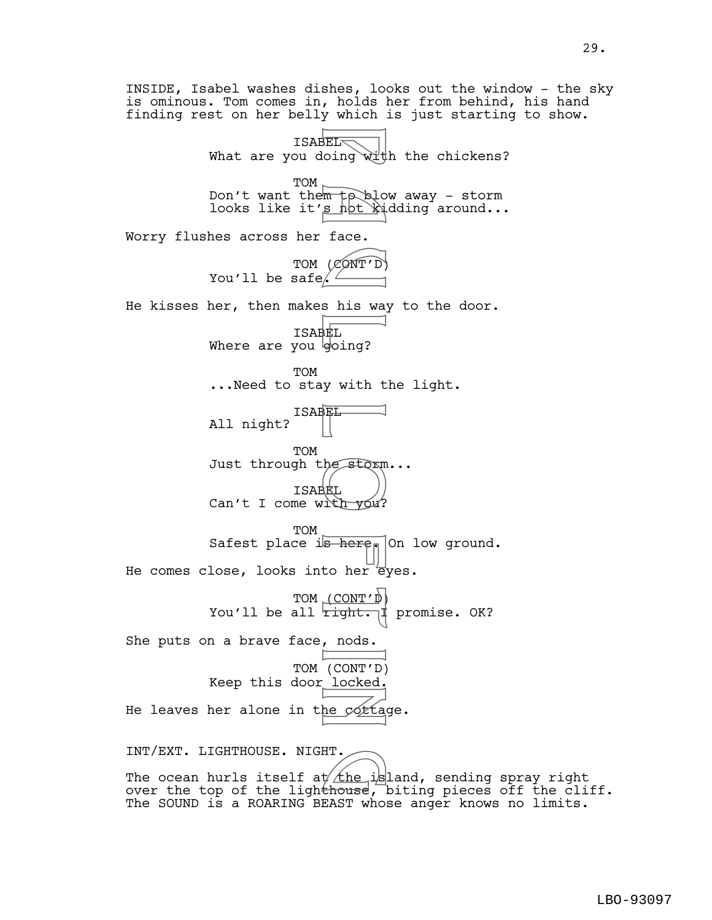INSIDE, Isabel washes dishes, looks out the window - the sky is ominous. Tom comes in, holds her from behind, his hand finding rest on her belly which is just starting to show.

ISABEL
What are you doing with the chickens?

TOM
Don't want them to blow away - storm looks like it's not kidding around...

Worry flushes across her face.

TOM (CONT'D)
You'll be safe.

He kisses her, then makes his way to the door.

ISABEL
Where are you going?

TOM
...Need to stay with the light.

ISABEL
All night?

TOM
Just through the storm...

ISABEL
Can't I come with you?

TOM
Safest place is here. On low ground.

He comes close, looks into her eyes.

TOM (CONT'D)
You'll be all right. I promise. OK?

She puts on a brave face, nods.

TOM (CONT'D)
Keep this door locked.

He leaves her alone in the cottage.

INT/EXT. LIGHTHOUSE. NIGHT.

The ocean hurls itself at the island, sending spray right over the top of the lighthouse, biting pieces off the cliff. The SOUND is a ROARING BEAST whose anger knows no limits.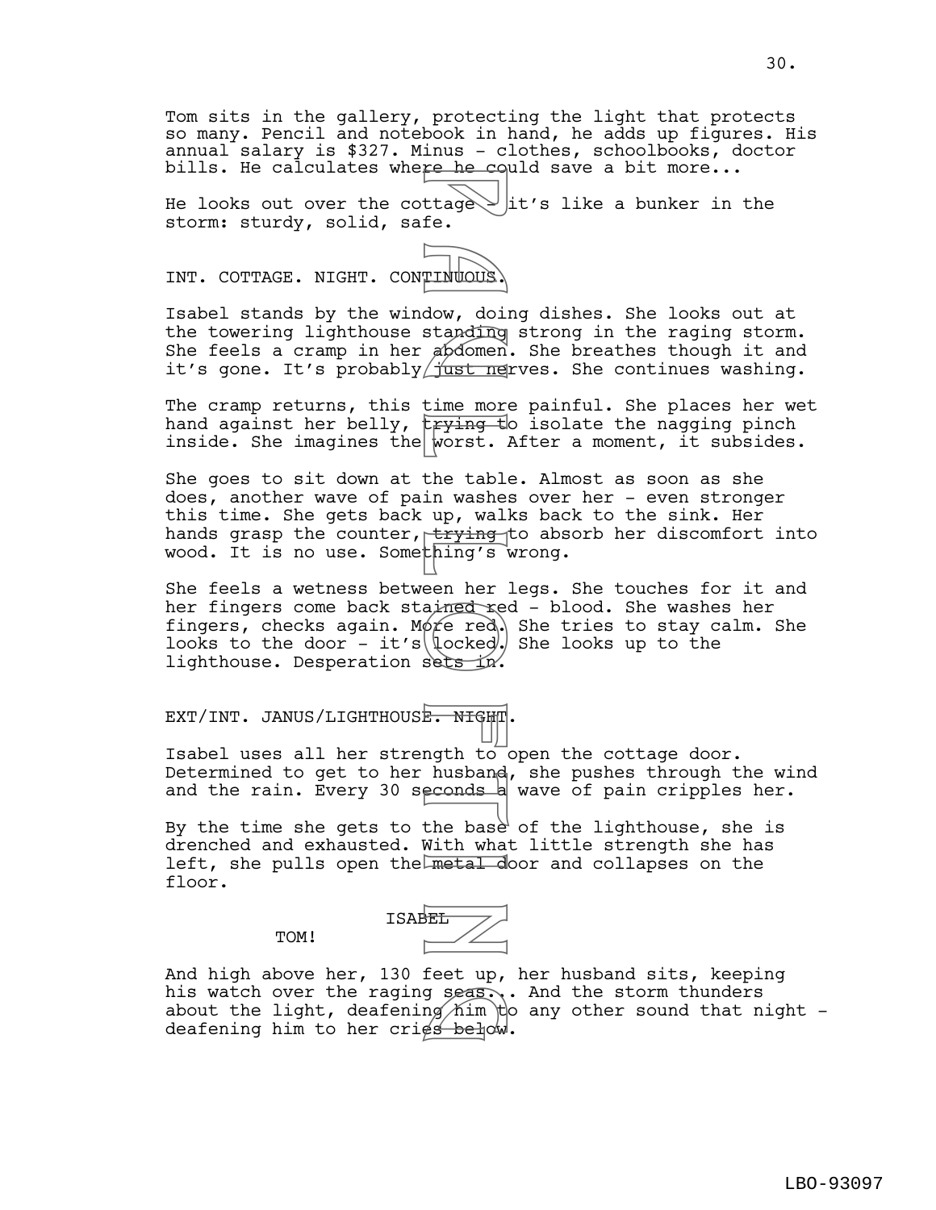Tom sits in the gallery, protecting the light that protects so many. Pencil and notebook in hand, he adds up figures. His annual salary is $327. Minus - clothes, schoolbooks, doctor bills. He calculates where he could save a bit more...

He looks out over the cottage - it's like a bunker in the storm: sturdy, solid, safe.

INT. COTTAGE. NIGHT. CONTINUOUS.

Isabel stands by the window, doing dishes. She looks out at the towering lighthouse standing strong in the raging storm. She feels a cramp in her abdomen. She breathes though it and it's gone. It's probably just nerves. She continues washing.

The cramp returns, this time more painful. She places her wet hand against her belly, trying to isolate the nagging pinch inside. She imagines the worst. After a moment, it subsides.

She goes to sit down at the table. Almost as soon as she does, another wave of pain washes over her - even stronger this time. She gets back up, walks back to the sink. Her hands grasp the counter, trying to absorb her discomfort into wood. It is no use. Something's wrong.

She feels a wetness between her legs. She touches for it and her fingers come back stained red - blood. She washes her fingers, checks again. More red. She tries to stay calm. She looks to the door - it's locked. She looks up to the lighthouse. Desperation sets in.

EXT/INT. JANUS/LIGHTHOUSE. NIGHT.

Isabel uses all her strength to open the cottage door. Determined to get to her husband, she pushes through the wind and the rain. Every 30 seconds a wave of pain cripples her.

By the time she gets to the base of the lighthouse, she is drenched and exhausted. With what little strength she has left, she pulls open the metal door and collapses on the floor.

ISABEL

TOM!

And high above her, 130 feet up, her husband sits, keeping his watch over the raging seas... And the storm thunders about the light, deafening him to any other sound that night - deafening him to her cries below.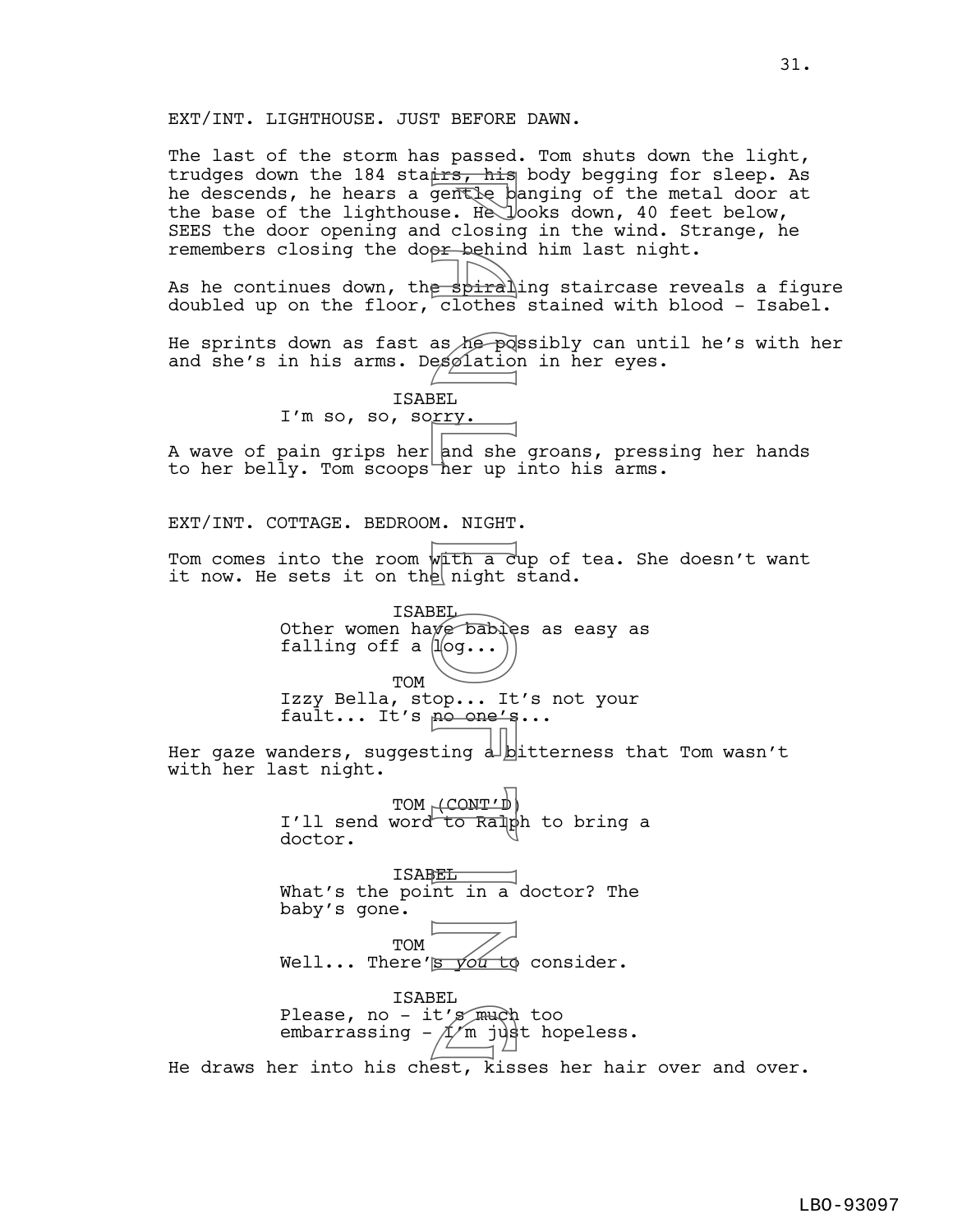EXT/INT. LIGHTHOUSE. JUST BEFORE DAWN.

The last of the storm has passed. Tom shuts down the light, trudges down the 184 stairs, his body begging for sleep. As he descends, he hears a gentle banging of the metal door at the base of the lighthouse. He looks down, 40 feet below, SEES the door opening and closing in the wind. Strange, he remembers closing the door behind him last night.

As he continues down, the spiraling staircase reveals a figure doubled up on the floor, clothes stained with blood - Isabel.

He sprints down as fast as he possibly can until he's with her and she's in his arms. Desolation in her eyes.

ISABEL
I'm so, so, sorry.

A wave of pain grips her and she groans, pressing her hands to her belly. Tom scoops her up into his arms.

EXT/INT. COTTAGE. BEDROOM. NIGHT.

Tom comes into the room with a cup of tea. She doesn't want it now. He sets it on the night stand.

ISABEL
Other women have babies as easy as falling off a log...

TOM
Izzy Bella, stop... It's not your fault... It's no one's...

Her gaze wanders, suggesting a bitterness that Tom wasn't with her last night.

TOM (CONT'D)
I'll send word to Ralph to bring a doctor.

ISABEL
What's the point in a doctor? The baby's gone.

TOM
Well... There's *you* to consider.

ISABEL
Please, no - it's much too embarrassing - I'm just hopeless.

He draws her into his chest, kisses her hair over and over.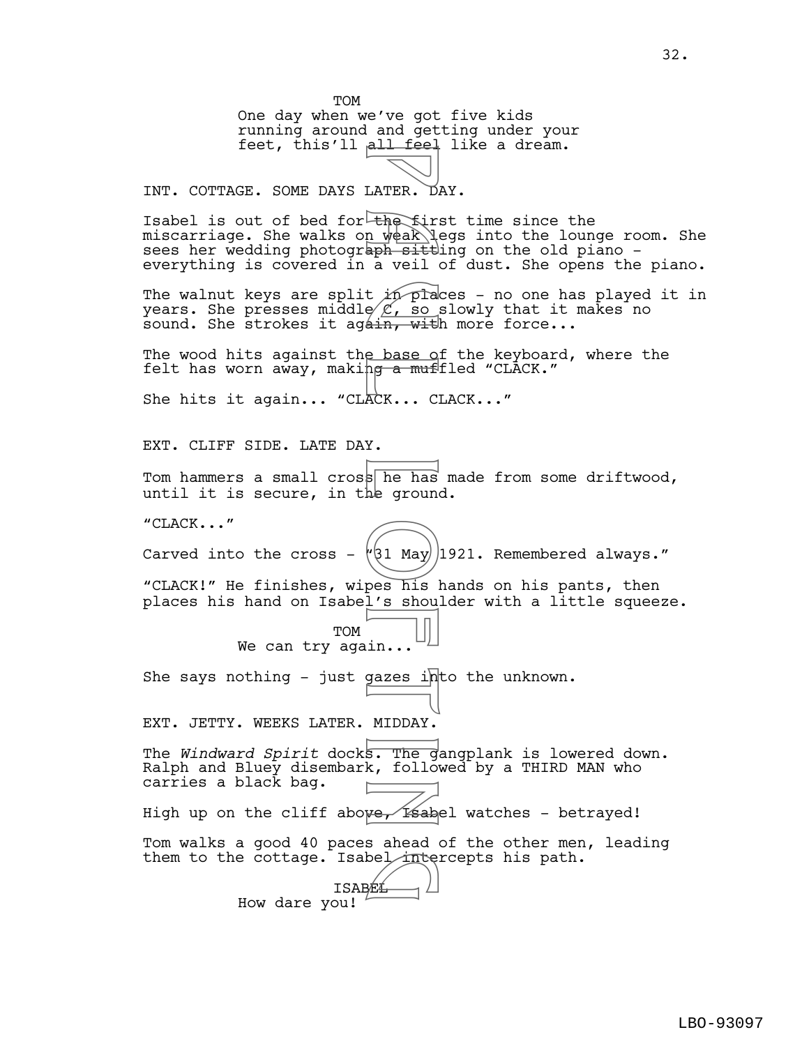TOM

One day when we've got five kids running around and getting under your feet, this'll all feel like a dream.

INT. COTTAGE. SOME DAYS LATER. DAY.

Isabel is out of bed for the first time since the miscarriage. She walks on weak legs into the lounge room. She sees her wedding photograph sitting on the old piano - everything is covered in a veil of dust. She opens the piano.

The walnut keys are split in places - no one has played it in years. She presses middle C, so slowly that it makes no sound. She strokes it again, with more force...

The wood hits against the base of the keyboard, where the felt has worn away, making a muffled "CLACK."

She hits it again... "CLACK... CLACK..."

EXT. CLIFF SIDE. LATE DAY.

Tom hammers a small cross he has made from some driftwood, until it is secure, in the ground.

"CLACK..."

Carved into the cross - "31 May 1921. Remembered always."

"CLACK!" He finishes, wipes his hands on his pants, then places his hand on Isabel's shoulder with a little squeeze.

TOM

We can try again...

She says nothing - just gazes into the unknown.

EXT. JETTY. WEEKS LATER. MIDDAY.

The *Windward Spirit* docks. The gangplank is lowered down. Ralph and Bluey disembark, followed by a THIRD MAN who carries a black bag.

High up on the cliff above, Isabel watches - betrayed!

Tom walks a good 40 paces ahead of the other men, leading them to the cottage. Isabel intercepts his path.

ISABEL

How dare you!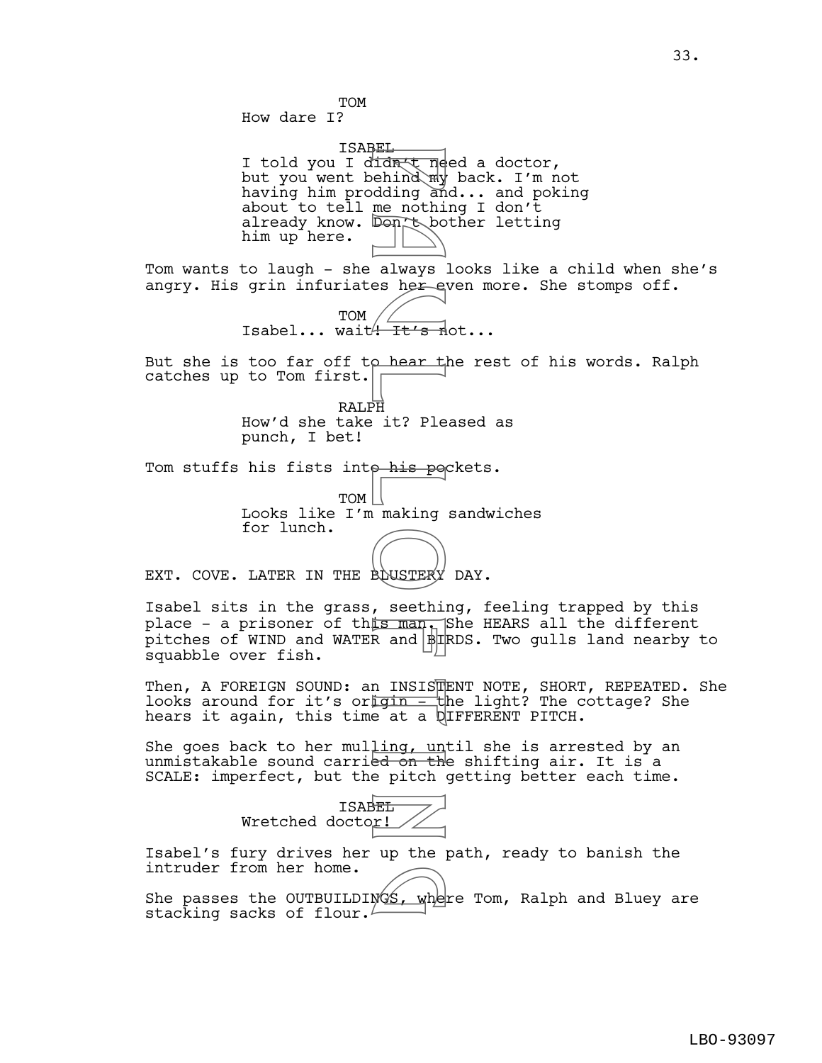TOM

How dare I?

ISABEL

I told you I didn't need a doctor, but you went behind my back. I'm not having him prodding and... and poking about to tell me nothing I don't already know. Don't bother letting him up here.

Tom wants to laugh - she always looks like a child when she's angry. His grin infuriates her even more. She stomps off.

TOM

Isabel... wait! It's not...

But she is too far off to hear the rest of his words. Ralph catches up to Tom first.

RALPH

How'd she take it? Pleased as punch, I bet!

Tom stuffs his fists into his pockets.

TOM

Looks like I'm making sandwiches for lunch.

EXT. COVE. LATER IN THE BLUSTERY DAY.

Isabel sits in the grass, seething, feeling trapped by this place - a prisoner of this man. She HEARS all the different pitches of WIND and WATER and BIRDS. Two gulls land nearby to squabble over fish.

Then, A FOREIGN SOUND: an INSISTENT NOTE, SHORT, REPEATED. She looks around for it's origin - the light? The cottage? She hears it again, this time at a DIFFERENT PITCH.

She goes back to her mulling, until she is arrested by an unmistakable sound carried on the shifting air. It is a SCALE: imperfect, but the pitch getting better each time.

ISABEL

Wretched doctor!

Isabel's fury drives her up the path, ready to banish the intruder from her home.

She passes the OUTBUILDINGS, where Tom, Ralph and Bluey are stacking sacks of flour.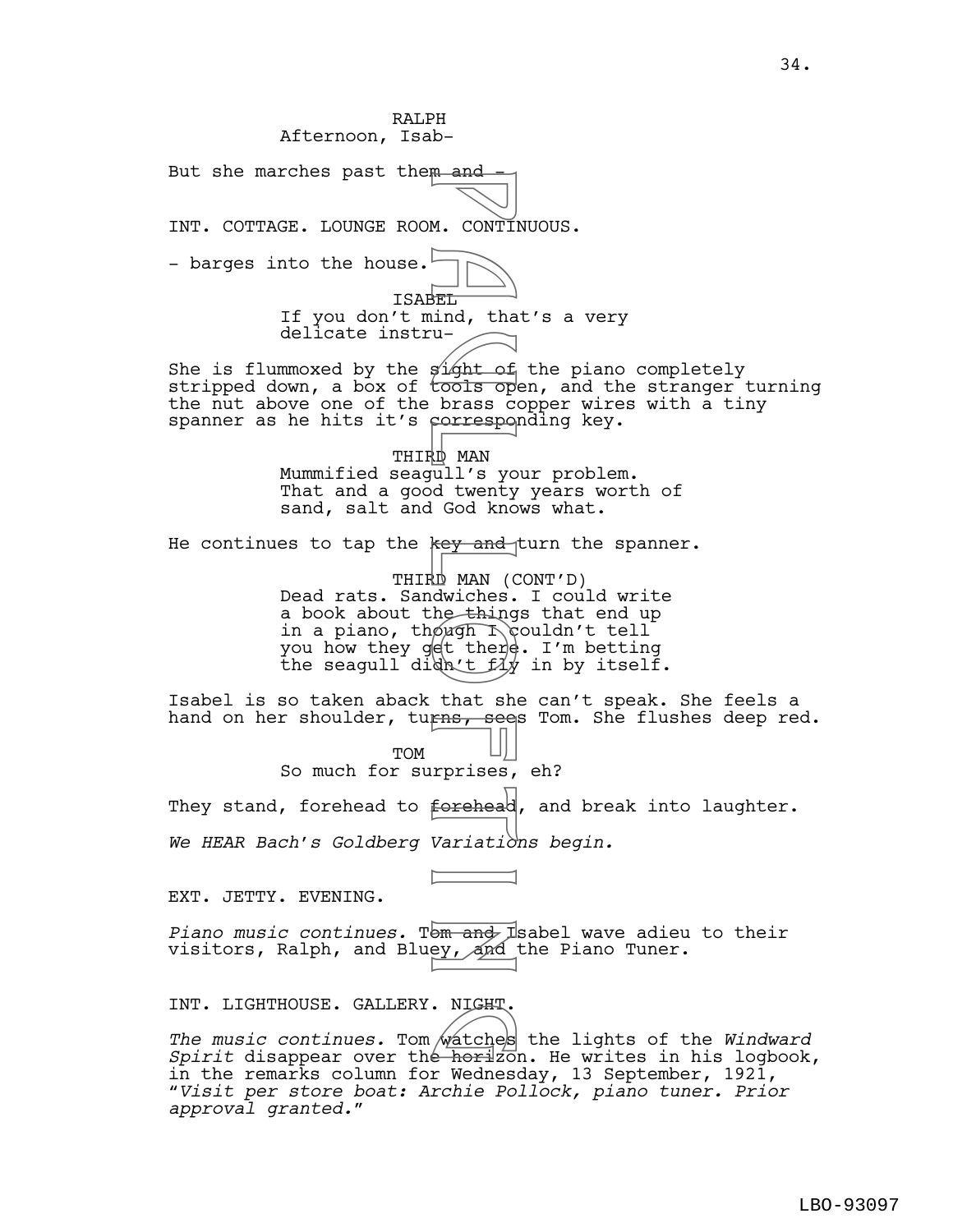RALPH
Afternoon, Isab-

But she marches past them and -

INT. COTTAGE. LOUNGE ROOM. CONTINUOUS.

- barges into the house.

ISABEL
If you don't mind, that's a very delicate instru-

She is flummoxed by the sight of the piano completely stripped down, a box of tools open, and the stranger turning the nut above one of the brass copper wires with a tiny spanner as he hits it's corresponding key.

THIRD MAN
Mummified seagull's your problem. That and a good twenty years worth of sand, salt and God knows what.

He continues to tap the key and turn the spanner.

THIRD MAN (CONT'D)
Dead rats. Sandwiches. I could write a book about the things that end up in a piano, though I couldn't tell you how they get there. I'm betting the seagull didn't fly in by itself.

Isabel is so taken aback that she can't speak. She feels a hand on her shoulder, turns, sees Tom. She flushes deep red.

TOM
So much for surprises, eh?

They stand, forehead to forehead, and break into laughter.

*We HEAR Bach's Goldberg Variations begin.*

EXT. JETTY. EVENING.

*Piano music continues.* Tom and Isabel wave adieu to their visitors, Ralph, and Bluey, and the Piano Tuner.

INT. LIGHTHOUSE. GALLERY. NIGHT.

*The music continues.* Tom watches the lights of the *Windward Spirit* disappear over the horizon. He writes in his logbook, in the remarks column for Wednesday, 13 September, 1921, "*Visit per store boat: Archie Pollock, piano tuner. Prior approval granted.*"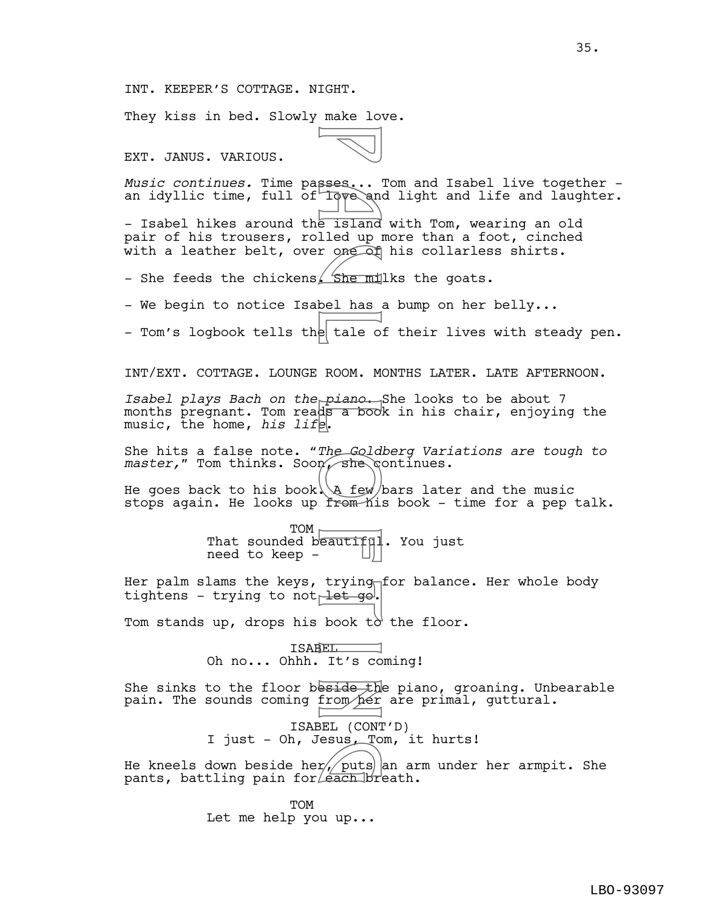INT. KEEPER'S COTTAGE. NIGHT.

They kiss in bed. Slowly make love.

EXT. JANUS. VARIOUS.

*Music continues.* Time passes... Tom and Isabel live together - an idyllic time, full of love and light and life and laughter.

- Isabel hikes around the island with Tom, wearing an old pair of his trousers, rolled up more than a foot, cinched with a leather belt, over one of his collarless shirts.

- She feeds the chickens. She milks the goats.

- We begin to notice Isabel has a bump on her belly...

- Tom's logbook tells the tale of their lives with steady pen.

INT/EXT. COTTAGE. LOUNGE ROOM. MONTHS LATER. LATE AFTERNOON.

*Isabel plays Bach on the piano.* She looks to be about 7 months pregnant. Tom reads a book in his chair, enjoying the music, the home, *his life*.

She hits a false note. "*The Goldberg Variations are tough to master,*" Tom thinks. Soon, she continues.

He goes back to his book. A few bars later and the music stops again. He looks up from his book - time for a pep talk.

TOM
That sounded beautiful. You just need to keep -

Her palm slams the keys, trying for balance. Her whole body tightens - trying to not let go.

Tom stands up, drops his book to the floor.

ISABEL
Oh no... Ohhh. It's coming!

She sinks to the floor beside the piano, groaning. Unbearable pain. The sounds coming from her are primal, guttural.

ISABEL (CONT'D)
I just - Oh, Jesus, Tom, it hurts!

He kneels down beside her, puts an arm under her armpit. She pants, battling pain for each breath.

TOM
Let me help you up...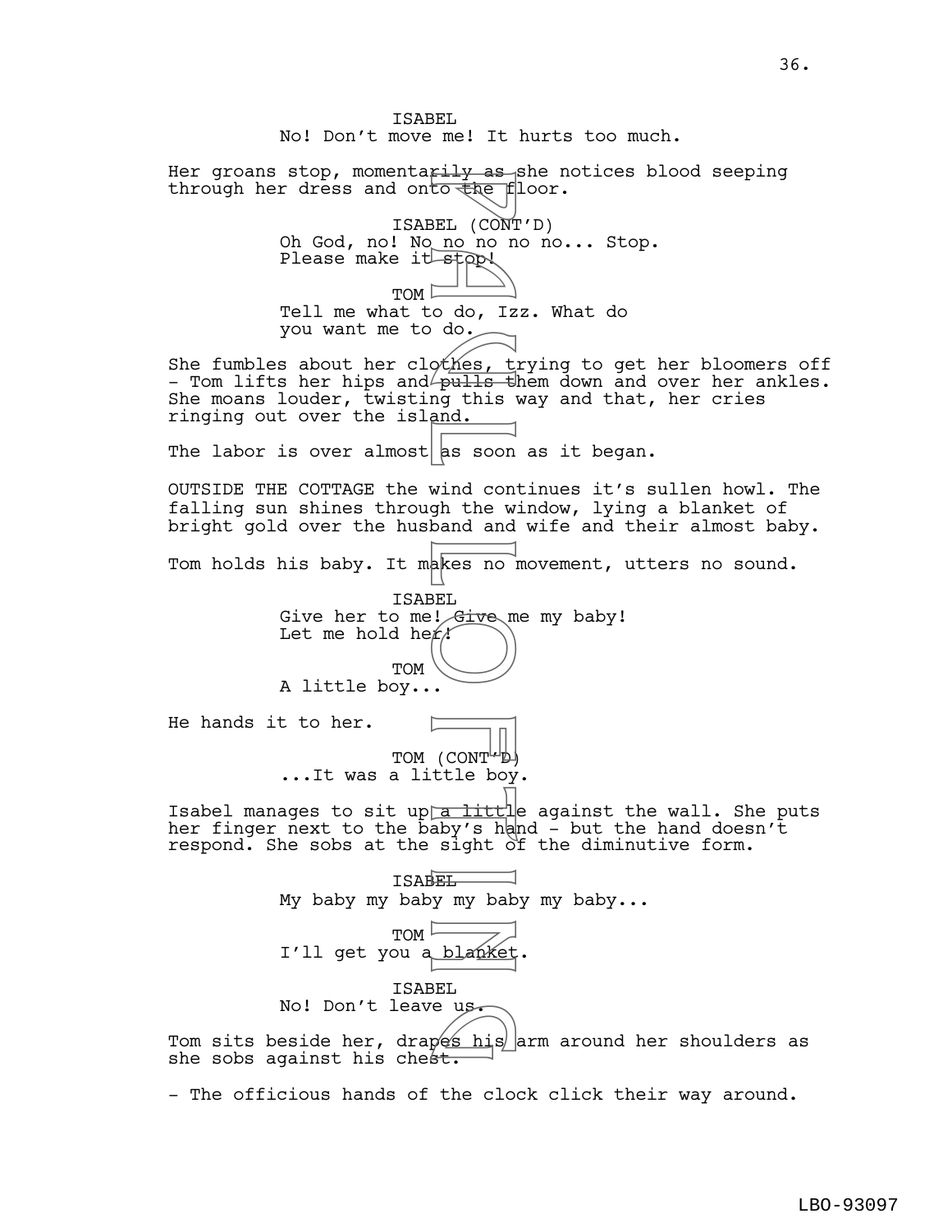ISABEL
No! Don't move me! It hurts too much.

Her groans stop, momentarily as she notices blood seeping through her dress and onto the floor.

ISABEL (CONT'D)
Oh God, no! No no no no no... Stop. Please make it stop!

TOM
Tell me what to do, Izz. What do you want me to do.

She fumbles about her clothes, trying to get her bloomers off - Tom lifts her hips and pulls them down and over her ankles. She moans louder, twisting this way and that, her cries ringing out over the island.

The labor is over almost as soon as it began.

OUTSIDE THE COTTAGE the wind continues it's sullen howl. The falling sun shines through the window, lying a blanket of bright gold over the husband and wife and their almost baby.

Tom holds his baby. It makes no movement, utters no sound.

ISABEL
Give her to me! Give me my baby! Let me hold her!

TOM
A little boy...

He hands it to her.

TOM (CONT'D)
...It was a little boy.

Isabel manages to sit up a little against the wall. She puts her finger next to the baby's hand - but the hand doesn't respond. She sobs at the sight of the diminutive form.

ISABEL
My baby my baby my baby my baby...

TOM
I'll get you a blanket.

ISABEL
No! Don't leave us.

Tom sits beside her, drapes his arm around her shoulders as she sobs against his chest.

- The officious hands of the clock click their way around.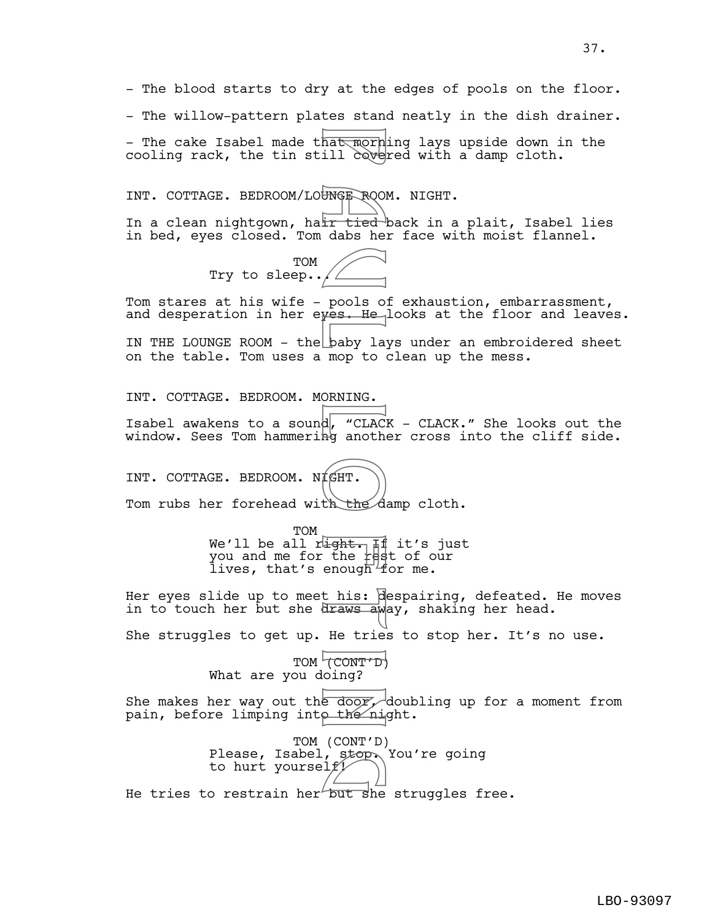- The blood starts to dry at the edges of pools on the floor.

- The willow-pattern plates stand neatly in the dish drainer.

- The cake Isabel made that morning lays upside down in the cooling rack, the tin still covered with a damp cloth.

INT. COTTAGE. BEDROOM/LOUNGE ROOM. NIGHT.

In a clean nightgown, hair tied back in a plait, Isabel lies in bed, eyes closed. Tom dabs her face with moist flannel.

TOM
Try to sleep...

Tom stares at his wife - pools of exhaustion, embarrassment, and desperation in her eyes. He looks at the floor and leaves.

IN THE LOUNGE ROOM - the baby lays under an embroidered sheet on the table. Tom uses a mop to clean up the mess.

INT. COTTAGE. BEDROOM. MORNING.

Isabel awakens to a sound, “CLACK - CLACK.” She looks out the window. Sees Tom hammering another cross into the cliff side.

INT. COTTAGE. BEDROOM. NIGHT.

Tom rubs her forehead with the damp cloth.

TOM
We’ll be all right. If it’s just you and me for the rest of our lives, that’s enough for me.

Her eyes slide up to meet his: despairing, defeated. He moves in to touch her but she draws away, shaking her head.

She struggles to get up. He tries to stop her. It’s no use.

TOM (CONT’D)
What are you doing?

She makes her way out the door, doubling up for a moment from pain, before limping into the night.

TOM (CONT’D)
Please, Isabel, stop. You’re going to hurt yourself!

He tries to restrain her but she struggles free.

LBO-93097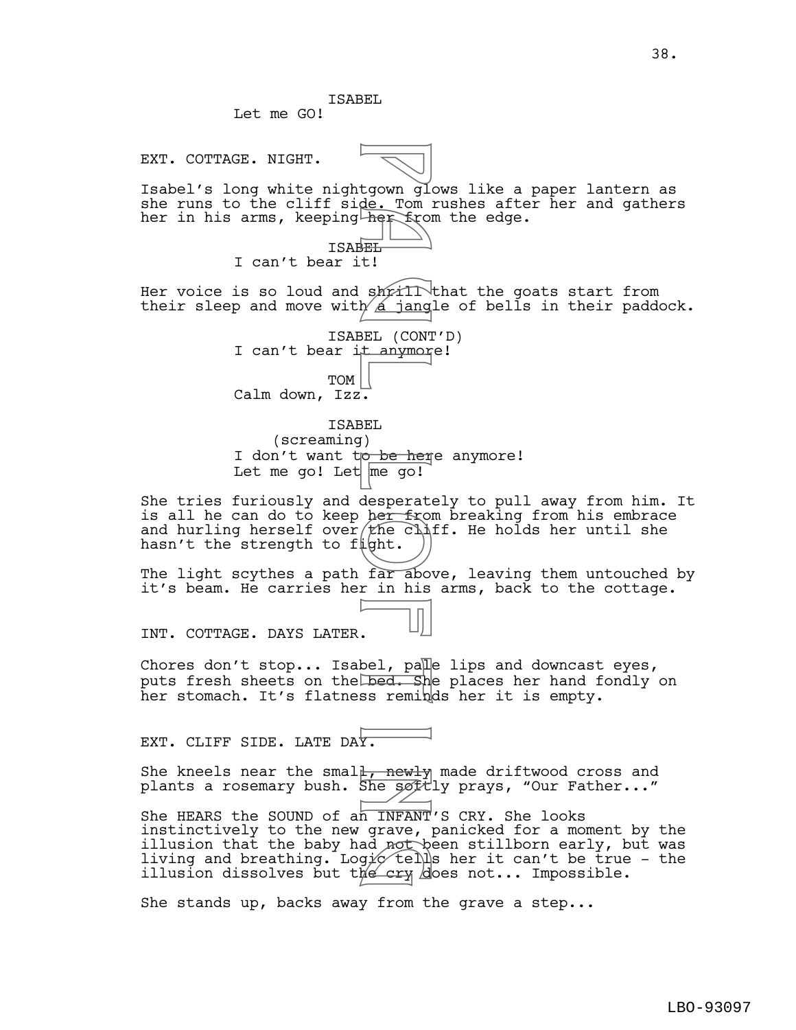ISABEL

Let me GO!

EXT. COTTAGE. NIGHT.

Isabel's long white nightgown glows like a paper lantern as she runs to the cliff side. Tom rushes after her and gathers her in his arms, keeping her from the edge.

ISABEL

I can't bear it!

Her voice is so loud and shrill that the goats start from their sleep and move with a jangle of bells in their paddock.

ISABEL (CONT'D)

I can't bear it anymore!

TOM

Calm down, Izz.

ISABEL

(screaming)

I don't want to be here anymore! Let me go! Let me go!

She tries furiously and desperately to pull away from him. It is all he can do to keep her from breaking from his embrace and hurling herself over the cliff. He holds her until she hasn't the strength to fight.

The light scythes a path far above, leaving them untouched by it's beam. He carries her in his arms, back to the cottage.

INT. COTTAGE. DAYS LATER.

Chores don't stop... Isabel, pale lips and downcast eyes, puts fresh sheets on the bed. She places her hand fondly on her stomach. It's flatness reminds her it is empty.

EXT. CLIFF SIDE. LATE DAY.

She kneels near the small, newly made driftwood cross and plants a rosemary bush. She softly prays, "Our Father..."

She HEARS the SOUND of an INFANT'S CRY. She looks instinctively to the new grave, panicked for a moment by the illusion that the baby had not been stillborn early, but was living and breathing. Logic tells her it can't be true - the illusion dissolves but the cry does not... Impossible.

She stands up, backs away from the grave a step...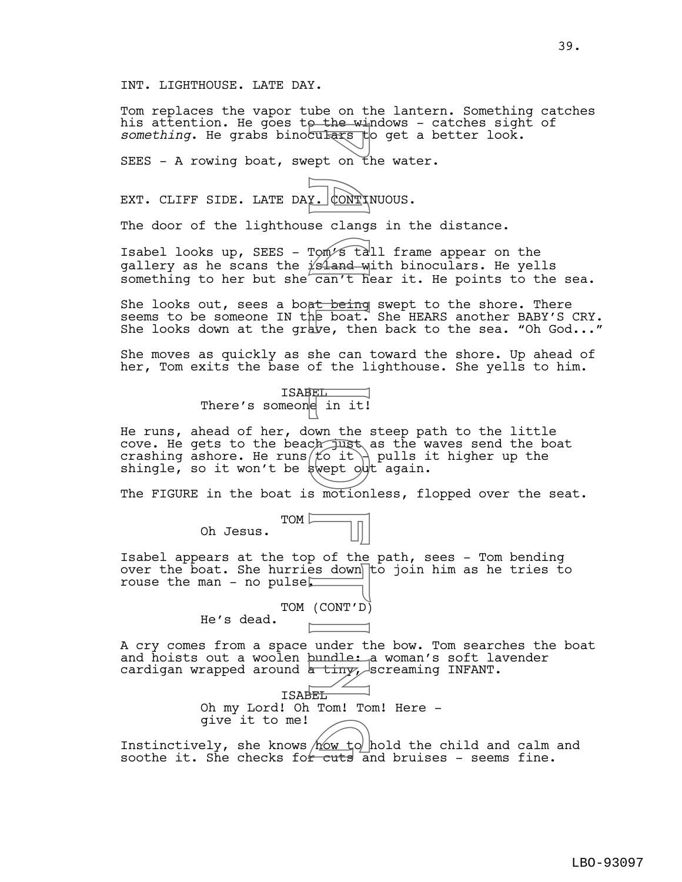INT. LIGHTHOUSE. LATE DAY.

Tom replaces the vapor tube on the lantern. Something catches his attention. He goes to the windows - catches sight of *something*. He grabs binoculars to get a better look.

SEES - A rowing boat, swept on the water.

EXT. CLIFF SIDE. LATE DAY. CONTINUOUS.

The door of the lighthouse clangs in the distance.

Isabel looks up, SEES - Tom's tall frame appear on the gallery as he scans the island with binoculars. He yells something to her but she can't hear it. He points to the sea.

She looks out, sees a boat being swept to the shore. There seems to be someone IN the boat. She HEARS another BABY'S CRY. She looks down at the grave, then back to the sea. "Oh God..."

She moves as quickly as she can toward the shore. Up ahead of her, Tom exits the base of the lighthouse. She yells to him.

ISABEL
There's someone in it!

He runs, ahead of her, down the steep path to the little cove. He gets to the beach just as the waves send the boat crashing ashore. He runs to it - pulls it higher up the shingle, so it won't be swept out again.

The FIGURE in the boat is motionless, flopped over the seat.

TOM
Oh Jesus.

Isabel appears at the top of the path, sees - Tom bending over the boat. She hurries down to join him as he tries to rouse the man - no pulse.

TOM (CONT'D)
He's dead.

A cry comes from a space under the bow. Tom searches the boat and hoists out a woolen bundle: a woman's soft lavender cardigan wrapped around a tiny, screaming INFANT.

ISABEL
Oh my Lord! Oh Tom! Tom! Here - give it to me!

Instinctively, she knows how to hold the child and calm and soothe it. She checks for cuts and bruises - seems fine.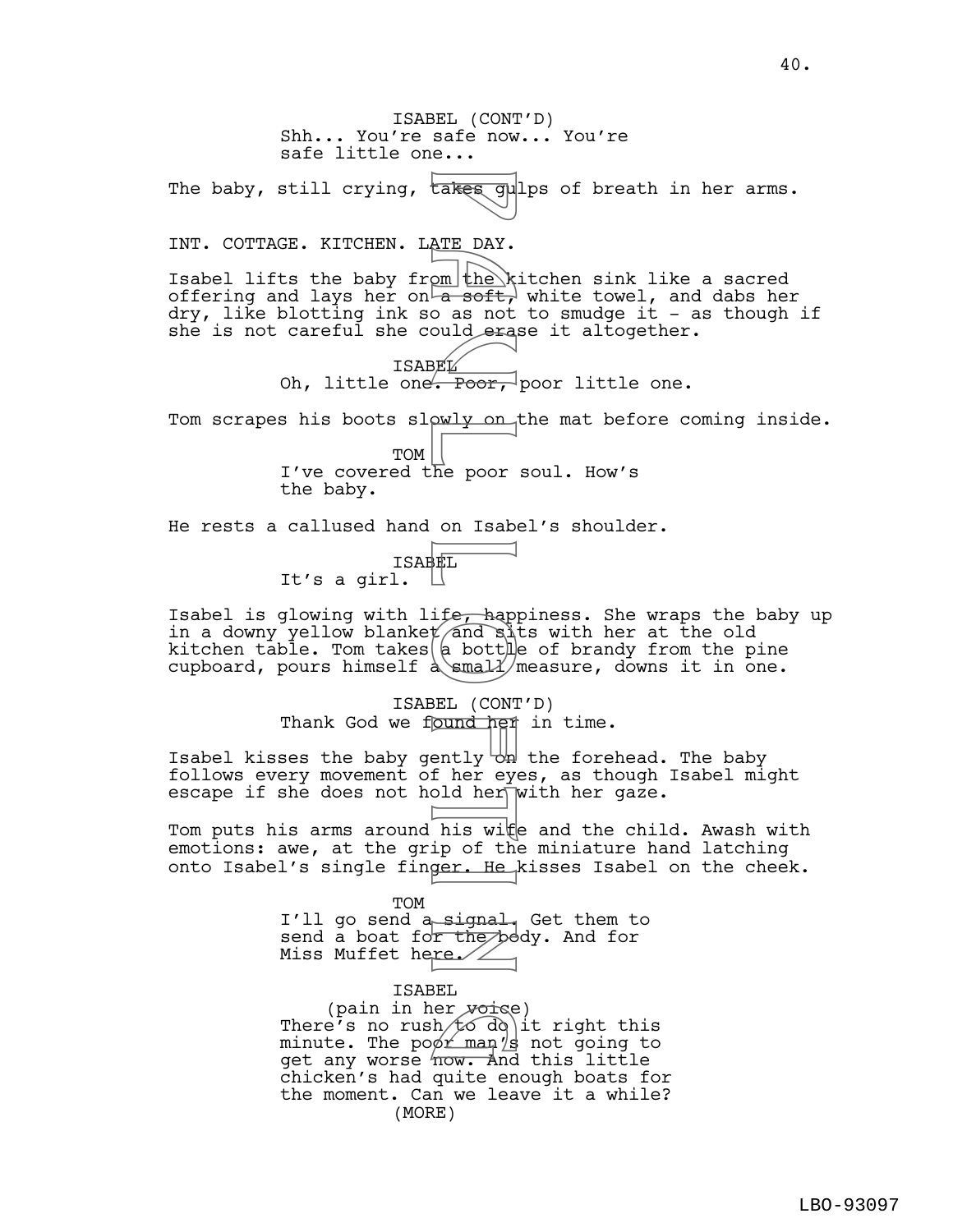ISABEL (CONT'D)
Shh... You're safe now... You're safe little one...

The baby, still crying, takes gulps of breath in her arms.

INT. COTTAGE. KITCHEN. LATE DAY.

Isabel lifts the baby from the kitchen sink like a sacred offering and lays her on a soft, white towel, and dabs her dry, like blotting ink so as not to smudge it - as though if she is not careful she could erase it altogether.

ISABEL
Oh, little one. Poor, poor little one.

Tom scrapes his boots slowly on the mat before coming inside.

TOM
I've covered the poor soul. How's the baby.

He rests a callused hand on Isabel's shoulder.

ISABEL
It's a girl.

Isabel is glowing with life, happiness. She wraps the baby up in a downy yellow blanket and sits with her at the old kitchen table. Tom takes a bottle of brandy from the pine cupboard, pours himself a small measure, downs it in one.

ISABEL (CONT'D)
Thank God we found her in time.

Isabel kisses the baby gently on the forehead. The baby follows every movement of her eyes, as though Isabel might escape if she does not hold her with her gaze.

Tom puts his arms around his wife and the child. Awash with emotions: awe, at the grip of the miniature hand latching onto Isabel's single finger. He kisses Isabel on the cheek.

TOM
I'll go send a signal. Get them to send a boat for the body. And for Miss Muffet here.

ISABEL
(pain in her voice)
There's no rush to do it right this minute. The poor man's not going to get any worse now. And this little chicken's had quite enough boats for the moment. Can we leave it a while?
(MORE)

LBO-93097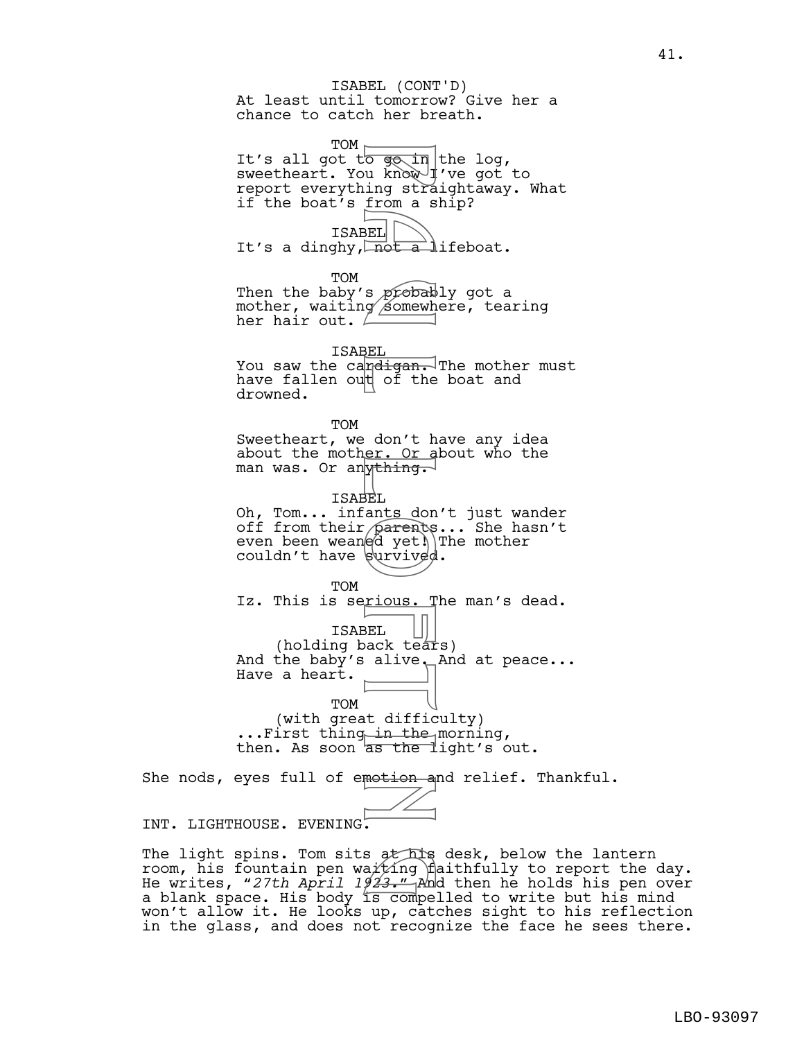ISABEL (CONT'D)
At least until tomorrow? Give her a chance to catch her breath.

TOM
It's all got to go in the log, sweetheart. You know I've got to report everything straightaway. What if the boat's from a ship?

ISABEL
It's a dinghy, not a lifeboat.

TOM
Then the baby's probably got a mother, waiting somewhere, tearing her hair out.

ISABEL
You saw the cardigan. The mother must have fallen out of the boat and drowned.

TOM
Sweetheart, we don't have any idea about the mother. Or about who the man was. Or anything.

ISABEL
Oh, Tom... infants don't just wander off from their parents... She hasn't even been weaned yet! The mother couldn't have survived.

TOM
Iz. This is serious. The man's dead.

ISABEL
(holding back tears)
And the baby's alive. And at peace... Have a heart.

TOM
(with great difficulty)
...First thing in the morning, then. As soon as the light's out.

She nods, eyes full of emotion and relief. Thankful.

INT. LIGHTHOUSE. EVENING.

The light spins. Tom sits at his desk, below the lantern room, his fountain pen waiting faithfully to report the day. He writes, "*27th April 1923.*" And then he holds his pen over a blank space. His body is compelled to write but his mind won't allow it. He looks up, catches sight to his reflection in the glass, and does not recognize the face he sees there.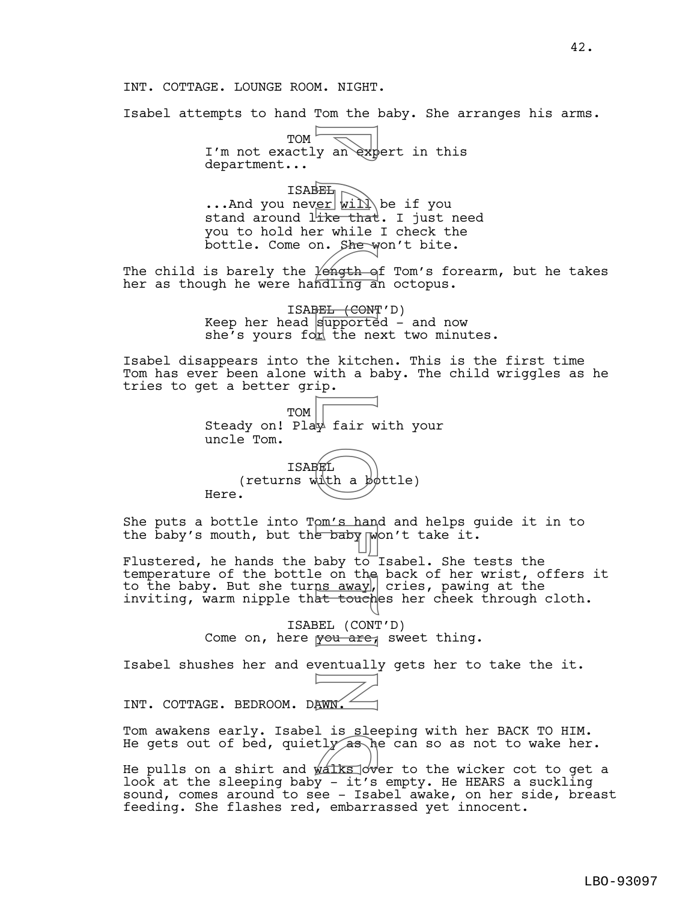INT. COTTAGE. LOUNGE ROOM. NIGHT.

Isabel attempts to hand Tom the baby. She arranges his arms.

TOM
I'm not exactly an expert in this department...

ISABEL
...And you never will be if you stand around like that. I just need you to hold her while I check the bottle. Come on. She won't bite.

The child is barely the length of Tom's forearm, but he takes her as though he were handling an octopus.

ISABEL (CONT'D)
Keep her head supported - and now she's yours for the next two minutes.

Isabel disappears into the kitchen. This is the first time Tom has ever been alone with a baby. The child wriggles as he tries to get a better grip.

TOM
Steady on! Play fair with your uncle Tom.

ISABEL
(returns with a bottle)
Here.

She puts a bottle into Tom's hand and helps guide it in to the baby's mouth, but the baby won't take it.

Flustered, he hands the baby to Isabel. She tests the temperature of the bottle on the back of her wrist, offers it to the baby. But she turns away, cries, pawing at the inviting, warm nipple that touches her cheek through cloth.

ISABEL (CONT'D)
Come on, here you are, sweet thing.

Isabel shushes her and eventually gets her to take the it.

INT. COTTAGE. BEDROOM. DAWN.

Tom awakens early. Isabel is sleeping with her BACK TO HIM. He gets out of bed, quietly as he can so as not to wake her.

He pulls on a shirt and walks over to the wicker cot to get a look at the sleeping baby - it's empty. He HEARS a suckling sound, comes around to see - Isabel awake, on her side, breast feeding. She flashes red, embarrassed yet innocent.

LBO-93097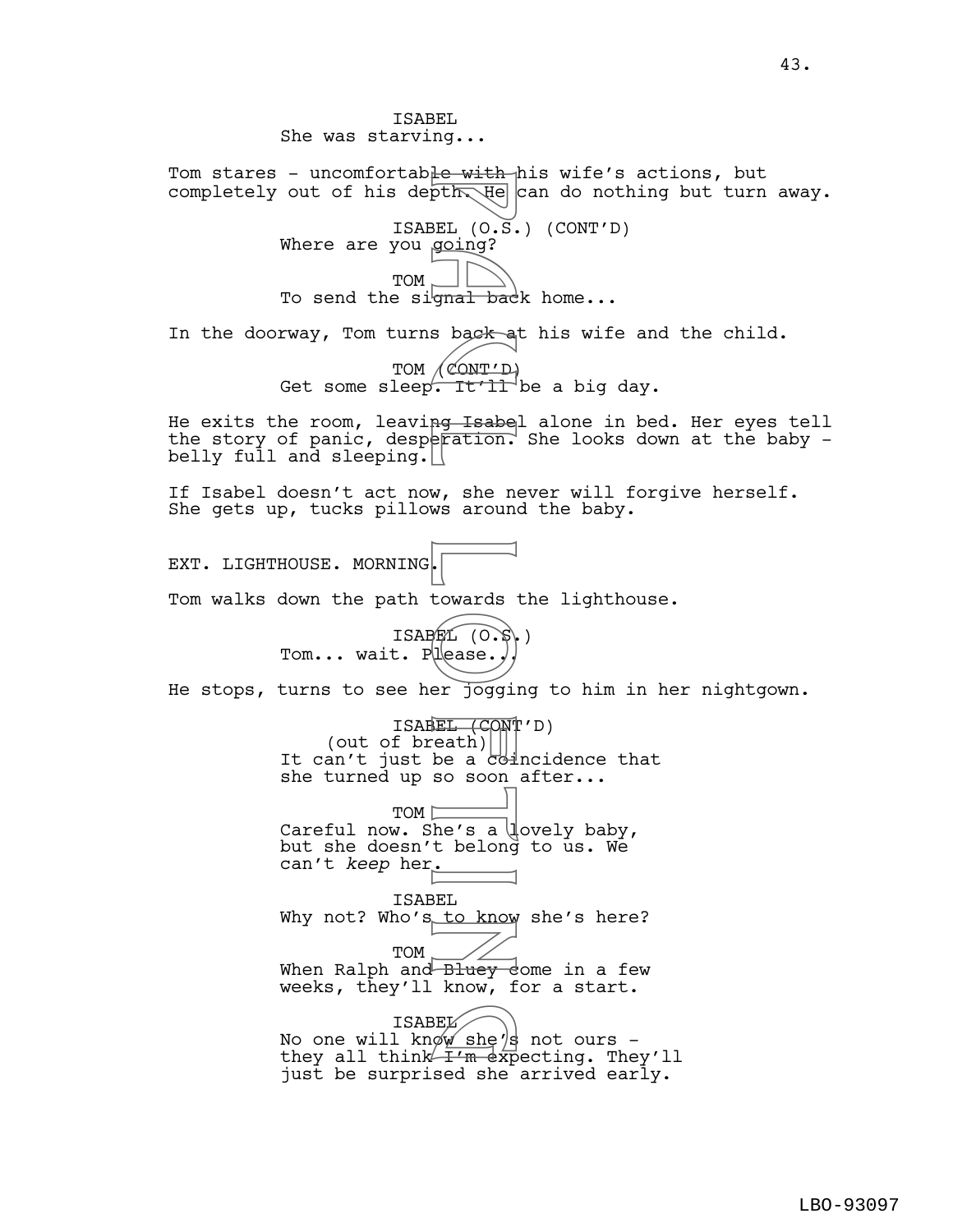ISABEL
She was starving...

Tom stares - uncomfortable with his wife's actions, but completely out of his depth. He can do nothing but turn away.

ISABEL (O.S.) (CONT'D)
Where are you going?

TOM
To send the signal back home...

In the doorway, Tom turns back at his wife and the child.

TOM (CONT'D)
Get some sleep. It'll be a big day.

He exits the room, leaving Isabel alone in bed. Her eyes tell the story of panic, desperation. She looks down at the baby - belly full and sleeping.

If Isabel doesn't act now, she never will forgive herself. She gets up, tucks pillows around the baby.

EXT. LIGHTHOUSE. MORNING.

Tom walks down the path towards the lighthouse.

ISABEL (O.S.)
Tom... wait. Please...

He stops, turns to see her jogging to him in her nightgown.

ISABEL (CONT'D)
(out of breath)
It can't just be a coincidence that she turned up so soon after...

TOM
Careful now. She's a lovely baby, but she doesn't belong to us. We can't *keep* her.

ISABEL
Why not? Who's to know she's here?

TOM
When Ralph and Bluey come in a few weeks, they'll know, for a start.

ISABEL
No one will know she's not ours - they all think I'm expecting. They'll just be surprised she arrived early.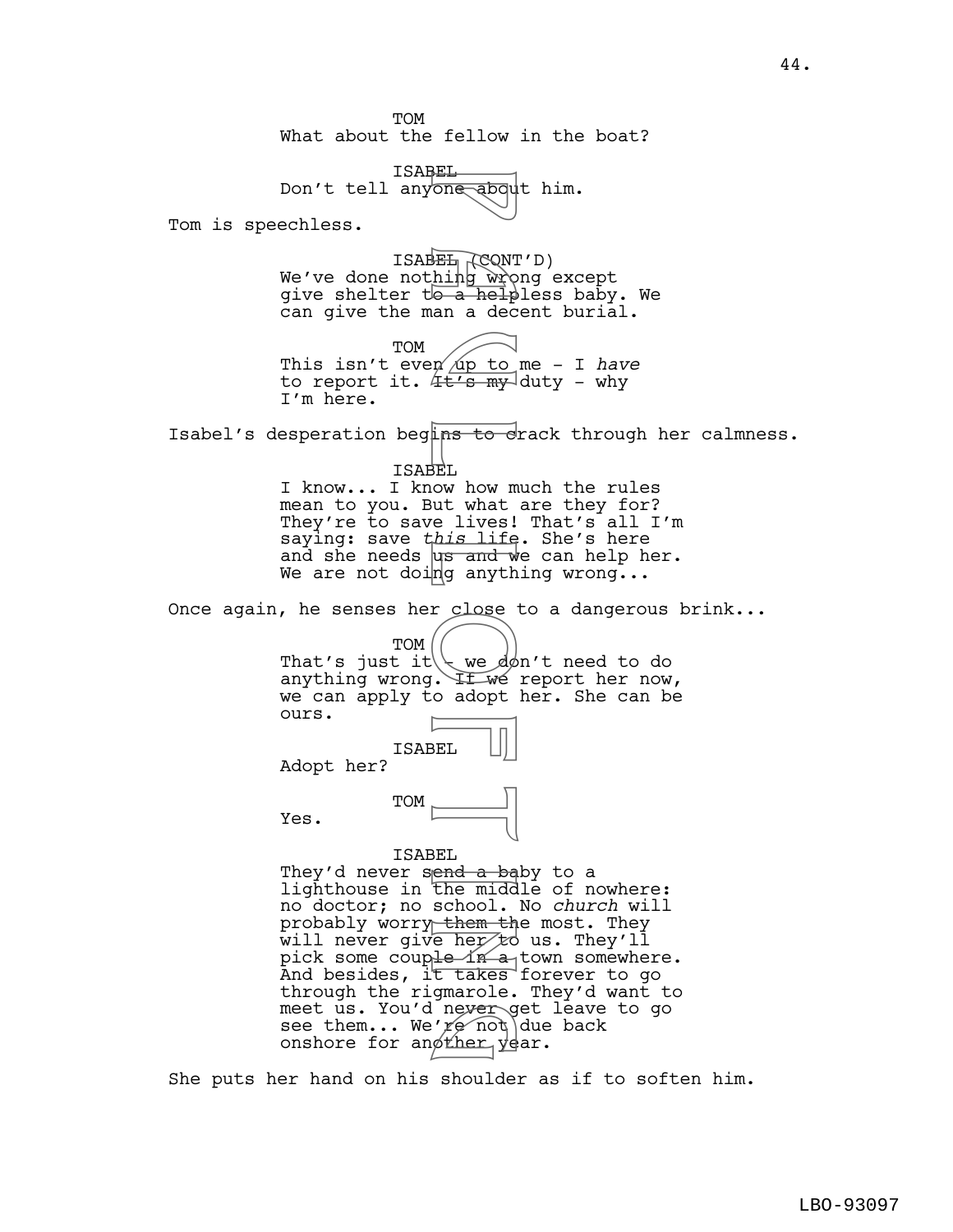TOM
What about the fellow in the boat?

ISABEL
Don't tell anyone about him.

Tom is speechless.

ISABEL (CONT'D)
We've done nothing wrong except give shelter to a helpless baby. We can give the man a decent burial.

TOM
This isn't even up to me - I *have* to report it. It's my duty - why I'm here.

Isabel's desperation begins to crack through her calmness.

ISABEL
I know... I know how much the rules mean to you. But what are they for? They're to save lives! That's all I'm saying: save *this* life. She's here and she needs us and we can help her. We are not doing anything wrong...

Once again, he senses her close to a dangerous brink...

TOM
That's just it - we don't need to do anything wrong. If we report her now, we can apply to adopt her. She can be ours.

ISABEL
Adopt her?

TOM
Yes.

ISABEL
They'd never send a baby to a lighthouse in the middle of nowhere: no doctor; no school. No *church* will probably worry them the most. They will never give her to us. They'll pick some couple in a town somewhere. And besides, it takes forever to go through the rigmarole. They'd want to meet us. You'd never get leave to go see them... We're not due back onshore for another year.

She puts her hand on his shoulder as if to soften him.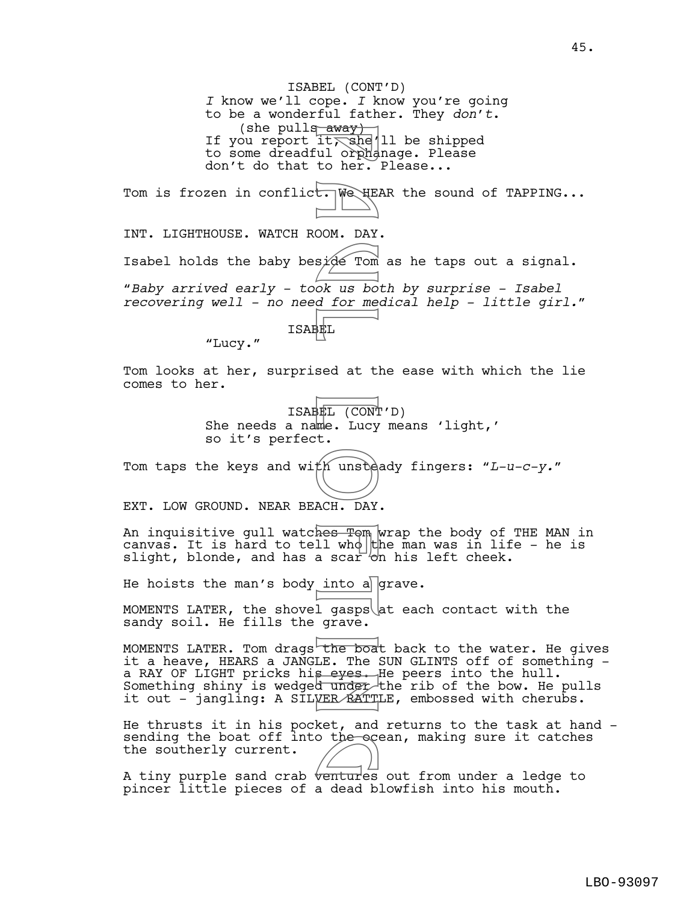ISABEL (CONT'D)
*I* know we'll cope. *I* know you're going to be a wonderful father. They *don't*.
(she pulls away)
If you report it, she'll be shipped to some dreadful orphanage. Please don't do that to her. Please...

Tom is frozen in conflict. We HEAR the sound of TAPPING...

INT. LIGHTHOUSE. WATCH ROOM. DAY.

Isabel holds the baby beside Tom as he taps out a signal.

"*Baby arrived early - took us both by surprise - Isabel recovering well - no need for medical help - little girl.*"

ISABEL
"Lucy."

Tom looks at her, surprised at the ease with which the lie comes to her.

ISABEL (CONT'D)
She needs a name. Lucy means 'light,' so it's perfect.

Tom taps the keys and with unsteady fingers: "*L-u-c-y.*"

EXT. LOW GROUND. NEAR BEACH. DAY.

An inquisitive gull watches Tom wrap the body of THE MAN in canvas. It is hard to tell who the man was in life - he is slight, blonde, and has a scar on his left cheek.

He hoists the man's body into a grave.

MOMENTS LATER, the shovel gasps at each contact with the sandy soil. He fills the grave.

MOMENTS LATER. Tom drags the boat back to the water. He gives it a heave, HEARS a JANGLE. The SUN GLINTS off of something - a RAY OF LIGHT pricks his eyes. He peers into the hull. Something shiny is wedged under the rib of the bow. He pulls it out - jangling: A SILVER RATTLE, embossed with cherubs.

He thrusts it in his pocket, and returns to the task at hand - sending the boat off into the ocean, making sure it catches the southerly current.

A tiny purple sand crab ventures out from under a ledge to pincer little pieces of a dead blowfish into his mouth.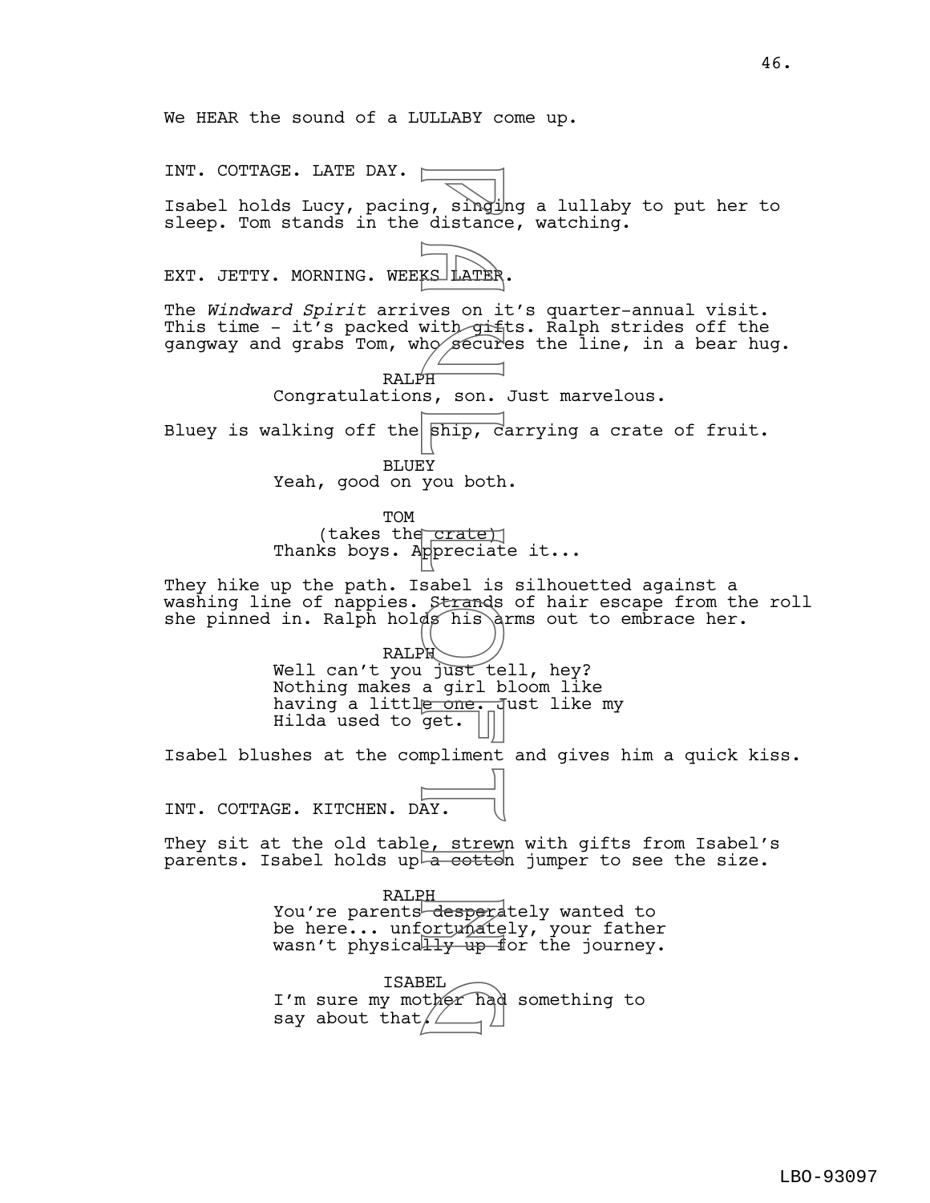We HEAR the sound of a LULLABY come up.

INT. COTTAGE. LATE DAY.

Isabel holds Lucy, pacing, singing a lullaby to put her to sleep. Tom stands in the distance, watching.

EXT. JETTY. MORNING. WEEKS LATER.

The *Windward Spirit* arrives on it's quarter-annual visit. This time - it's packed with gifts. Ralph strides off the gangway and grabs Tom, who secures the line, in a bear hug.

RALPH
Congratulations, son. Just marvelous.

Bluey is walking off the ship, carrying a crate of fruit.

BLUEY
Yeah, good on you both.

TOM
(takes the crate)
Thanks boys. Appreciate it...

They hike up the path. Isabel is silhouetted against a washing line of nappies. Strands of hair escape from the roll she pinned in. Ralph holds his arms out to embrace her.

RALPH
Well can't you just tell, hey? Nothing makes a girl bloom like having a little one. Just like my Hilda used to get.

Isabel blushes at the compliment and gives him a quick kiss.

INT. COTTAGE. KITCHEN. DAY.

They sit at the old table, strewn with gifts from Isabel's parents. Isabel holds up a cotton jumper to see the size.

RALPH
You're parents desperately wanted to be here... unfortunately, your father wasn't physically up for the journey.

ISABEL
I'm sure my mother had something to say about that.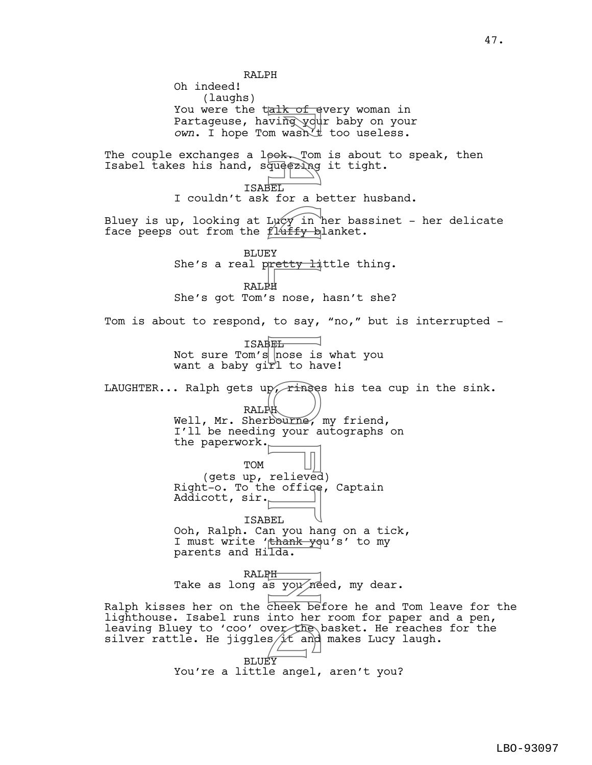RALPH
Oh indeed!
(laughs)
You were the talk of every woman in Partageuse, having your baby on your *own*. I hope Tom wasn't too useless.

The couple exchanges a look. Tom is about to speak, then Isabel takes his hand, squeezing it tight.

ISABEL
I couldn't ask for a better husband.

Bluey is up, looking at Lucy in her bassinet - her delicate face peeps out from the fluffy blanket.

BLUEY
She's a real pretty little thing.

RALPH
She's got Tom's nose, hasn't she?

Tom is about to respond, to say, "no," but is interrupted -

ISABEL
Not sure Tom's nose is what you want a baby girl to have!

LAUGHTER... Ralph gets up, rinses his tea cup in the sink.

RALPH
Well, Mr. Sherbourne, my friend, I'll be needing your autographs on the paperwork.

TOM
(gets up, relieved)
Right-o. To the office, Captain Addicott, sir.

ISABEL
Ooh, Ralph. Can you hang on a tick, I must write 'thank you's' to my parents and Hilda.

RALPH
Take as long as you need, my dear.

Ralph kisses her on the cheek before he and Tom leave for the lighthouse. Isabel runs into her room for paper and a pen, leaving Bluey to 'coo' over the basket. He reaches for the silver rattle. He jiggles it and makes Lucy laugh.

BLUEY
You're a little angel, aren't you?

LBO-93097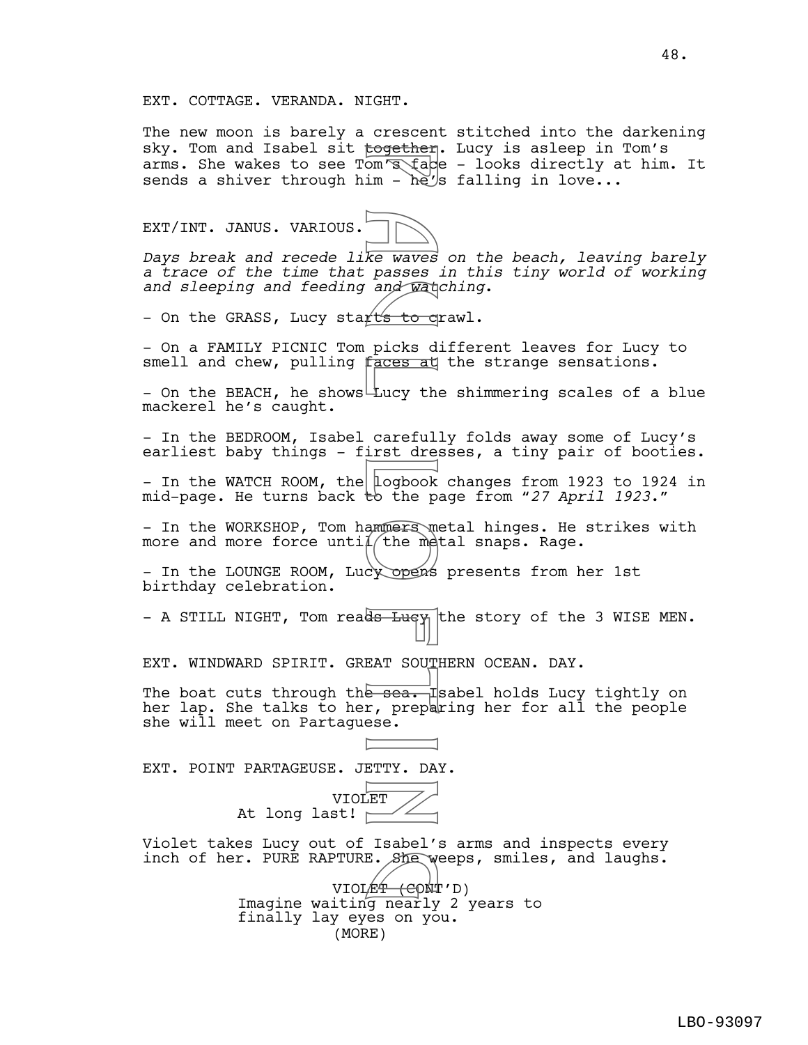EXT. COTTAGE. VERANDA. NIGHT.

The new moon is barely a crescent stitched into the darkening sky. Tom and Isabel sit together. Lucy is asleep in Tom's arms. She wakes to see Tom's face - looks directly at him. It sends a shiver through him - he's falling in love...

EXT/INT. JANUS. VARIOUS.

*Days break and recede like waves on the beach, leaving barely a trace of the time that passes in this tiny world of working and sleeping and feeding and watching.*

- On the GRASS, Lucy starts to crawl.

- On a FAMILY PICNIC Tom picks different leaves for Lucy to smell and chew, pulling faces at the strange sensations.

- On the BEACH, he shows Lucy the shimmering scales of a blue mackerel he's caught.

- In the BEDROOM, Isabel carefully folds away some of Lucy's earliest baby things - first dresses, a tiny pair of booties.

- In the WATCH ROOM, the logbook changes from 1923 to 1924 in mid-page. He turns back to the page from "*27 April 1923*."

- In the WORKSHOP, Tom hammers metal hinges. He strikes with more and more force until the metal snaps. Rage.

- In the LOUNGE ROOM, Lucy opens presents from her 1st birthday celebration.

- A STILL NIGHT, Tom reads Lucy the story of the 3 WISE MEN.

EXT. WINDWARD SPIRIT. GREAT SOUTHERN OCEAN. DAY.

The boat cuts through the sea. Isabel holds Lucy tightly on her lap. She talks to her, preparing her for all the people she will meet on Partaguese.

EXT. POINT PARTAGEUSE. JETTY. DAY.

VIOLET
At long last!

Violet takes Lucy out of Isabel's arms and inspects every inch of her. PURE RAPTURE. She weeps, smiles, and laughs.

VIOLET (CONT'D)
Imagine waiting nearly 2 years to finally lay eyes on you.
(MORE)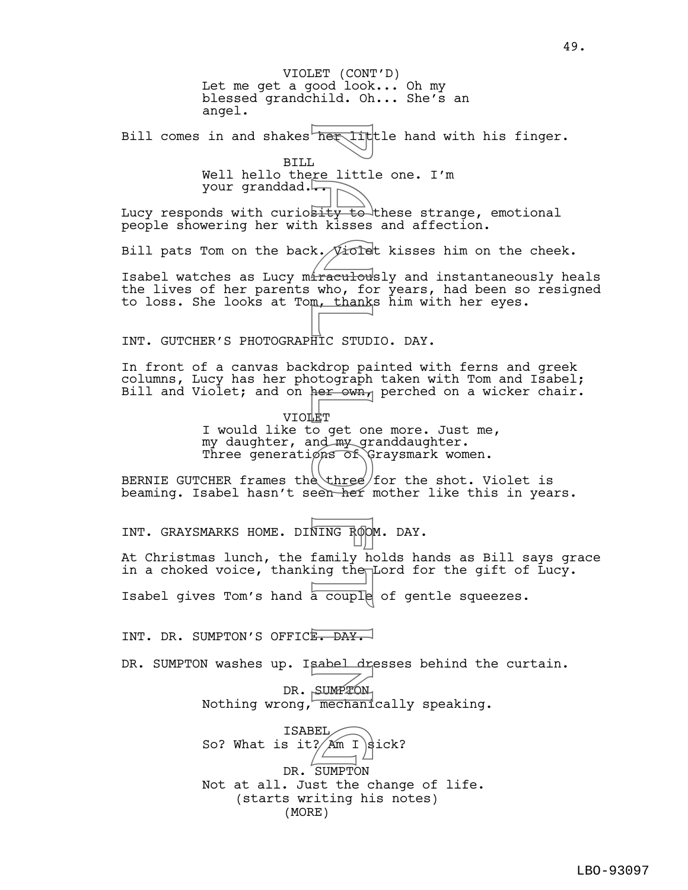VIOLET (CONT'D)
Let me get a good look... Oh my blessed grandchild. Oh... She's an angel.

Bill comes in and shakes her little hand with his finger.

BILL
Well hello there little one. I'm your granddad...

Lucy responds with curiosity to these strange, emotional people showering her with kisses and affection.

Bill pats Tom on the back. Violet kisses him on the cheek.

Isabel watches as Lucy miraculously and instantaneously heals the lives of her parents who, for years, had been so resigned to loss. She looks at Tom, thanks him with her eyes.

INT. GUTCHER'S PHOTOGRAPHIC STUDIO. DAY.

In front of a canvas backdrop painted with ferns and greek columns, Lucy has her photograph taken with Tom and Isabel; Bill and Violet; and on her own, perched on a wicker chair.

VIOLET
I would like to get one more. Just me, my daughter, and my granddaughter. Three generations of Graysmark women.

BERNIE GUTCHER frames the three for the shot. Violet is beaming. Isabel hasn't seen her mother like this in years.

INT. GRAYSMARKS HOME. DINING ROOM. DAY.

At Christmas lunch, the family holds hands as Bill says grace in a choked voice, thanking the Lord for the gift of Lucy.

Isabel gives Tom's hand a couple of gentle squeezes.

INT. DR. SUMPTON'S OFFICE. DAY.

DR. SUMPTON washes up. Isabel dresses behind the curtain.

DR. SUMPTON
Nothing wrong, mechanically speaking.

ISABEL
So? What is it? Am I sick?

DR. SUMPTON
Not at all. Just the change of life.
(starts writing his notes)
(MORE)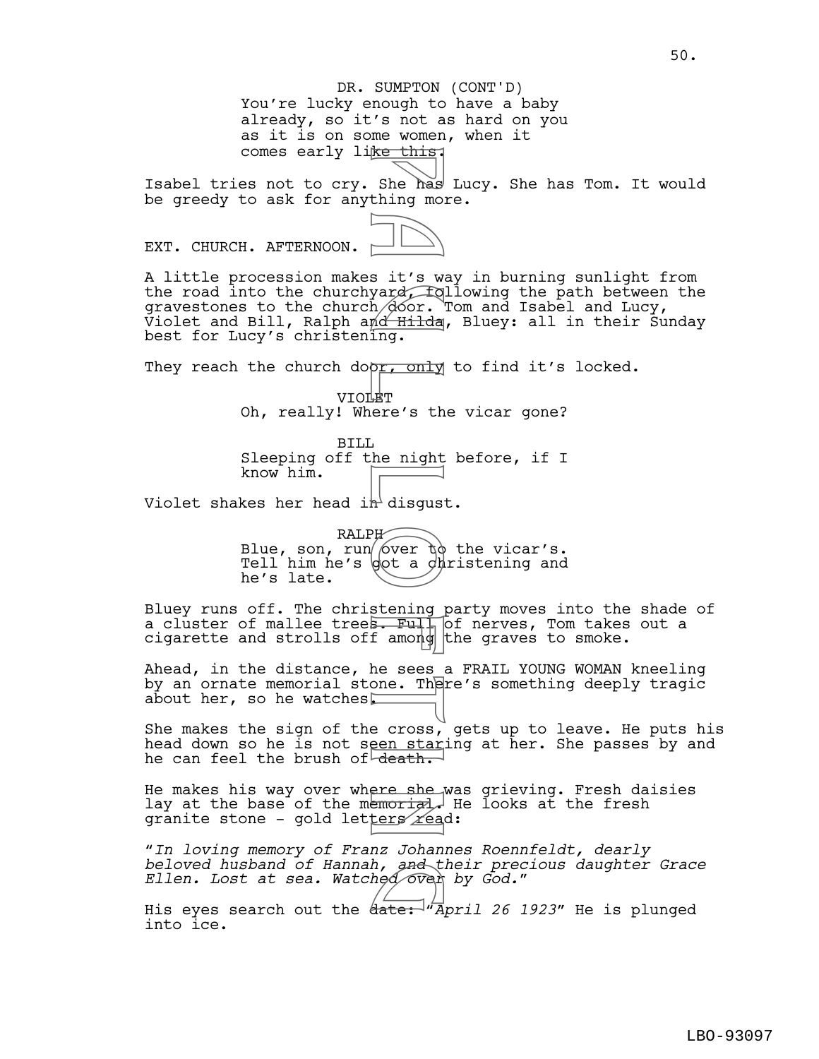DR. SUMPTON (CONT'D)
You're lucky enough to have a baby already, so it's not as hard on you as it is on some women, when it comes early like this.

Isabel tries not to cry. She has Lucy. She has Tom. It would be greedy to ask for anything more.

EXT. CHURCH. AFTERNOON.

A little procession makes it's way in burning sunlight from the road into the churchyard, following the path between the gravestones to the church door. Tom and Isabel and Lucy, Violet and Bill, Ralph and Hilda, Bluey: all in their Sunday best for Lucy's christening.

They reach the church door, only to find it's locked.

VIOLET
Oh, really! Where's the vicar gone?

BILL
Sleeping off the night before, if I know him.

Violet shakes her head in disgust.

RALPH
Blue, son, run over to the vicar's. Tell him he's got a christening and he's late.

Bluey runs off. The christening party moves into the shade of a cluster of mallee trees. Full of nerves, Tom takes out a cigarette and strolls off among the graves to smoke.

Ahead, in the distance, he sees a FRAIL YOUNG WOMAN kneeling by an ornate memorial stone. There's something deeply tragic about her, so he watches.

She makes the sign of the cross, gets up to leave. He puts his head down so he is not seen staring at her. She passes by and he can feel the brush of death.

He makes his way over where she was grieving. Fresh daisies lay at the base of the memorial. He looks at the fresh granite stone - gold letters read:

"*In loving memory of Franz Johannes Roennfeldt, dearly beloved husband of Hannah, and their precious daughter Grace Ellen. Lost at sea. Watched over by God.*"

His eyes search out the date: "*April 26 1923*" He is plunged into ice.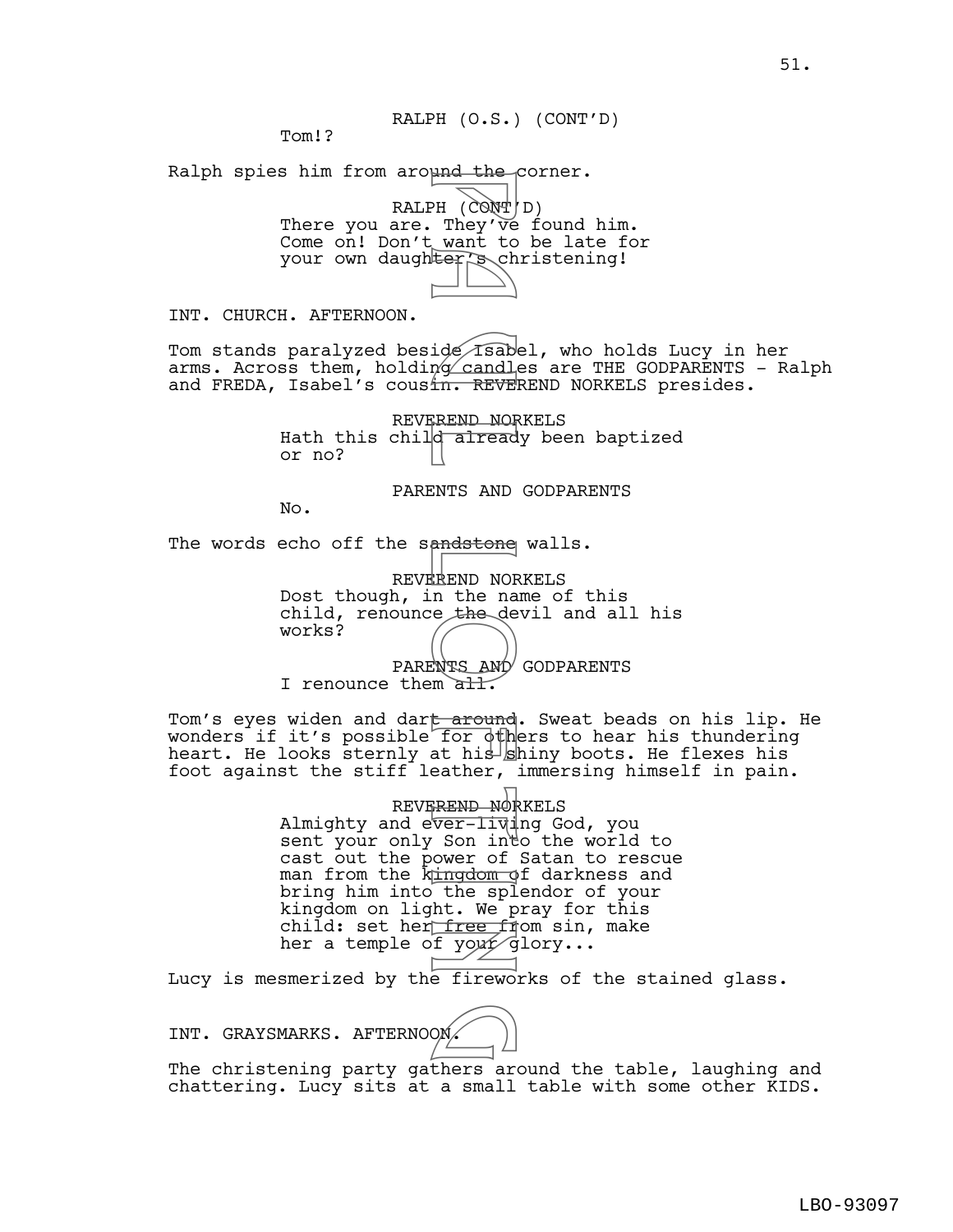RALPH (O.S.) (CONT'D)
Tom!?

Ralph spies him from around the corner.

RALPH (CONT'D)
There you are. They've found him. Come on! Don't want to be late for your own daughter's christening!

INT. CHURCH. AFTERNOON.

Tom stands paralyzed beside Isabel, who holds Lucy in her arms. Across them, holding candles are THE GODPARENTS - Ralph and FREDA, Isabel's cousin. REVEREND NORKELS presides.

REVEREND NORKELS
Hath this child already been baptized or no?

PARENTS AND GODPARENTS
No.

The words echo off the sandstone walls.

REVEREND NORKELS
Dost though, in the name of this child, renounce the devil and all his works?

PARENTS AND GODPARENTS
I renounce them all.

Tom's eyes widen and dart around. Sweat beads on his lip. He wonders if it's possible for others to hear his thundering heart. He looks sternly at his shiny boots. He flexes his foot against the stiff leather, immersing himself in pain.

REVEREND NORKELS
Almighty and ever-living God, you sent your only Son into the world to cast out the power of Satan to rescue man from the kingdom of darkness and bring him into the splendor of your kingdom on light. We pray for this child: set her free from sin, make her a temple of your glory...

Lucy is mesmerized by the fireworks of the stained glass.

INT. GRAYSMARKS. AFTERNOON.

The christening party gathers around the table, laughing and chattering. Lucy sits at a small table with some other KIDS.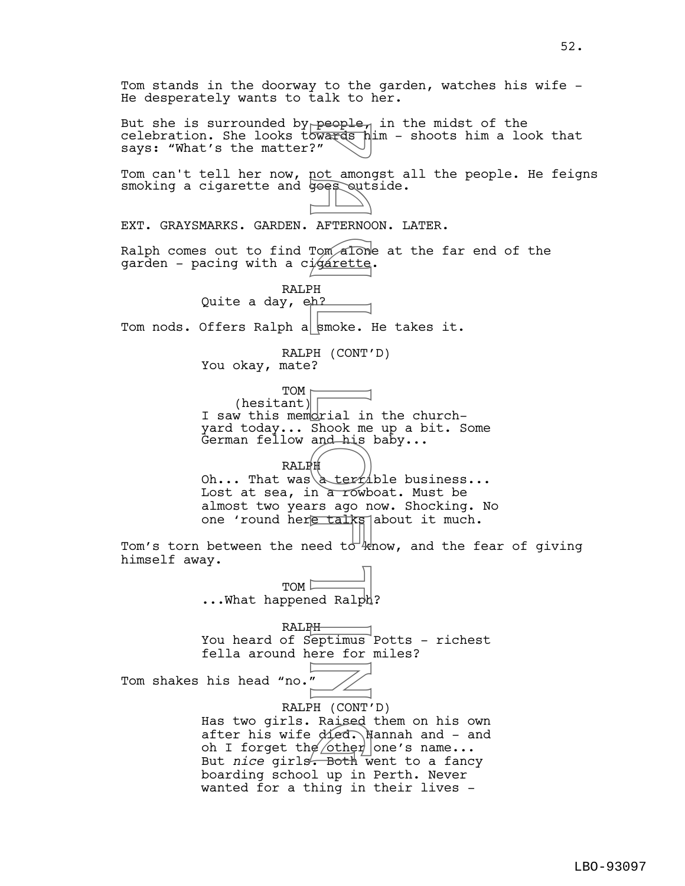Tom stands in the doorway to the garden, watches his wife - He desperately wants to talk to her.

But she is surrounded by people, in the midst of the celebration. She looks towards him - shoots him a look that says: "What's the matter?"

Tom can't tell her now, not amongst all the people. He feigns smoking a cigarette and goes outside.

EXT. GRAYSMARKS. GARDEN. AFTERNOON. LATER.

Ralph comes out to find Tom alone at the far end of the garden - pacing with a cigarette.

RALPH
Quite a day, eh?

Tom nods. Offers Ralph a smoke. He takes it.

RALPH (CONT'D)
You okay, mate?

TOM
(hesitant)
I saw this memorial in the church-yard today... Shook me up a bit. Some German fellow and his baby...

RALPH
Oh... That was a terrible business... Lost at sea, in a rowboat. Must be almost two years ago now. Shocking. No one 'round here talks about it much.

Tom's torn between the need to know, and the fear of giving himself away.

TOM
...What happened Ralph?

RALPH
You heard of Septimus Potts - richest fella around here for miles?

Tom shakes his head "no."

RALPH (CONT'D)
Has two girls. Raised them on his own after his wife died. Hannah and - and oh I forget the other one's name... But *nice* girls. Both went to a fancy boarding school up in Perth. Never wanted for a thing in their lives -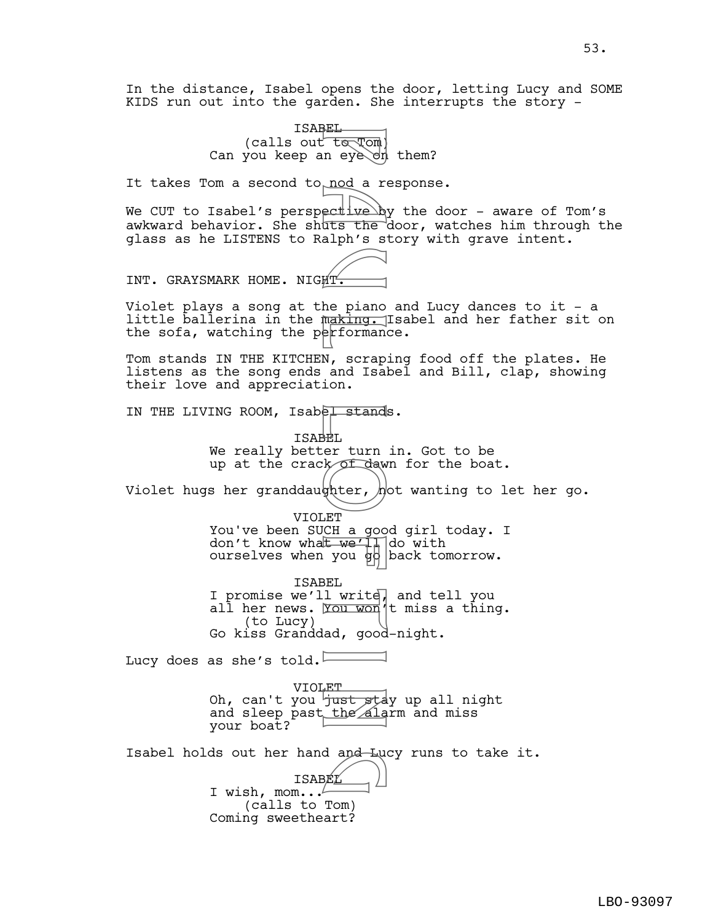In the distance, Isabel opens the door, letting Lucy and SOME KIDS run out into the garden. She interrupts the story -

ISABEL
(calls out to Tom)
Can you keep an eye on them?

It takes Tom a second to nod a response.

We CUT to Isabel's perspective by the door - aware of Tom's awkward behavior. She shuts the door, watches him through the glass as he LISTENS to Ralph's story with grave intent.

INT. GRAYSMARK HOME. NIGHT.

Violet plays a song at the piano and Lucy dances to it - a little ballerina in the making. Isabel and her father sit on the sofa, watching the performance.

Tom stands IN THE KITCHEN, scraping food off the plates. He listens as the song ends and Isabel and Bill, clap, showing their love and appreciation.

IN THE LIVING ROOM, Isabel stands.

ISABEL
We really better turn in. Got to be up at the crack of dawn for the boat.

Violet hugs her granddaughter, not wanting to let her go.

VIOLET
You've been SUCH a good girl today. I don't know what we'll do with ourselves when you go back tomorrow.

ISABEL
I promise we'll write, and tell you all her news. You won't miss a thing.
(to Lucy)
Go kiss Granddad, good-night.

Lucy does as she's told.

VIOLET
Oh, can't you just stay up all night and sleep past the alarm and miss your boat?

Isabel holds out her hand and Lucy runs to take it.

ISABEL
I wish, mom...
(calls to Tom)
Coming sweetheart?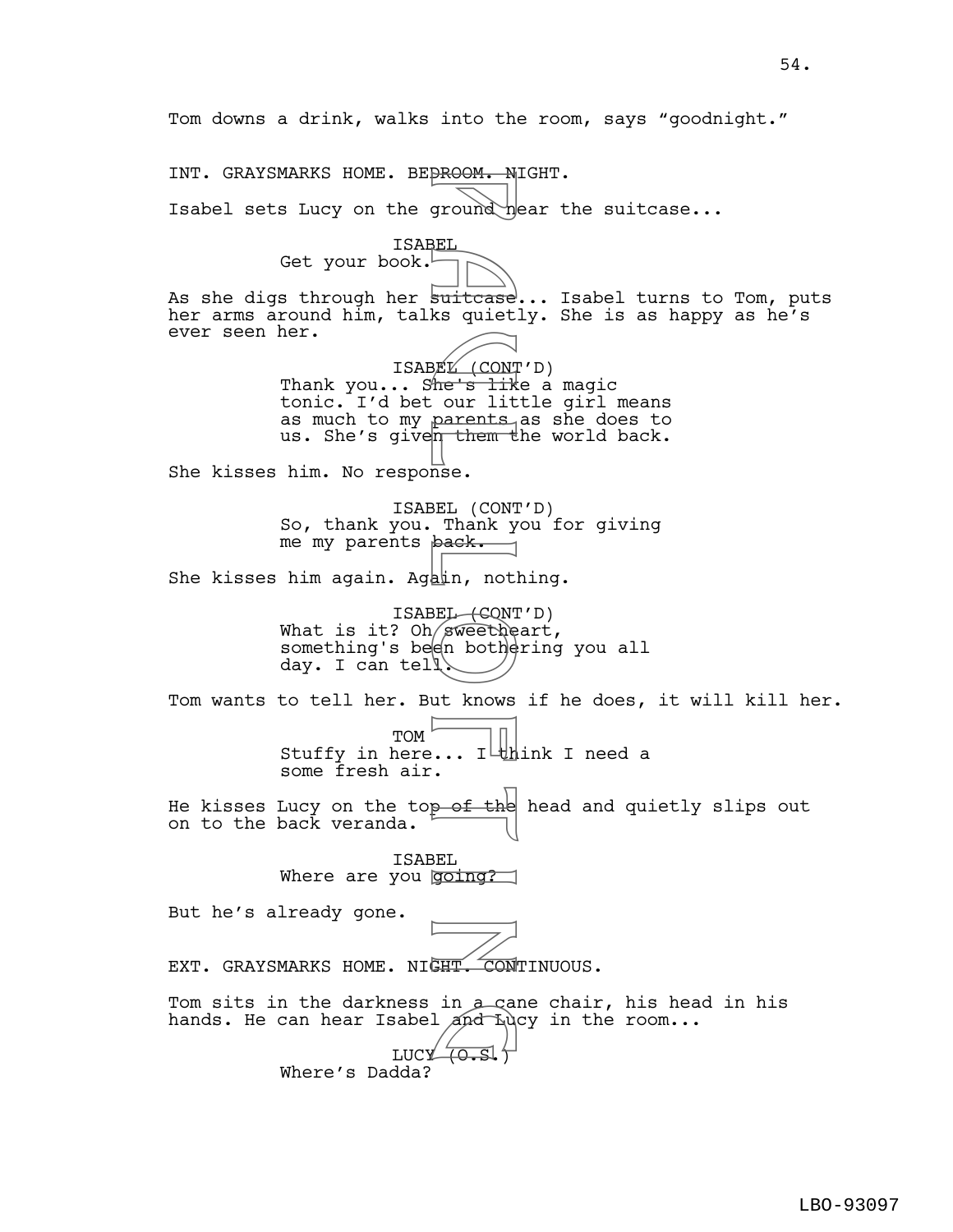Tom downs a drink, walks into the room, says “goodnight.”

INT. GRAYSMARKS HOME. BEDROOM. NIGHT.

Isabel sets Lucy on the ground near the suitcase...

ISABEL

Get your book.

As she digs through her suitcase... Isabel turns to Tom, puts her arms around him, talks quietly. She is as happy as he’s ever seen her.

ISABEL (CONT’D)

Thank you... She's like a magic tonic. I’d bet our little girl means as much to my parents as she does to us. She’s given them the world back.

She kisses him. No response.

ISABEL (CONT’D)

So, thank you. Thank you for giving me my parents back.

She kisses him again. Again, nothing.

ISABEL (CONT’D)

What is it? Oh sweetheart, something's been bothering you all day. I can tell.

Tom wants to tell her. But knows if he does, it will kill her.

TOM

Stuffy in here... I think I need a some fresh air.

He kisses Lucy on the top of the head and quietly slips out on to the back veranda.

ISABEL

Where are you going?

But he’s already gone.

EXT. GRAYSMARKS HOME. NIGHT. CONTINUOUS.

Tom sits in the darkness in a cane chair, his head in his hands. He can hear Isabel and Lucy in the room...

LUCY (O.S.)

Where’s Dadda?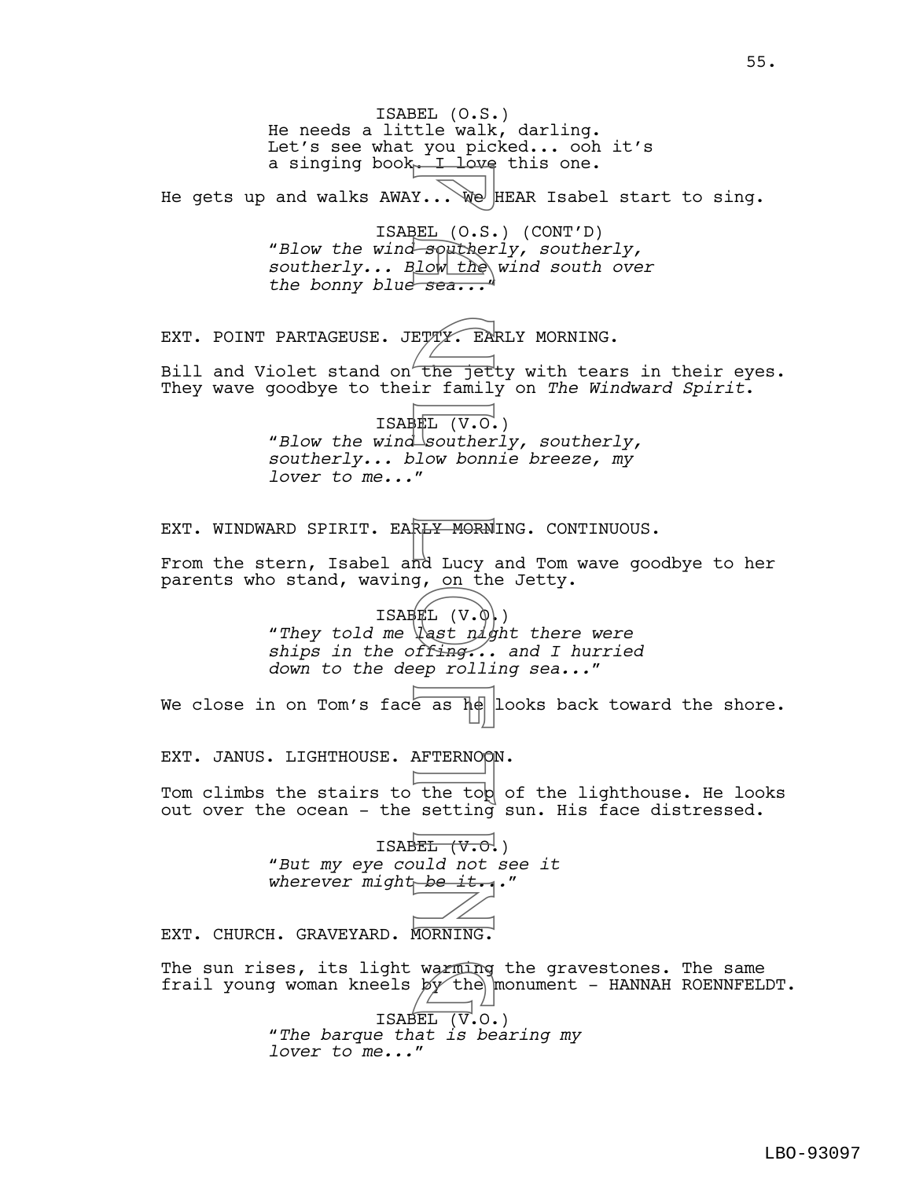ISABEL (O.S.)
He needs a little walk, darling. Let's see what you picked... ooh it's a singing book. I love this one.

He gets up and walks AWAY... We HEAR Isabel start to sing.

ISABEL (O.S.) (CONT'D)
"*Blow the wind southerly, southerly, southerly... Blow the wind south over the bonny blue sea...*"

EXT. POINT PARTAGEUSE. JETTY. EARLY MORNING.

Bill and Violet stand on the jetty with tears in their eyes. They wave goodbye to their family on *The Windward Spirit*.

ISABEL (V.O.)
"*Blow the wind southerly, southerly, southerly... blow bonnie breeze, my lover to me...*"

EXT. WINDWARD SPIRIT. EARLY MORNING. CONTINUOUS.

From the stern, Isabel and Lucy and Tom wave goodbye to her parents who stand, waving, on the Jetty.

ISABEL (V.O.)
"*They told me last night there were ships in the offing... and I hurried down to the deep rolling sea...*"

We close in on Tom's face as he looks back toward the shore.

EXT. JANUS. LIGHTHOUSE. AFTERNOON.

Tom climbs the stairs to the top of the lighthouse. He looks out over the ocean - the setting sun. His face distressed.

ISABEL (V.O.)
"*But my eye could not see it wherever might be it...*"

EXT. CHURCH. GRAVEYARD. MORNING.

The sun rises, its light warming the gravestones. The same frail young woman kneels by the monument - HANNAH ROENNFELDT.

ISABEL (V.O.)
"*The barque that is bearing my lover to me...*"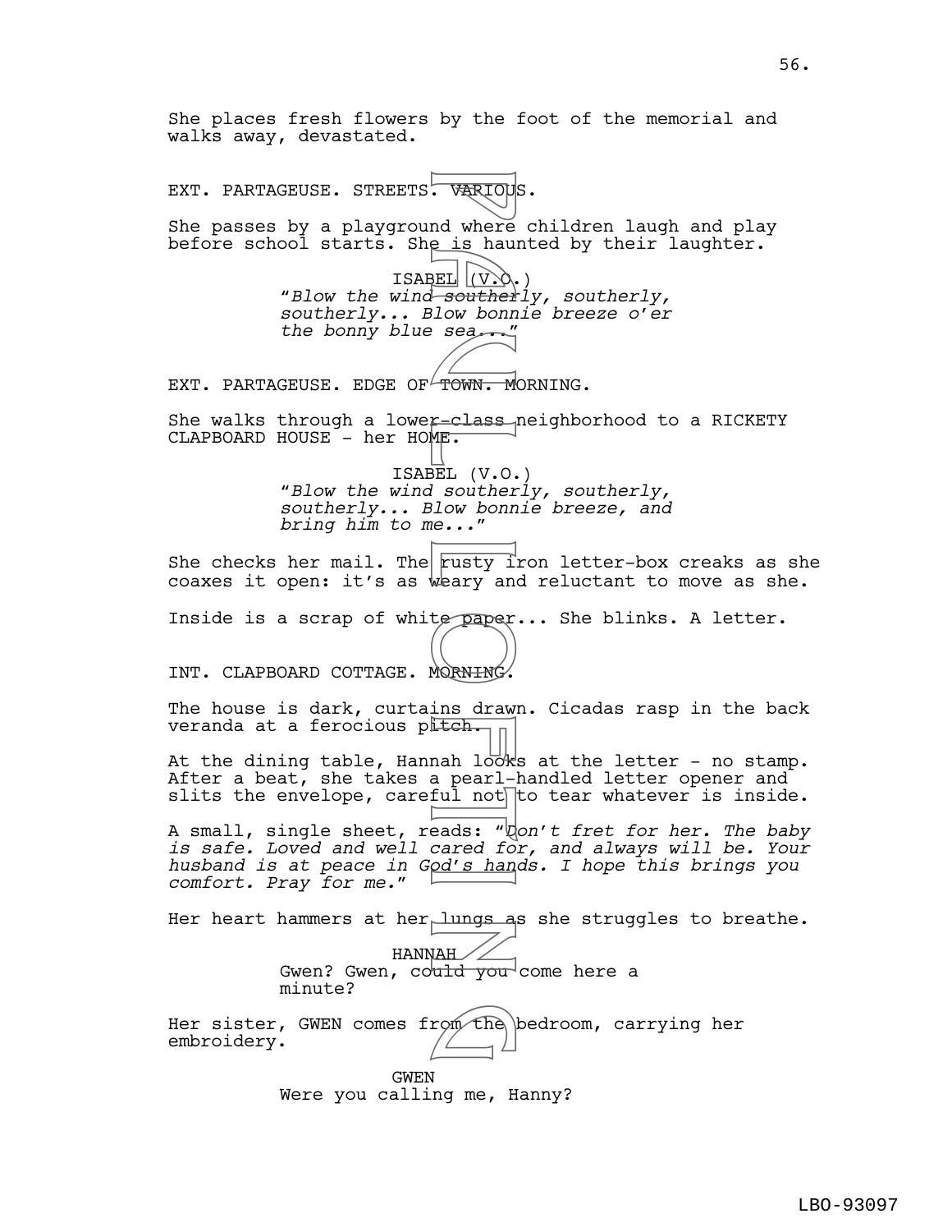She places fresh flowers by the foot of the memorial and walks away, devastated.

EXT. PARTAGEUSE. STREETS. VARIOUS.

She passes by a playground where children laugh and play before school starts. She is haunted by their laughter.

ISABEL (V.O.)
*"Blow the wind southerly, southerly, southerly... Blow bonnie breeze o'er the bonny blue sea..."*

EXT. PARTAGEUSE. EDGE OF TOWN. MORNING.

She walks through a lower-class neighborhood to a RICKETY CLAPBOARD HOUSE - her HOME.

ISABEL (V.O.)
*"Blow the wind southerly, southerly, southerly... Blow bonnie breeze, and bring him to me..."*

She checks her mail. The rusty iron letter-box creaks as she coaxes it open: it's as weary and reluctant to move as she.

Inside is a scrap of white paper... She blinks. A letter.

INT. CLAPBOARD COTTAGE. MORNING.

The house is dark, curtains drawn. Cicadas rasp in the back veranda at a ferocious pitch.

At the dining table, Hannah looks at the letter - no stamp. After a beat, she takes a pearl-handled letter opener and slits the envelope, careful not to tear whatever is inside.

A small, single sheet, reads: "*Don't fret for her. The baby is safe. Loved and well cared for, and always will be. Your husband is at peace in God's hands. I hope this brings you comfort. Pray for me.*"

Her heart hammers at her lungs as she struggles to breathe.

HANNAH
Gwen? Gwen, could you come here a minute?

Her sister, GWEN comes from the bedroom, carrying her embroidery.

GWEN
Were you calling me, Hanny?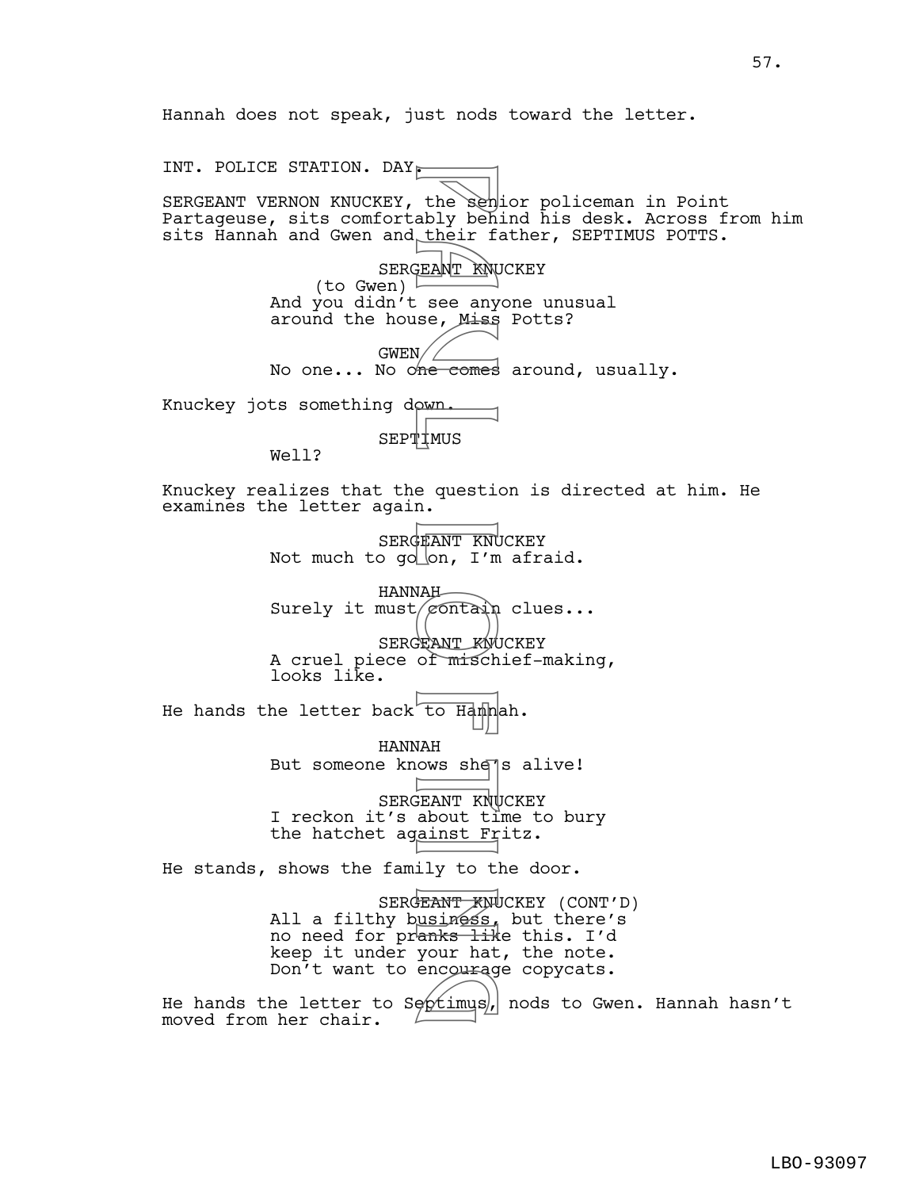Hannah does not speak, just nods toward the letter.

INT. POLICE STATION. DAY.

SERGEANT VERNON KNUCKEY, the senior policeman in Point Partageuse, sits comfortably behind his desk. Across from him sits Hannah and Gwen and their father, SEPTIMUS POTTS.

SERGEANT KNUCKEY
(to Gwen)
And you didn't see anyone unusual around the house, Miss Potts?

GWEN
No one... No one comes around, usually.

Knuckey jots something down.

SEPTIMUS
Well?

Knuckey realizes that the question is directed at him. He examines the letter again.

SERGEANT KNUCKEY
Not much to go on, I'm afraid.

HANNAH
Surely it must contain clues...

SERGEANT KNUCKEY
A cruel piece of mischief-making, looks like.

He hands the letter back to Hannah.

HANNAH
But someone knows she's alive!

SERGEANT KNUCKEY
I reckon it's about time to bury the hatchet against Fritz.

He stands, shows the family to the door.

SERGEANT KNUCKEY (CONT'D)
All a filthy business, but there's no need for pranks like this. I'd keep it under your hat, the note. Don't want to encourage copycats.

He hands the letter to Septimus, nods to Gwen. Hannah hasn't moved from her chair.

LBO-93097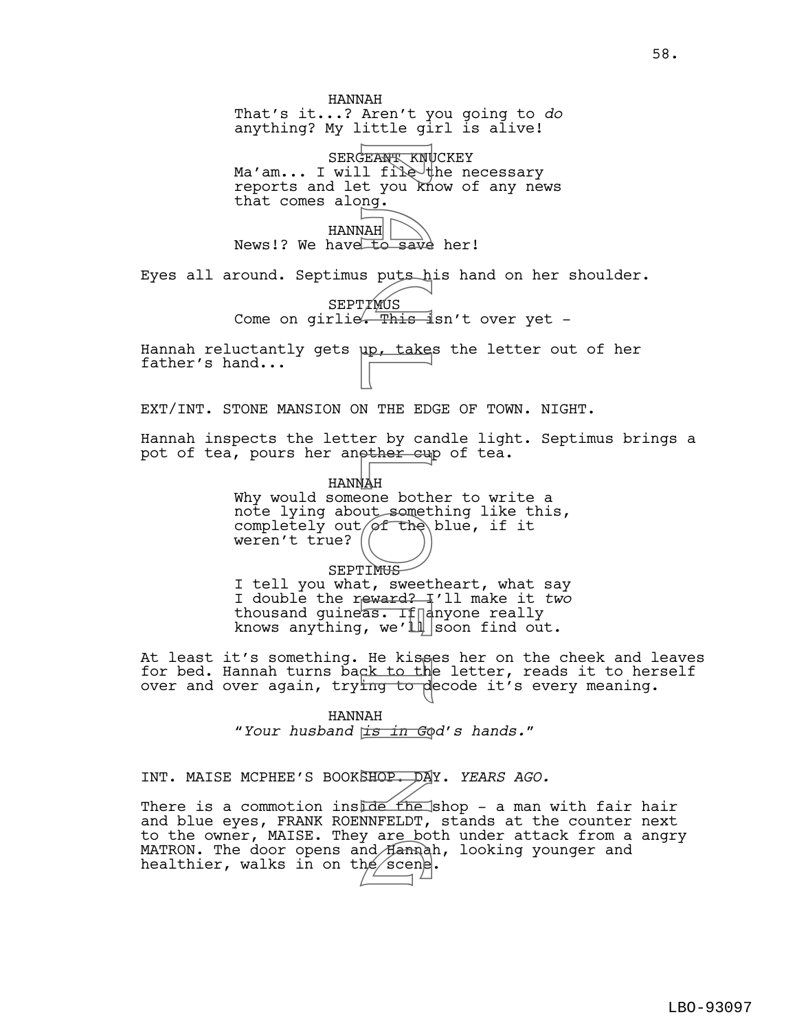HANNAH
That's it...? Aren't you going to *do* anything? My little girl is alive!

SERGEANT KNUCKEY
Ma'am... I will file the necessary reports and let you know of any news that comes along.

HANNAH
News!? We have to save her!

Eyes all around. Septimus puts his hand on her shoulder.

SEPTIMUS
Come on girlie. This isn't over yet -

Hannah reluctantly gets up, takes the letter out of her father's hand...

EXT/INT. STONE MANSION ON THE EDGE OF TOWN. NIGHT.

Hannah inspects the letter by candle light. Septimus brings a pot of tea, pours her another cup of tea.

HANNAH
Why would someone bother to write a note lying about something like this, completely out of the blue, if it weren't true?

SEPTIMUS
I tell you what, sweetheart, what say I double the reward? I'll make it *two* thousand guineas. If anyone really knows anything, we'll soon find out.

At least it's something. He kisses her on the cheek and leaves for bed. Hannah turns back to the letter, reads it to herself over and over again, trying to decode it's every meaning.

HANNAH
"*Your husband is in God's hands.*"

INT. MAISE MCPHEE'S BOOKSHOP. DAY. *YEARS AGO.*

There is a commotion inside the shop - a man with fair hair and blue eyes, FRANK ROENNFELDT, stands at the counter next to the owner, MAISE. They are both under attack from a angry MATRON. The door opens and Hannah, looking younger and healthier, walks in on the scene.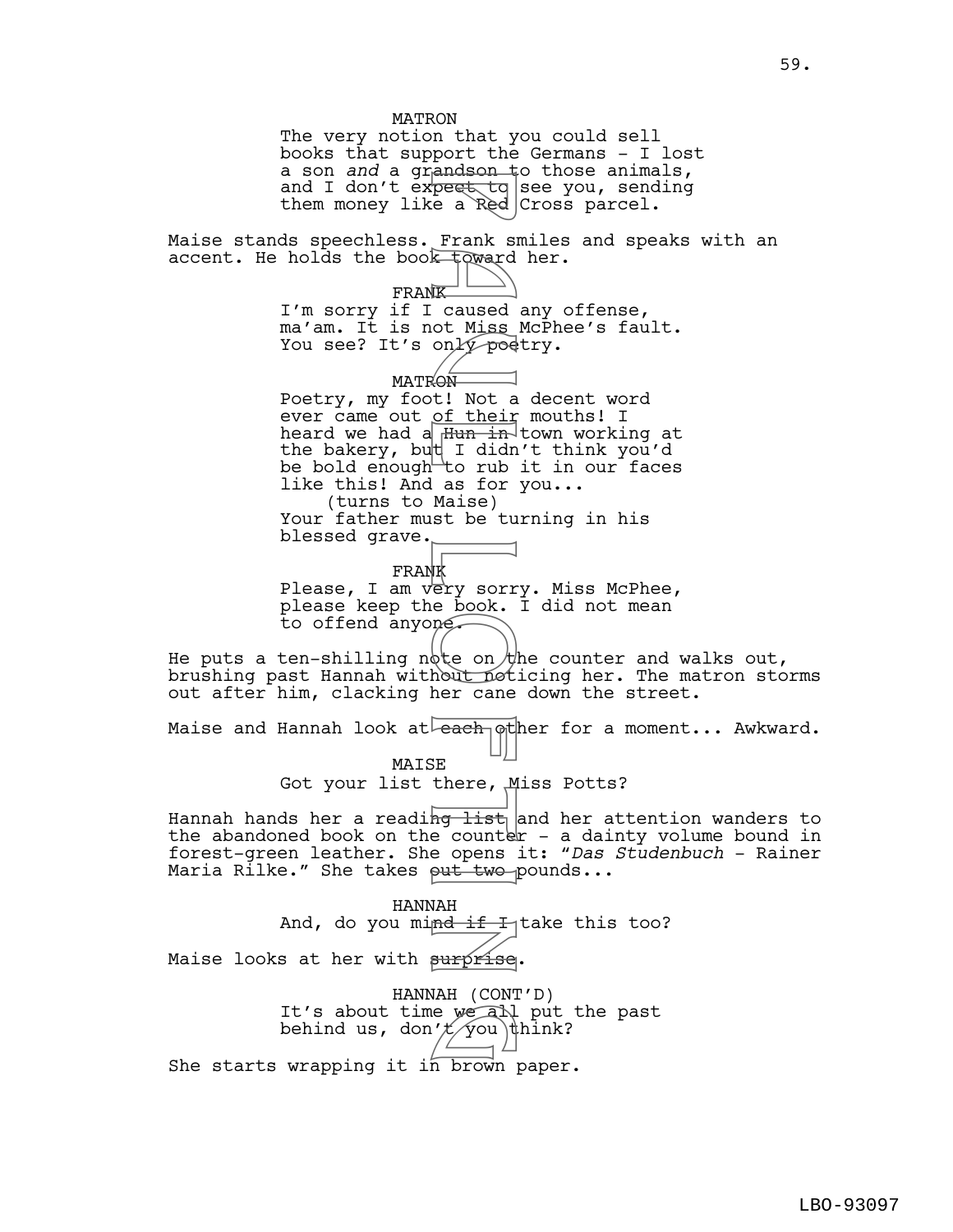MATRON
The very notion that you could sell books that support the Germans - I lost a son *and* a grandson to those animals, and I don't expect to see you, sending them money like a Red Cross parcel.

Maise stands speechless. Frank smiles and speaks with an accent. He holds the book toward her.

FRANK
I'm sorry if I caused any offense, ma'am. It is not Miss McPhee's fault. You see? It's only poetry.

MATRON
Poetry, my foot! Not a decent word ever came out of their mouths! I heard we had a Hun in town working at the bakery, but I didn't think you'd be bold enough to rub it in our faces like this! And as for you...
(turns to Maise)
Your father must be turning in his blessed grave.

FRANK
Please, I am very sorry. Miss McPhee, please keep the book. I did not mean to offend anyone.

He puts a ten-shilling note on the counter and walks out, brushing past Hannah without noticing her. The matron storms out after him, clacking her cane down the street.

Maise and Hannah look at each other for a moment... Awkward.

MAISE
Got your list there, Miss Potts?

Hannah hands her a reading list and her attention wanders to the abandoned book on the counter - a dainty volume bound in forest-green leather. She opens it: "*Das Studenbuch* - Rainer Maria Rilke." She takes out two pounds...

HANNAH
And, do you mind if I take this too?

Maise looks at her with surprise.

HANNAH (CONT'D)
It's about time we all put the past behind us, don't you think?

She starts wrapping it in brown paper.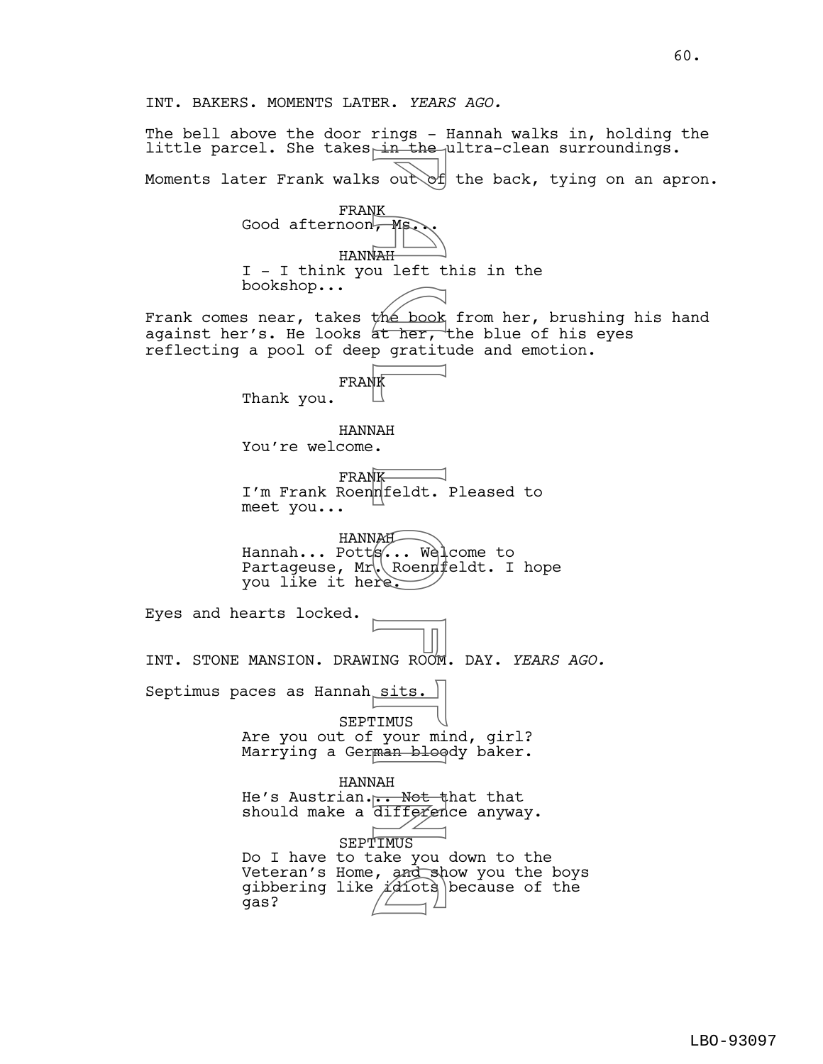INT. BAKERS. MOMENTS LATER. *YEARS AGO.*

The bell above the door rings - Hannah walks in, holding the little parcel. She takes in the ultra-clean surroundings.

Moments later Frank walks out of the back, tying on an apron.

FRANK
Good afternoon, Ms...

HANNAH
I - I think you left this in the bookshop...

Frank comes near, takes the book from her, brushing his hand against her's. He looks at her, the blue of his eyes reflecting a pool of deep gratitude and emotion.

FRANK
Thank you.

HANNAH
You're welcome.

FRANK
I'm Frank Roennfeldt. Pleased to meet you...

HANNAH
Hannah... Potts... Welcome to Partageuse, Mr. Roennfeldt. I hope you like it here.

Eyes and hearts locked.

INT. STONE MANSION. DRAWING ROOM. DAY. *YEARS AGO.*

Septimus paces as Hannah sits.

SEPTIMUS
Are you out of your mind, girl? Marrying a German bloody baker.

HANNAH
He's Austrian... Not that that should make a difference anyway.

SEPTIMUS
Do I have to take you down to the Veteran's Home, and show you the boys gibbering like idiots because of the gas?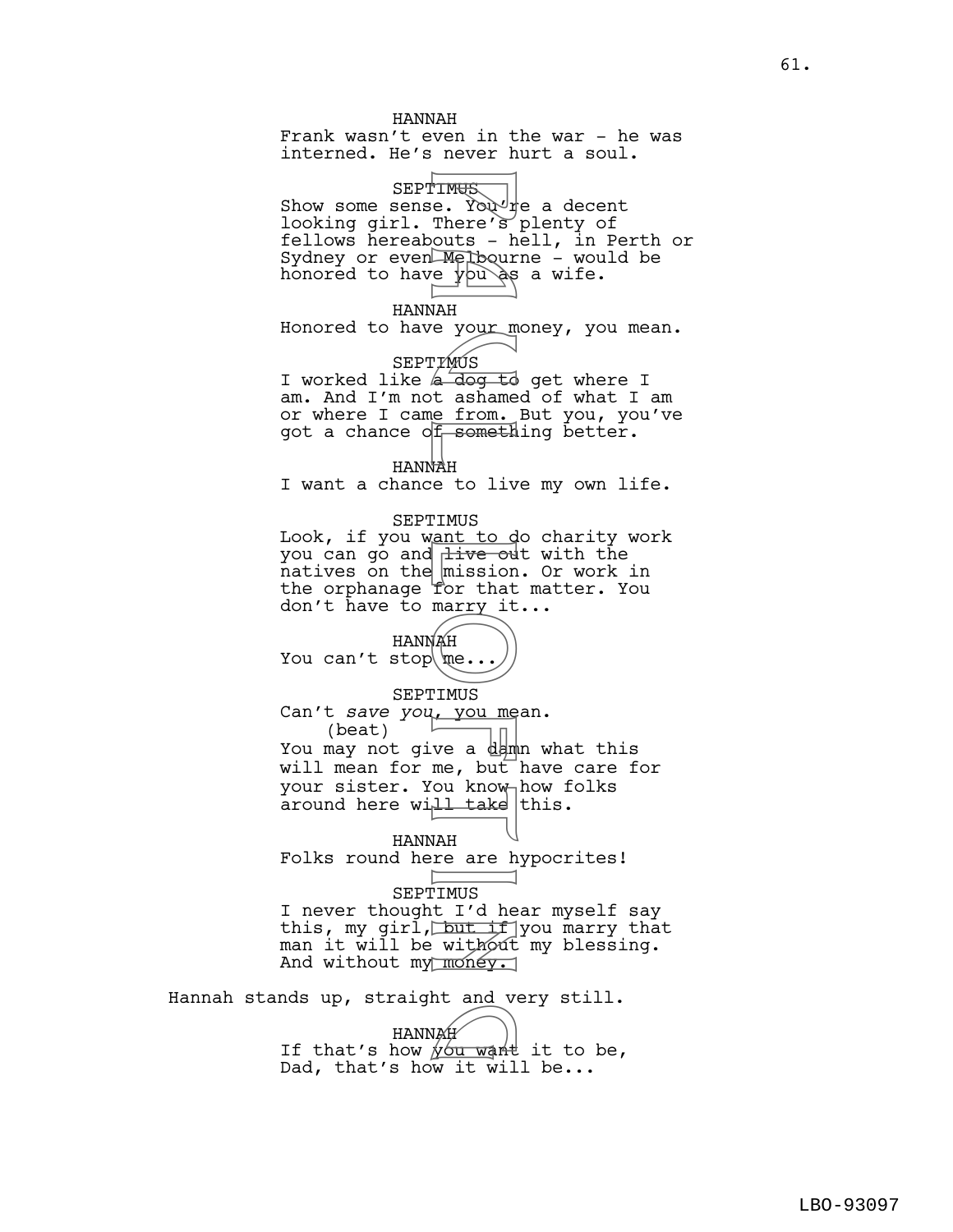HANNAH
Frank wasn't even in the war - he was interned. He's never hurt a soul.

SEPTIMUS
Show some sense. You're a decent looking girl. There's plenty of fellows hereabouts - hell, in Perth or Sydney or even Melbourne - would be honored to have you as a wife.

HANNAH
Honored to have your money, you mean.

SEPTIMUS
I worked like a dog to get where I am. And I'm not ashamed of what I am or where I came from. But you, you've got a chance of something better.

HANNAH
I want a chance to live my own life.

SEPTIMUS
Look, if you want to do charity work you can go and live out with the natives on the mission. Or work in the orphanage for that matter. You don't have to marry it...

HANNAH
You can't stop me...

SEPTIMUS
Can't *save you*, you mean.
(beat)
You may not give a damn what this will mean for me, but have care for your sister. You know how folks around here will take this.

HANNAH
Folks round here are hypocrites!

SEPTIMUS
I never thought I'd hear myself say this, my girl, but if you marry that man it will be without my blessing. And without my money.

Hannah stands up, straight and very still.

HANNAH
If that's how you want it to be, Dad, that's how it will be...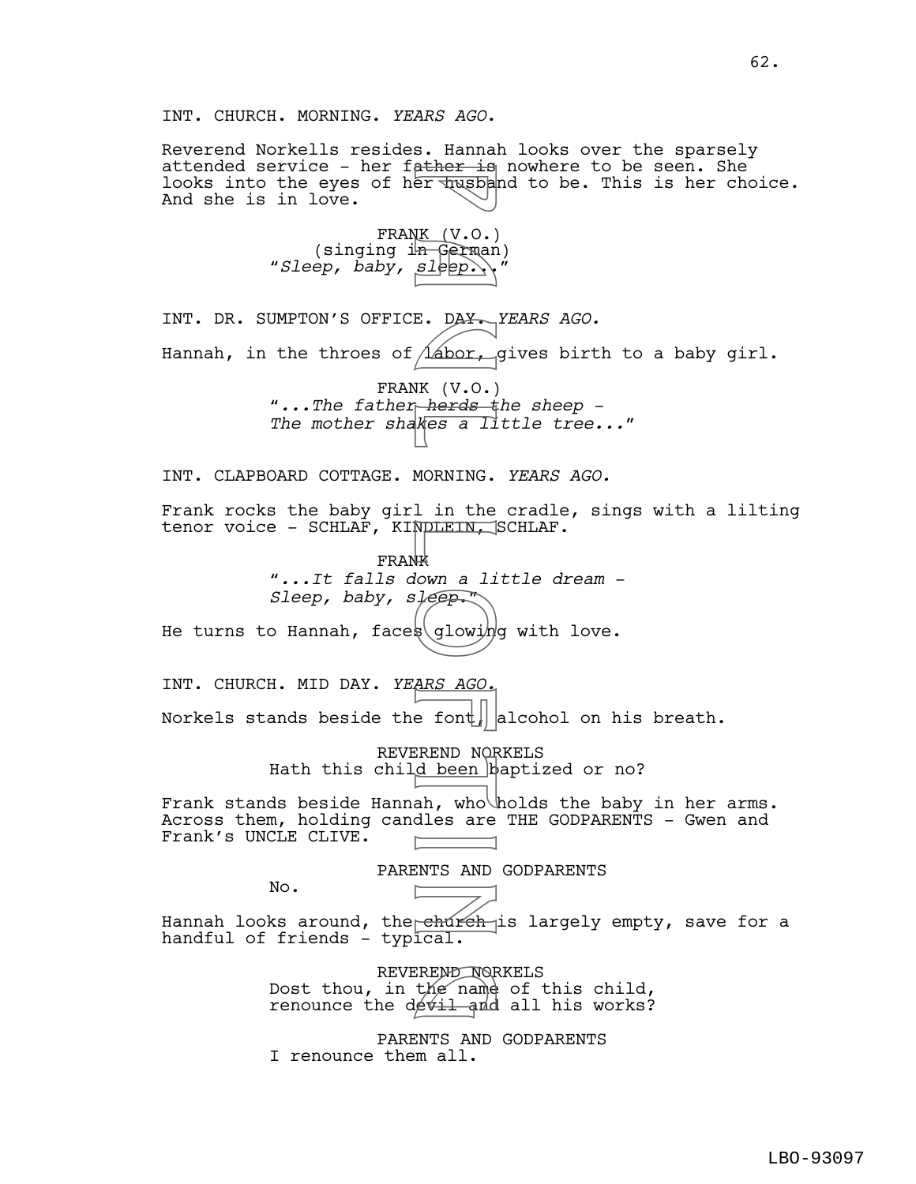INT. CHURCH. MORNING. *YEARS AGO.*

Reverend Norkells resides. Hannah looks over the sparsely attended service - her father is nowhere to be seen. She looks into the eyes of her husband to be. This is her choice. And she is in love.

FRANK (V.O.)
(singing in German)
*"Sleep, baby, sleep..."*

INT. DR. SUMPTON'S OFFICE. DAY. *YEARS AGO.*

Hannah, in the throes of labor, gives birth to a baby girl.

FRANK (V.O.)
*"...The father herds the sheep -*
*The mother shakes a little tree..."*

INT. CLAPBOARD COTTAGE. MORNING. *YEARS AGO.*

Frank rocks the baby girl in the cradle, sings with a lilting tenor voice - SCHLAF, KINDLEIN, SCHLAF.

FRANK
*"...It falls down a little dream -*
*Sleep, baby, sleep."*

He turns to Hannah, faces glowing with love.

INT. CHURCH. MID DAY. *YEARS AGO.*

Norkels stands beside the font, alcohol on his breath.

REVEREND NORKELS
Hath this child been baptized or no?

Frank stands beside Hannah, who holds the baby in her arms. Across them, holding candles are THE GODPARENTS - Gwen and Frank's UNCLE CLIVE.

PARENTS AND GODPARENTS
No.

Hannah looks around, the church is largely empty, save for a handful of friends - typical.

REVEREND NORKELS
Dost thou, in the name of this child, renounce the devil and all his works?

PARENTS AND GODPARENTS
I renounce them all.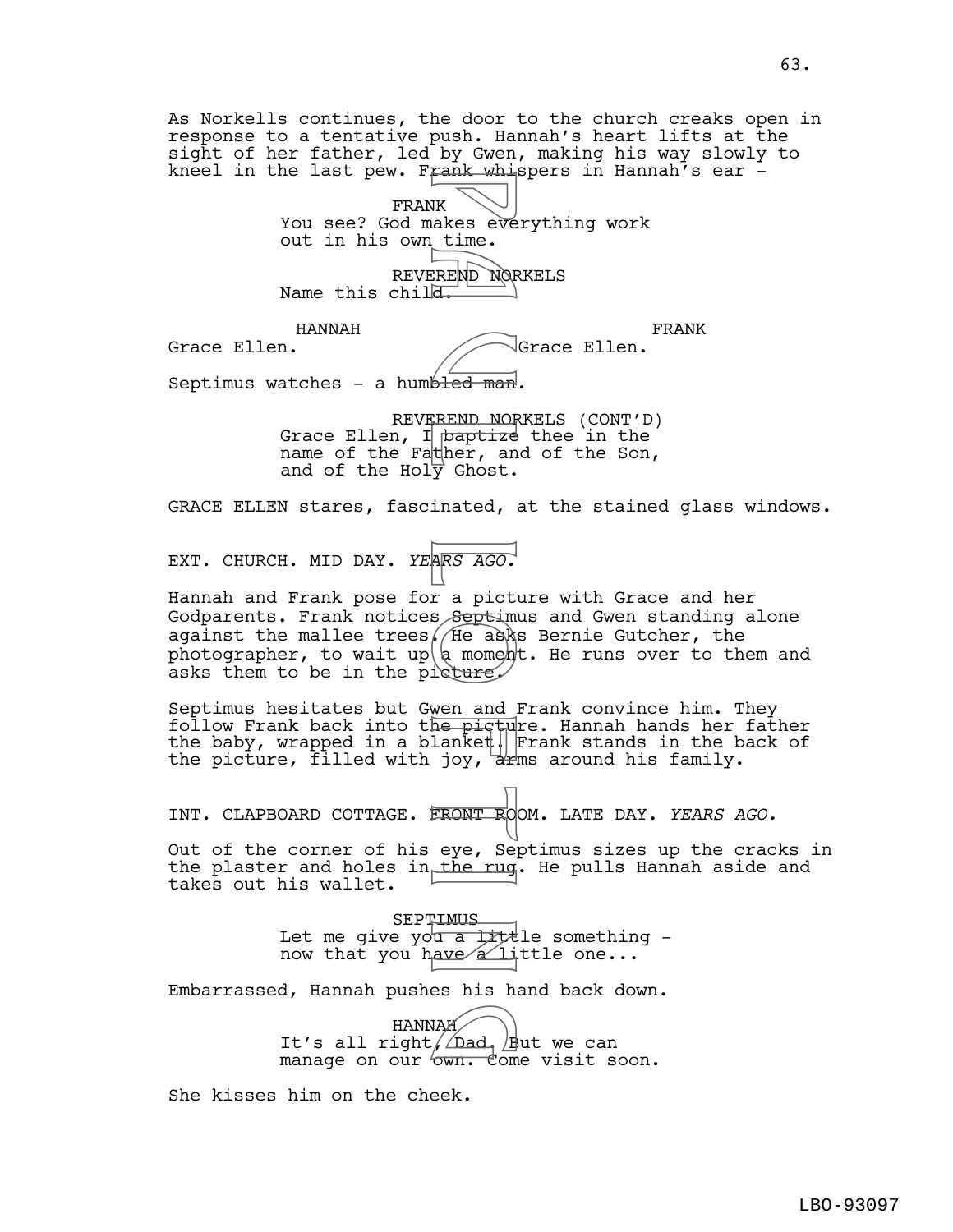As Norkells continues, the door to the church creaks open in response to a tentative push. Hannah's heart lifts at the sight of her father, led by Gwen, making his way slowly to kneel in the last pew. Frank whispers in Hannah's ear -

FRANK
You see? God makes everything work out in his own time.

REVEREND NORKELS
Name this child.

HANNAH
Grace Ellen.

FRANK
Grace Ellen.

Septimus watches - a humbled man.

REVEREND NORKELS (CONT'D)
Grace Ellen, I baptize thee in the name of the Father, and of the Son, and of the Holy Ghost.

GRACE ELLEN stares, fascinated, at the stained glass windows.

EXT. CHURCH. MID DAY. *YEARS AGO.*

Hannah and Frank pose for a picture with Grace and her Godparents. Frank notices Septimus and Gwen standing alone against the mallee trees. He asks Bernie Gutcher, the photographer, to wait up a moment. He runs over to them and asks them to be in the picture.

Septimus hesitates but Gwen and Frank convince him. They follow Frank back into the picture. Hannah hands her father the baby, wrapped in a blanket. Frank stands in the back of the picture, filled with joy, arms around his family.

INT. CLAPBOARD COTTAGE. FRONT ROOM. LATE DAY. *YEARS AGO.*

Out of the corner of his eye, Septimus sizes up the cracks in the plaster and holes in the rug. He pulls Hannah aside and takes out his wallet.

SEPTIMUS
Let me give you a little something - now that you have a little one...

Embarrassed, Hannah pushes his hand back down.

HANNAH
It's all right, Dad. But we can manage on our own. Come visit soon.

She kisses him on the cheek.

LBO-93097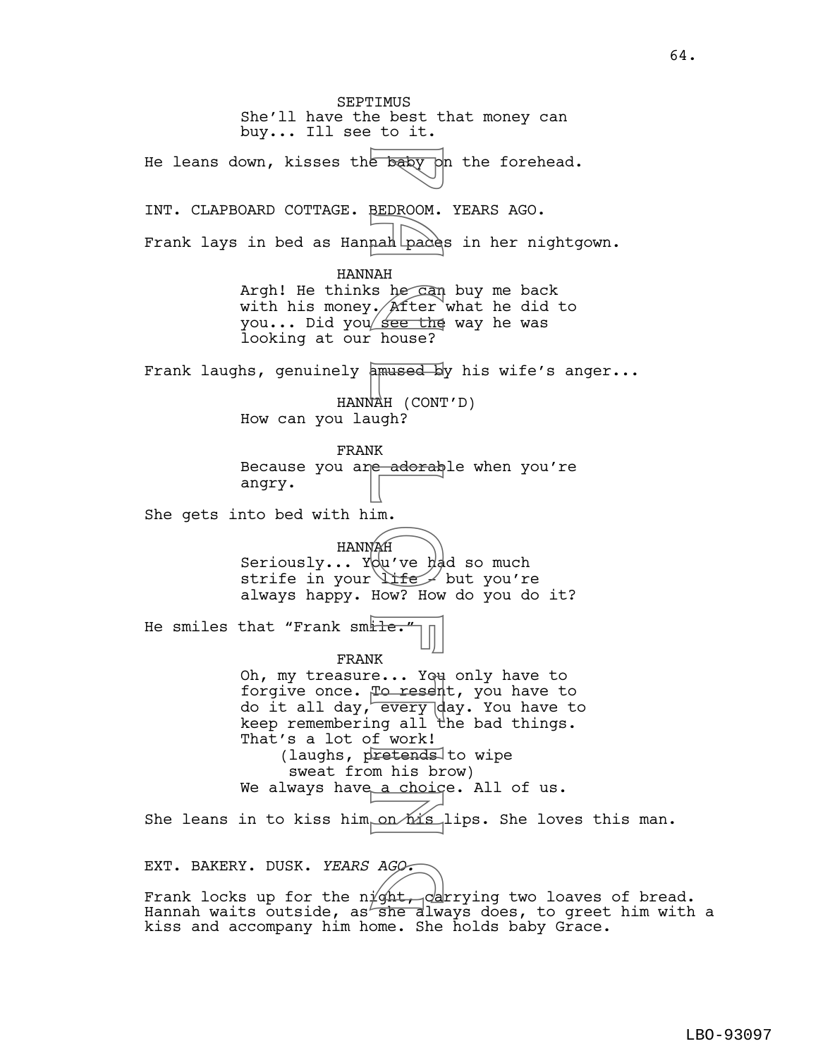SEPTIMUS

She'll have the best that money can buy... Ill see to it.

He leans down, kisses the baby on the forehead.

INT. CLAPBOARD COTTAGE. BEDROOM. YEARS AGO.

Frank lays in bed as Hannah paces in her nightgown.

HANNAH

Argh! He thinks he can buy me back with his money. After what he did to you... Did you see the way he was looking at our house?

Frank laughs, genuinely amused by his wife's anger...

HANNAH (CONT'D)

How can you laugh?

FRANK

Because you are adorable when you're angry.

She gets into bed with him.

HANNAH

Seriously... You've had so much strife in your life - but you're always happy. How? How do you do it?

He smiles that "Frank smile."

FRANK

Oh, my treasure... You only have to forgive once. To resent, you have to do it all day, every day. You have to keep remembering all the bad things. That's a lot of work!

(laughs, pretends to wipe sweat from his brow)

We always have a choice. All of us.

She leans in to kiss him on his lips. She loves this man.

EXT. BAKERY. DUSK. *YEARS AGO.*

Frank locks up for the night, carrying two loaves of bread. Hannah waits outside, as she always does, to greet him with a kiss and accompany him home. She holds baby Grace.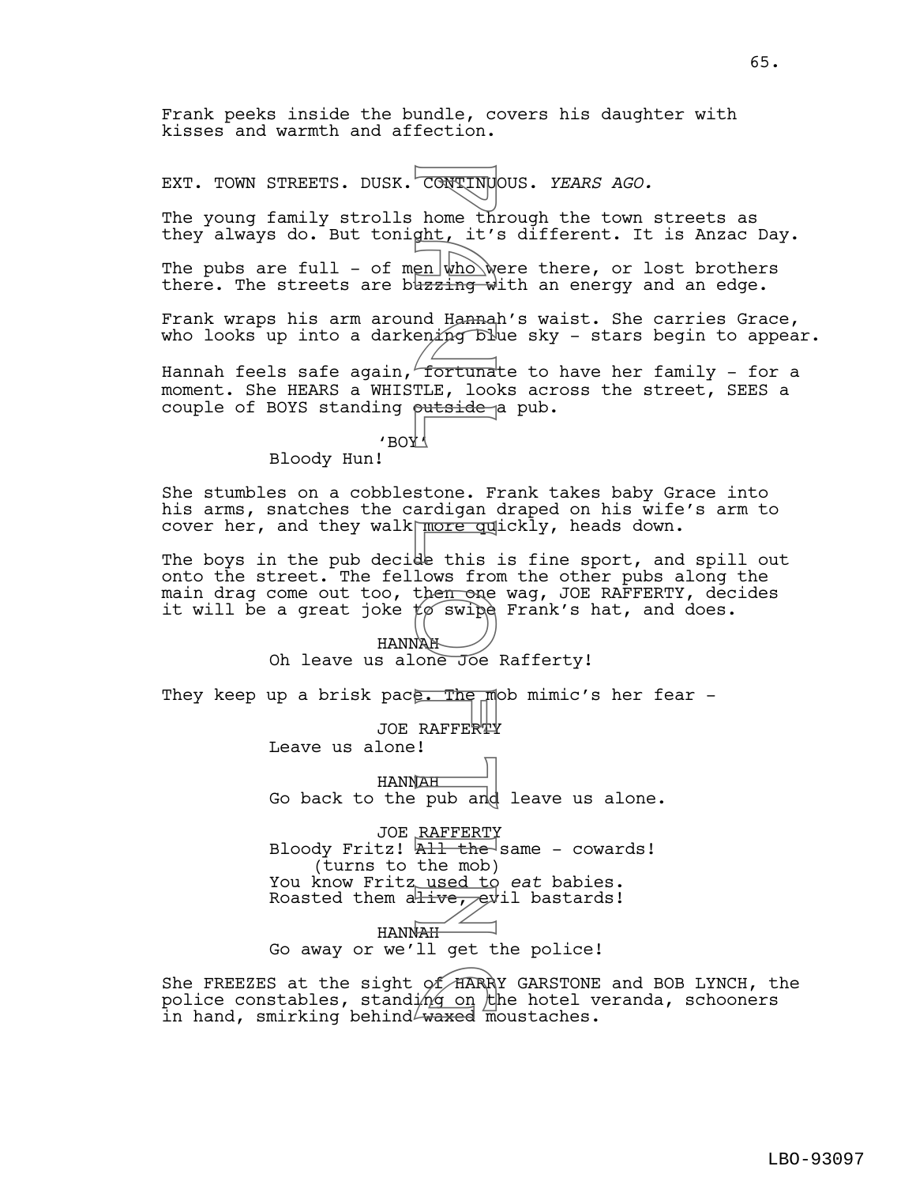Frank peeks inside the bundle, covers his daughter with kisses and warmth and affection.

EXT. TOWN STREETS. DUSK. CONTINUOUS. *YEARS AGO.*

The young family strolls home through the town streets as they always do. But tonight, it's different. It is Anzac Day.

The pubs are full - of men who were there, or lost brothers there. The streets are buzzing with an energy and an edge.

Frank wraps his arm around Hannah's waist. She carries Grace, who looks up into a darkening blue sky - stars begin to appear.

Hannah feels safe again, fortunate to have her family - for a moment. She HEARS a WHISTLE, looks across the street, SEES a couple of BOYS standing outside a pub.

'BOY'

Bloody Hun!

She stumbles on a cobblestone. Frank takes baby Grace into his arms, snatches the cardigan draped on his wife's arm to cover her, and they walk more quickly, heads down.

The boys in the pub decide this is fine sport, and spill out onto the street. The fellows from the other pubs along the main drag come out too, then one wag, JOE RAFFERTY, decides it will be a great joke to swipe Frank's hat, and does.

HANNAH

Oh leave us alone Joe Rafferty!

They keep up a brisk pace. The mob mimic's her fear -

JOE RAFFERTY

Leave us alone!

HANNAH

Go back to the pub and leave us alone.

JOE RAFFERTY

Bloody Fritz! All the same - cowards!
(turns to the mob)
You know Fritz used to *eat* babies.
Roasted them alive, evil bastards!

HANNAH

Go away or we'll get the police!

She FREEZES at the sight of HARRY GARSTONE and BOB LYNCH, the police constables, standing on the hotel veranda, schooners in hand, smirking behind waxed moustaches.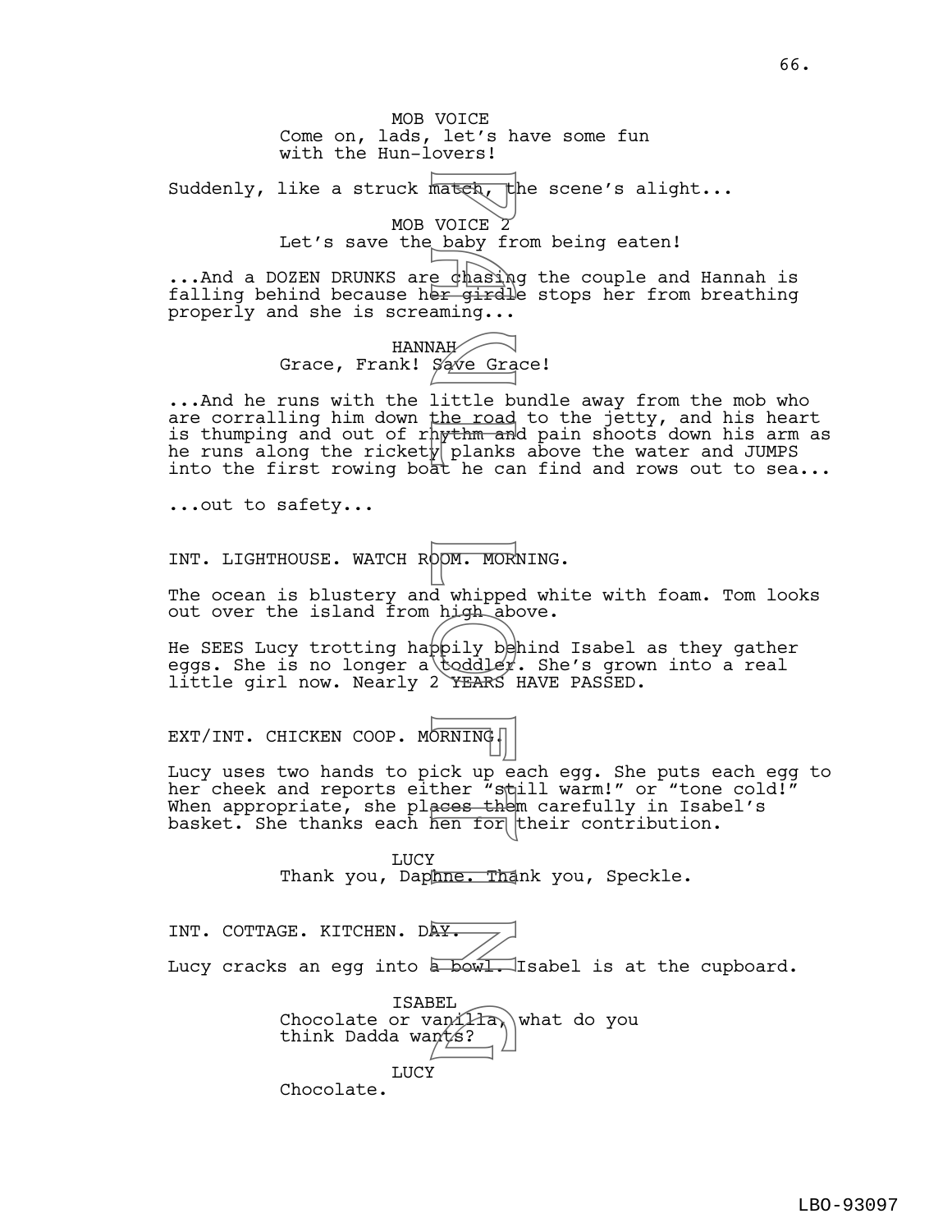MOB VOICE
Come on, lads, let's have some fun with the Hun-lovers!

Suddenly, like a struck match, the scene's alight...

MOB VOICE 2
Let's save the baby from being eaten!

...And a DOZEN DRUNKS are chasing the couple and Hannah is falling behind because her girdle stops her from breathing properly and she is screaming...

HANNAH
Grace, Frank! Save Grace!

...And he runs with the little bundle away from the mob who are corralling him down the road to the jetty, and his heart is thumping and out of rhythm and pain shoots down his arm as he runs along the rickety planks above the water and JUMPS into the first rowing boat he can find and rows out to sea...

...out to safety...

INT. LIGHTHOUSE. WATCH ROOM. MORNING.

The ocean is blustery and whipped white with foam. Tom looks out over the island from high above.

He SEES Lucy trotting happily behind Isabel as they gather eggs. She is no longer a toddler. She's grown into a real little girl now. Nearly 2 YEARS HAVE PASSED.

EXT/INT. CHICKEN COOP. MORNING.

Lucy uses two hands to pick up each egg. She puts each egg to her cheek and reports either "still warm!" or "tone cold!" When appropriate, she places them carefully in Isabel's basket. She thanks each hen for their contribution.

LUCY
Thank you, Daphne. Thank you, Speckle.

INT. COTTAGE. KITCHEN. DAY.

Lucy cracks an egg into a bowl. Isabel is at the cupboard.

ISABEL
Chocolate or vanilla, what do you think Dadda wants?

LUCY
Chocolate.

LBO-93097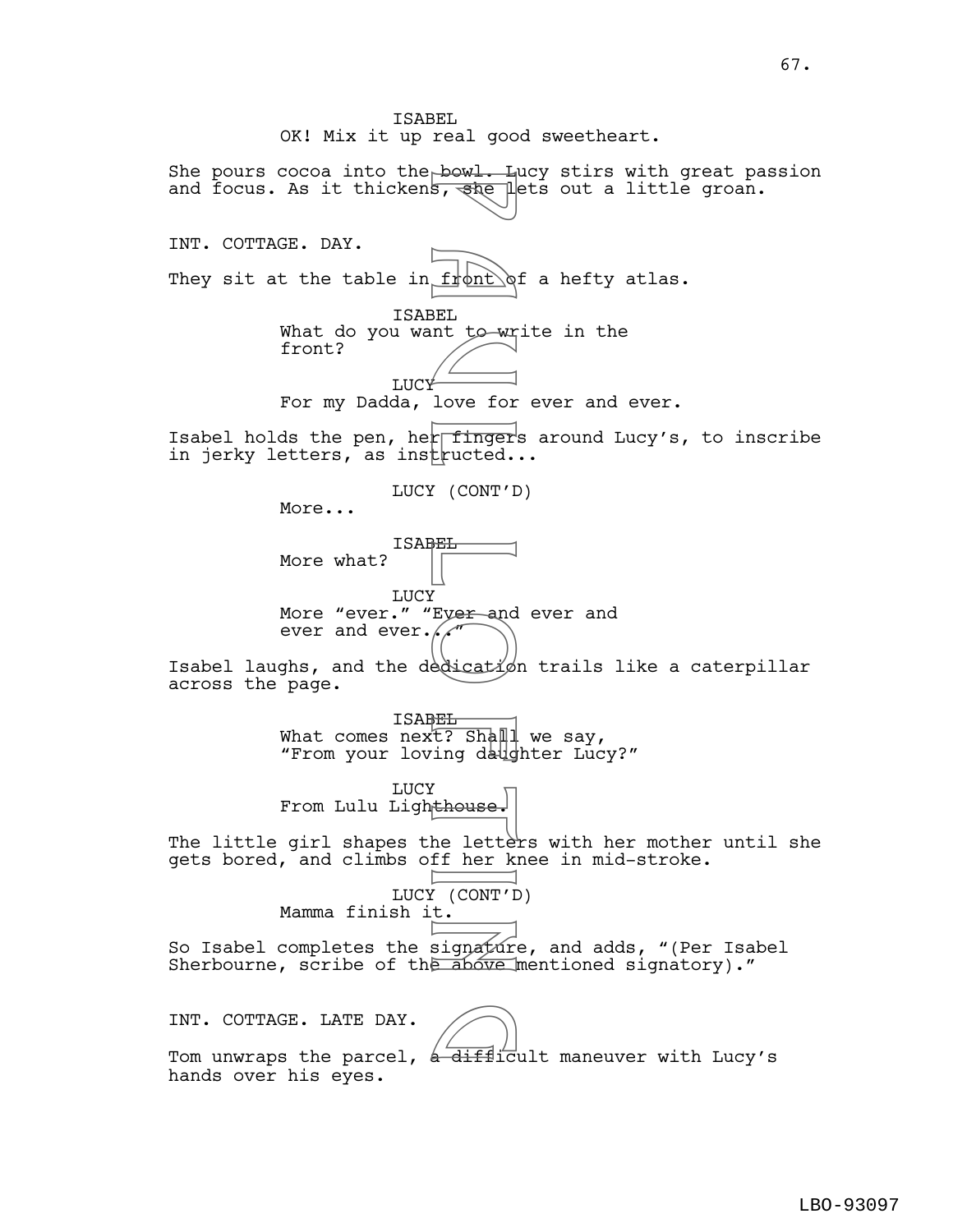ISABEL
OK! Mix it up real good sweetheart.

She pours cocoa into the bowl. Lucy stirs with great passion and focus. As it thickens, she lets out a little groan.

INT. COTTAGE. DAY.

They sit at the table in front of a hefty atlas.

ISABEL
What do you want to write in the front?

LUCY
For my Dadda, love for ever and ever.

Isabel holds the pen, her fingers around Lucy's, to inscribe in jerky letters, as instructed...

LUCY (CONT'D)
More...

ISABEL
More what?

LUCY
More "ever." "Ever and ever and ever and ever..."

Isabel laughs, and the dedication trails like a caterpillar across the page.

ISABEL
What comes next? Shall we say, "From your loving daughter Lucy?"

LUCY
From Lulu Lighthouse.

The little girl shapes the letters with her mother until she gets bored, and climbs off her knee in mid-stroke.

LUCY (CONT'D)
Mamma finish it.

So Isabel completes the signature, and adds, "(Per Isabel Sherbourne, scribe of the above mentioned signatory)."

INT. COTTAGE. LATE DAY.

Tom unwraps the parcel, a difficult maneuver with Lucy's hands over his eyes.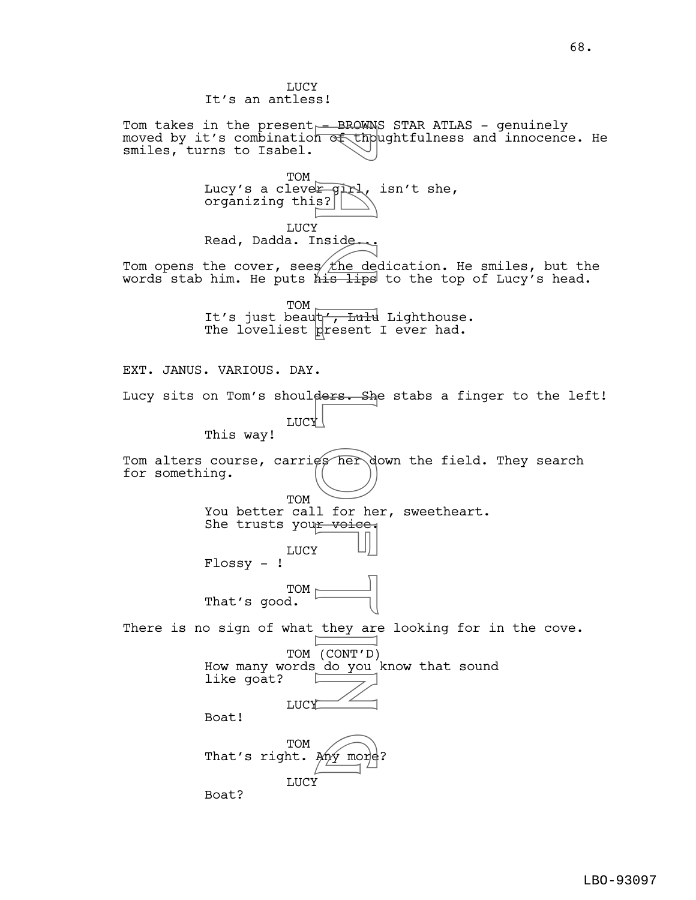LUCY
It's an antless!

Tom takes in the present - BROWNS STAR ATLAS - genuinely moved by it's combination of thoughtfulness and innocence. He smiles, turns to Isabel.

TOM
Lucy's a clever girl, isn't she, organizing this?

LUCY
Read, Dadda. Inside...

Tom opens the cover, sees the dedication. He smiles, but the words stab him. He puts his lips to the top of Lucy's head.

TOM
It's just beaut', Lulu Lighthouse. The loveliest present I ever had.

EXT. JANUS. VARIOUS. DAY.

Lucy sits on Tom's shoulders. She stabs a finger to the left!

LUCY
This way!

Tom alters course, carries her down the field. They search for something.

TOM
You better call for her, sweetheart. She trusts your voice.

LUCY
Flossy - !

TOM
That's good.

There is no sign of what they are looking for in the cove.

TOM (CONT'D)
How many words do you know that sound like goat?

LUCY
Boat!

TOM
That's right. Any more?

LUCY
Boat?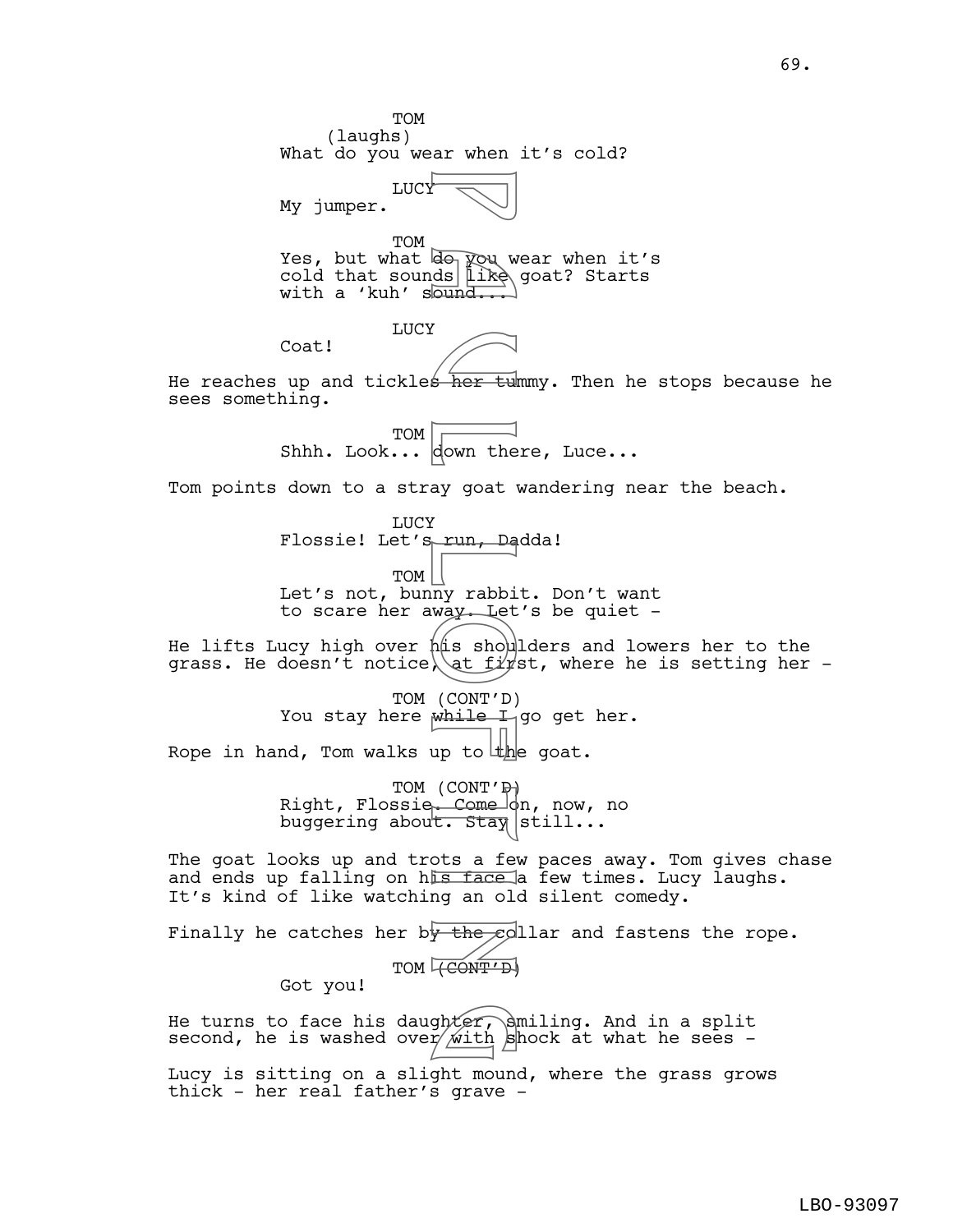TOM
(laughs)
What do you wear when it's cold?

LUCY
My jumper.

TOM
Yes, but what do you wear when it's cold that sounds like goat? Starts with a 'kuh' sound...

LUCY
Coat!

He reaches up and tickles her tummy. Then he stops because he sees something.

TOM
Shhh. Look... down there, Luce...

Tom points down to a stray goat wandering near the beach.

LUCY
Flossie! Let's run, Dadda!

TOM
Let's not, bunny rabbit. Don't want to scare her away. Let's be quiet -

He lifts Lucy high over his shoulders and lowers her to the grass. He doesn't notice, at first, where he is setting her -

TOM (CONT'D)
You stay here while I go get her.

Rope in hand, Tom walks up to the goat.

TOM (CONT'D)
Right, Flossie. Come on, now, no buggering about. Stay still...

The goat looks up and trots a few paces away. Tom gives chase and ends up falling on his face a few times. Lucy laughs. It's kind of like watching an old silent comedy.

Finally he catches her by the collar and fastens the rope.

TOM (CONT'D)
Got you!

He turns to face his daughter, smiling. And in a split second, he is washed over with shock at what he sees -

Lucy is sitting on a slight mound, where the grass grows thick - her real father's grave -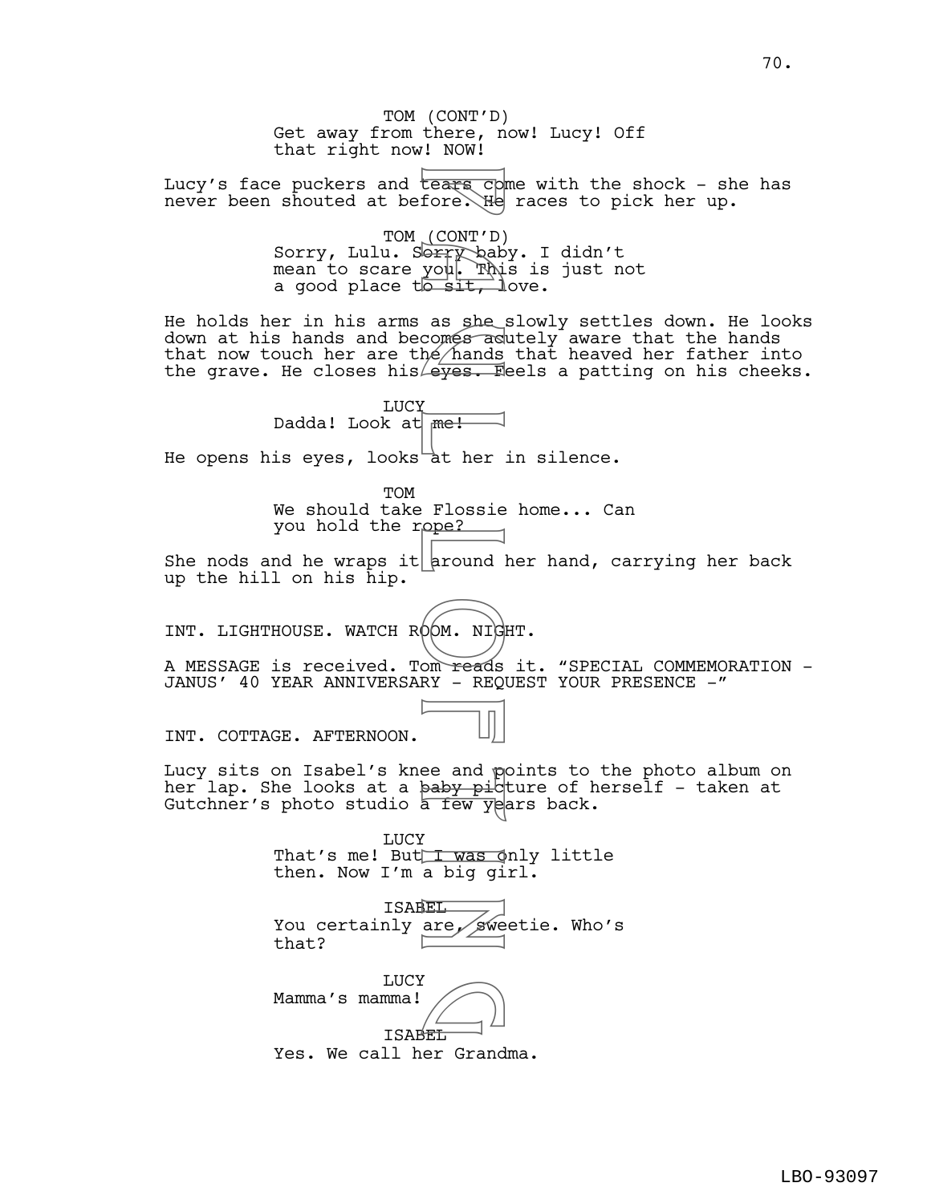TOM (CONT'D)
Get away from there, now! Lucy! Off that right now! NOW!

Lucy's face puckers and tears come with the shock - she has never been shouted at before. He races to pick her up.

TOM (CONT'D)
Sorry, Lulu. Sorry baby. I didn't mean to scare you. This is just not a good place to sit, love.

He holds her in his arms as she slowly settles down. He looks down at his hands and becomes acutely aware that the hands that now touch her are the hands that heaved her father into the grave. He closes his eyes. Feels a patting on his cheeks.

LUCY
Dadda! Look at me!

He opens his eyes, looks at her in silence.

TOM
We should take Flossie home... Can you hold the rope?

She nods and he wraps it around her hand, carrying her back up the hill on his hip.

INT. LIGHTHOUSE. WATCH ROOM. NIGHT.

A MESSAGE is received. Tom reads it. "SPECIAL COMMEMORATION - JANUS' 40 YEAR ANNIVERSARY - REQUEST YOUR PRESENCE -"

INT. COTTAGE. AFTERNOON.

Lucy sits on Isabel's knee and points to the photo album on her lap. She looks at a baby picture of herself - taken at Gutchner's photo studio a few years back.

LUCY
That's me! But I was only little then. Now I'm a big girl.

ISABEL
You certainly are, sweetie. Who's that?

LUCY
Mamma's mamma!

ISABEL
Yes. We call her Grandma.

LBO-93097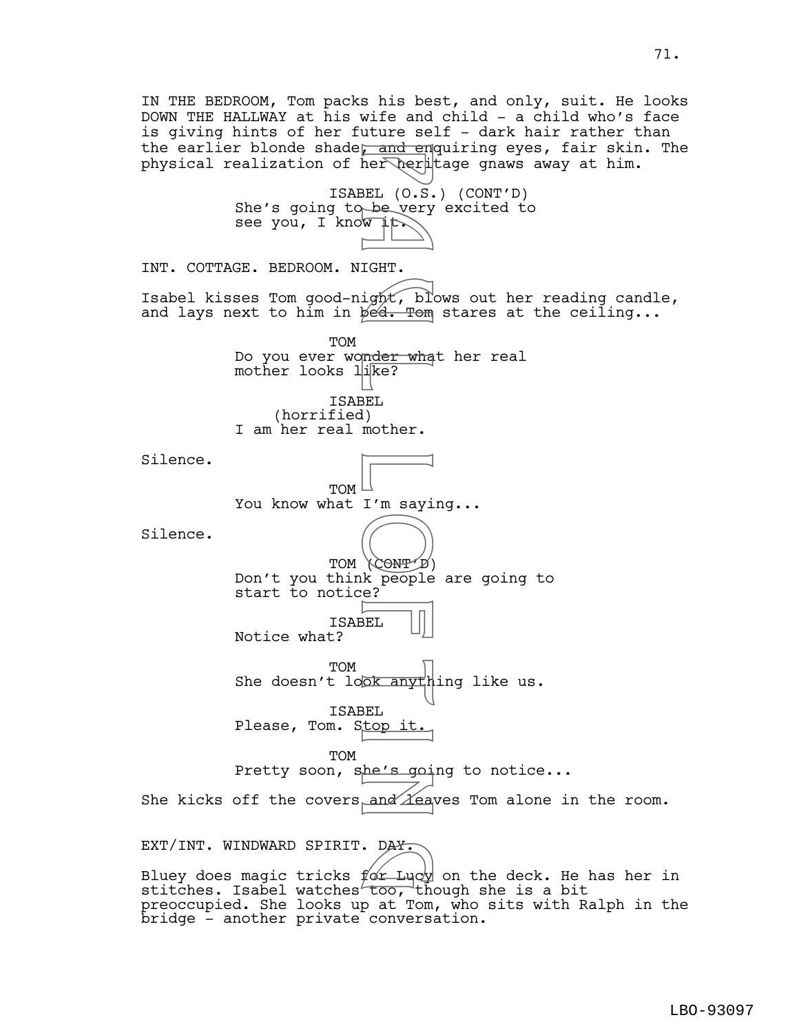IN THE BEDROOM, Tom packs his best, and only, suit. He looks DOWN THE HALLWAY at his wife and child - a child who's face is giving hints of her future self - dark hair rather than the earlier blonde shade, and enquiring eyes, fair skin. The physical realization of her heritage gnaws away at him.

ISABEL (O.S.) (CONT'D)
She's going to be very excited to see you, I know it.

INT. COTTAGE. BEDROOM. NIGHT.

Isabel kisses Tom good-night, blows out her reading candle, and lays next to him in bed. Tom stares at the ceiling...

TOM
Do you ever wonder what her real mother looks like?

ISABEL
(horrified)
I am her real mother.

Silence.

TOM
You know what I'm saying...

Silence.

TOM (CONT'D)
Don't you think people are going to start to notice?

ISABEL
Notice what?

TOM
She doesn't look anything like us.

ISABEL
Please, Tom. Stop it.

TOM
Pretty soon, she's going to notice...

She kicks off the covers and leaves Tom alone in the room.

EXT/INT. WINDWARD SPIRIT. DAY.

Bluey does magic tricks for Lucy on the deck. He has her in stitches. Isabel watches too, though she is a bit preoccupied. She looks up at Tom, who sits with Ralph in the bridge - another private conversation.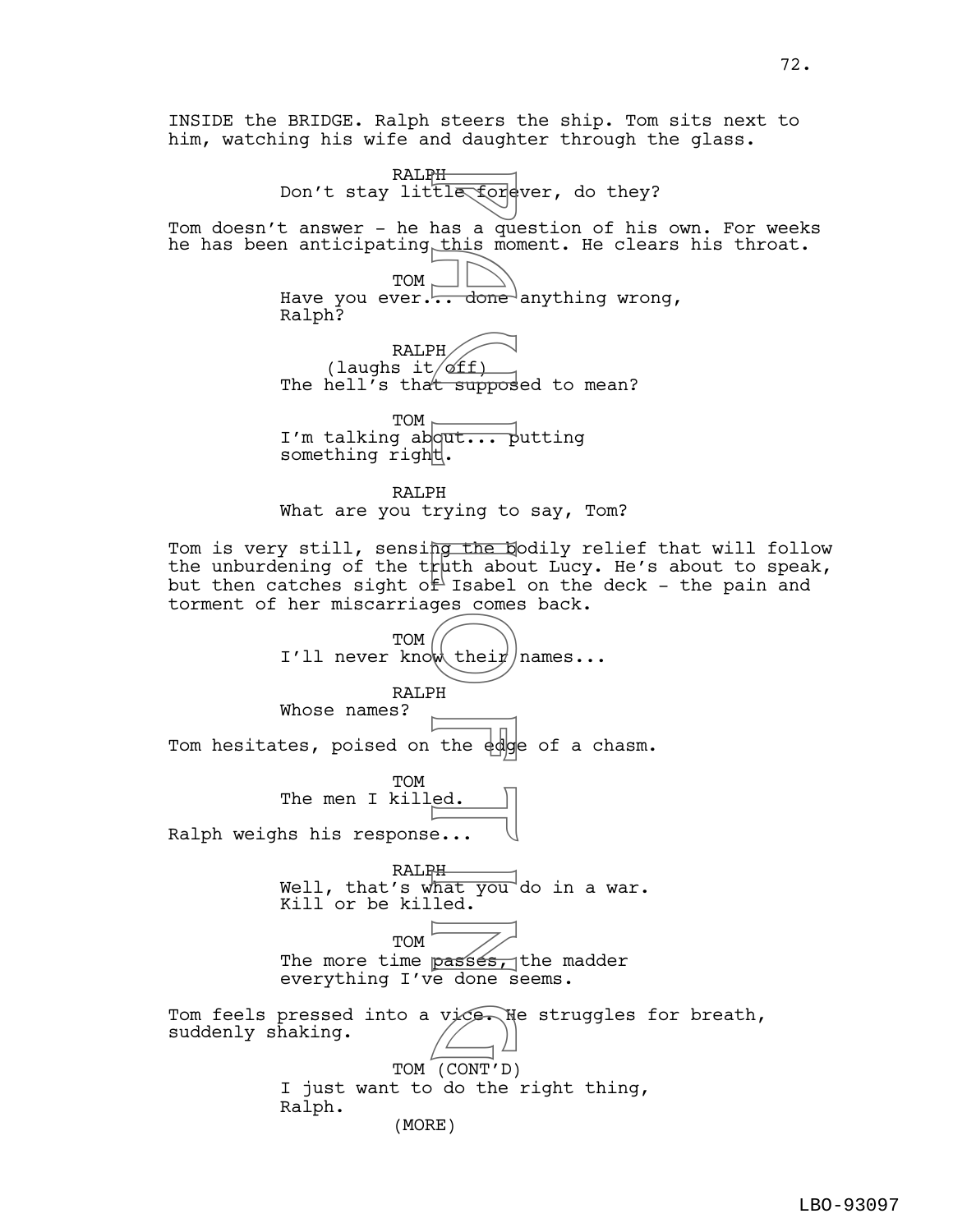INSIDE the BRIDGE. Ralph steers the ship. Tom sits next to him, watching his wife and daughter through the glass.

RALPH
Don't stay little forever, do they?

Tom doesn't answer - he has a question of his own. For weeks he has been anticipating this moment. He clears his throat.

TOM
Have you ever... done anything wrong, Ralph?

RALPH
(laughs it off)
The hell's that supposed to mean?

TOM
I'm talking about... putting something right.

RALPH
What are you trying to say, Tom?

Tom is very still, sensing the bodily relief that will follow the unburdening of the truth about Lucy. He's about to speak, but then catches sight of Isabel on the deck - the pain and torment of her miscarriages comes back.

TOM
I'll never know their names...

RALPH
Whose names?

Tom hesitates, poised on the edge of a chasm.

TOM
The men I killed.

Ralph weighs his response...

RALPH
Well, that's what you do in a war. Kill or be killed.

TOM
The more time passes, the madder everything I've done seems.

Tom feels pressed into a vice. He struggles for breath, suddenly shaking.

TOM (CONT'D)
I just want to do the right thing, Ralph.
(MORE)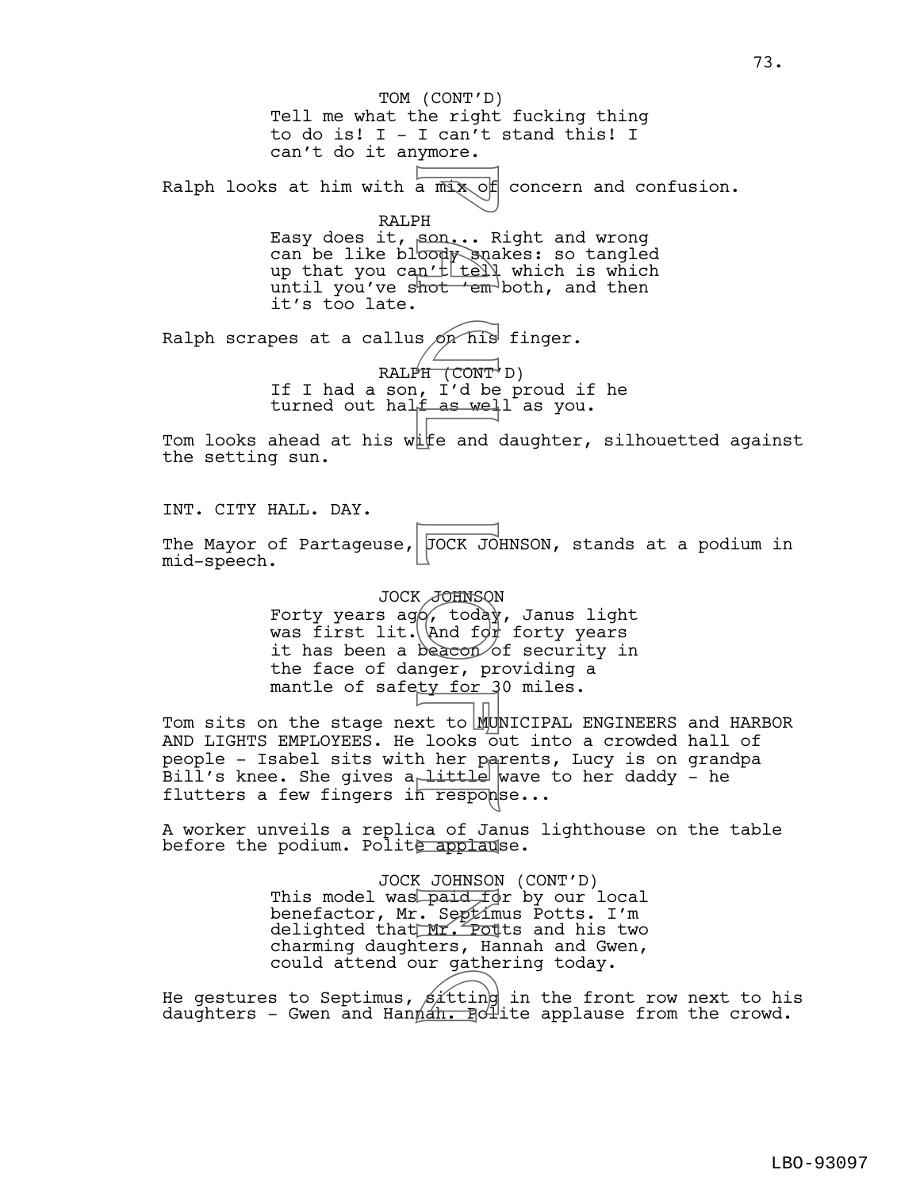TOM (CONT'D)
Tell me what the right fucking thing to do is! I - I can't stand this! I can't do it anymore.

Ralph looks at him with a mix of concern and confusion.

RALPH
Easy does it, son... Right and wrong can be like bloody snakes: so tangled up that you can't tell which is which until you've shot 'em both, and then it's too late.

Ralph scrapes at a callus on his finger.

RALPH (CONT'D)
If I had a son, I'd be proud if he turned out half as well as you.

Tom looks ahead at his wife and daughter, silhouetted against the setting sun.

INT. CITY HALL. DAY.

The Mayor of Partageuse, JOCK JOHNSON, stands at a podium in mid-speech.

JOCK JOHNSON
Forty years ago, today, Janus light was first lit. And for forty years it has been a beacon of security in the face of danger, providing a mantle of safety for 30 miles.

Tom sits on the stage next to MUNICIPAL ENGINEERS and HARBOR AND LIGHTS EMPLOYEES. He looks out into a crowded hall of people - Isabel sits with her parents, Lucy is on grandpa Bill's knee. She gives a little wave to her daddy - he flutters a few fingers in response...

A worker unveils a replica of Janus lighthouse on the table before the podium. Polite applause.

JOCK JOHNSON (CONT'D)
This model was paid for by our local benefactor, Mr. Septimus Potts. I'm delighted that Mr. Potts and his two charming daughters, Hannah and Gwen, could attend our gathering today.

He gestures to Septimus, sitting in the front row next to his daughters - Gwen and Hannah. Polite applause from the crowd.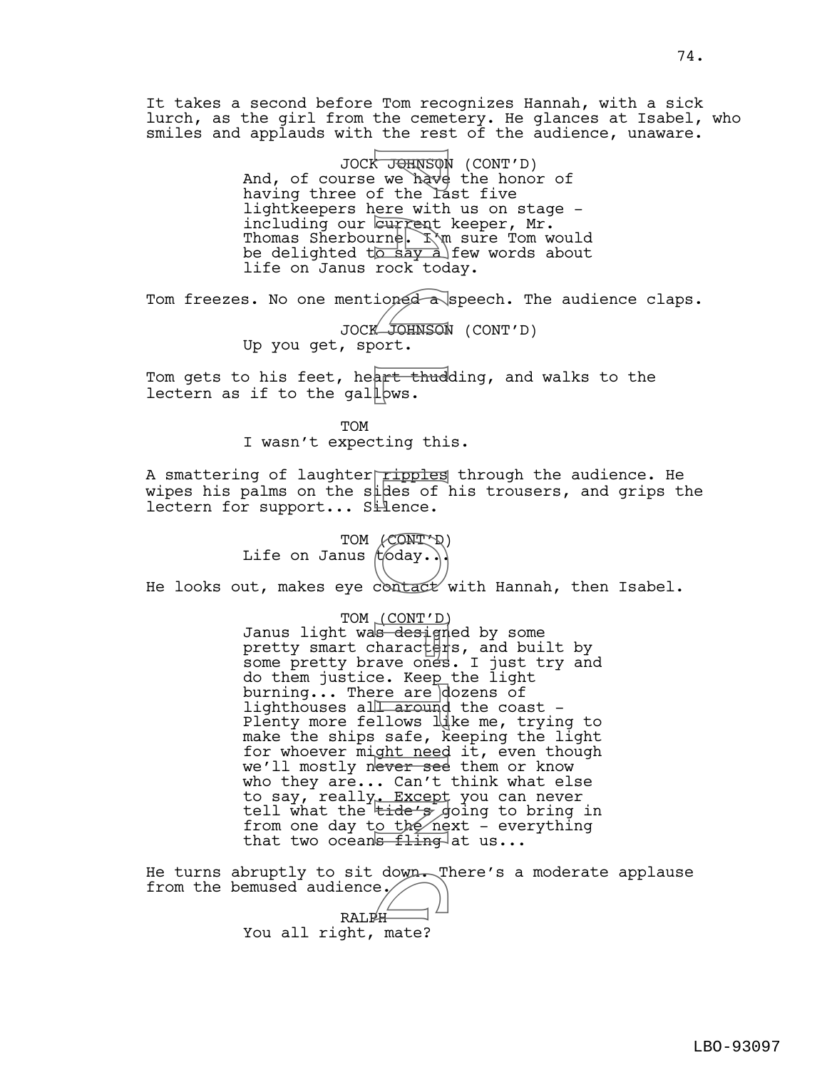It takes a second before Tom recognizes Hannah, with a sick lurch, as the girl from the cemetery. He glances at Isabel, who smiles and applauds with the rest of the audience, unaware.

JOCK JOHNSON (CONT'D)
And, of course we have the honor of having three of the last five lightkeepers here with us on stage - including our current keeper, Mr. Thomas Sherbourne. I'm sure Tom would be delighted to say a few words about life on Janus rock today.

Tom freezes. No one mentioned a speech. The audience claps.

JOCK JOHNSON (CONT'D)
Up you get, sport.

Tom gets to his feet, heart thudding, and walks to the lectern as if to the gallows.

TOM
I wasn't expecting this.

A smattering of laughter ripples through the audience. He wipes his palms on the sides of his trousers, and grips the lectern for support... Silence.

TOM (CONT'D)
Life on Janus today...

He looks out, makes eye contact with Hannah, then Isabel.

TOM (CONT'D)
Janus light was designed by some pretty smart characters, and built by some pretty brave ones. I just try and do them justice. Keep the light burning... There are dozens of lighthouses all around the coast - Plenty more fellows like me, trying to make the ships safe, keeping the light for whoever might need it, even though we'll mostly never see them or know who they are... Can't think what else to say, really. Except you can never tell what the tide's going to bring in from one day to the next - everything that two oceans fling at us...

He turns abruptly to sit down. There's a moderate applause from the bemused audience.

RALPH
You all right, mate?

LBO-93097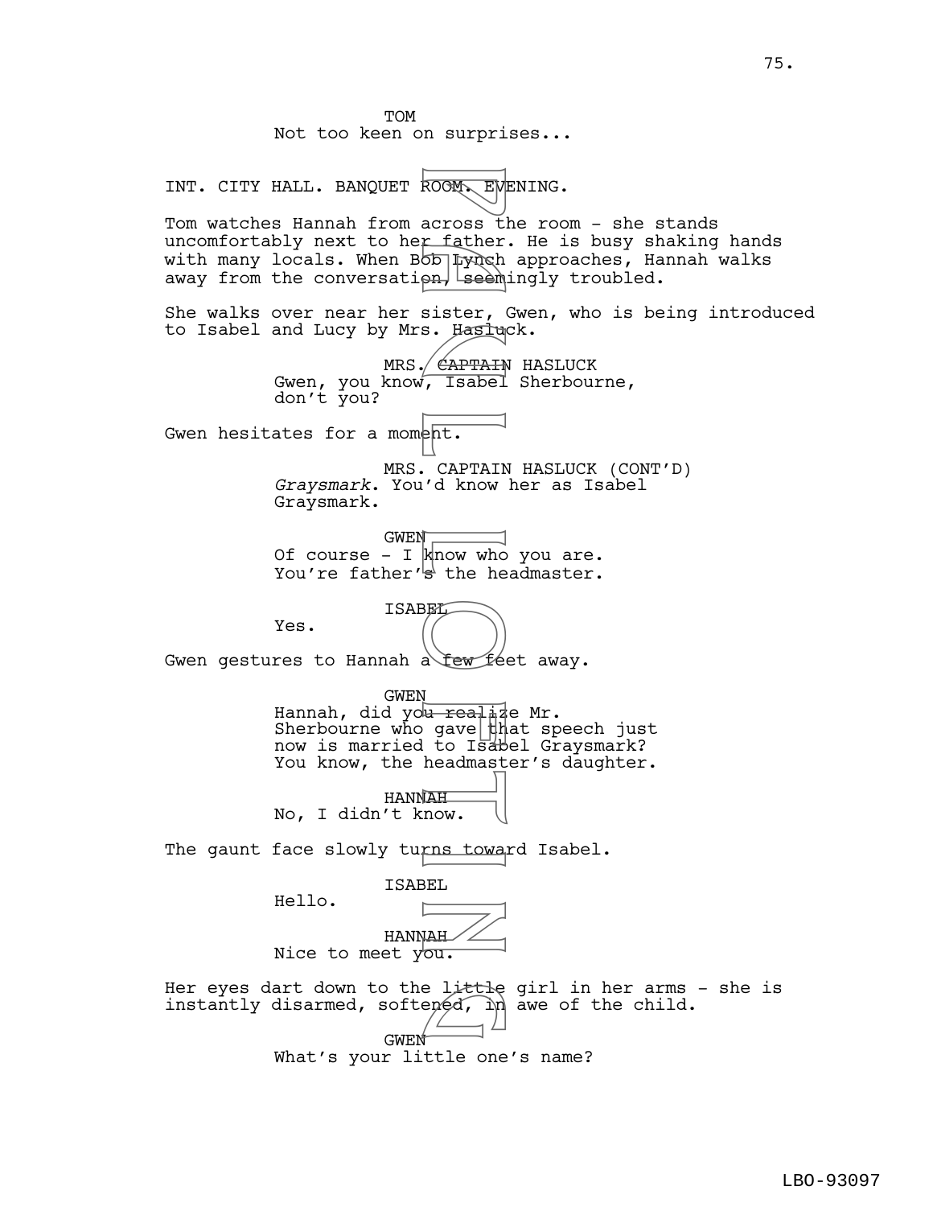TOM
Not too keen on surprises...

INT. CITY HALL. BANQUET ROOM. EVENING.

Tom watches Hannah from across the room - she stands uncomfortably next to her father. He is busy shaking hands with many locals. When Bob Lynch approaches, Hannah walks away from the conversation, seemingly troubled.

She walks over near her sister, Gwen, who is being introduced to Isabel and Lucy by Mrs. Hasluck.

MRS. ~~CAPTAIN~~ HASLUCK
Gwen, you know, Isabel Sherbourne, don't you?

Gwen hesitates for a moment.

MRS. CAPTAIN HASLUCK (CONT'D)
*Graysmark*. You'd know her as Isabel Graysmark.

GWEN
Of course - I know who you are. You're father's the headmaster.

ISABEL
Yes.

Gwen gestures to Hannah a few feet away.

GWEN
Hannah, did you realize Mr. Sherbourne who gave that speech just now is married to Isabel Graysmark? You know, the headmaster's daughter.

HANNAH
No, I didn't know.

The gaunt face slowly turns toward Isabel.

ISABEL
Hello.

HANNAH
Nice to meet you.

Her eyes dart down to the little girl in her arms - she is instantly disarmed, softened, in awe of the child.

GWEN
What's your little one's name?

LBO-93097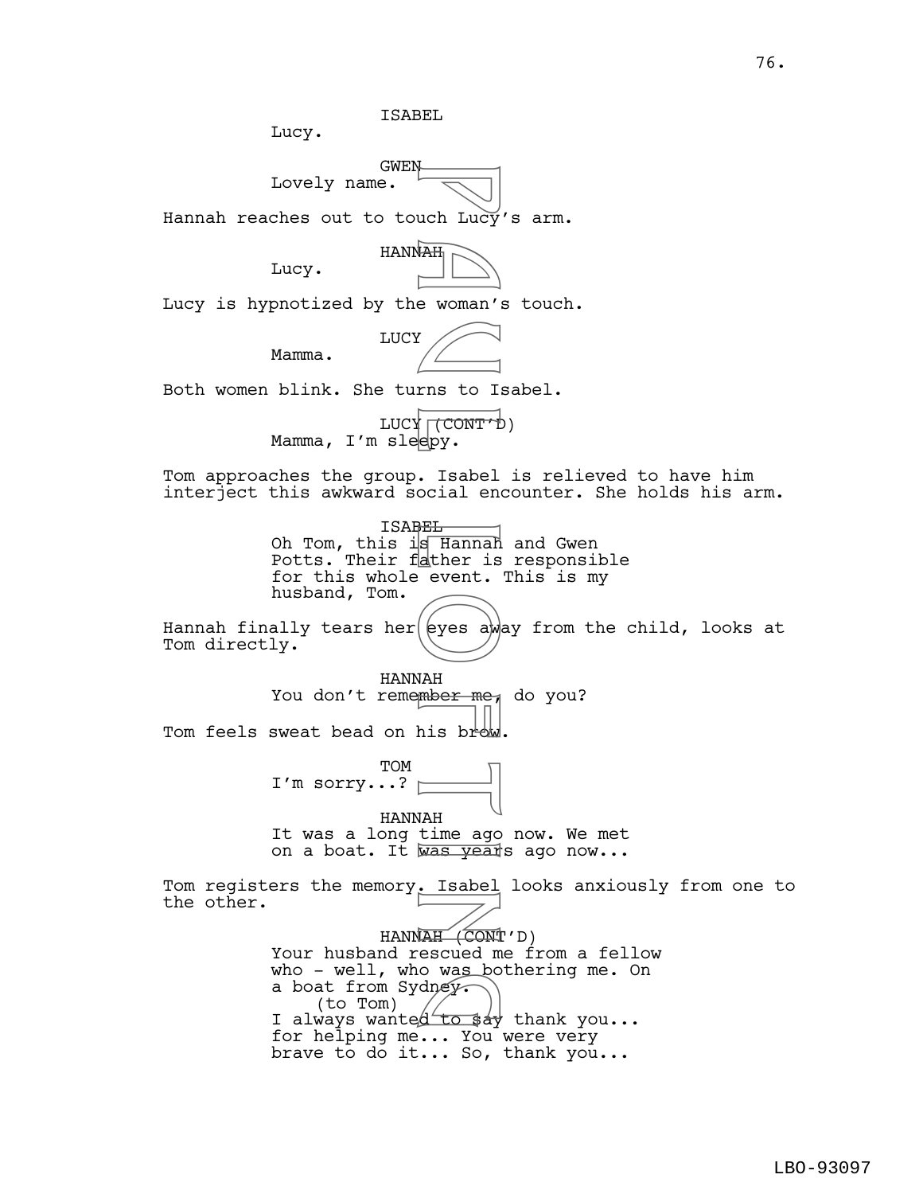ISABEL
Lucy.

GWEN
Lovely name.

Hannah reaches out to touch Lucy's arm.

HANNAH
Lucy.

Lucy is hypnotized by the woman's touch.

LUCY
Mamma.

Both women blink. She turns to Isabel.

LUCY (CONT'D)
Mamma, I'm sleepy.

Tom approaches the group. Isabel is relieved to have him interject this awkward social encounter. She holds his arm.

ISABEL
Oh Tom, this is Hannah and Gwen Potts. Their father is responsible for this whole event. This is my husband, Tom.

Hannah finally tears her eyes away from the child, looks at Tom directly.

HANNAH
You don't remember me, do you?

Tom feels sweat bead on his brow.

TOM
I'm sorry...?

HANNAH
It was a long time ago now. We met on a boat. It was years ago now...

Tom registers the memory. Isabel looks anxiously from one to the other.

HANNAH (CONT'D)
Your husband rescued me from a fellow who - well, who was bothering me. On a boat from Sydney.
(to Tom)
I always wanted to say thank you... for helping me... You were very brave to do it... So, thank you...

LBO-93097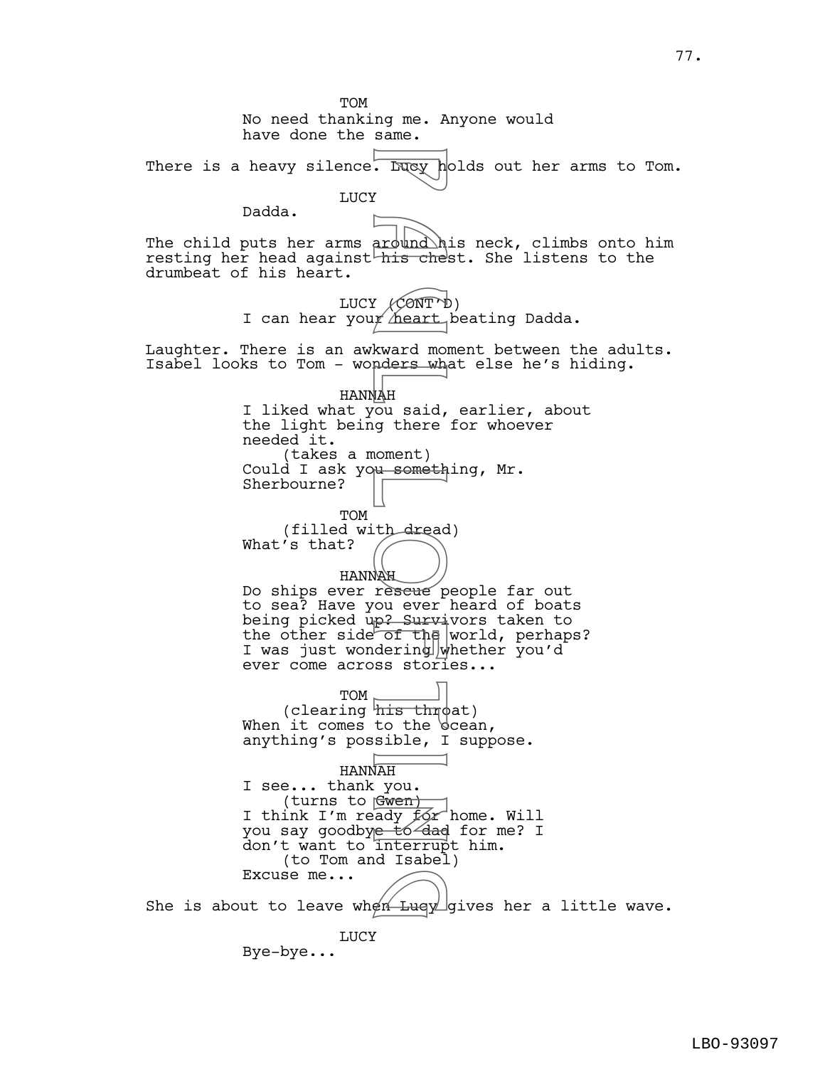TOM
No need thanking me. Anyone would have done the same.

There is a heavy silence. Lucy holds out her arms to Tom.

LUCY
Dadda.

The child puts her arms around his neck, climbs onto him resting her head against his chest. She listens to the drumbeat of his heart.

LUCY (CONT'D)
I can hear your heart beating Dadda.

Laughter. There is an awkward moment between the adults. Isabel looks to Tom - wonders what else he's hiding.

HANNAH
I liked what you said, earlier, about the light being there for whoever needed it.
(takes a moment)
Could I ask you something, Mr. Sherbourne?

TOM
(filled with dread)
What's that?

HANNAH
Do ships ever rescue people far out to sea? Have you ever heard of boats being picked up? Survivors taken to the other side of the world, perhaps? I was just wondering whether you'd ever come across stories...

TOM
(clearing his throat)
When it comes to the ocean, anything's possible, I suppose.

HANNAH
I see... thank you.
(turns to Gwen)
I think I'm ready for home. Will you say goodbye to dad for me? I don't want to interrupt him.
(to Tom and Isabel)
Excuse me...

She is about to leave when Lucy gives her a little wave.

LUCY
Bye-bye...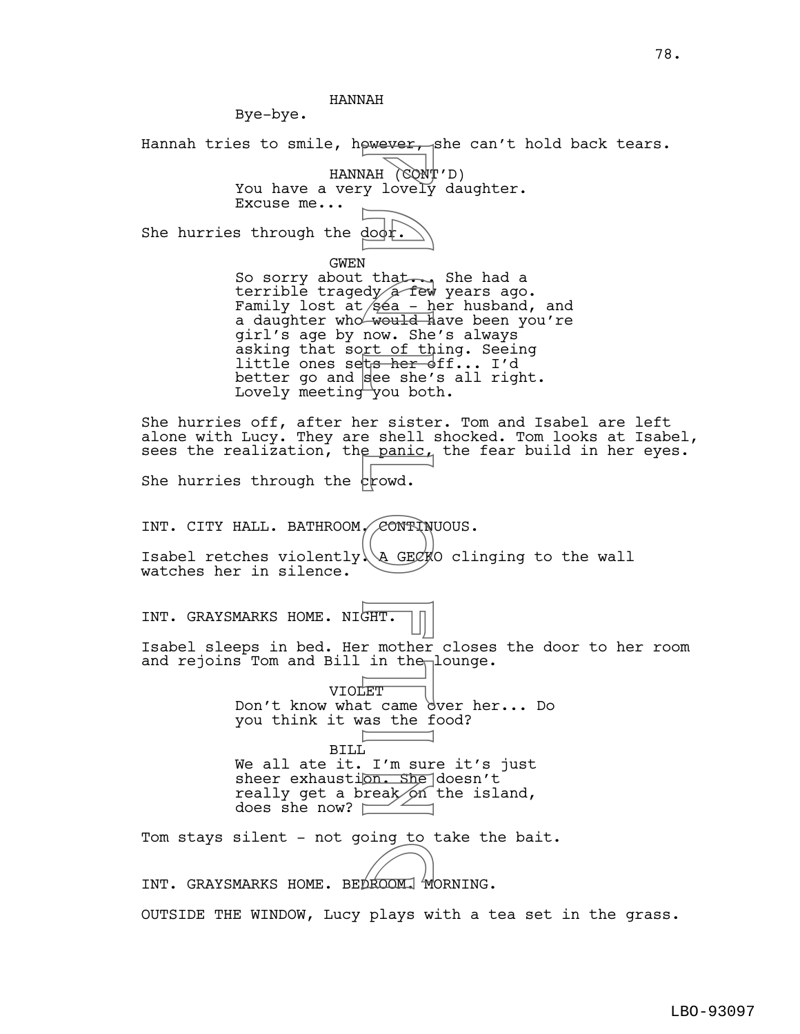HANNAH

Bye-bye.

Hannah tries to smile, however, she can't hold back tears.

HANNAH (CONT'D)

You have a very lovely daughter. Excuse me...

She hurries through the door.

GWEN

So sorry about that... She had a terrible tragedy a few years ago. Family lost at sea - her husband, and a daughter who would have been you're girl's age by now. She's always asking that sort of thing. Seeing little ones sets her off... I'd better go and see she's all right. Lovely meeting you both.

She hurries off, after her sister. Tom and Isabel are left alone with Lucy. They are shell shocked. Tom looks at Isabel, sees the realization, the panic, the fear build in her eyes.

She hurries through the crowd.

INT. CITY HALL. BATHROOM. CONTINUOUS.

Isabel retches violently. A GECKO clinging to the wall watches her in silence.

INT. GRAYSMARKS HOME. NIGHT.

Isabel sleeps in bed. Her mother closes the door to her room and rejoins Tom and Bill in the lounge.

VIOLET

Don't know what came over her... Do you think it was the food?

BILL

We all ate it. I'm sure it's just sheer exhaustion. She doesn't really get a break on the island, does she now?

Tom stays silent - not going to take the bait.

INT. GRAYSMARKS HOME. BEDROOM. MORNING.

OUTSIDE THE WINDOW, Lucy plays with a tea set in the grass.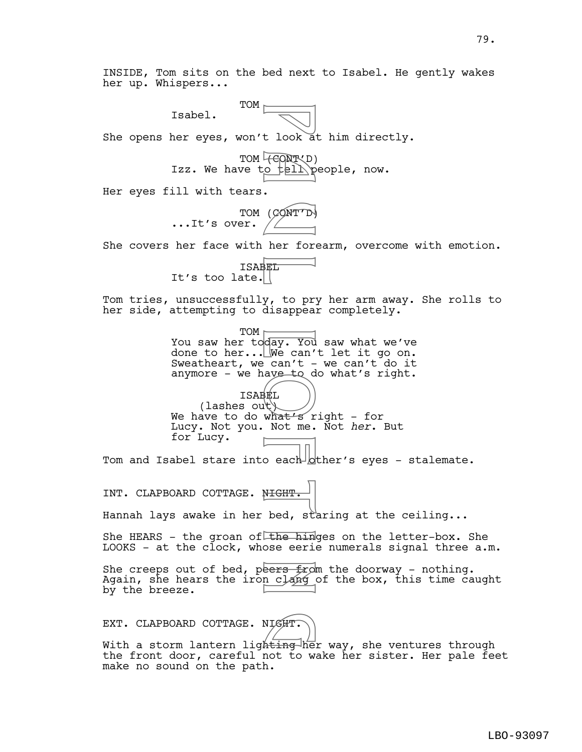INSIDE, Tom sits on the bed next to Isabel. He gently wakes her up. Whispers...

TOM
Isabel.

She opens her eyes, won't look at him directly.

TOM (CONT'D)
Izz. We have to tell people, now.

Her eyes fill with tears.

TOM (CONT'D)
...It's over.

She covers her face with her forearm, overcome with emotion.

ISABEL
It's too late.

Tom tries, unsuccessfully, to pry her arm away. She rolls to her side, attempting to disappear completely.

TOM
You saw her today. You saw what we've done to her... We can't let it go on. Sweatheart, we can't - we can't do it anymore - we have to do what's right.

ISABEL
(lashes out)
We have to do what's right - for Lucy. Not you. Not me. Not *her*. But for Lucy.

Tom and Isabel stare into each other's eyes - stalemate.

INT. CLAPBOARD COTTAGE. NIGHT.

Hannah lays awake in her bed, staring at the ceiling...

She HEARS - the groan of the hinges on the letter-box. She LOOKS - at the clock, whose eerie numerals signal three a.m.

She creeps out of bed, peers from the doorway - nothing. Again, she hears the iron clang of the box, this time caught by the breeze.

EXT. CLAPBOARD COTTAGE. NIGHT.

With a storm lantern lighting her way, she ventures through the front door, careful not to wake her sister. Her pale feet make no sound on the path.

LBO-93097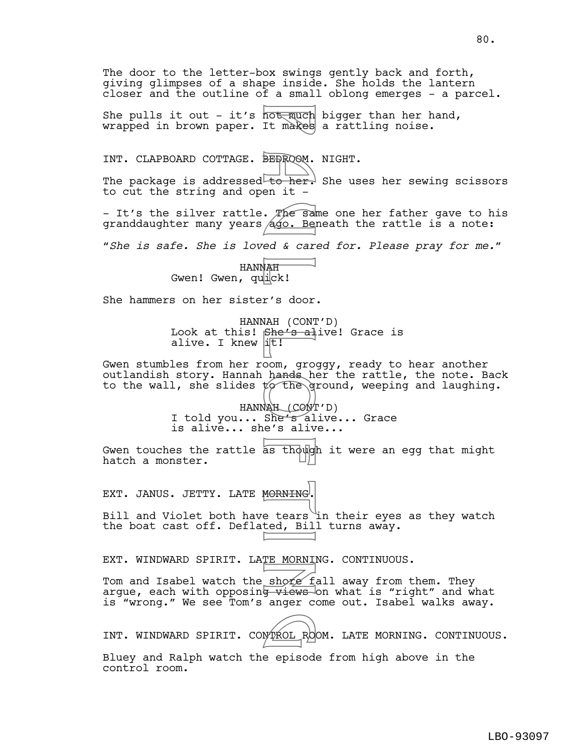The door to the letter-box swings gently back and forth, giving glimpses of a shape inside. She holds the lantern closer and the outline of a small oblong emerges - a parcel.

She pulls it out - it's not much bigger than her hand, wrapped in brown paper. It makes a rattling noise.

INT. CLAPBOARD COTTAGE. BEDROOM. NIGHT.

The package is addressed to her. She uses her sewing scissors to cut the string and open it -

- It's the silver rattle. The same one her father gave to his granddaughter many years ago. Beneath the rattle is a note:

"*She is safe. She is loved & cared for. Please pray for me.*"

HANNAH
Gwen! Gwen, quick!

She hammers on her sister's door.

HANNAH (CONT'D)
Look at this! She's alive! Grace is alive. I knew it!

Gwen stumbles from her room, groggy, ready to hear another outlandish story. Hannah hands her the rattle, the note. Back to the wall, she slides to the ground, weeping and laughing.

HANNAH (CONT'D)
I told you... She's alive... Grace is alive... she's alive...

Gwen touches the rattle as though it were an egg that might hatch a monster.

EXT. JANUS. JETTY. LATE MORNING.

Bill and Violet both have tears in their eyes as they watch the boat cast off. Deflated, Bill turns away.

EXT. WINDWARD SPIRIT. LATE MORNING. CONTINUOUS.

Tom and Isabel watch the shore fall away from them. They argue, each with opposing views on what is "right" and what is "wrong." We see Tom's anger come out. Isabel walks away.

INT. WINDWARD SPIRIT. CONTROL ROOM. LATE MORNING. CONTINUOUS.

Bluey and Ralph watch the episode from high above in the control room.

LBO-93097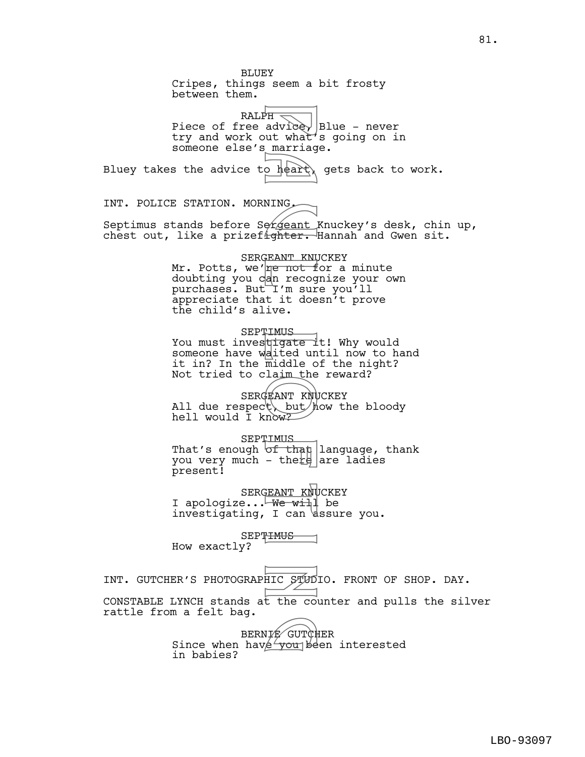BLUEY
Cripes, things seem a bit frosty between them.

RALPH
Piece of free advice, Blue - never try and work out what's going on in someone else's marriage.

Bluey takes the advice to heart, gets back to work.

INT. POLICE STATION. MORNING.

Septimus stands before Sergeant Knuckey's desk, chin up, chest out, like a prizefighter. Hannah and Gwen sit.

SERGEANT KNUCKEY
Mr. Potts, we're not for a minute doubting you can recognize your own purchases. But I'm sure you'll appreciate that it doesn't prove the child's alive.

SEPTIMUS
You must investigate it! Why would someone have waited until now to hand it in? In the middle of the night? Not tried to claim the reward?

SERGEANT KNUCKEY
All due respect, but how the bloody hell would I know?

SEPTIMUS
That's enough of that language, thank you very much - there are ladies present!

SERGEANT KNUCKEY
I apologize... We will be investigating, I can assure you.

SEPTIMUS
How exactly?

INT. GUTCHER'S PHOTOGRAPHIC STUDIO. FRONT OF SHOP. DAY.

CONSTABLE LYNCH stands at the counter and pulls the silver rattle from a felt bag.

BERNIE GUTCHER
Since when have you been interested in babies?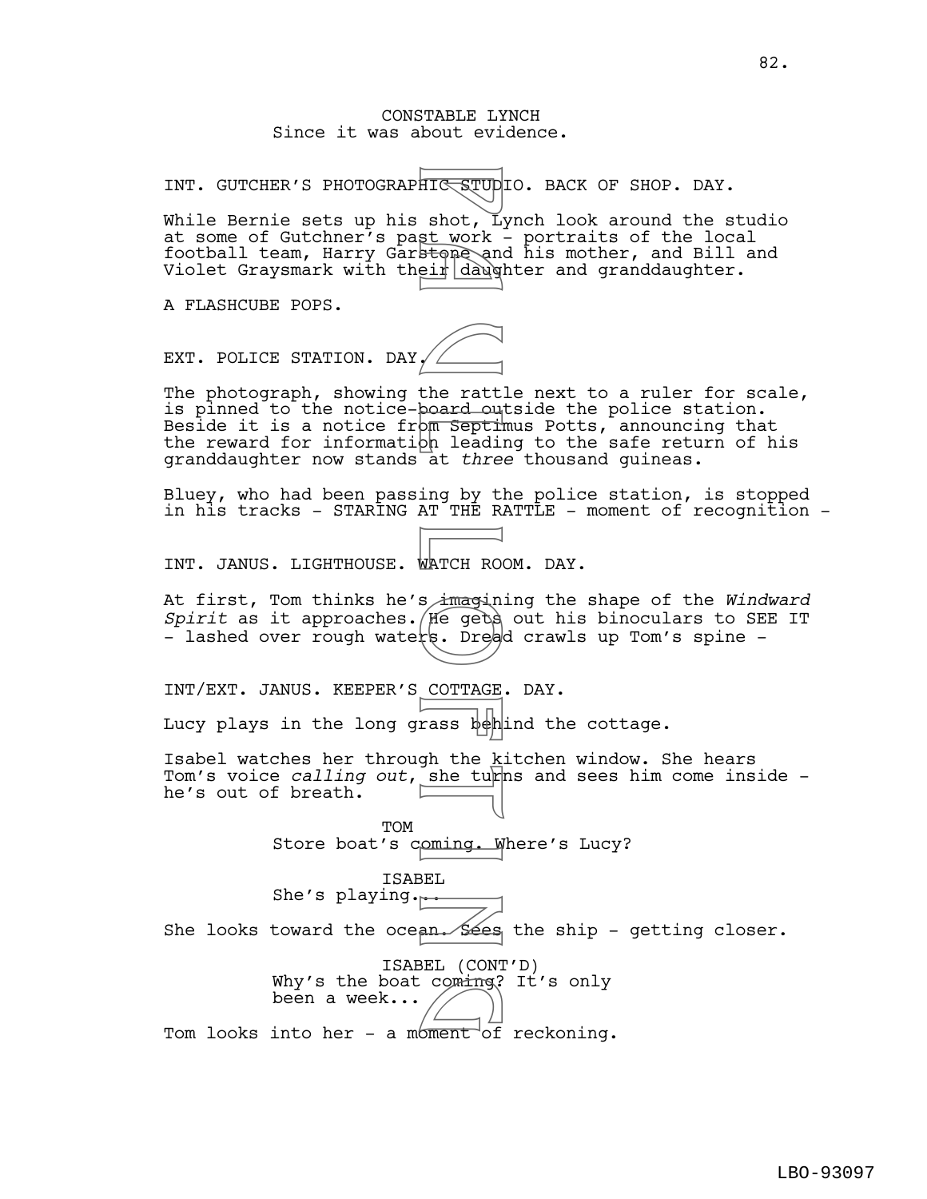CONSTABLE LYNCH
Since it was about evidence.

INT. GUTCHER'S PHOTOGRAPHIC STUDIO. BACK OF SHOP. DAY.

While Bernie sets up his shot, Lynch look around the studio at some of Gutchner's past work - portraits of the local football team, Harry Garstone and his mother, and Bill and Violet Graysmark with their daughter and granddaughter.

A FLASHCUBE POPS.

EXT. POLICE STATION. DAY.

The photograph, showing the rattle next to a ruler for scale, is pinned to the notice-board outside the police station. Beside it is a notice from Septimus Potts, announcing that the reward for information leading to the safe return of his granddaughter now stands at *three* thousand guineas.

Bluey, who had been passing by the police station, is stopped in his tracks - STARING AT THE RATTLE - moment of recognition -

INT. JANUS. LIGHTHOUSE. WATCH ROOM. DAY.

At first, Tom thinks he's imagining the shape of the *Windward Spirit* as it approaches. He gets out his binoculars to SEE IT - lashed over rough waters. Dread crawls up Tom's spine -

INT/EXT. JANUS. KEEPER'S COTTAGE. DAY.

Lucy plays in the long grass behind the cottage.

Isabel watches her through the kitchen window. She hears Tom's voice *calling out*, she turns and sees him come inside - he's out of breath.

TOM
Store boat's coming. Where's Lucy?

ISABEL
She's playing...

She looks toward the ocean. Sees the ship - getting closer.

ISABEL (CONT'D)
Why's the boat coming? It's only been a week...

Tom looks into her - a moment of reckoning.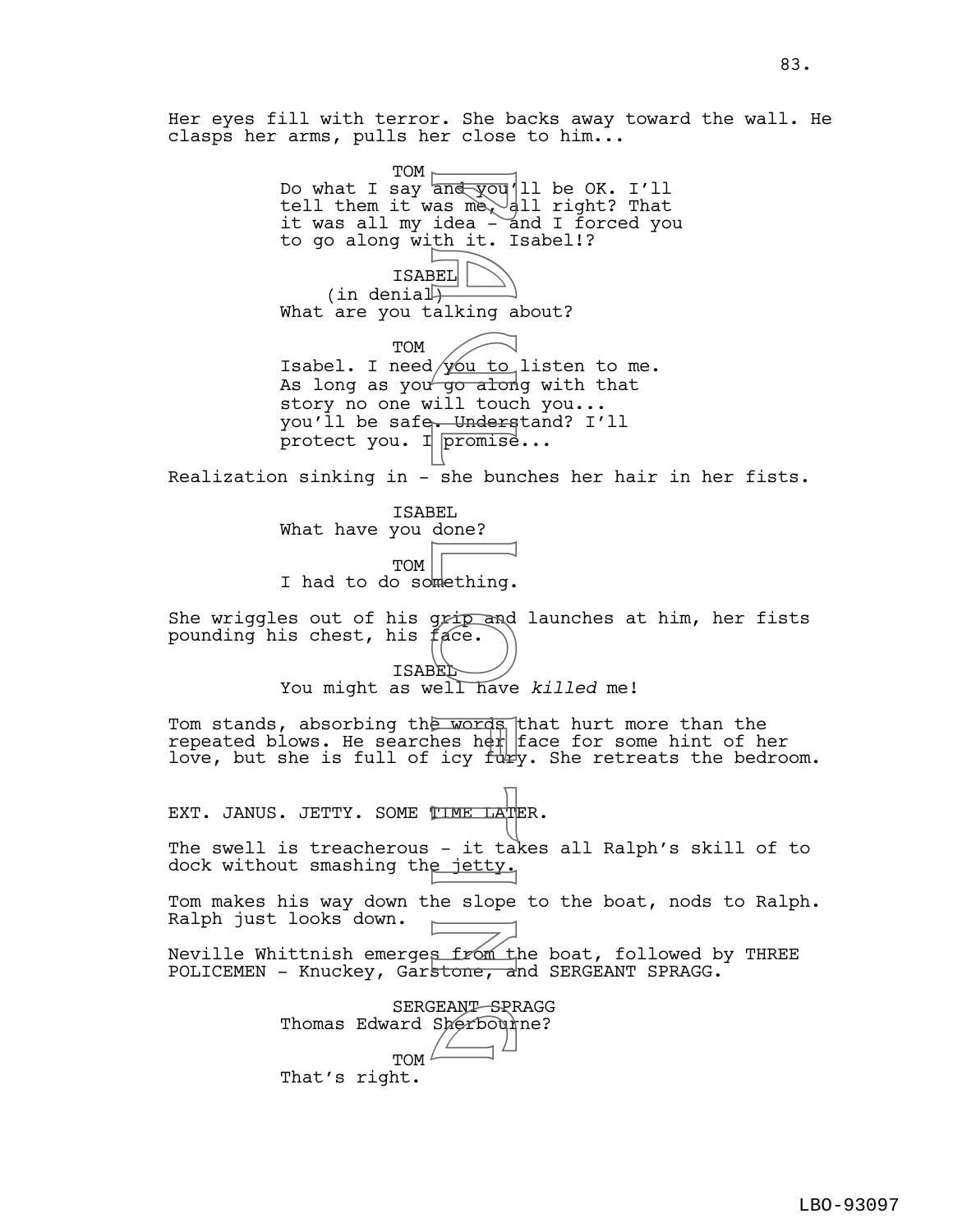Her eyes fill with terror. She backs away toward the wall. He clasps her arms, pulls her close to him...

TOM
Do what I say and you'll be OK. I'll tell them it was me, all right? That it was all my idea - and I forced you to go along with it. Isabel!?

ISABEL
(in denial)
What are you talking about?

TOM
Isabel. I need you to listen to me. As long as you go along with that story no one will touch you... you'll be safe. Understand? I'll protect you. I promise...

Realization sinking in - she bunches her hair in her fists.

ISABEL
What have you done?

TOM
I had to do something.

She wriggles out of his grip and launches at him, her fists pounding his chest, his face.

ISABEL
You might as well have *killed* me!

Tom stands, absorbing the words that hurt more than the repeated blows. He searches her face for some hint of her love, but she is full of icy fury. She retreats the bedroom.

EXT. JANUS. JETTY. SOME TIME LATER.

The swell is treacherous - it takes all Ralph's skill of to dock without smashing the jetty.

Tom makes his way down the slope to the boat, nods to Ralph. Ralph just looks down.

Neville Whittnish emerges from the boat, followed by THREE POLICEMEN - Knuckey, Garstone, and SERGEANT SPRAGG.

SERGEANT SPRAGG
Thomas Edward Sherbourne?

TOM
That's right.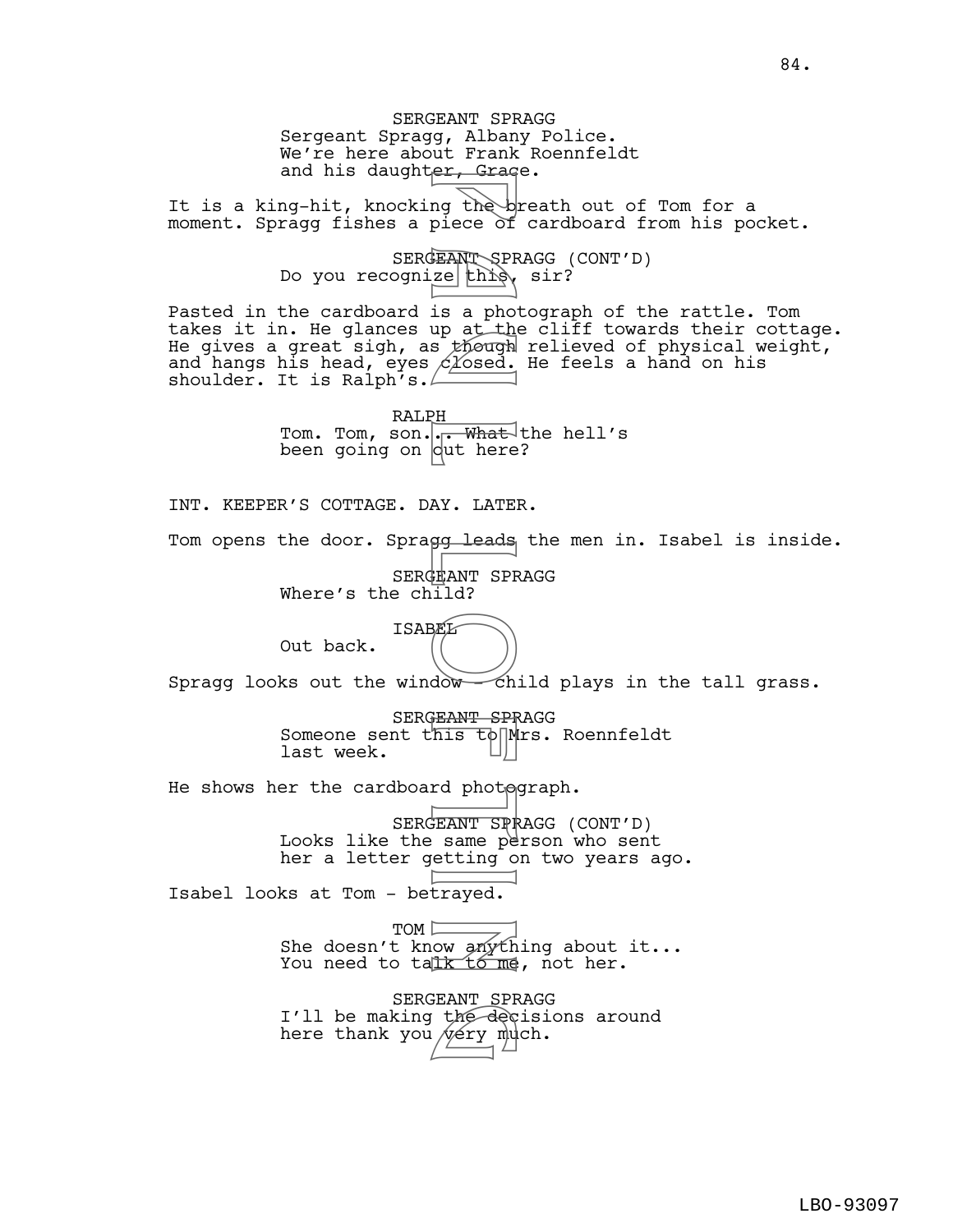SERGEANT SPRAGG
Sergeant Spragg, Albany Police.
We're here about Frank Roennfeldt
and his daughter, Grace.

It is a king-hit, knocking the breath out of Tom for a moment. Spragg fishes a piece of cardboard from his pocket.

SERGEANT SPRAGG (CONT'D)
Do you recognize this, sir?

Pasted in the cardboard is a photograph of the rattle. Tom takes it in. He glances up at the cliff towards their cottage. He gives a great sigh, as though relieved of physical weight, and hangs his head, eyes closed. He feels a hand on his shoulder. It is Ralph's.

RALPH
Tom. Tom, son... What the hell's
been going on out here?

INT. KEEPER'S COTTAGE. DAY. LATER.

Tom opens the door. Spragg leads the men in. Isabel is inside.

SERGEANT SPRAGG
Where's the child?

ISABEL
Out back.

Spragg looks out the window - child plays in the tall grass.

SERGEANT SPRAGG
Someone sent this to Mrs. Roennfeldt
last week.

He shows her the cardboard photograph.

SERGEANT SPRAGG (CONT'D)
Looks like the same person who sent
her a letter getting on two years ago.

Isabel looks at Tom - betrayed.

TOM
She doesn't know anything about it...
You need to talk to me, not her.

SERGEANT SPRAGG
I'll be making the decisions around
here thank you very much.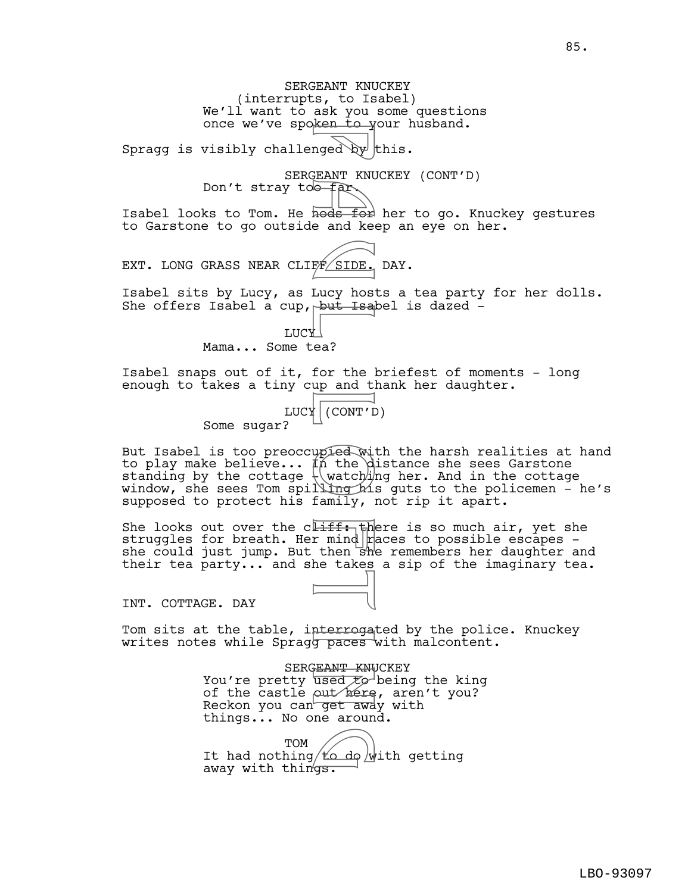SERGEANT KNUCKEY
(interrupts, to Isabel)
We'll want to ask you some questions once we've spoken to your husband.

Spragg is visibly challenged by this.

SERGEANT KNUCKEY (CONT'D)
Don't stray too far.

Isabel looks to Tom. He nods for her to go. Knuckey gestures to Garstone to go outside and keep an eye on her.

EXT. LONG GRASS NEAR CLIFF SIDE. DAY.

Isabel sits by Lucy, as Lucy hosts a tea party for her dolls. She offers Isabel a cup, but Isabel is dazed -

LUCY
Mama... Some tea?

Isabel snaps out of it, for the briefest of moments - long enough to takes a tiny cup and thank her daughter.

LUCY (CONT'D)
Some sugar?

But Isabel is too preoccupied with the harsh realities at hand to play make believe... In the distance she sees Garstone standing by the cottage - watching her. And in the cottage window, she sees Tom spilling his guts to the policemen - he's supposed to protect his family, not rip it apart.

She looks out over the cliff: there is so much air, yet she struggles for breath. Her mind races to possible escapes - she could just jump. But then she remembers her daughter and their tea party... and she takes a sip of the imaginary tea.

INT. COTTAGE. DAY

Tom sits at the table, interrogated by the police. Knuckey writes notes while Spragg paces with malcontent.

SERGEANT KNUCKEY
You're pretty used to being the king of the castle out here, aren't you? Reckon you can get away with things... No one around.

TOM
It had nothing to do with getting away with things.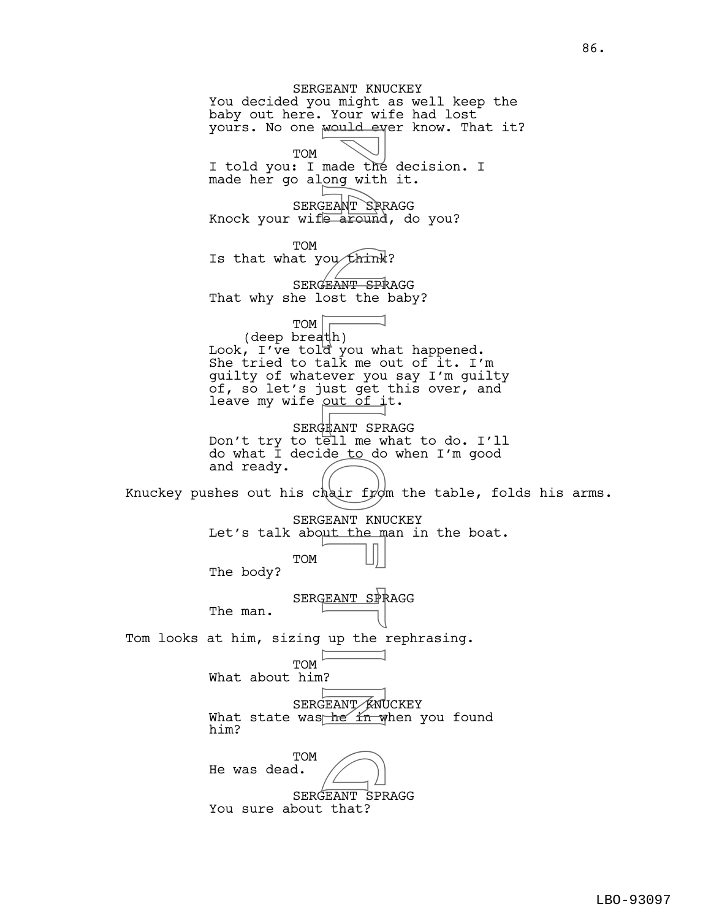SERGEANT KNUCKEY
You decided you might as well keep the baby out here. Your wife had lost yours. No one would ever know. That it?

TOM
I told you: I made the decision. I made her go along with it.

SERGEANT SPRAGG
Knock your wife around, do you?

TOM
Is that what you think?

SERGEANT SPRAGG
That why she lost the baby?

TOM
(deep breath)
Look, I've told you what happened. She tried to talk me out of it. I'm guilty of whatever you say I'm guilty of, so let's just get this over, and leave my wife out of it.

SERGEANT SPRAGG
Don't try to tell me what to do. I'll do what I decide to do when I'm good and ready.

Knuckey pushes out his chair from the table, folds his arms.

SERGEANT KNUCKEY
Let's talk about the man in the boat.

TOM
The body?

SERGEANT SPRAGG
The man.

Tom looks at him, sizing up the rephrasing.

TOM
What about him?

SERGEANT KNUCKEY
What state was he in when you found him?

TOM
He was dead.

SERGEANT SPRAGG
You sure about that?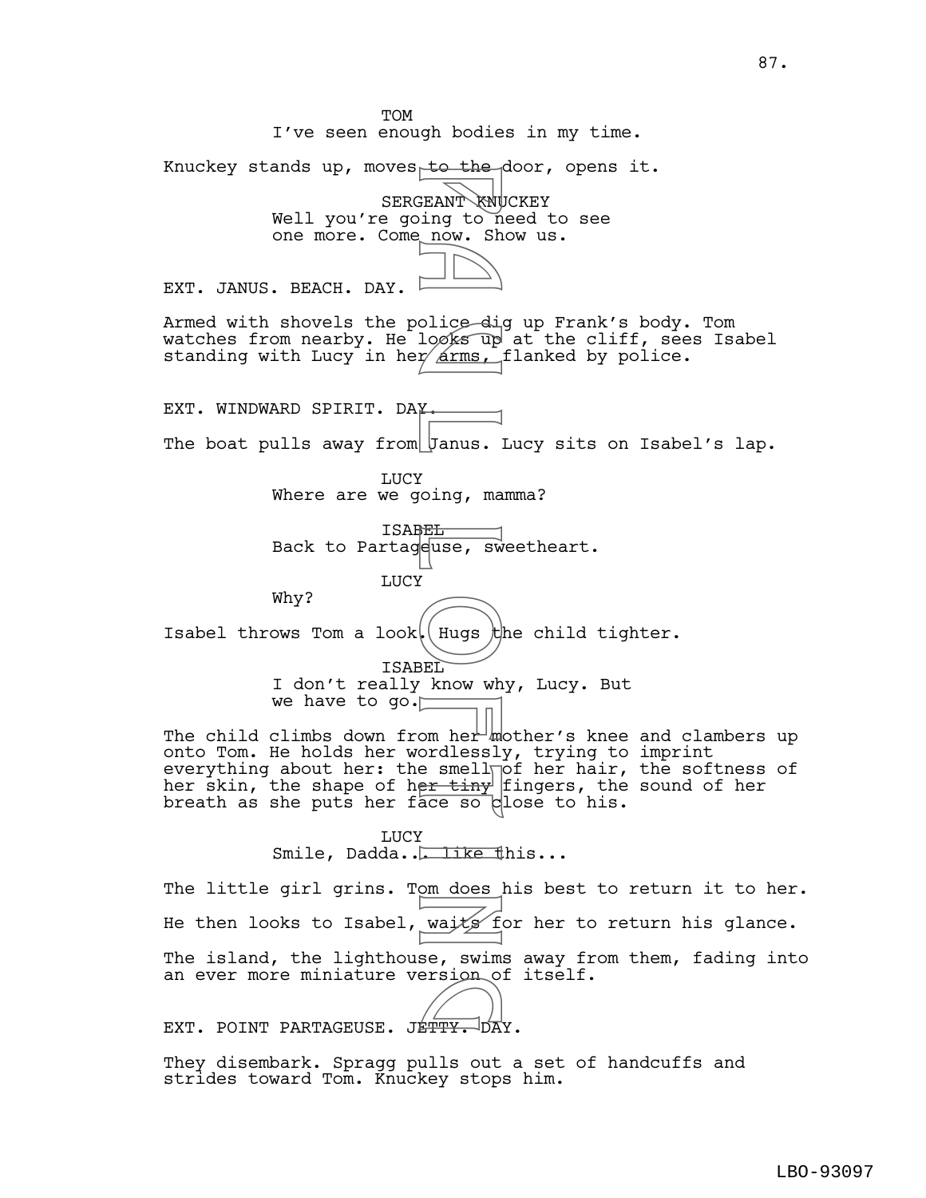TOM
I've seen enough bodies in my time.

Knuckey stands up, moves to the door, opens it.

SERGEANT KNUCKEY
Well you're going to need to see one more. Come now. Show us.

EXT. JANUS. BEACH. DAY.

Armed with shovels the police dig up Frank's body. Tom watches from nearby. He looks up at the cliff, sees Isabel standing with Lucy in her arms, flanked by police.

EXT. WINDWARD SPIRIT. DAY.

The boat pulls away from Janus. Lucy sits on Isabel's lap.

LUCY
Where are we going, mamma?

ISABEL
Back to Partageuse, sweetheart.

LUCY
Why?

Isabel throws Tom a look. Hugs the child tighter.

ISABEL
I don't really know why, Lucy. But we have to go.

The child climbs down from her mother's knee and clambers up onto Tom. He holds her wordlessly, trying to imprint everything about her: the smell of her hair, the softness of her skin, the shape of her tiny fingers, the sound of her breath as she puts her face so close to his.

LUCY
Smile, Dadda... like this...

The little girl grins. Tom does his best to return it to her.

He then looks to Isabel, waits for her to return his glance.

The island, the lighthouse, swims away from them, fading into an ever more miniature version of itself.

EXT. POINT PARTAGEUSE. JETTY. DAY.

They disembark. Spragg pulls out a set of handcuffs and strides toward Tom. Knuckey stops him.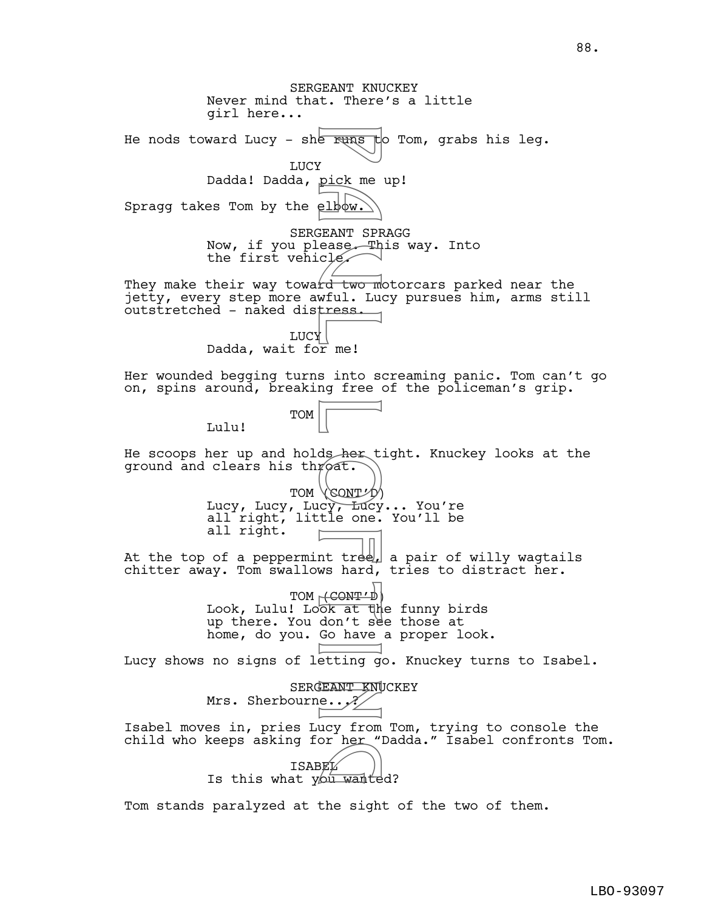SERGEANT KNUCKEY
Never mind that. There's a little girl here...

He nods toward Lucy - she runs to Tom, grabs his leg.

LUCY
Dadda! Dadda, pick me up!

Spragg takes Tom by the elbow.

SERGEANT SPRAGG
Now, if you please. This way. Into the first vehicle.

They make their way toward two motorcars parked near the jetty, every step more awful. Lucy pursues him, arms still outstretched - naked distress.

LUCY
Dadda, wait for me!

Her wounded begging turns into screaming panic. Tom can't go on, spins around, breaking free of the policeman's grip.

TOM
Lulu!

He scoops her up and holds her tight. Knuckey looks at the ground and clears his throat.

TOM (CONT'D)
Lucy, Lucy, Lucy, Lucy... You're all right, little one. You'll be all right.

At the top of a peppermint tree, a pair of willy wagtails chitter away. Tom swallows hard, tries to distract her.

TOM (CONT'D)
Look, Lulu! Look at the funny birds up there. You don't see those at home, do you. Go have a proper look.

Lucy shows no signs of letting go. Knuckey turns to Isabel.

SERGEANT KNUCKEY
Mrs. Sherbourne...?

Isabel moves in, pries Lucy from Tom, trying to console the child who keeps asking for her "Dadda." Isabel confronts Tom.

ISABEL
Is this what you wanted?

Tom stands paralyzed at the sight of the two of them.

LBO-93097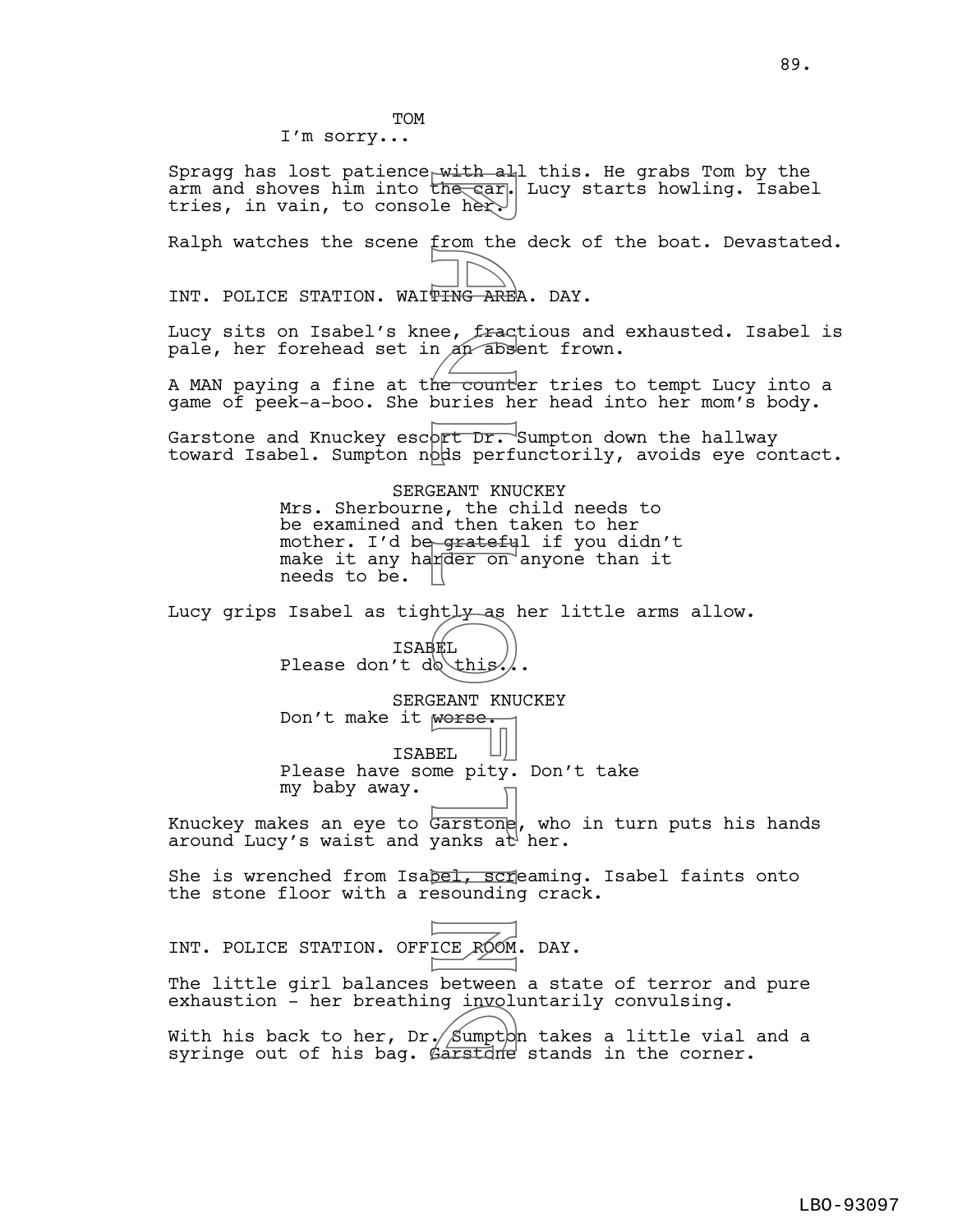TOM
I'm sorry...

Spragg has lost patience with all this. He grabs Tom by the arm and shoves him into the car. Lucy starts howling. Isabel tries, in vain, to console her.

Ralph watches the scene from the deck of the boat. Devastated.

INT. POLICE STATION. WAITING AREA. DAY.

Lucy sits on Isabel's knee, fractious and exhausted. Isabel is pale, her forehead set in an absent frown.

A MAN paying a fine at the counter tries to tempt Lucy into a game of peek-a-boo. She buries her head into her mom's body.

Garstone and Knuckey escort Dr. Sumpton down the hallway toward Isabel. Sumpton nods perfunctorily, avoids eye contact.

SERGEANT KNUCKEY
Mrs. Sherbourne, the child needs to be examined and then taken to her mother. I'd be grateful if you didn't make it any harder on anyone than it needs to be.

Lucy grips Isabel as tightly as her little arms allow.

ISABEL
Please don't do this...

SERGEANT KNUCKEY
Don't make it worse.

ISABEL
Please have some pity. Don't take my baby away.

Knuckey makes an eye to Garstone, who in turn puts his hands around Lucy's waist and yanks at her.

She is wrenched from Isabel, screaming. Isabel faints onto the stone floor with a resounding crack.

INT. POLICE STATION. OFFICE ROOM. DAY.

The little girl balances between a state of terror and pure exhaustion - her breathing involuntarily convulsing.

With his back to her, Dr. Sumpton takes a little vial and a syringe out of his bag. Garstone stands in the corner.

LBO-93097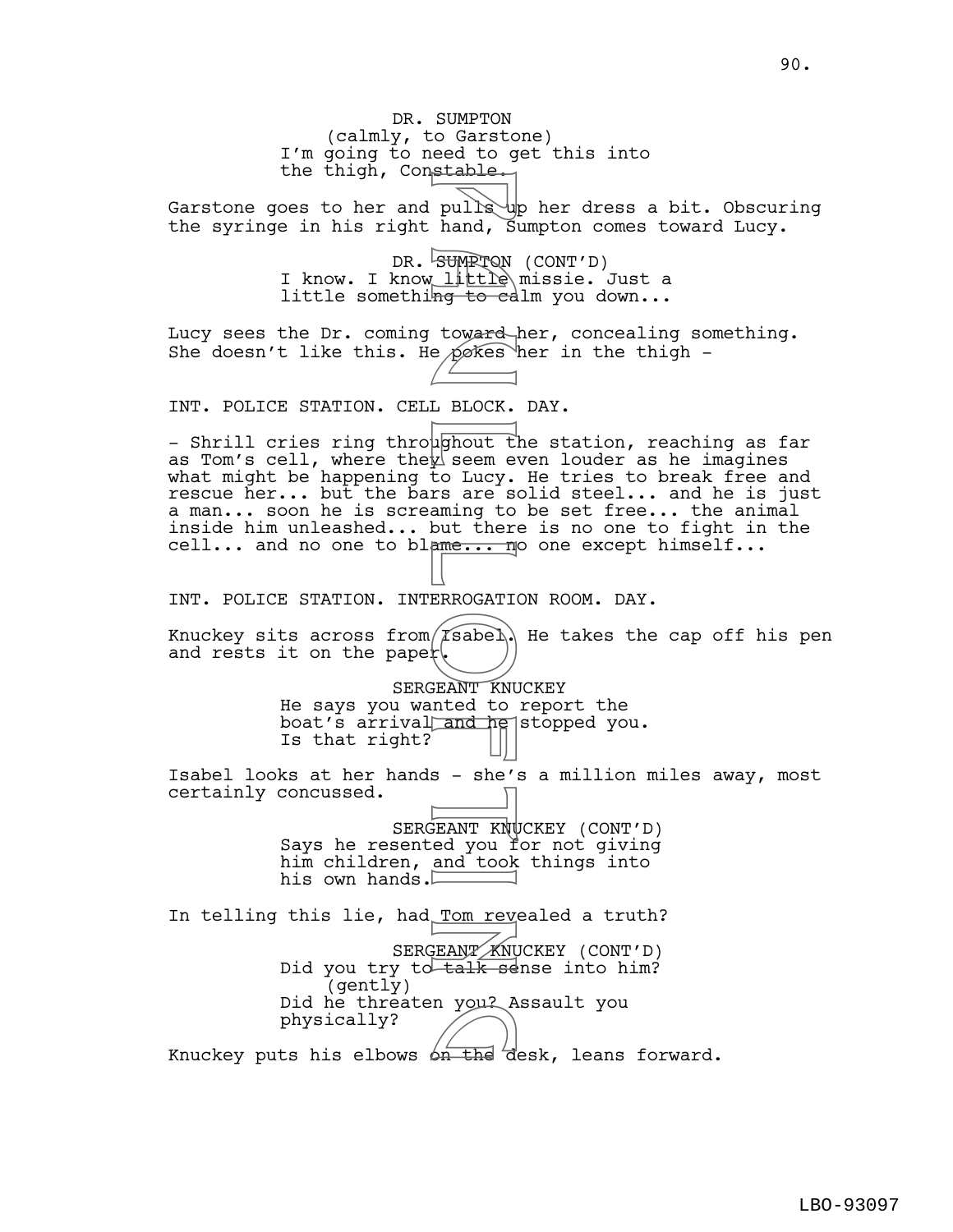DR. SUMPTON
(calmly, to Garstone)
I'm going to need to get this into the thigh, Constable.

Garstone goes to her and pulls up her dress a bit. Obscuring the syringe in his right hand, Sumpton comes toward Lucy.

DR. SUMPTON (CONT'D)
I know. I know little missie. Just a little something to calm you down...

Lucy sees the Dr. coming toward her, concealing something. She doesn't like this. He pokes her in the thigh -

INT. POLICE STATION. CELL BLOCK. DAY.

- Shrill cries ring throughout the station, reaching as far as Tom's cell, where they seem even louder as he imagines what might be happening to Lucy. He tries to break free and rescue her... but the bars are solid steel... and he is just a man... soon he is screaming to be set free... the animal inside him unleashed... but there is no one to fight in the cell... and no one to blame... no one except himself...

INT. POLICE STATION. INTERROGATION ROOM. DAY.

Knuckey sits across from Isabel. He takes the cap off his pen and rests it on the paper.

SERGEANT KNUCKEY
He says you wanted to report the boat's arrival and he stopped you. Is that right?

Isabel looks at her hands - she's a million miles away, most certainly concussed.

SERGEANT KNUCKEY (CONT'D)
Says he resented you for not giving him children, and took things into his own hands.

In telling this lie, had Tom revealed a truth?

SERGEANT KNUCKEY (CONT'D)
Did you try to talk sense into him?
(gently)
Did he threaten you? Assault you physically?

Knuckey puts his elbows on the desk, leans forward.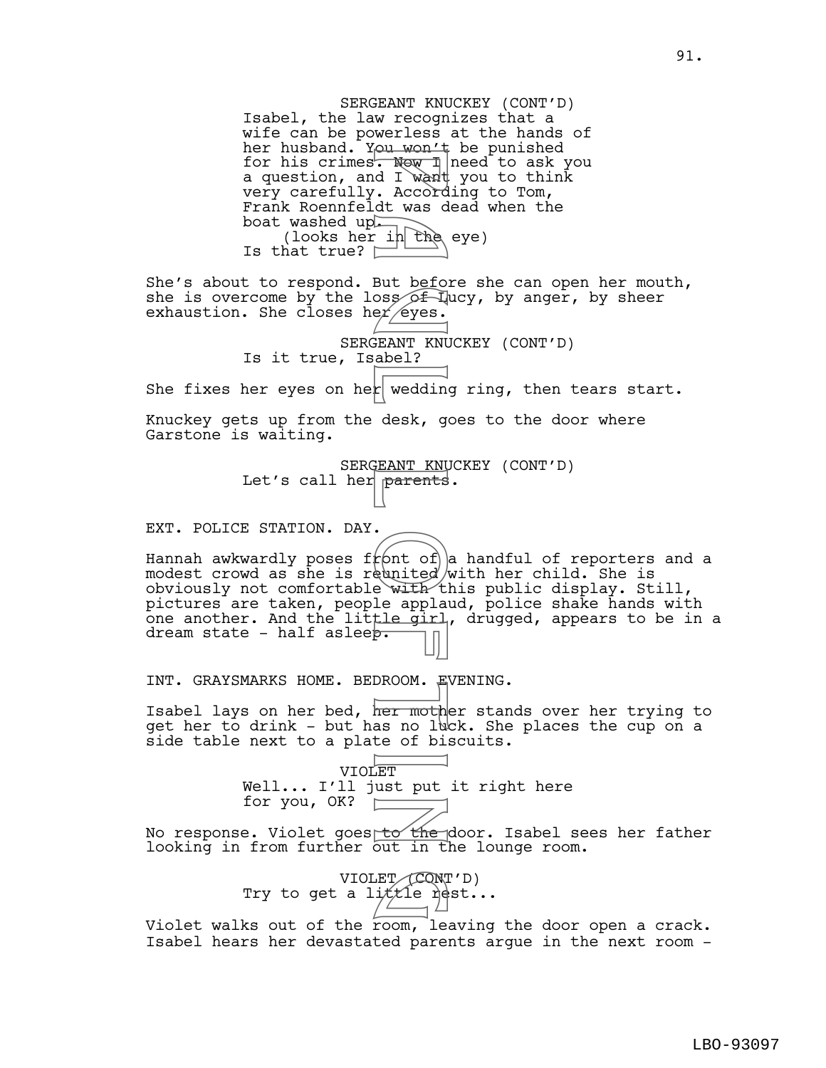SERGEANT KNUCKEY (CONT'D)
Isabel, the law recognizes that a wife can be powerless at the hands of her husband. You won't be punished for his crimes. Now I need to ask you a question, and I want you to think very carefully. According to Tom, Frank Roennfeldt was dead when the boat washed up.
(looks her in the eye)
Is that true?

She's about to respond. But before she can open her mouth, she is overcome by the loss of Lucy, by anger, by sheer exhaustion. She closes her eyes.

SERGEANT KNUCKEY (CONT'D)
Is it true, Isabel?

She fixes her eyes on her wedding ring, then tears start.

Knuckey gets up from the desk, goes to the door where Garstone is waiting.

SERGEANT KNUCKEY (CONT'D)
Let's call her parents.

EXT. POLICE STATION. DAY.

Hannah awkwardly poses front of a handful of reporters and a modest crowd as she is reunited with her child. She is obviously not comfortable with this public display. Still, pictures are taken, people applaud, police shake hands with one another. And the little girl, drugged, appears to be in a dream state - half asleep.

INT. GRAYSMARKS HOME. BEDROOM. EVENING.

Isabel lays on her bed, her mother stands over her trying to get her to drink - but has no luck. She places the cup on a side table next to a plate of biscuits.

VIOLET
Well... I'll just put it right here for you, OK?

No response. Violet goes to the door. Isabel sees her father looking in from further out in the lounge room.

VIOLET (CONT'D)
Try to get a little rest...

Violet walks out of the room, leaving the door open a crack. Isabel hears her devastated parents argue in the next room -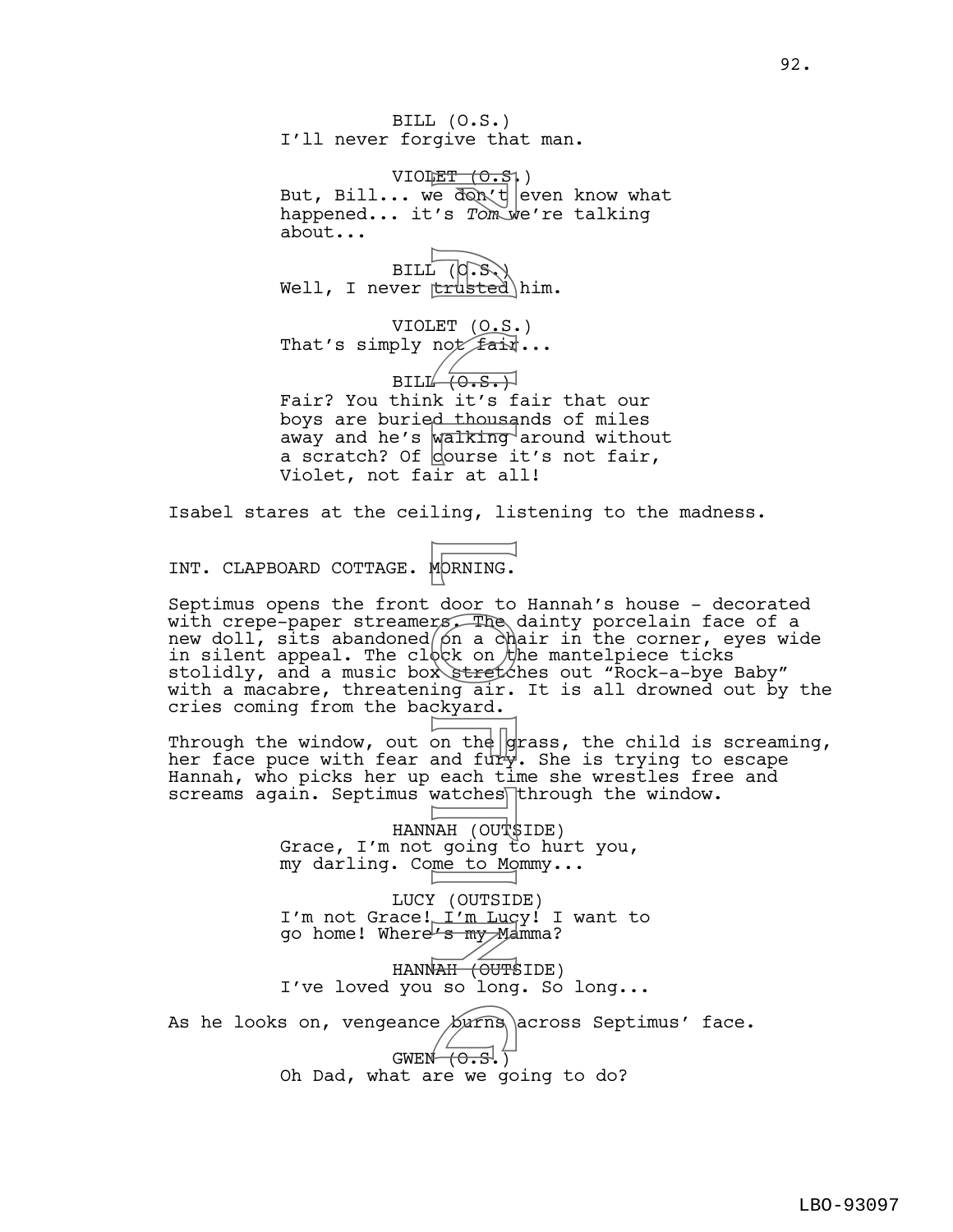BILL (O.S.)
I'll never forgive that man.

VIOLET (O.S.)
But, Bill... we don't even know what happened... it's *Tom* we're talking about...

BILL (O.S.)
Well, I never trusted him.

VIOLET (O.S.)
That's simply not fair...

BILL (O.S.)
Fair? You think it's fair that our boys are buried thousands of miles away and he's walking around without a scratch? Of course it's not fair, Violet, not fair at all!

Isabel stares at the ceiling, listening to the madness.

INT. CLAPBOARD COTTAGE. MORNING.

Septimus opens the front door to Hannah's house - decorated with crepe-paper streamers. The dainty porcelain face of a new doll, sits abandoned on a chair in the corner, eyes wide in silent appeal. The clock on the mantelpiece ticks stolidly, and a music box stretches out "Rock-a-bye Baby" with a macabre, threatening air. It is all drowned out by the cries coming from the backyard.

Through the window, out on the grass, the child is screaming, her face puce with fear and fury. She is trying to escape Hannah, who picks her up each time she wrestles free and screams again. Septimus watches through the window.

HANNAH (OUTSIDE)
Grace, I'm not going to hurt you, my darling. Come to Mommy...

LUCY (OUTSIDE)
I'm not Grace! I'm Lucy! I want to go home! Where's my Mamma?

HANNAH (OUTSIDE)
I've loved you so long. So long...

As he looks on, vengeance burns across Septimus' face.

GWEN (O.S.)
Oh Dad, what are we going to do?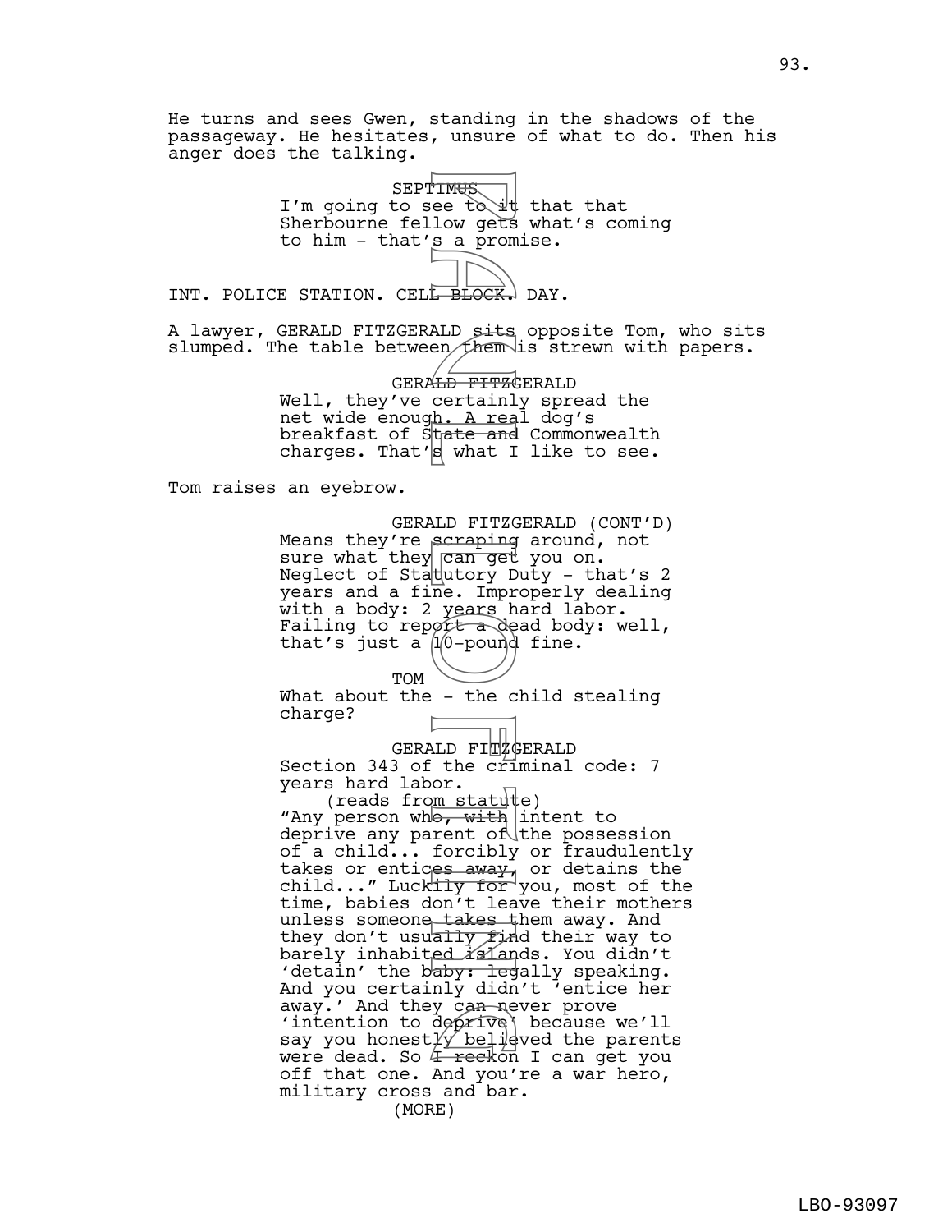He turns and sees Gwen, standing in the shadows of the passageway. He hesitates, unsure of what to do. Then his anger does the talking.

SEPTIMUS
I'm going to see to it that that Sherbourne fellow gets what's coming to him - that's a promise.

INT. POLICE STATION. CELL BLOCK. DAY.

A lawyer, GERALD FITZGERALD sits opposite Tom, who sits slumped. The table between them is strewn with papers.

GERALD FITZGERALD
Well, they've certainly spread the net wide enough. A real dog's breakfast of State and Commonwealth charges. That's what I like to see.

Tom raises an eyebrow.

GERALD FITZGERALD (CONT'D)
Means they're scraping around, not sure what they can get you on. Neglect of Statutory Duty - that's 2 years and a fine. Improperly dealing with a body: 2 years hard labor. Failing to report a dead body: well, that's just a 10-pound fine.

TOM
What about the - the child stealing charge?

GERALD FITZGERALD
Section 343 of the criminal code: 7 years hard labor.
(reads from statute)
"Any person who, with intent to deprive any parent of the possession of a child... forcibly or fraudulently takes or entices away, or detains the child..." Luckily for you, most of the time, babies don't leave their mothers unless someone takes them away. And they don't usually find their way to barely inhabited islands. You didn't 'detain' the baby: legally speaking. And you certainly didn't 'entice her away.' And they can never prove 'intention to deprive' because we'll say you honestly believed the parents were dead. So I reckon I can get you off that one. And you're a war hero, military cross and bar.
(MORE)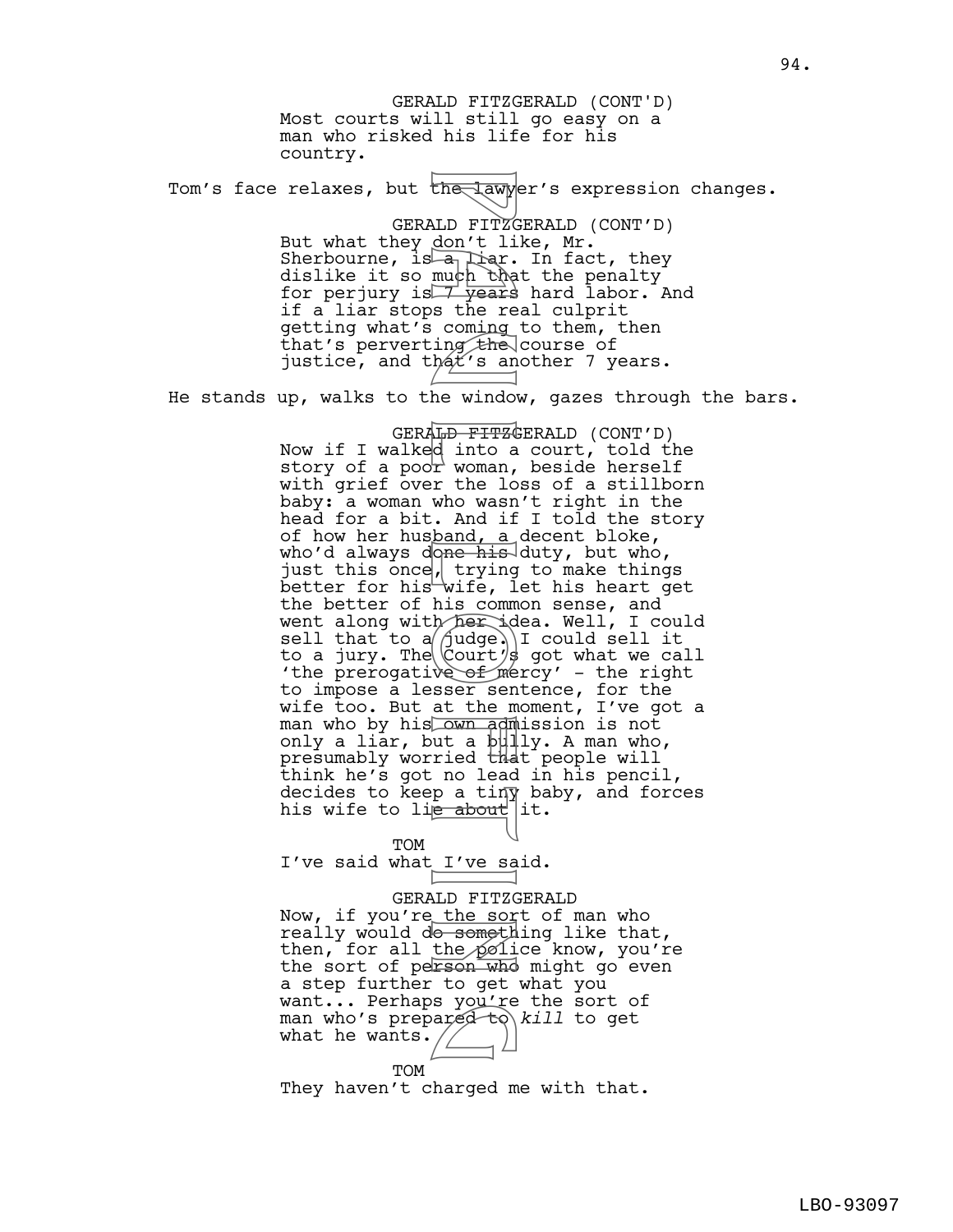GERALD FITZGERALD (CONT'D)
Most courts will still go easy on a man who risked his life for his country.

Tom's face relaxes, but the lawyer's expression changes.

GERALD FITZGERALD (CONT'D)
But what they don't like, Mr. Sherbourne, is a liar. In fact, they dislike it so much that the penalty for perjury is 7 years hard labor. And if a liar stops the real culprit getting what's coming to them, then that's perverting the course of justice, and that's another 7 years.

He stands up, walks to the window, gazes through the bars.

GERALD FITZGERALD (CONT'D)
Now if I walked into a court, told the story of a poor woman, beside herself with grief over the loss of a stillborn baby: a woman who wasn't right in the head for a bit. And if I told the story of how her husband, a decent bloke, who'd always done his duty, but who, just this once, trying to make things better for his wife, let his heart get the better of his common sense, and went along with her idea. Well, I could sell that to a judge. I could sell it to a jury. The Court's got what we call 'the prerogative of mercy' - the right to impose a lesser sentence, for the wife too. But at the moment, I've got a man who by his own admission is not only a liar, but a bully. A man who, presumably worried that people will think he's got no lead in his pencil, decides to keep a tiny baby, and forces his wife to lie about it.

TOM
I've said what I've said.

GERALD FITZGERALD
Now, if you're the sort of man who really would do something like that, then, for all the police know, you're the sort of person who might go even a step further to get what you want... Perhaps you're the sort of man who's prepared to *kill* to get what he wants.

TOM
They haven't charged me with that.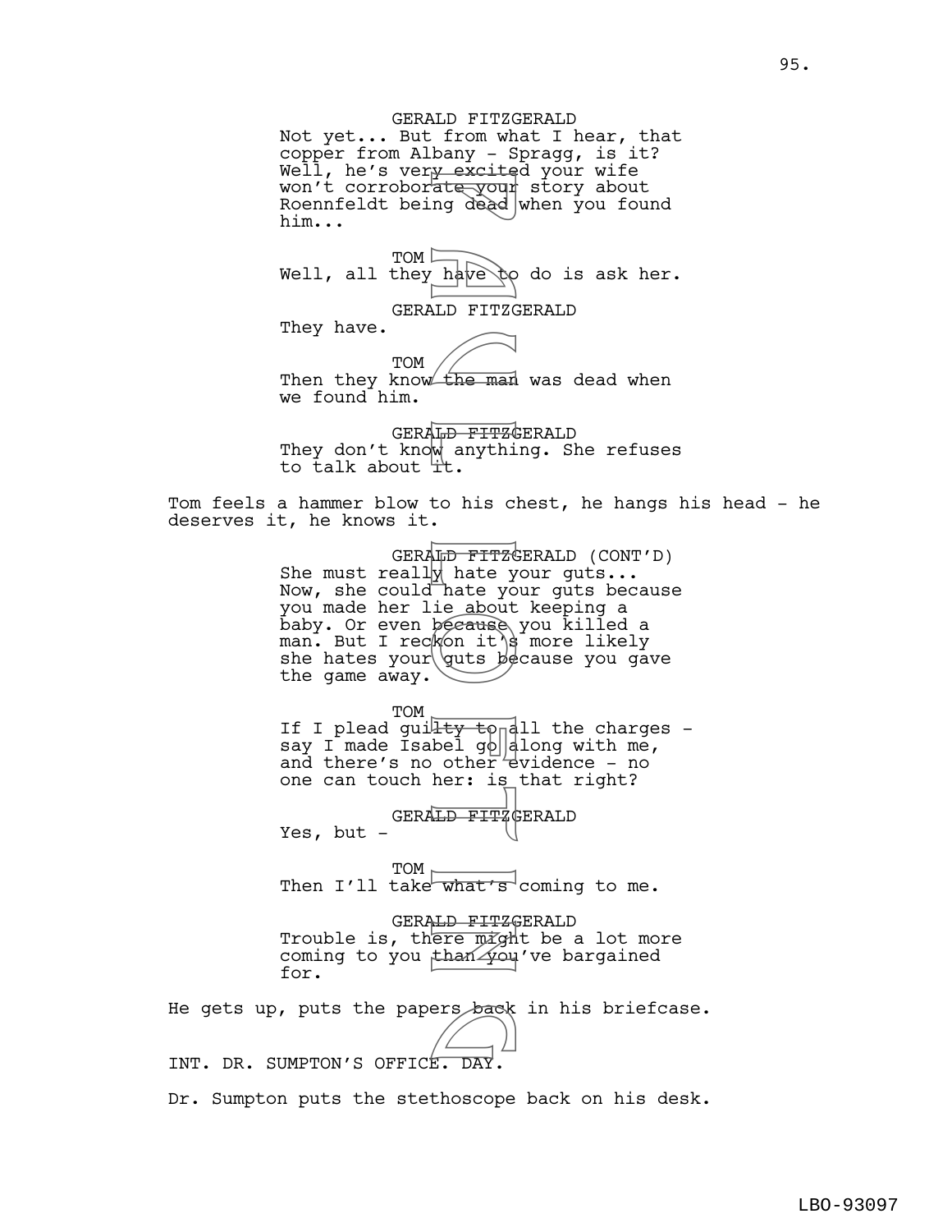GERALD FITZGERALD
Not yet... But from what I hear, that copper from Albany - Spragg, is it? Well, he's very excited your wife won't corroborate your story about Roennfeldt being dead when you found him...

TOM
Well, all they have to do is ask her.

GERALD FITZGERALD
They have.

TOM
Then they know the man was dead when we found him.

GERALD FITZGERALD
They don't know anything. She refuses to talk about it.

Tom feels a hammer blow to his chest, he hangs his head - he deserves it, he knows it.

GERALD FITZGERALD (CONT'D)
She must really hate your guts... Now, she could hate your guts because you made her lie about keeping a baby. Or even because you killed a man. But I reckon it's more likely she hates your guts because you gave the game away.

TOM
If I plead guilty to all the charges - say I made Isabel go along with me, and there's no other evidence - no one can touch her: is that right?

GERALD FITZGERALD
Yes, but -

TOM
Then I'll take what's coming to me.

GERALD FITZGERALD
Trouble is, there might be a lot more coming to you than you've bargained for.

He gets up, puts the papers back in his briefcase.

INT. DR. SUMPTON'S OFFICE. DAY.

Dr. Sumpton puts the stethoscope back on his desk.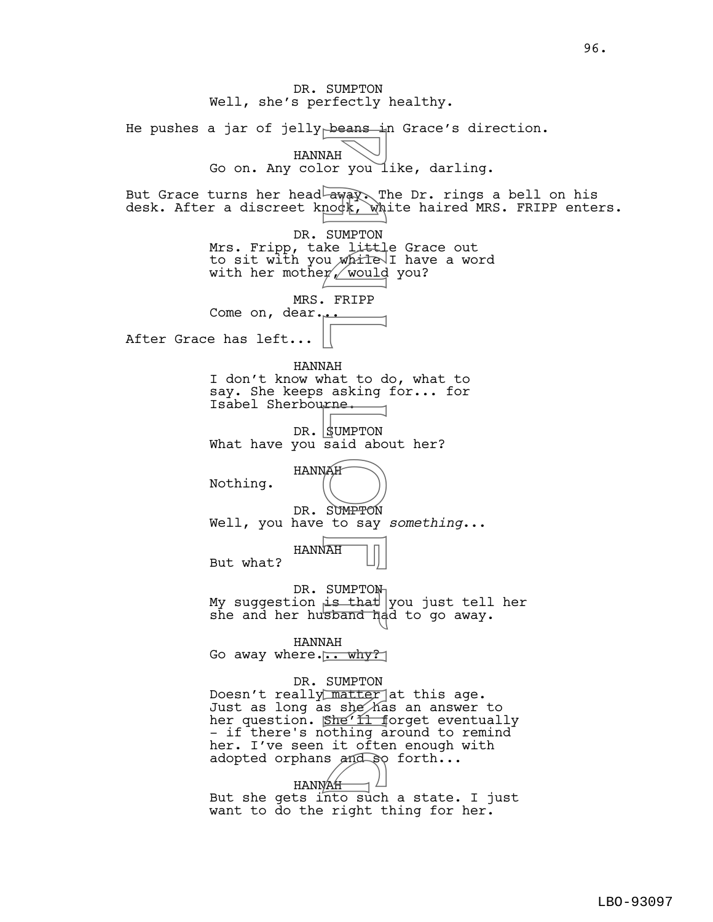DR. SUMPTON
Well, she's perfectly healthy.

He pushes a jar of jelly beans in Grace's direction.

HANNAH
Go on. Any color you like, darling.

But Grace turns her head away. The Dr. rings a bell on his desk. After a discreet knock, white haired MRS. FRIPP enters.

DR. SUMPTON
Mrs. Fripp, take little Grace out to sit with you while I have a word with her mother, would you?

MRS. FRIPP
Come on, dear...

After Grace has left...

HANNAH
I don't know what to do, what to say. She keeps asking for... for Isabel Sherbourne.

DR. SUMPTON
What have you said about her?

HANNAH
Nothing.

DR. SUMPTON
Well, you have to say *something*...

HANNAH
But what?

DR. SUMPTON
My suggestion is that you just tell her she and her husband had to go away.

HANNAH
Go away where... why?

DR. SUMPTON
Doesn't really matter at this age. Just as long as she has an answer to her question. She'll forget eventually - if there's nothing around to remind her. I've seen it often enough with adopted orphans and so forth...

HANNAH
But she gets into such a state. I just want to do the right thing for her.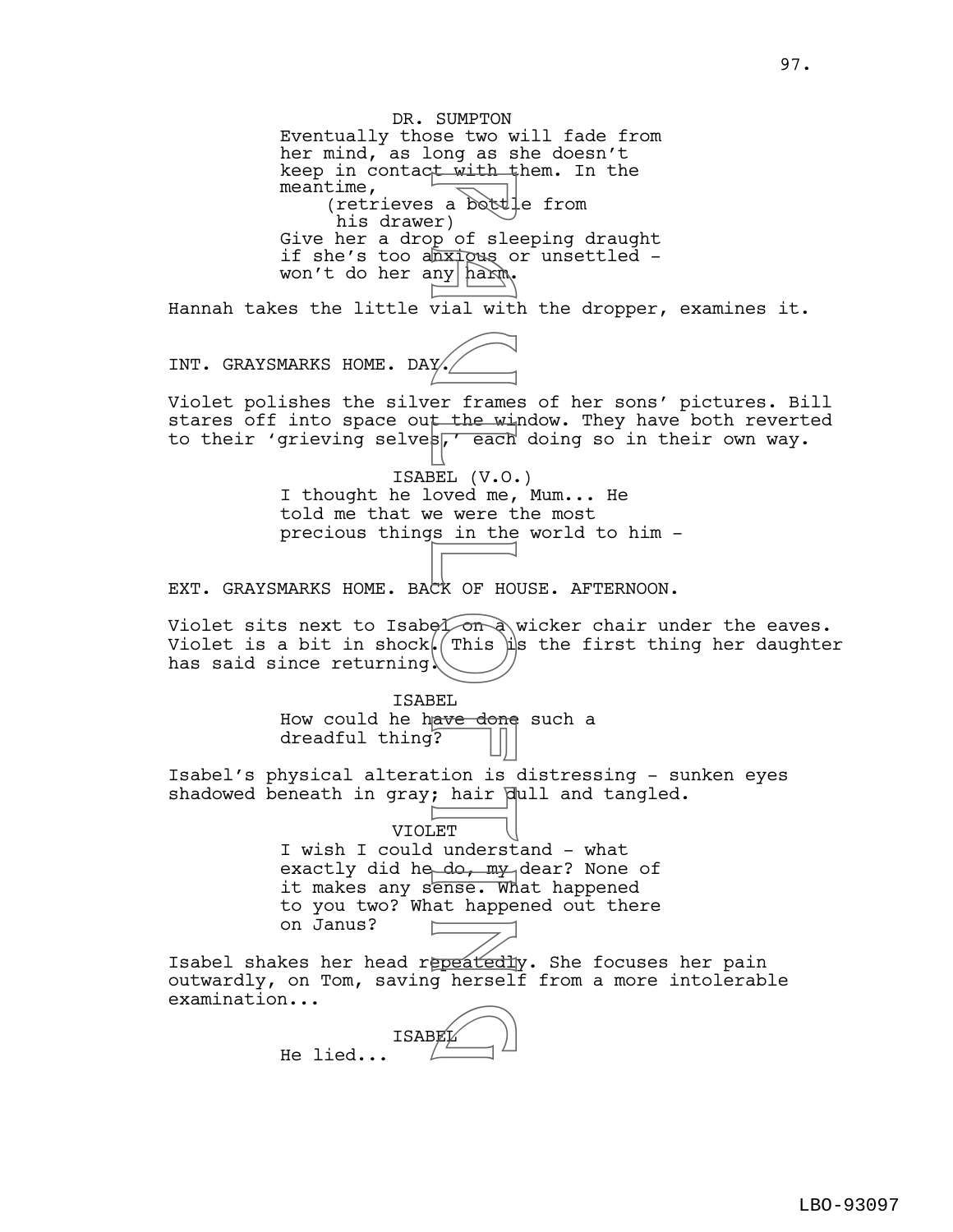DR. SUMPTON

Eventually those two will fade from her mind, as long as she doesn't keep in contact with them. In the meantime,

(retrieves a bottle from his drawer)

Give her a drop of sleeping draught if she's too anxious or unsettled - won't do her any harm.

Hannah takes the little vial with the dropper, examines it.

INT. GRAYSMARKS HOME. DAY.

Violet polishes the silver frames of her sons' pictures. Bill stares off into space out the window. They have both reverted to their 'grieving selves,' each doing so in their own way.

ISABEL (V.O.)

I thought he loved me, Mum... He told me that we were the most precious things in the world to him -

EXT. GRAYSMARKS HOME. BACK OF HOUSE. AFTERNOON.

Violet sits next to Isabel on a wicker chair under the eaves. Violet is a bit in shock. This is the first thing her daughter has said since returning.

ISABEL

How could he have done such a dreadful thing?

Isabel's physical alteration is distressing - sunken eyes shadowed beneath in gray; hair dull and tangled.

VIOLET

I wish I could understand - what exactly did he do, my dear? None of it makes any sense. What happened to you two? What happened out there on Janus?

Isabel shakes her head repeatedly. She focuses her pain outwardly, on Tom, saving herself from a more intolerable examination...

ISABEL

He lied...

LBO-93097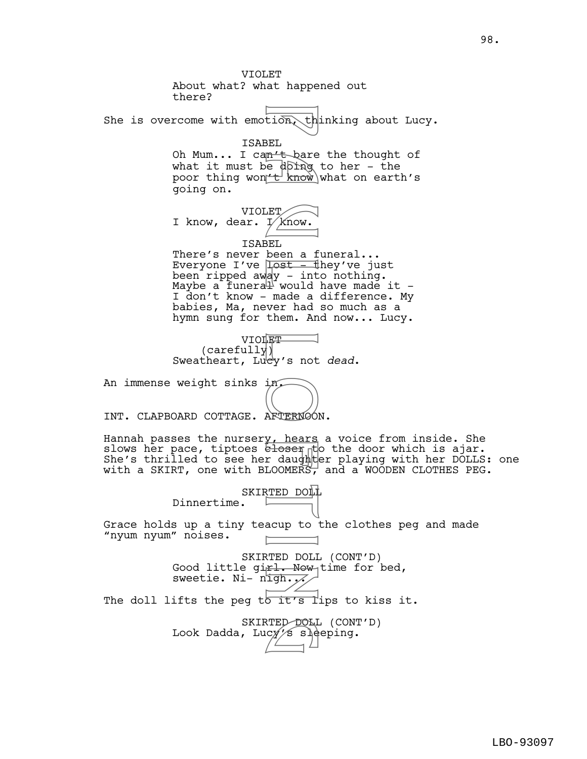VIOLET
About what? what happened out there?

She is overcome with emotion, thinking about Lucy.

ISABEL
Oh Mum... I can't bare the thought of what it must be doing to her - the poor thing won't know what on earth's going on.

VIOLET
I know, dear. I know.

ISABEL
There's never been a funeral... Everyone I've lost - they've just been ripped away - into nothing. Maybe a funeral would have made it - I don't know - made a difference. My babies, Ma, never had so much as a hymn sung for them. And now... Lucy.

VIOLET
(carefully)
Sweatheart, Lucy's not *dead*.

An immense weight sinks in.

INT. CLAPBOARD COTTAGE. AFTERNOON.

Hannah passes the nursery, hears a voice from inside. She slows her pace, tiptoes closer to the door which is ajar. She's thrilled to see her daughter playing with her DOLLS: one with a SKIRT, one with BLOOMERS, and a WOODEN CLOTHES PEG.

SKIRTED DOLL
Dinnertime.

Grace holds up a tiny teacup to the clothes peg and made "nyum nyum" noises.

SKIRTED DOLL (CONT'D)
Good little girl. Now time for bed, sweetie. Ni- nigh...

The doll lifts the peg to it's lips to kiss it.

SKIRTED DOLL (CONT'D)
Look Dadda, Lucy's sleeping.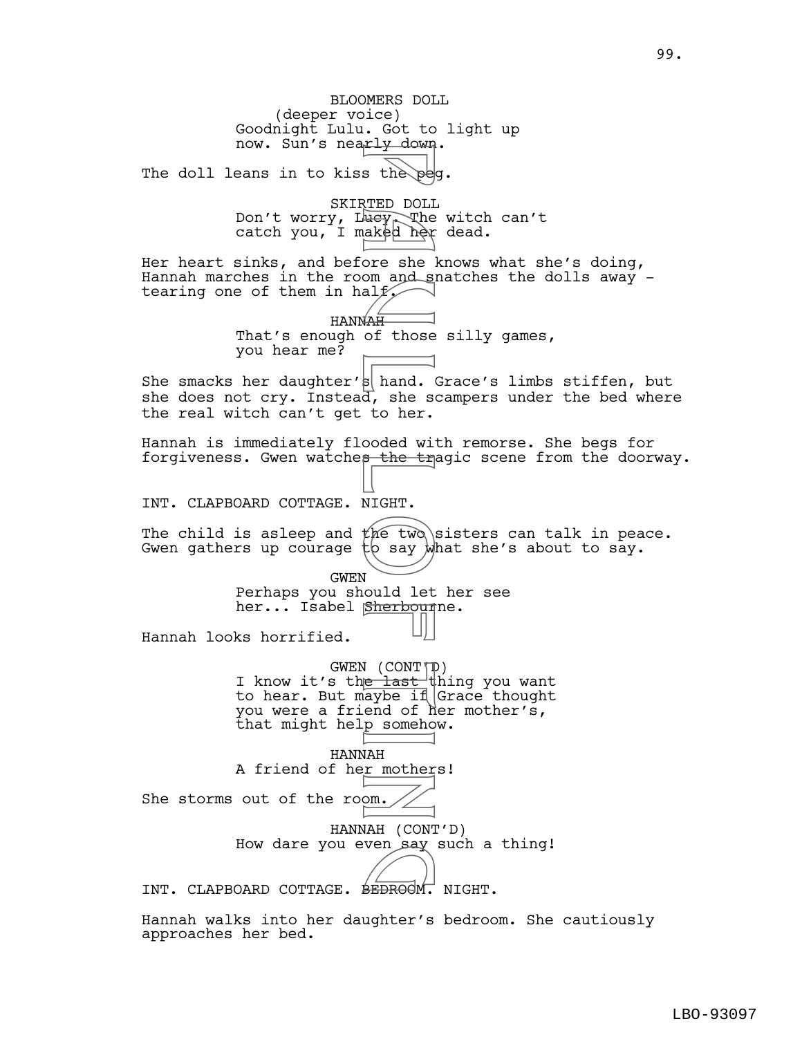BLOOMERS DOLL
(deeper voice)
Goodnight Lulu. Got to light up now. Sun's nearly down.

The doll leans in to kiss the peg.

SKIRTED DOLL
Don't worry, Lucy. The witch can't catch you, I maked her dead.

Her heart sinks, and before she knows what she's doing, Hannah marches in the room and snatches the dolls away - tearing one of them in half.

HANNAH
That's enough of those silly games, you hear me?

She smacks her daughter's hand. Grace's limbs stiffen, but she does not cry. Instead, she scampers under the bed where the real witch can't get to her.

Hannah is immediately flooded with remorse. She begs for forgiveness. Gwen watches the tragic scene from the doorway.

INT. CLAPBOARD COTTAGE. NIGHT.

The child is asleep and the two sisters can talk in peace. Gwen gathers up courage to say what she's about to say.

GWEN
Perhaps you should let her see her... Isabel Sherbourne.

Hannah looks horrified.

GWEN (CONT'D)
I know it's the last thing you want to hear. But maybe if Grace thought you were a friend of her mother's, that might help somehow.

HANNAH
A friend of her mothers!

She storms out of the room.

HANNAH (CONT'D)
How dare you even say such a thing!

INT. CLAPBOARD COTTAGE. BEDROOM. NIGHT.

Hannah walks into her daughter's bedroom. She cautiously approaches her bed.

LBO-93097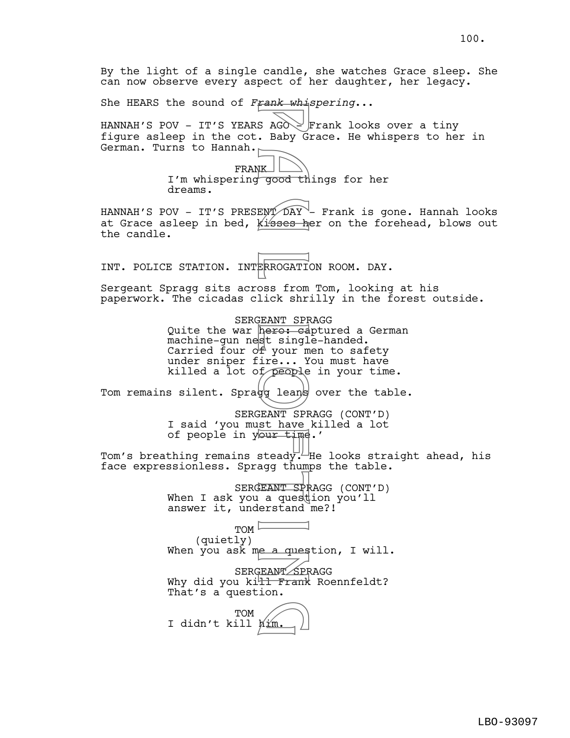By the light of a single candle, she watches Grace sleep. She can now observe every aspect of her daughter, her legacy.

She HEARS the sound of *Frank whispering*...

HANNAH'S POV - IT'S YEARS AGO - Frank looks over a tiny figure asleep in the cot. Baby Grace. He whispers to her in German. Turns to Hannah.

FRANK
I'm whispering good things for her dreams.

HANNAH'S POV - IT'S PRESENT DAY - Frank is gone. Hannah looks at Grace asleep in bed, kisses her on the forehead, blows out the candle.

INT. POLICE STATION. INTERROGATION ROOM. DAY.

Sergeant Spragg sits across from Tom, looking at his paperwork. The cicadas click shrilly in the forest outside.

SERGEANT SPRAGG
Quite the war hero: captured a German machine-gun nest single-handed. Carried four of your men to safety under sniper fire... You must have killed a lot of people in your time.

Tom remains silent. Spragg leans over the table.

SERGEANT SPRAGG (CONT'D)
I said 'you must have killed a lot of people in your time.'

Tom's breathing remains steady. He looks straight ahead, his face expressionless. Spragg thumps the table.

SERGEANT SPRAGG (CONT'D)
When I ask you a question you'll answer it, understand me?!

TOM
(quietly)
When you ask me a question, I will.

SERGEANT SPRAGG
Why did you kill Frank Roennfeldt? That's a question.

TOM
I didn't kill him.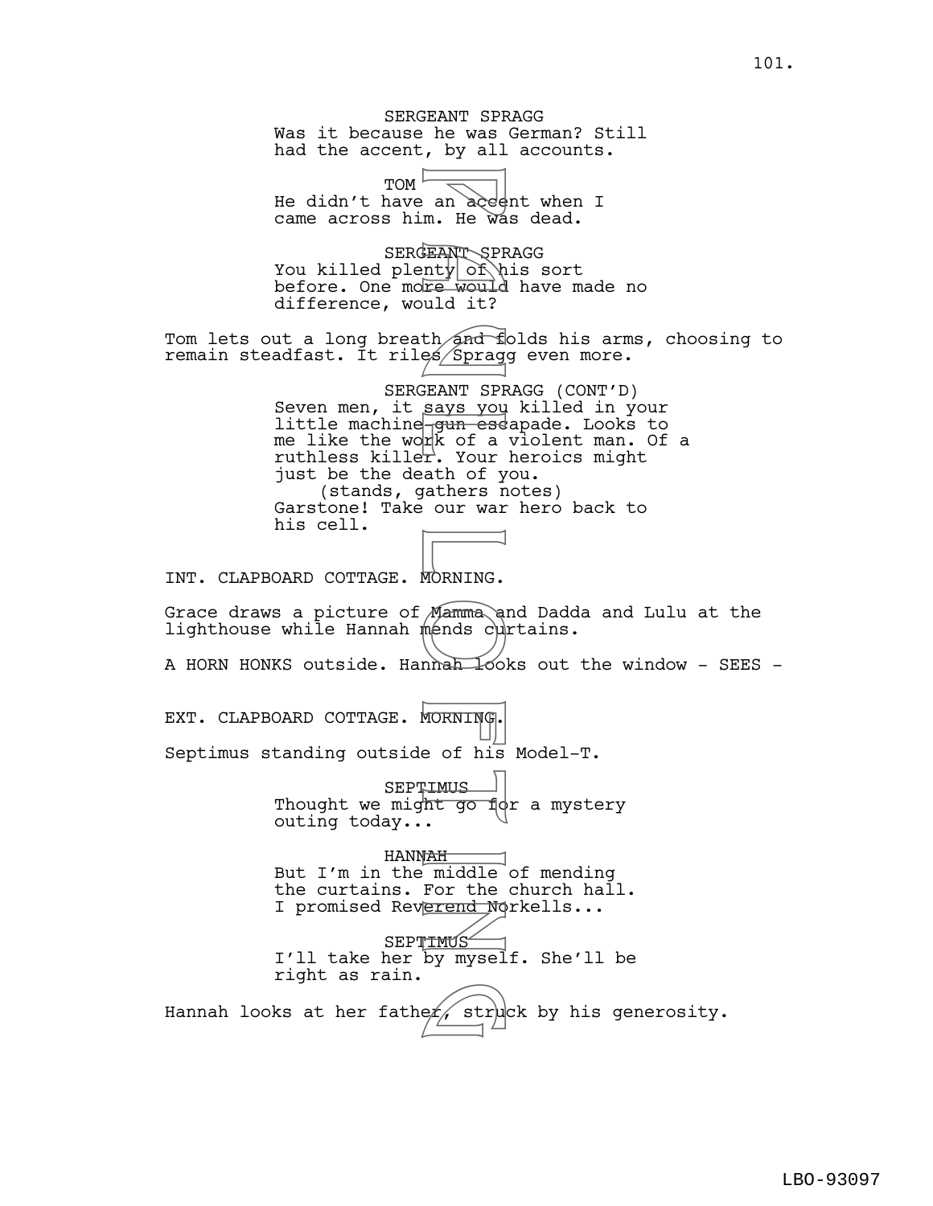SERGEANT SPRAGG
Was it because he was German? Still had the accent, by all accounts.

TOM
He didn't have an accent when I came across him. He was dead.

SERGEANT SPRAGG
You killed plenty of his sort before. One more would have made no difference, would it?

Tom lets out a long breath and folds his arms, choosing to remain steadfast. It riles Spragg even more.

SERGEANT SPRAGG (CONT'D)
Seven men, it says you killed in your little machine-gun escapade. Looks to me like the work of a violent man. Of a ruthless killer. Your heroics might just be the death of you.
(stands, gathers notes)
Garstone! Take our war hero back to his cell.

INT. CLAPBOARD COTTAGE. MORNING.

Grace draws a picture of Mamma and Dadda and Lulu at the lighthouse while Hannah mends curtains.

A HORN HONKS outside. Hannah looks out the window - SEES -

EXT. CLAPBOARD COTTAGE. MORNING.

Septimus standing outside of his Model-T.

SEPTIMUS
Thought we might go for a mystery outing today...

HANNAH
But I'm in the middle of mending the curtains. For the church hall. I promised Reverend Norkells...

SEPTIMUS
I'll take her by myself. She'll be right as rain.

Hannah looks at her father, struck by his generosity.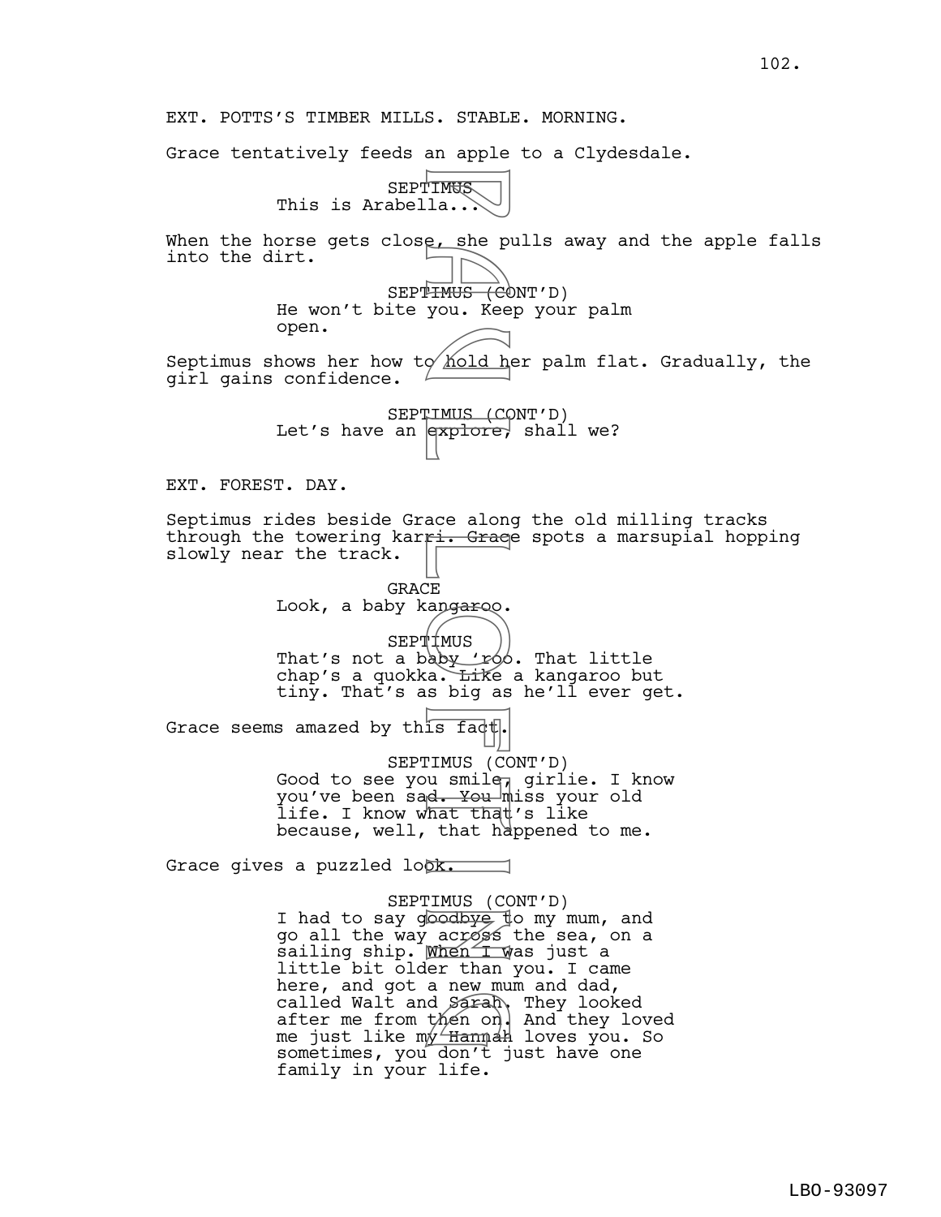EXT. POTTS'S TIMBER MILLS. STABLE. MORNING.

Grace tentatively feeds an apple to a Clydesdale.

SEPTIMUS
This is Arabella...

When the horse gets close, she pulls away and the apple falls into the dirt.

SEPTIMUS (CONT'D)
He won't bite you. Keep your palm open.

Septimus shows her how to hold her palm flat. Gradually, the girl gains confidence.

SEPTIMUS (CONT'D)
Let's have an explore, shall we?

EXT. FOREST. DAY.

Septimus rides beside Grace along the old milling tracks through the towering karri. Grace spots a marsupial hopping slowly near the track.

GRACE
Look, a baby kangaroo.

SEPTIMUS
That's not a baby 'roo. That little chap's a quokka. Like a kangaroo but tiny. That's as big as he'll ever get.

Grace seems amazed by this fact.

SEPTIMUS (CONT'D)
Good to see you smile, girlie. I know you've been sad. You miss your old life. I know what that's like because, well, that happened to me.

Grace gives a puzzled look.

SEPTIMUS (CONT'D)
I had to say goodbye to my mum, and go all the way across the sea, on a sailing ship. When I was just a little bit older than you. I came here, and got a new mum and dad, called Walt and Sarah. They looked after me from then on. And they loved me just like my Hannah loves you. So sometimes, you don't just have one family in your life.

LBO-93097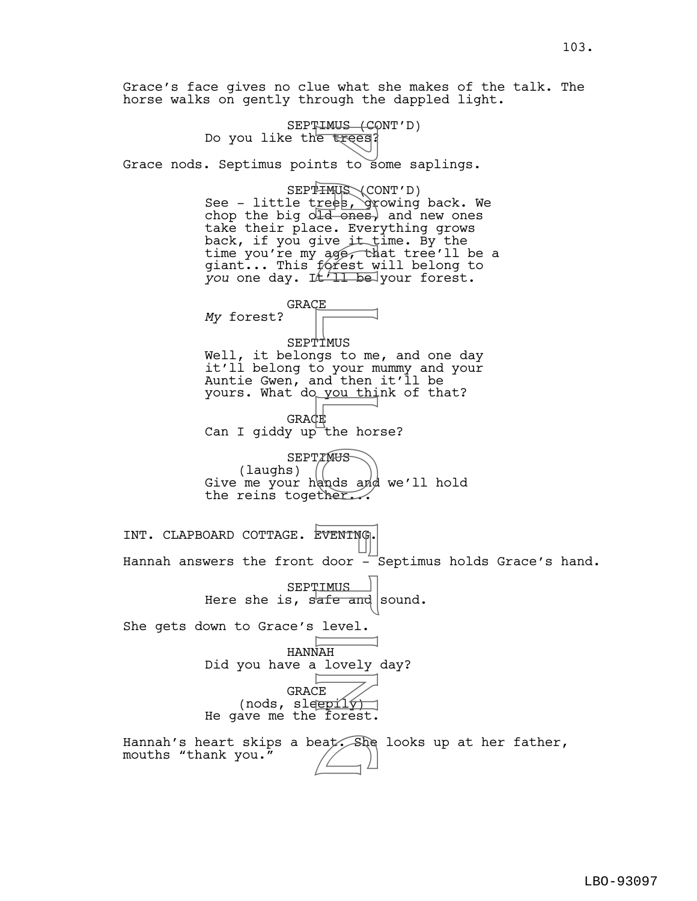Grace's face gives no clue what she makes of the talk. The horse walks on gently through the dappled light.

SEPTIMUS (CONT'D)
Do you like the trees?

Grace nods. Septimus points to some saplings.

SEPTIMUS (CONT'D)
See - little trees, growing back. We chop the big old ones, and new ones take their place. Everything grows back, if you give it time. By the time you're my age, that tree'll be a giant... This forest will belong to *you* one day. It'll be your forest.

GRACE
*My* forest?

SEPTIMUS
Well, it belongs to me, and one day it'll belong to your mummy and your Auntie Gwen, and then it'll be yours. What do you think of that?

GRACE
Can I giddy up the horse?

SEPTIMUS
(laughs)
Give me your hands and we'll hold the reins together...

INT. CLAPBOARD COTTAGE. EVENING.

Hannah answers the front door - Septimus holds Grace's hand.

SEPTIMUS
Here she is, safe and sound.

She gets down to Grace's level.

HANNAH
Did you have a lovely day?

GRACE
(nods, sleepily)
He gave me the forest.

Hannah's heart skips a beat. She looks up at her father, mouths "thank you."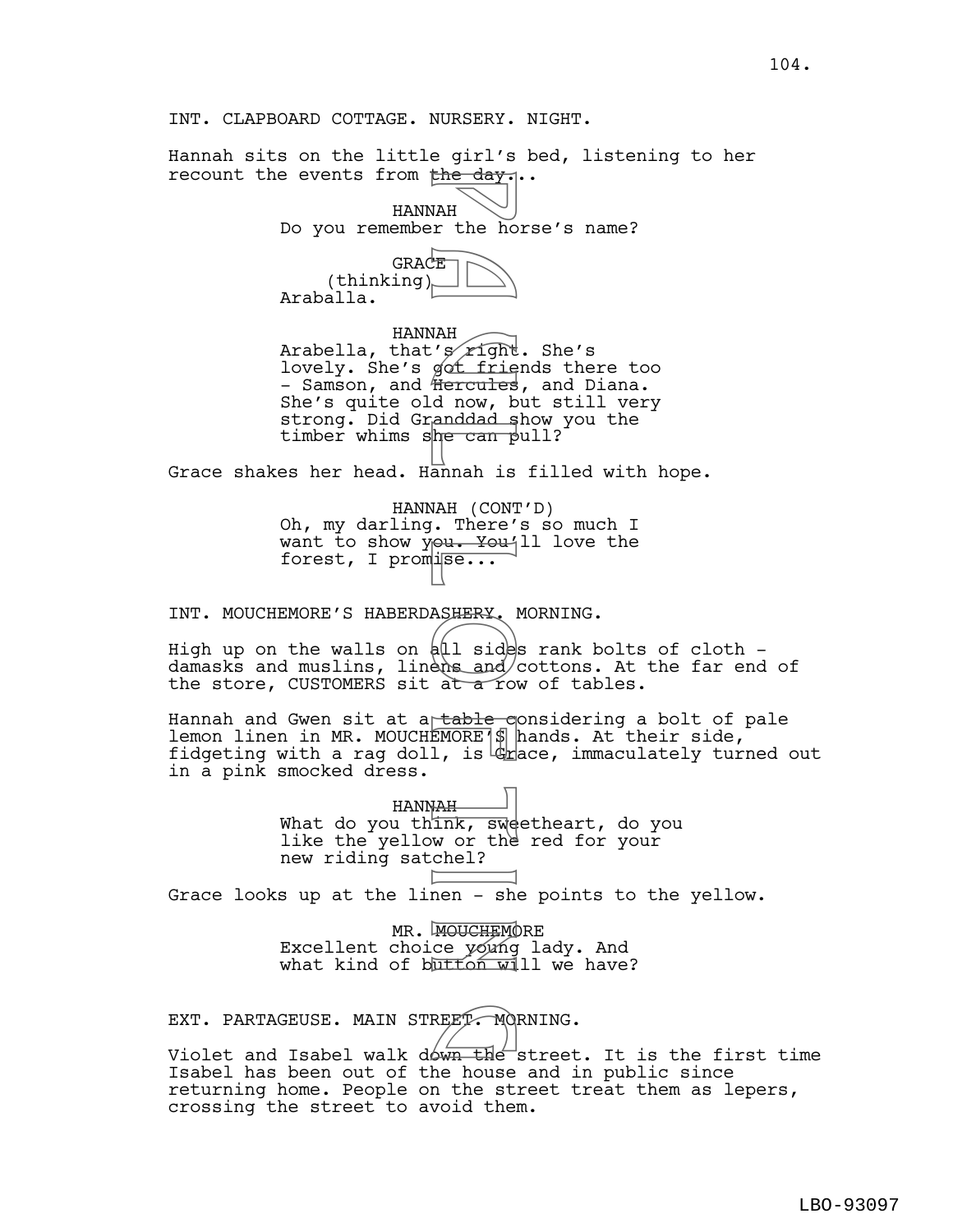INT. CLAPBOARD COTTAGE. NURSERY. NIGHT.

Hannah sits on the little girl's bed, listening to her recount the events from the day...

HANNAH
Do you remember the horse's name?

GRACE
(thinking)
Araballa.

HANNAH
Arabella, that's right. She's lovely. She's got friends there too - Samson, and Hercules, and Diana. She's quite old now, but still very strong. Did Granddad show you the timber whims she can pull?

Grace shakes her head. Hannah is filled with hope.

HANNAH (CONT'D)
Oh, my darling. There's so much I want to show you. You'll love the forest, I promise...

INT. MOUCHEMORE'S HABERDASHERY. MORNING.

High up on the walls on all sides rank bolts of cloth - damasks and muslins, linens and cottons. At the far end of the store, CUSTOMERS sit at a row of tables.

Hannah and Gwen sit at a table considering a bolt of pale lemon linen in MR. MOUCHEMORE'S hands. At their side, fidgeting with a rag doll, is Grace, immaculately turned out in a pink smocked dress.

HANNAH
What do you think, sweetheart, do you like the yellow or the red for your new riding satchel?

Grace looks up at the linen - she points to the yellow.

MR. MOUCHEMORE
Excellent choice young lady. And what kind of button will we have?

EXT. PARTAGEUSE. MAIN STREET. MORNING.

Violet and Isabel walk down the street. It is the first time Isabel has been out of the house and in public since returning home. People on the street treat them as lepers, crossing the street to avoid them.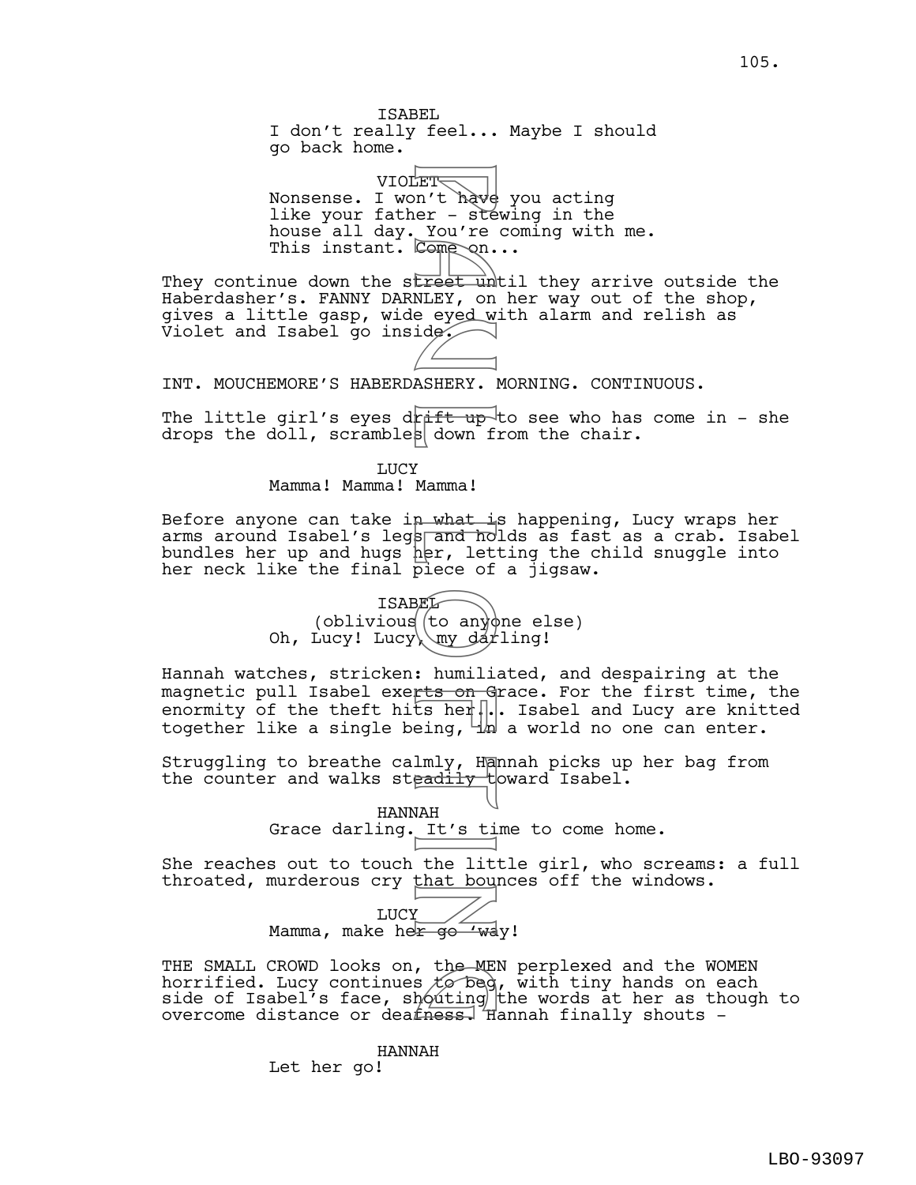ISABEL
I don't really feel... Maybe I should go back home.

VIOLET
Nonsense. I won't have you acting like your father - stewing in the house all day. You're coming with me. This instant. Come on...

They continue down the street until they arrive outside the Haberdasher's. FANNY DARNLEY, on her way out of the shop, gives a little gasp, wide eyed with alarm and relish as Violet and Isabel go inside.

INT. MOUCHEMORE'S HABERDASHERY. MORNING. CONTINUOUS.

The little girl's eyes drift up to see who has come in - she drops the doll, scrambles down from the chair.

LUCY
Mamma! Mamma! Mamma!

Before anyone can take in what is happening, Lucy wraps her arms around Isabel's legs and holds as fast as a crab. Isabel bundles her up and hugs her, letting the child snuggle into her neck like the final piece of a jigsaw.

ISABEL
(oblivious to anyone else)
Oh, Lucy! Lucy, my darling!

Hannah watches, stricken: humiliated, and despairing at the magnetic pull Isabel exerts on Grace. For the first time, the enormity of the theft hits her... Isabel and Lucy are knitted together like a single being, in a world no one can enter.

Struggling to breathe calmly, Hannah picks up her bag from the counter and walks steadily toward Isabel.

HANNAH
Grace darling. It's time to come home.

She reaches out to touch the little girl, who screams: a full throated, murderous cry that bounces off the windows.

LUCY
Mamma, make her go 'way!

THE SMALL CROWD looks on, the MEN perplexed and the WOMEN horrified. Lucy continues to beg, with tiny hands on each side of Isabel's face, shouting the words at her as though to overcome distance or deafness. Hannah finally shouts -

HANNAH
Let her go!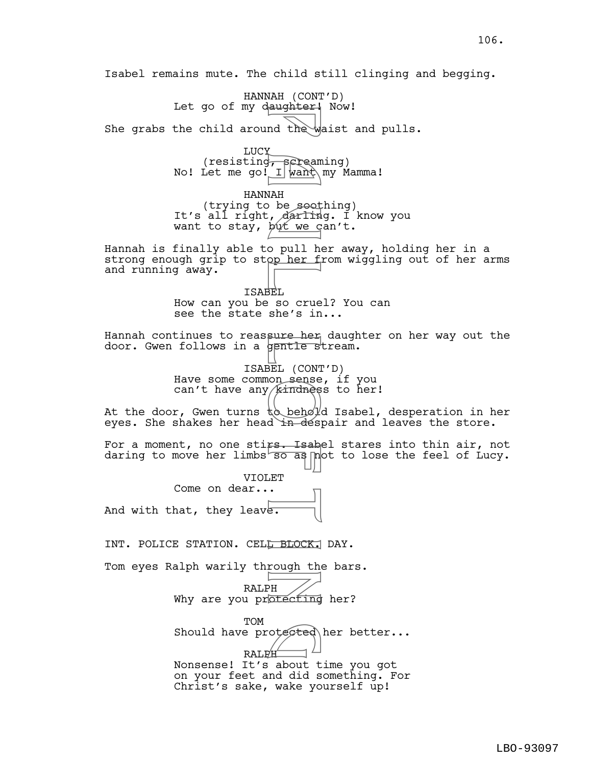Isabel remains mute. The child still clinging and begging.

HANNAH (CONT'D)
Let go of my daughter! Now!

She grabs the child around the waist and pulls.

LUCY
(resisting, screaming)
No! Let me go! I want my Mamma!

HANNAH
(trying to be soothing)
It's all right, darling. I know you want to stay, but we can't.

Hannah is finally able to pull her away, holding her in a strong enough grip to stop her from wiggling out of her arms and running away.

ISABEL
How can you be so cruel? You can see the state she's in...

Hannah continues to reassure her daughter on her way out the door. Gwen follows in a gentle stream.

ISABEL (CONT'D)
Have some common sense, if you can't have any kindness to her!

At the door, Gwen turns to behold Isabel, desperation in her eyes. She shakes her head in despair and leaves the store.

For a moment, no one stirs. Isabel stares into thin air, not daring to move her limbs so as not to lose the feel of Lucy.

VIOLET
Come on dear...

And with that, they leave.

INT. POLICE STATION. CELL BLOCK. DAY.

Tom eyes Ralph warily through the bars.

RALPH
Why are you protecting her?

TOM
Should have protected her better...

RALPH
Nonsense! It's about time you got on your feet and did something. For Christ's sake, wake yourself up!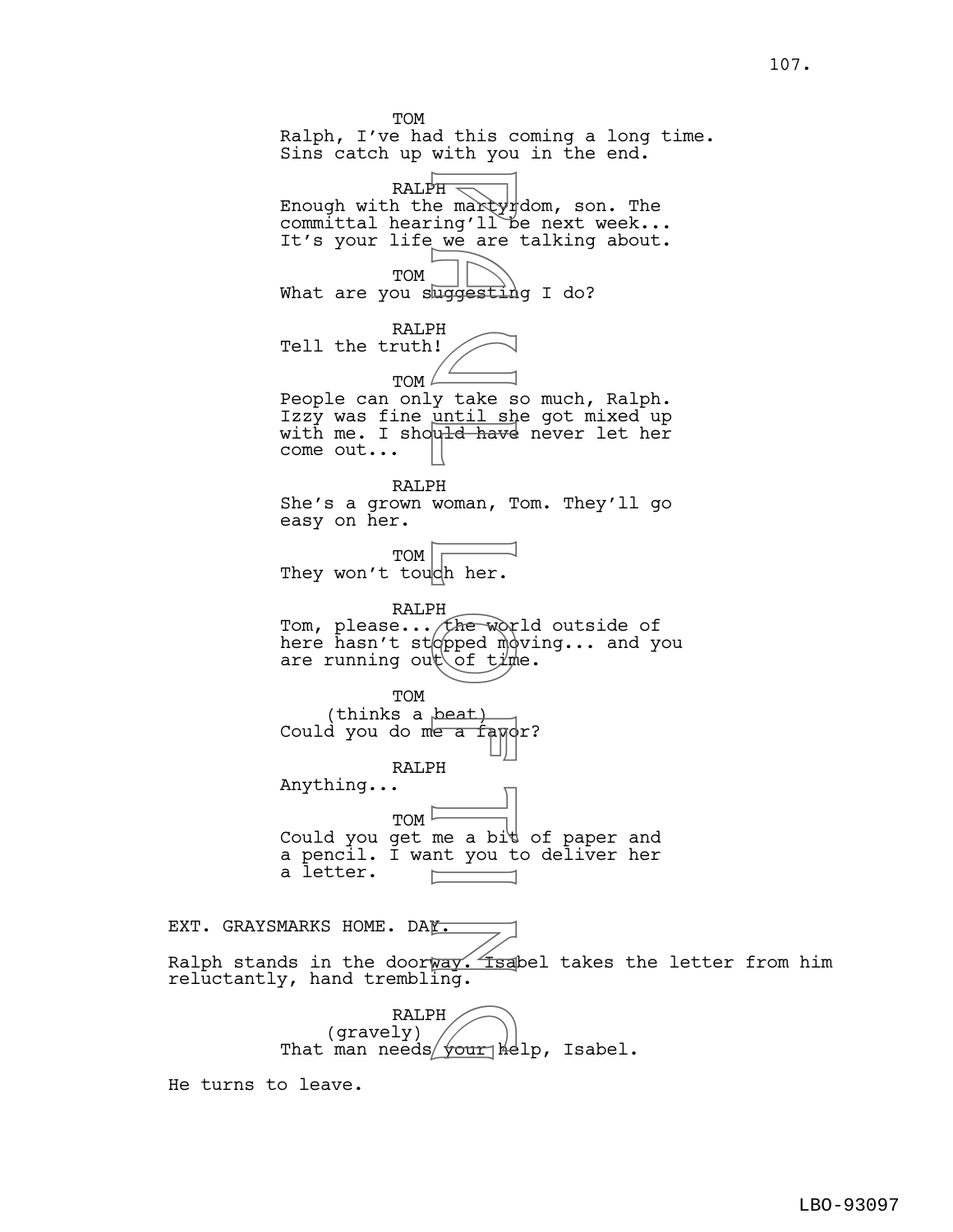TOM
Ralph, I've had this coming a long time.
Sins catch up with you in the end.

RALPH
Enough with the martyrdom, son. The
committal hearing'll be next week...
It's your life we are talking about.

TOM
What are you suggesting I do?

RALPH
Tell the truth!

TOM
People can only take so much, Ralph.
Izzy was fine until she got mixed up
with me. I should have never let her
come out...

RALPH
She's a grown woman, Tom. They'll go
easy on her.

TOM
They won't touch her.

RALPH
Tom, please... the world outside of
here hasn't stopped moving... and you
are running out of time.

TOM
(thinks a beat)
Could you do me a favor?

RALPH
Anything...

TOM
Could you get me a bit of paper and
a pencil. I want you to deliver her
a letter.

EXT. GRAYSMARKS HOME. DAY.

Ralph stands in the doorway. Isabel takes the letter from him
reluctantly, hand trembling.

RALPH
(gravely)
That man needs your help, Isabel.

He turns to leave.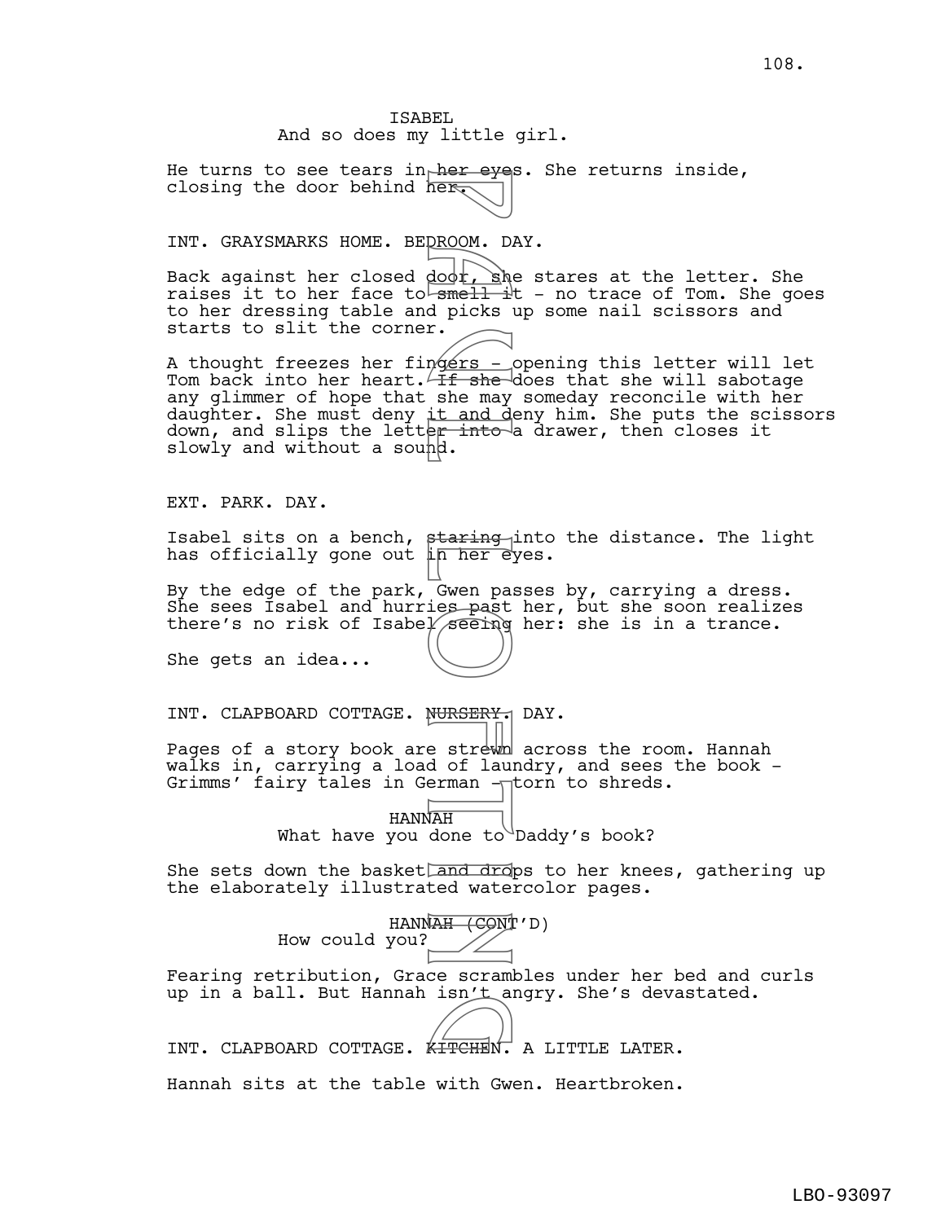ISABEL
And so does my little girl.

He turns to see tears in her eyes. She returns inside, closing the door behind her.

INT. GRAYSMARKS HOME. BEDROOM. DAY.

Back against her closed door, she stares at the letter. She raises it to her face to smell it - no trace of Tom. She goes to her dressing table and picks up some nail scissors and starts to slit the corner.

A thought freezes her fingers - opening this letter will let Tom back into her heart. If she does that she will sabotage any glimmer of hope that she may someday reconcile with her daughter. She must deny it and deny him. She puts the scissors down, and slips the letter into a drawer, then closes it slowly and without a sound.

EXT. PARK. DAY.

Isabel sits on a bench, staring into the distance. The light has officially gone out in her eyes.

By the edge of the park, Gwen passes by, carrying a dress. She sees Isabel and hurries past her, but she soon realizes there's no risk of Isabel seeing her: she is in a trance.

She gets an idea...

INT. CLAPBOARD COTTAGE. NURSERY. DAY.

Pages of a story book are strewn across the room. Hannah walks in, carrying a load of laundry, and sees the book - Grimms' fairy tales in German - torn to shreds.

HANNAH
What have you done to Daddy's book?

She sets down the basket and drops to her knees, gathering up the elaborately illustrated watercolor pages.

HANNAH (CONT'D)
How could you?

Fearing retribution, Grace scrambles under her bed and curls up in a ball. But Hannah isn't angry. She's devastated.

INT. CLAPBOARD COTTAGE. KITCHEN. A LITTLE LATER.

Hannah sits at the table with Gwen. Heartbroken.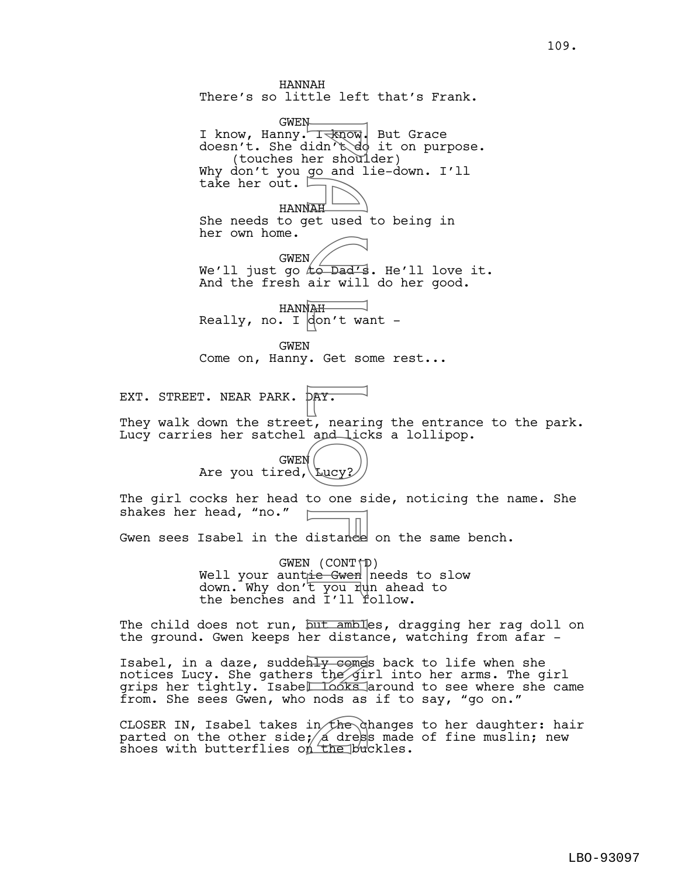HANNAH
There's so little left that's Frank.

GWEN
I know, Hanny. I know. But Grace doesn't. She didn't do it on purpose.
(touches her shoulder)
Why don't you go and lie-down. I'll take her out.

HANNAH
She needs to get used to being in her own home.

GWEN
We'll just go to Dad's. He'll love it. And the fresh air will do her good.

HANNAH
Really, no. I don't want -

GWEN
Come on, Hanny. Get some rest...

EXT. STREET. NEAR PARK. DAY.

They walk down the street, nearing the entrance to the park. Lucy carries her satchel and licks a lollipop.

GWEN
Are you tired, Lucy?

The girl cocks her head to one side, noticing the name. She shakes her head, "no."

Gwen sees Isabel in the distance on the same bench.

GWEN (CONT'D)
Well your auntie Gwen needs to slow down. Why don't you run ahead to the benches and I'll follow.

The child does not run, but ambles, dragging her rag doll on the ground. Gwen keeps her distance, watching from afar -

Isabel, in a daze, suddenly comes back to life when she notices Lucy. She gathers the girl into her arms. The girl grips her tightly. Isabel looks around to see where she came from. She sees Gwen, who nods as if to say, "go on."

CLOSER IN, Isabel takes in the changes to her daughter: hair parted on the other side; a dress made of fine muslin; new shoes with butterflies on the buckles.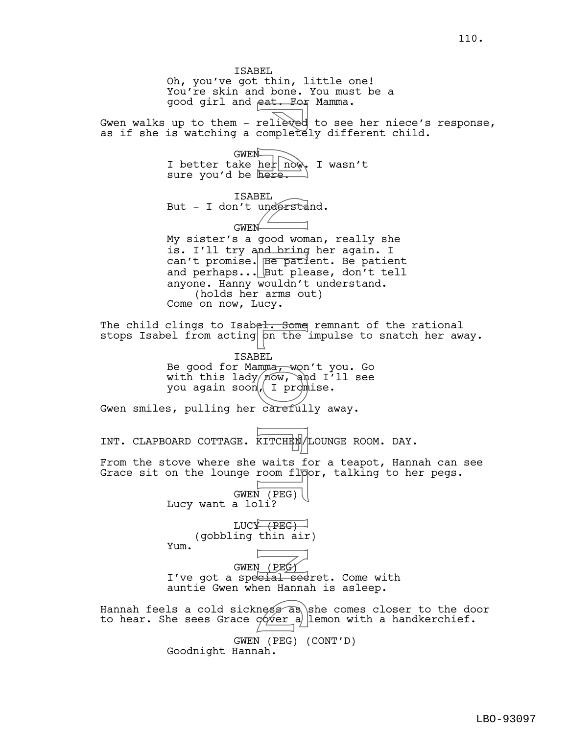ISABEL
Oh, you've got thin, little one! You're skin and bone. You must be a good girl and eat. For Mamma.

Gwen walks up to them - relieved to see her niece's response, as if she is watching a completely different child.

GWEN
I better take her now. I wasn't sure you'd be here.

ISABEL
But - I don't understand.

GWEN
My sister's a good woman, really she is. I'll try and bring her again. I can't promise. Be patient. Be patient and perhaps... But please, don't tell anyone. Hanny wouldn't understand.
(holds her arms out)
Come on now, Lucy.

The child clings to Isabel. Some remnant of the rational stops Isabel from acting on the impulse to snatch her away.

ISABEL
Be good for Mamma, won't you. Go with this lady now, and I'll see you again soon, I promise.

Gwen smiles, pulling her carefully away.

INT. CLAPBOARD COTTAGE. KITCHEN/LOUNGE ROOM. DAY.

From the stove where she waits for a teapot, Hannah can see Grace sit on the lounge room floor, talking to her pegs.

GWEN (PEG)
Lucy want a loli?

LUCY (PEG)
(gobbling thin air)
Yum.

GWEN (PEG)
I've got a special secret. Come with auntie Gwen when Hannah is asleep.

Hannah feels a cold sickness as she comes closer to the door to hear. She sees Grace cover a lemon with a handkerchief.

GWEN (PEG) (CONT'D)
Goodnight Hannah.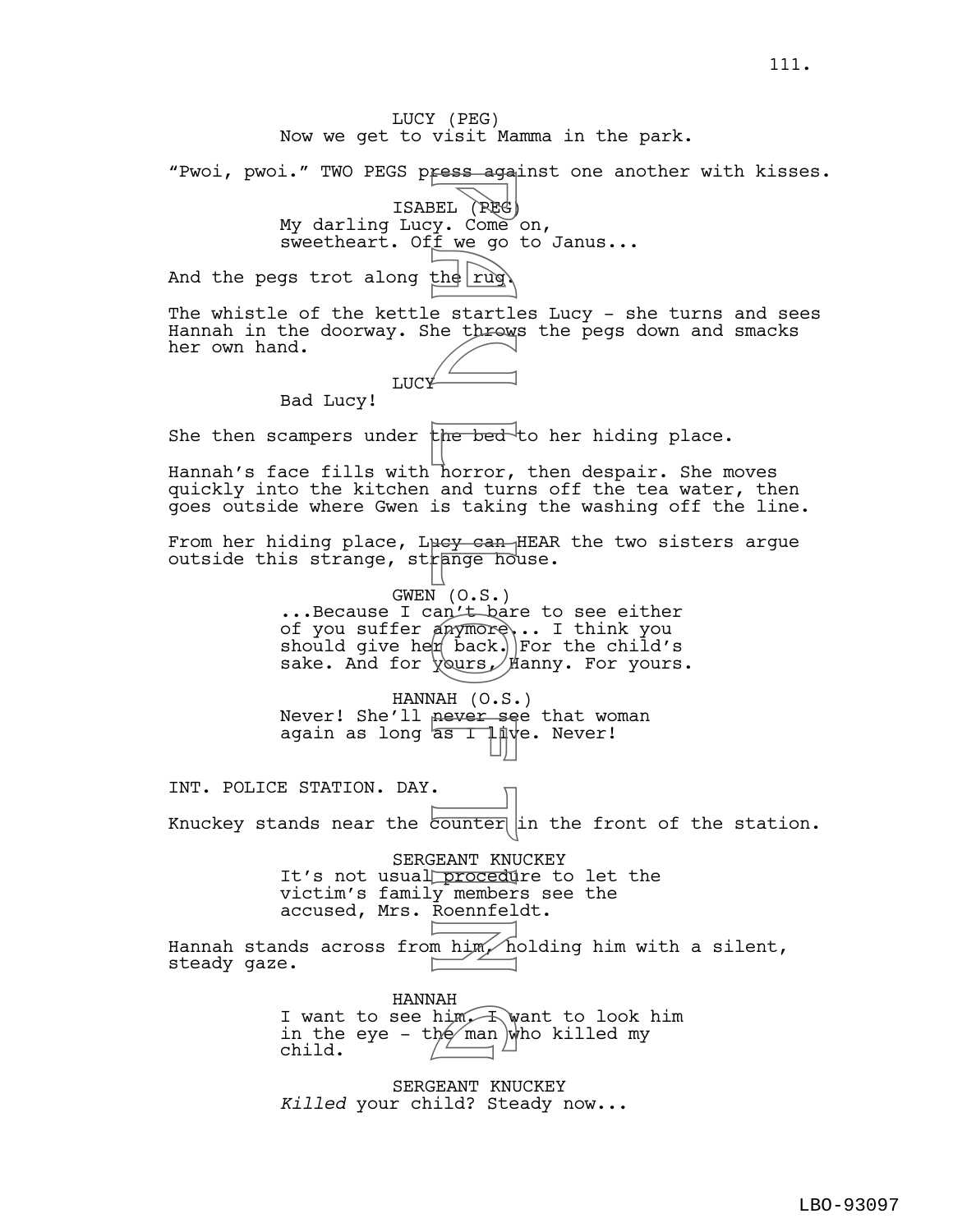LUCY (PEG)
Now we get to visit Mamma in the park.

"Pwoi, pwoi." TWO PEGS press against one another with kisses.

ISABEL (PEG)
My darling Lucy. Come on, sweetheart. Off we go to Janus...

And the pegs trot along the rug.

The whistle of the kettle startles Lucy - she turns and sees Hannah in the doorway. She throws the pegs down and smacks her own hand.

LUCY
Bad Lucy!

She then scampers under the bed to her hiding place.

Hannah's face fills with horror, then despair. She moves quickly into the kitchen and turns off the tea water, then goes outside where Gwen is taking the washing off the line.

From her hiding place, Lucy can HEAR the two sisters argue outside this strange, strange house.

GWEN (O.S.)
...Because I can't bare to see either of you suffer anymore... I think you should give her back. For the child's sake. And for yours, Hanny. For yours.

HANNAH (O.S.)
Never! She'll never see that woman again as long as I live. Never!

INT. POLICE STATION. DAY.

Knuckey stands near the counter in the front of the station.

SERGEANT KNUCKEY
It's not usual procedure to let the victim's family members see the accused, Mrs. Roennfeldt.

Hannah stands across from him, holding him with a silent, steady gaze.

HANNAH
I want to see him. I want to look him in the eye - the man who killed my child.

SERGEANT KNUCKEY
*Killed* your child? Steady now...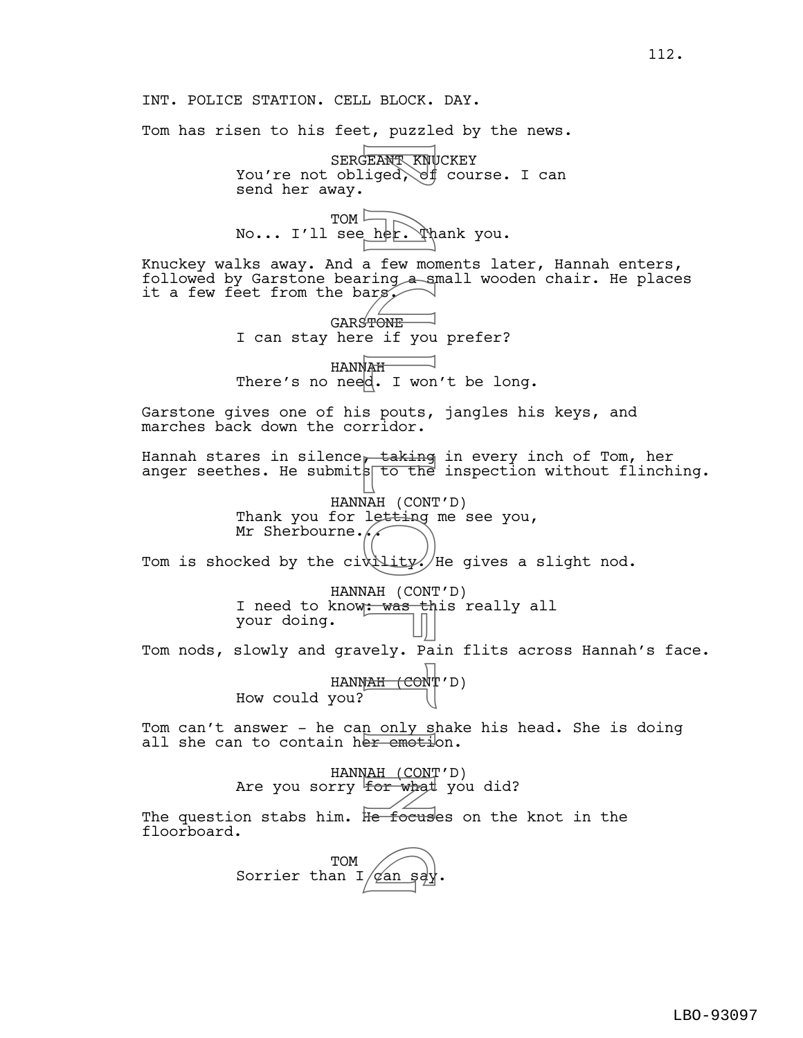INT. POLICE STATION. CELL BLOCK. DAY.

Tom has risen to his feet, puzzled by the news.

SERGEANT KNUCKEY
You're not obliged, of course. I can send her away.

TOM
No... I'll see her. Thank you.

Knuckey walks away. And a few moments later, Hannah enters, followed by Garstone bearing a small wooden chair. He places it a few feet from the bars.

GARSTONE
I can stay here if you prefer?

HANNAH
There's no need. I won't be long.

Garstone gives one of his pouts, jangles his keys, and marches back down the corridor.

Hannah stares in silence, taking in every inch of Tom, her anger seethes. He submits to the inspection without flinching.

HANNAH (CONT'D)
Thank you for letting me see you, Mr Sherbourne...

Tom is shocked by the civility. He gives a slight nod.

HANNAH (CONT'D)
I need to know: was this really all your doing.

Tom nods, slowly and gravely. Pain flits across Hannah's face.

HANNAH (CONT'D)
How could you?

Tom can't answer - he can only shake his head. She is doing all she can to contain her emotion.

HANNAH (CONT'D)
Are you sorry for what you did?

The question stabs him. He focuses on the knot in the floorboard.

TOM
Sorrier than I can say.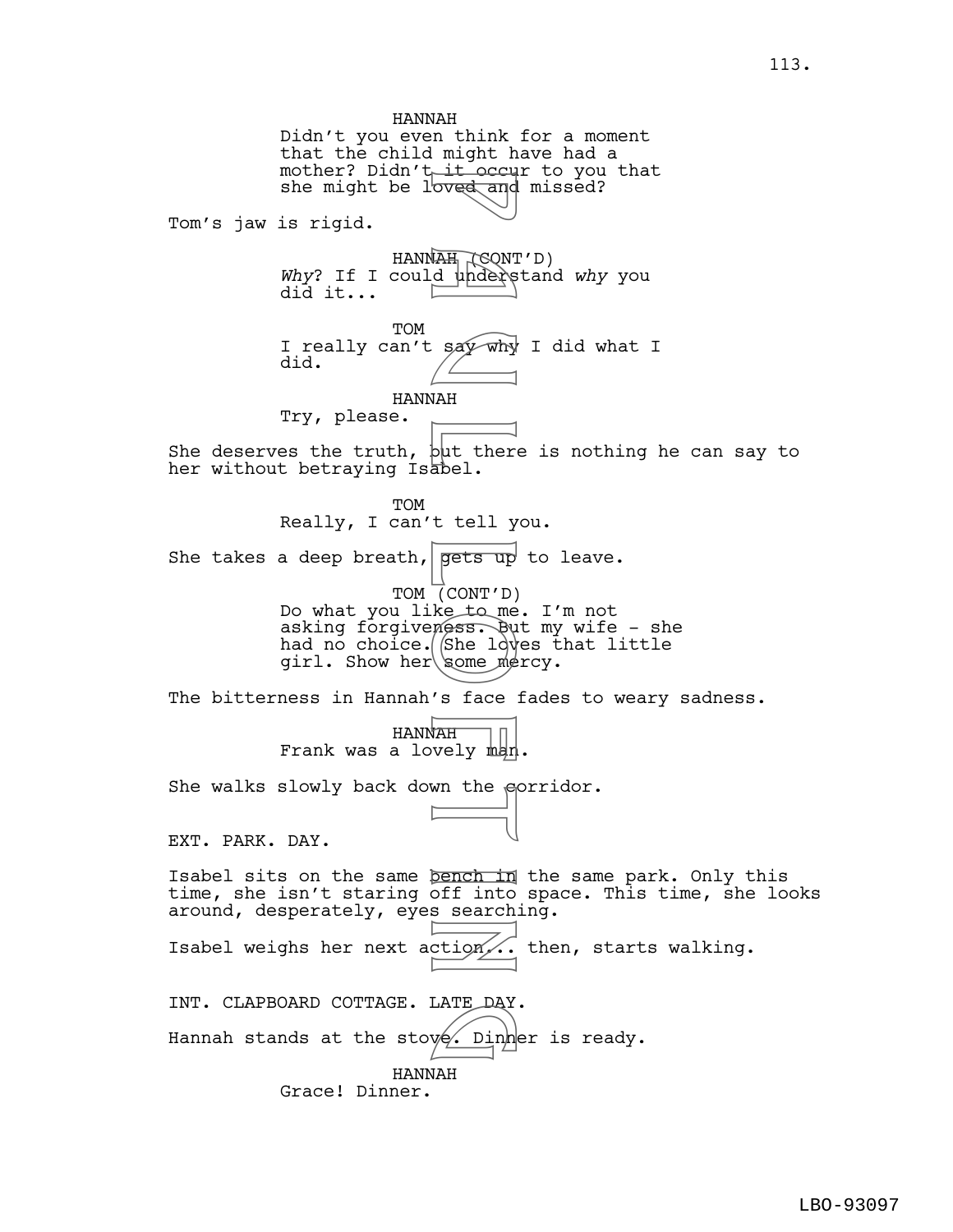HANNAH
Didn't you even think for a moment that the child might have had a mother? Didn't it occur to you that she might be loved and missed?

Tom's jaw is rigid.

HANNAH (CONT'D)
*Why*? If I could understand *why* you did it...

TOM
I really can't say why I did what I did.

HANNAH
Try, please.

She deserves the truth, but there is nothing he can say to her without betraying Isabel.

TOM
Really, I can't tell you.

She takes a deep breath, gets up to leave.

TOM (CONT'D)
Do what you like to me. I'm not asking forgiveness. But my wife - she had no choice. She loves that little girl. Show her some mercy.

The bitterness in Hannah's face fades to weary sadness.

HANNAH
Frank was a lovely man.

She walks slowly back down the corridor.

EXT. PARK. DAY.

Isabel sits on the same bench in the same park. Only this time, she isn't staring off into space. This time, she looks around, desperately, eyes searching.

Isabel weighs her next action... then, starts walking.

INT. CLAPBOARD COTTAGE. LATE DAY.

Hannah stands at the stove. Dinner is ready.

HANNAH
Grace! Dinner.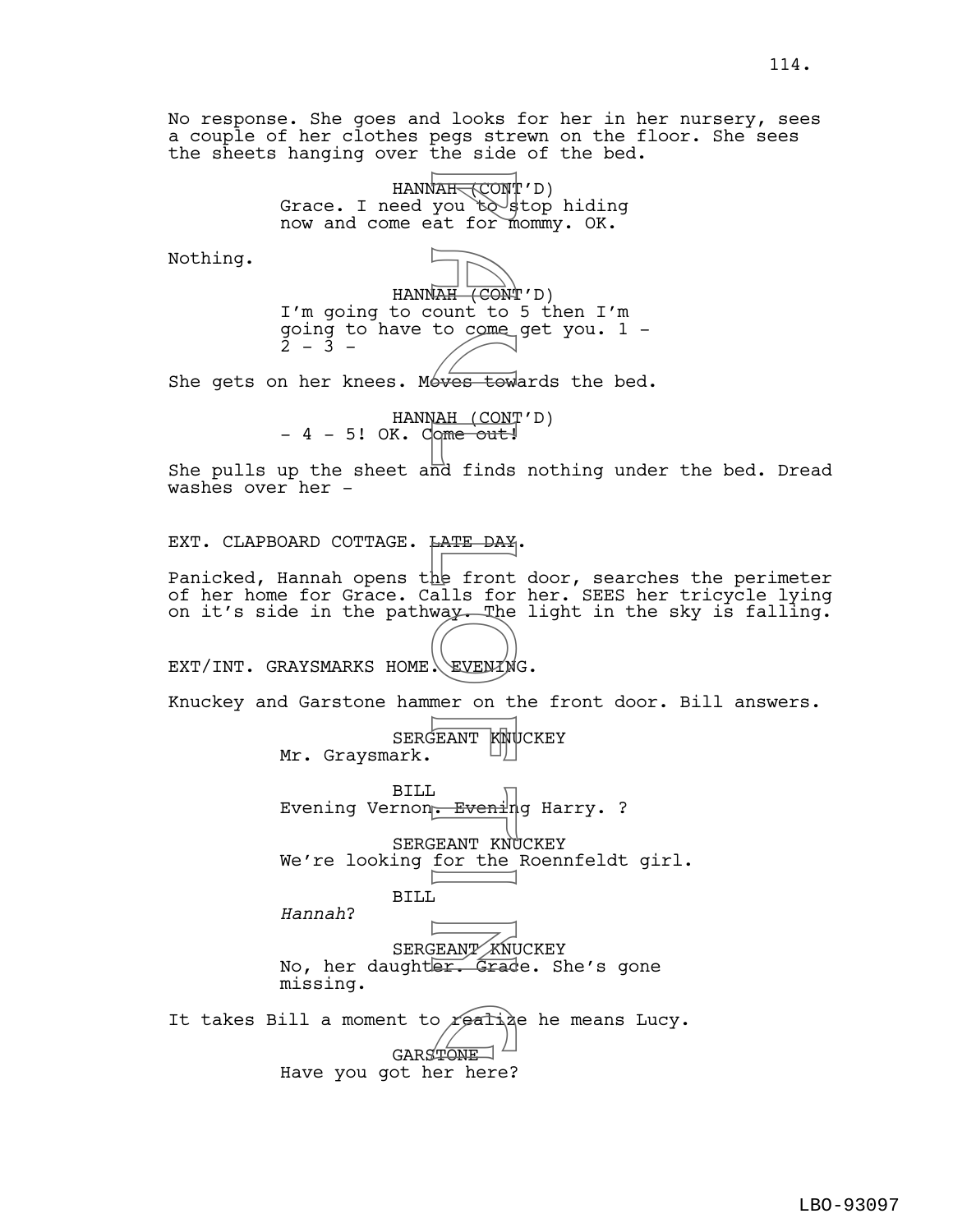No response. She goes and looks for her in her nursery, sees a couple of her clothes pegs strewn on the floor. She sees the sheets hanging over the side of the bed.

HANNAH (CONT'D)
Grace. I need you to stop hiding now and come eat for mommy. OK.

Nothing.

HANNAH (CONT'D)
I'm going to count to 5 then I'm going to have to come get you. 1 - 2 - 3 -

She gets on her knees. Moves towards the bed.

HANNAH (CONT'D)
- 4 - 5! OK. Come out!

She pulls up the sheet and finds nothing under the bed. Dread washes over her -

EXT. CLAPBOARD COTTAGE. LATE DAY.

Panicked, Hannah opens the front door, searches the perimeter of her home for Grace. Calls for her. SEES her tricycle lying on it's side in the pathway. The light in the sky is falling.

EXT/INT. GRAYSMARKS HOME. EVENING.

Knuckey and Garstone hammer on the front door. Bill answers.

SERGEANT KNUCKEY
Mr. Graysmark.

BILL
Evening Vernon. Evening Harry. ?

SERGEANT KNUCKEY
We're looking for the Roennfeldt girl.

BILL
*Hannah*?

SERGEANT KNUCKEY
No, her daughter. Grace. She's gone missing.

It takes Bill a moment to realize he means Lucy.

GARSTONE
Have you got her here?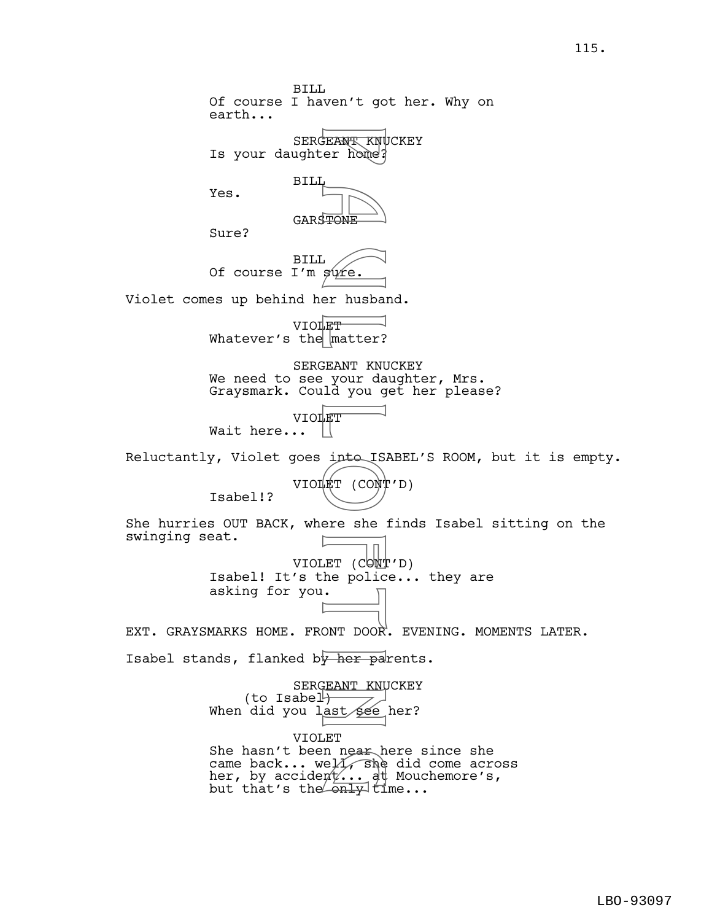BILL
Of course I haven't got her. Why on earth...

SERGEANT KNUCKEY
Is your daughter home?

BILL
Yes.

GARSTONE
Sure?

BILL
Of course I'm sure.

Violet comes up behind her husband.

VIOLET
Whatever's the matter?

SERGEANT KNUCKEY
We need to see your daughter, Mrs. Graysmark. Could you get her please?

VIOLET
Wait here...

Reluctantly, Violet goes into ISABEL'S ROOM, but it is empty.

VIOLET (CONT'D)
Isabel!?

She hurries OUT BACK, where she finds Isabel sitting on the swinging seat.

VIOLET (CONT'D)
Isabel! It's the police... they are asking for you.

EXT. GRAYSMARKS HOME. FRONT DOOR. EVENING. MOMENTS LATER.

Isabel stands, flanked by her parents.

SERGEANT KNUCKEY
(to Isabel)
When did you last see her?

VIOLET
She hasn't been near here since she came back... well, she did come across her, by accident... at Mouchemore's, but that's the only time...

LBO-93097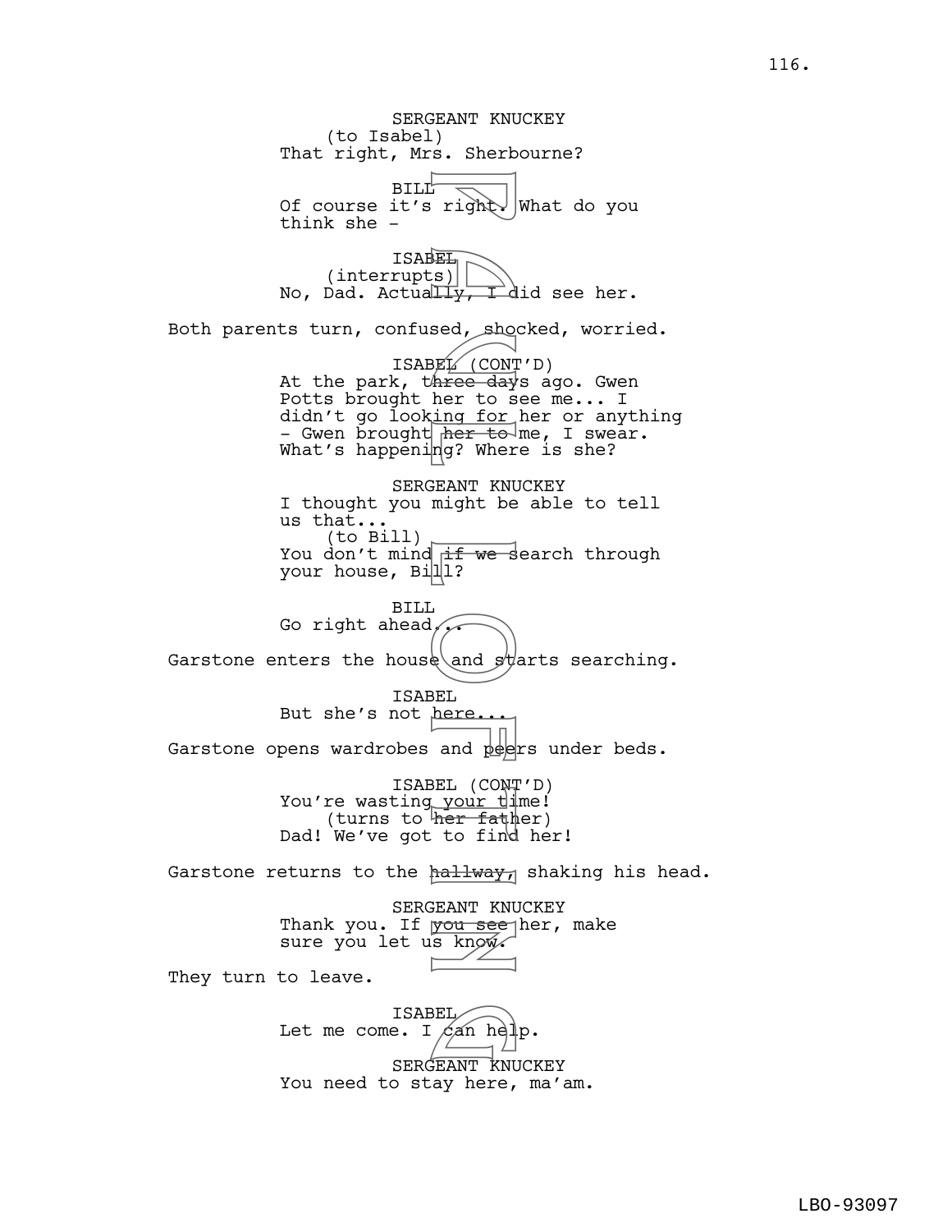SERGEANT KNUCKEY
(to Isabel)
That right, Mrs. Sherbourne?

BILL
Of course it's right. What do you think she -

ISABEL
(interrupts)
No, Dad. Actually, I did see her.

Both parents turn, confused, shocked, worried.

ISABEL (CONT'D)
At the park, three days ago. Gwen Potts brought her to see me... I didn't go looking for her or anything - Gwen brought her to me, I swear. What's happening? Where is she?

SERGEANT KNUCKEY
I thought you might be able to tell us that...
(to Bill)
You don't mind if we search through your house, Bill?

BILL
Go right ahead...

Garstone enters the house and starts searching.

ISABEL
But she's not here...

Garstone opens wardrobes and peers under beds.

ISABEL (CONT'D)
You're wasting your time!
(turns to her father)
Dad! We've got to find her!

Garstone returns to the hallway, shaking his head.

SERGEANT KNUCKEY
Thank you. If you see her, make sure you let us know.

They turn to leave.

ISABEL
Let me come. I can help.

SERGEANT KNUCKEY
You need to stay here, ma'am.

LBO-93097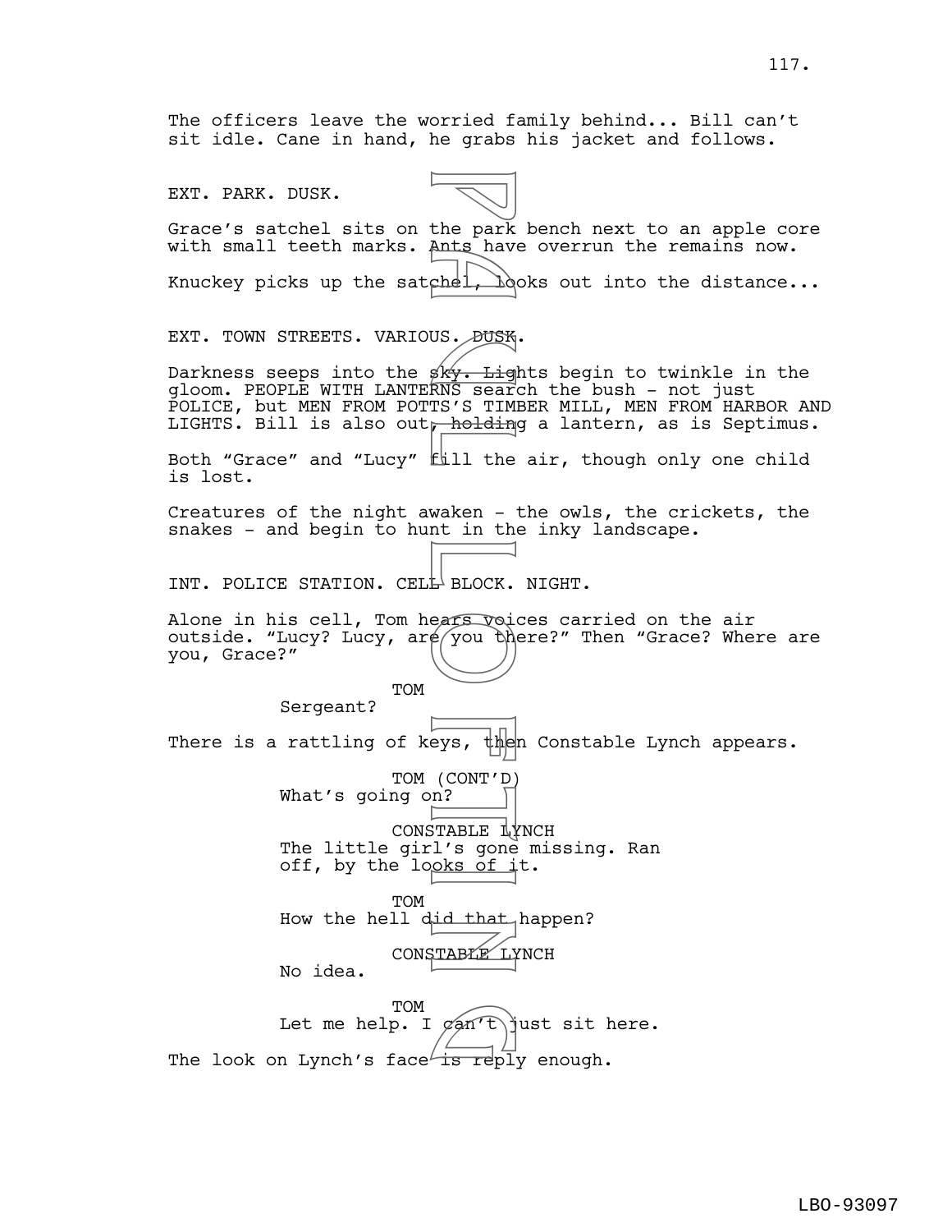The officers leave the worried family behind... Bill can't sit idle. Cane in hand, he grabs his jacket and follows.

EXT. PARK. DUSK.

Grace's satchel sits on the park bench next to an apple core with small teeth marks. Ants have overrun the remains now.

Knuckey picks up the satchel, looks out into the distance...

EXT. TOWN STREETS. VARIOUS. DUSK.

Darkness seeps into the sky. Lights begin to twinkle in the gloom. PEOPLE WITH LANTERNS search the bush - not just POLICE, but MEN FROM POTTS'S TIMBER MILL, MEN FROM HARBOR AND LIGHTS. Bill is also out, holding a lantern, as is Septimus.

Both "Grace" and "Lucy" fill the air, though only one child is lost.

Creatures of the night awaken - the owls, the crickets, the snakes - and begin to hunt in the inky landscape.

INT. POLICE STATION. CELL BLOCK. NIGHT.

Alone in his cell, Tom hears voices carried on the air outside. "Lucy? Lucy, are you there?" Then "Grace? Where are you, Grace?"

TOM
Sergeant?

There is a rattling of keys, then Constable Lynch appears.

TOM (CONT'D)
What's going on?

CONSTABLE LYNCH
The little girl's gone missing. Ran off, by the looks of it.

TOM
How the hell did that happen?

CONSTABLE LYNCH
No idea.

TOM
Let me help. I can't just sit here.

The look on Lynch's face is reply enough.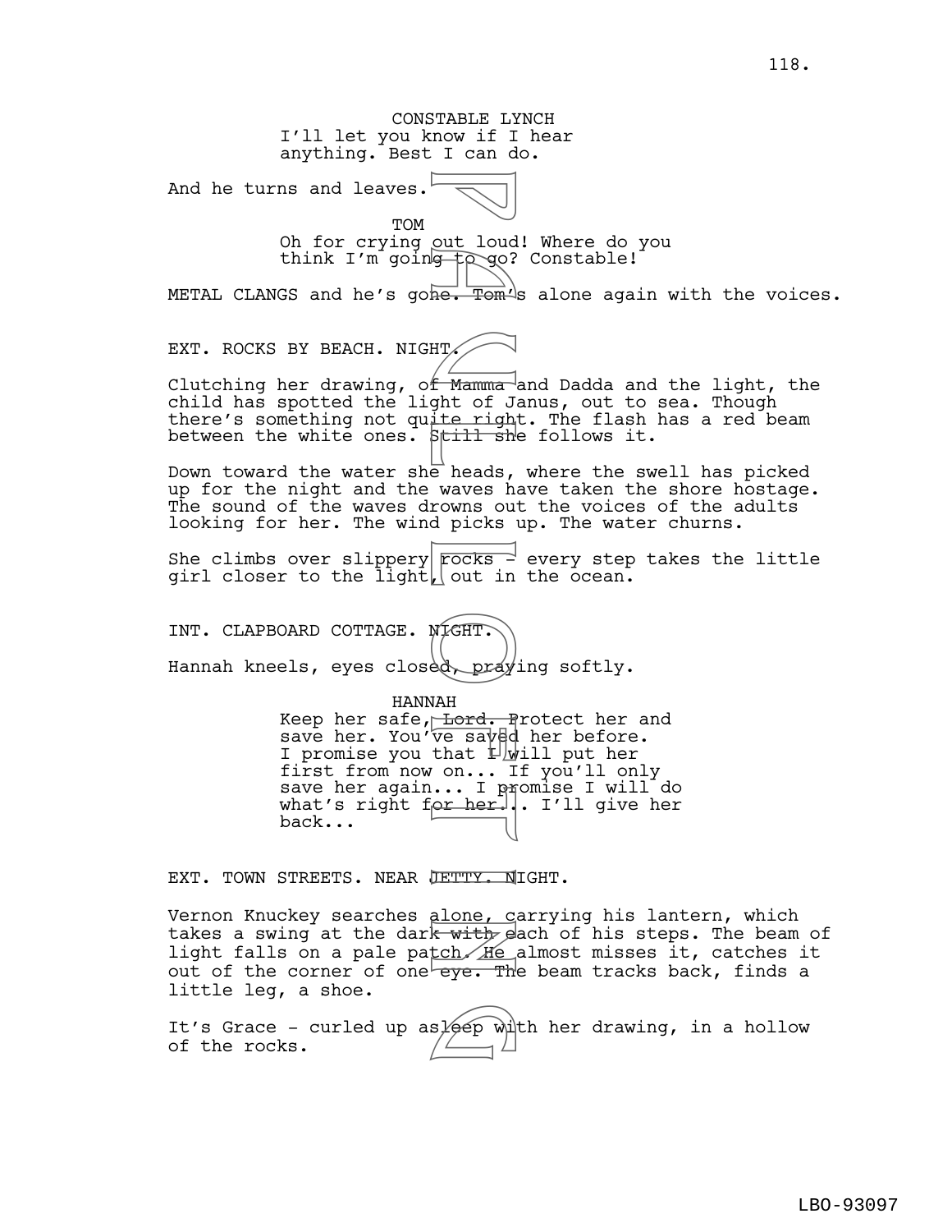CONSTABLE LYNCH
I'll let you know if I hear anything. Best I can do.

And he turns and leaves.

TOM
Oh for crying out loud! Where do you think I'm going to go? Constable!

METAL CLANGS and he's gone. Tom's alone again with the voices.

EXT. ROCKS BY BEACH. NIGHT.

Clutching her drawing, of Mamma and Dadda and the light, the child has spotted the light of Janus, out to sea. Though there's something not quite right. The flash has a red beam between the white ones. Still she follows it.

Down toward the water she heads, where the swell has picked up for the night and the waves have taken the shore hostage. The sound of the waves drowns out the voices of the adults looking for her. The wind picks up. The water churns.

She climbs over slippery rocks - every step takes the little girl closer to the light, out in the ocean.

INT. CLAPBOARD COTTAGE. NIGHT.

Hannah kneels, eyes closed, praying softly.

HANNAH
Keep her safe, Lord. Protect her and save her. You've saved her before. I promise you that I will put her first from now on... If you'll only save her again... I promise I will do what's right for her... I'll give her back...

EXT. TOWN STREETS. NEAR JETTY. NIGHT.

Vernon Knuckey searches alone, carrying his lantern, which takes a swing at the dark with each of his steps. The beam of light falls on a pale patch. He almost misses it, catches it out of the corner of one eye. The beam tracks back, finds a little leg, a shoe.

It's Grace - curled up asleep with her drawing, in a hollow of the rocks.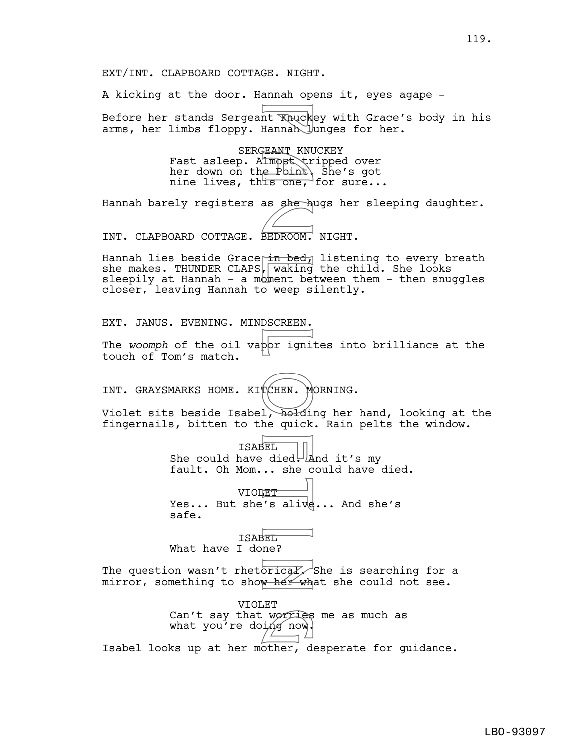EXT/INT. CLAPBOARD COTTAGE. NIGHT.

A kicking at the door. Hannah opens it, eyes agape -

Before her stands Sergeant Knuckey with Grace's body in his arms, her limbs floppy. Hannah lunges for her.

SERGEANT KNUCKEY
Fast asleep. Almost tripped over her down on the Point. She's got nine lives, this one, for sure...

Hannah barely registers as she hugs her sleeping daughter.

INT. CLAPBOARD COTTAGE. BEDROOM. NIGHT.

Hannah lies beside Grace in bed, listening to every breath she makes. THUNDER CLAPS, waking the child. She looks sleepily at Hannah - a moment between them - then snuggles closer, leaving Hannah to weep silently.

EXT. JANUS. EVENING. MINDSCREEN.

The *woomph* of the oil vapor ignites into brilliance at the touch of Tom's match.

INT. GRAYSMARKS HOME. KITCHEN. MORNING.

Violet sits beside Isabel, holding her hand, looking at the fingernails, bitten to the quick. Rain pelts the window.

ISABEL
She could have died. And it's my fault. Oh Mom... she could have died.

VIOLET
Yes... But she's alive... And she's safe.

ISABEL
What have I done?

The question wasn't rhetorical. She is searching for a mirror, something to show her what she could not see.

VIOLET
Can't say that worries me as much as what you're doing now.

Isabel looks up at her mother, desperate for guidance.

LBO-93097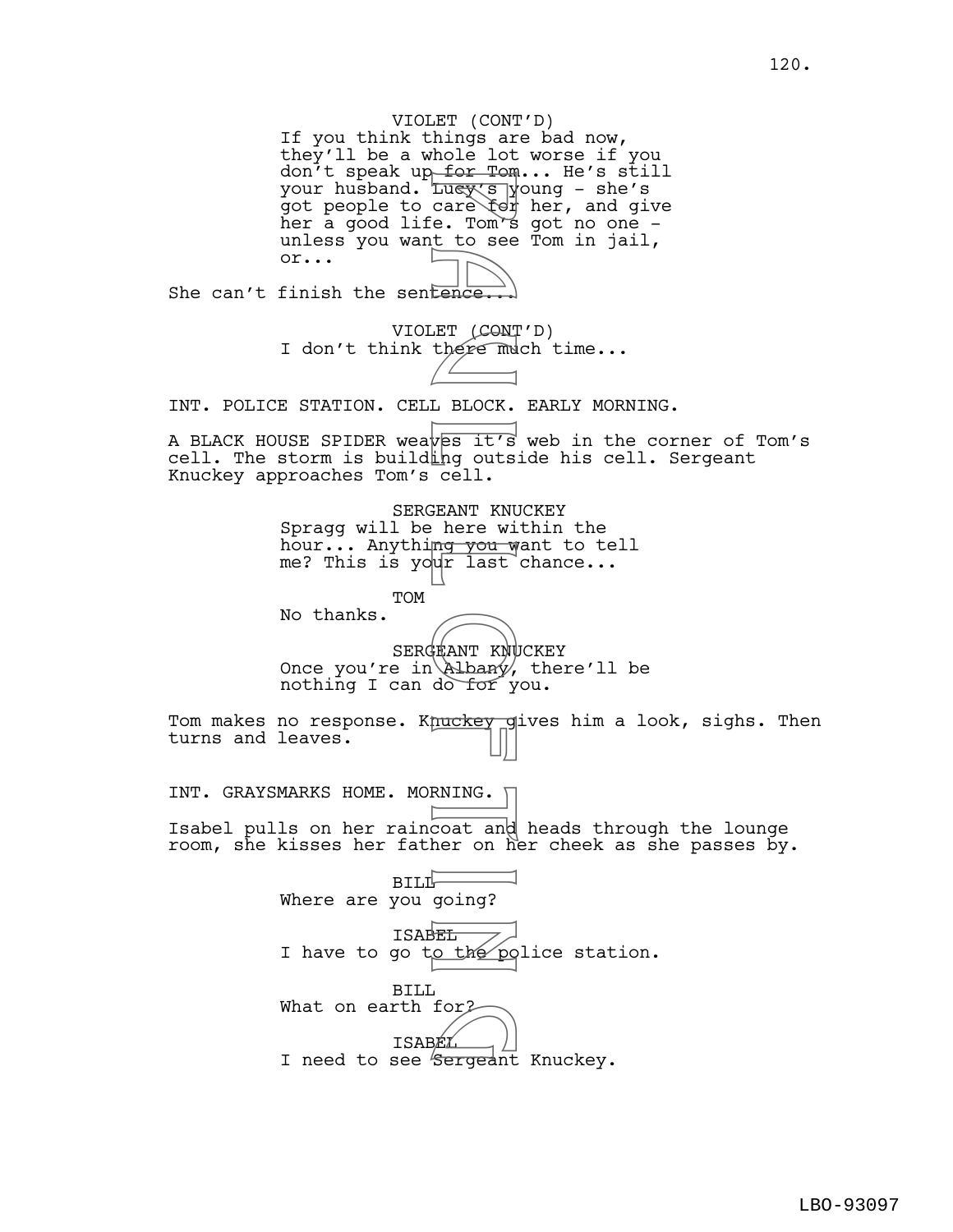VIOLET (CONT'D)
If you think things are bad now, they'll be a whole lot worse if you don't speak up for Tom... He's still your husband. Lucy's young - she's got people to care for her, and give her a good life. Tom's got no one - unless you want to see Tom in jail, or...

She can't finish the sentence...

VIOLET (CONT'D)
I don't think there much time...

INT. POLICE STATION. CELL BLOCK. EARLY MORNING.

A BLACK HOUSE SPIDER weaves it's web in the corner of Tom's cell. The storm is building outside his cell. Sergeant Knuckey approaches Tom's cell.

SERGEANT KNUCKEY
Spragg will be here within the hour... Anything you want to tell me? This is your last chance...

TOM
No thanks.

SERGEANT KNUCKEY
Once you're in Albany, there'll be nothing I can do for you.

Tom makes no response. Knuckey gives him a look, sighs. Then turns and leaves.

INT. GRAYSMARKS HOME. MORNING.

Isabel pulls on her raincoat and heads through the lounge room, she kisses her father on her cheek as she passes by.

BILL
Where are you going?

ISABEL
I have to go to the police station.

BILL
What on earth for?

ISABEL
I need to see Sergeant Knuckey.

LBO-93097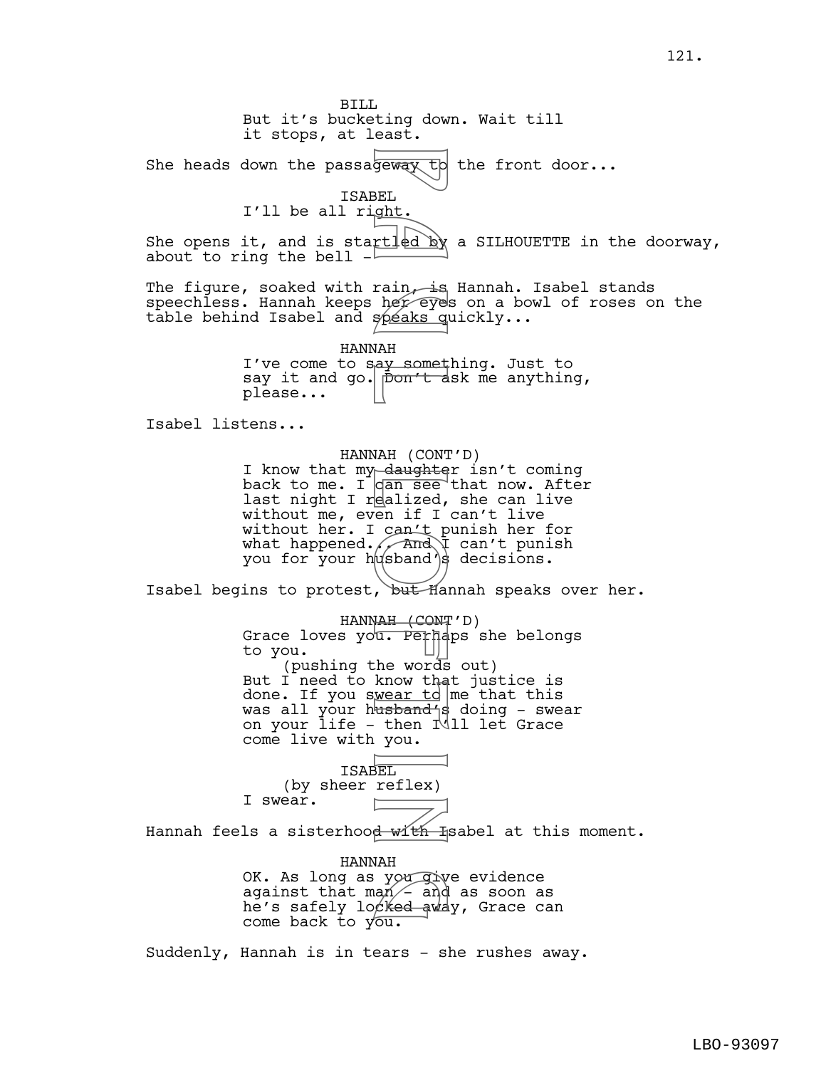BILL
But it's bucketing down. Wait till it stops, at least.

She heads down the passageway to the front door...

ISABEL
I'll be all right.

She opens it, and is startled by a SILHOUETTE in the doorway, about to ring the bell -

The figure, soaked with rain, is Hannah. Isabel stands speechless. Hannah keeps her eyes on a bowl of roses on the table behind Isabel and speaks quickly...

HANNAH
I've come to say something. Just to say it and go. Don't ask me anything, please...

Isabel listens...

HANNAH (CONT'D)
I know that my daughter isn't coming back to me. I can see that now. After last night I realized, she can live without me, even if I can't live without her. I can't punish her for what happened... And I can't punish you for your husband's decisions.

Isabel begins to protest, but Hannah speaks over her.

HANNAH (CONT'D)
Grace loves you. Perhaps she belongs to you.
(pushing the words out)
But I need to know that justice is done. If you swear to me that this was all your husband's doing - swear on your life - then I'll let Grace come live with you.

ISABEL
(by sheer reflex)
I swear.

Hannah feels a sisterhood with Isabel at this moment.

HANNAH
OK. As long as you give evidence against that man - and as soon as he's safely locked away, Grace can come back to you.

Suddenly, Hannah is in tears - she rushes away.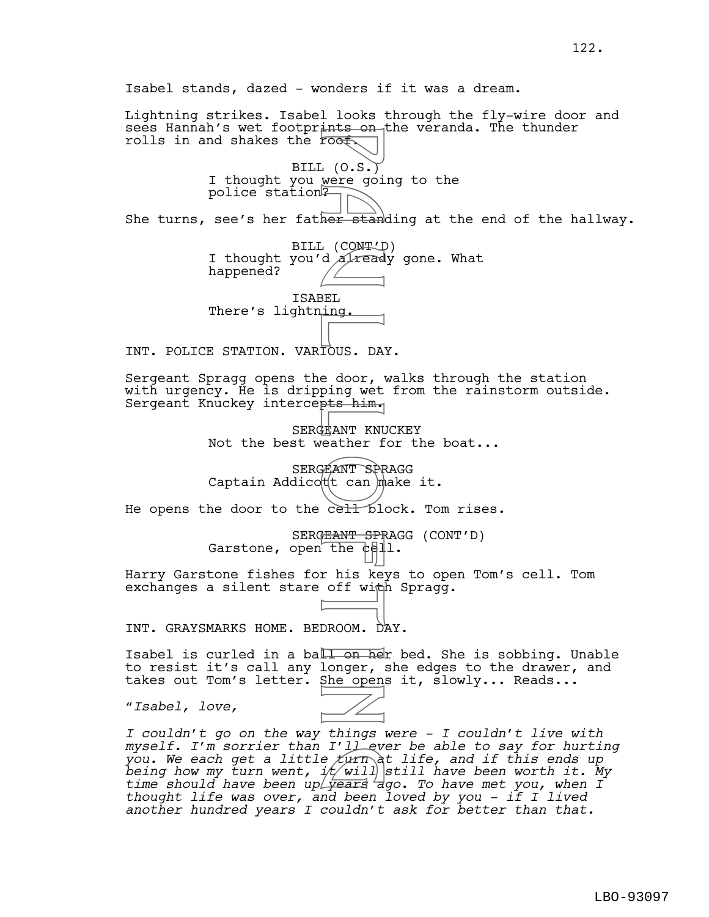Isabel stands, dazed - wonders if it was a dream.

Lightning strikes. Isabel looks through the fly-wire door and sees Hannah's wet footprints on the veranda. The thunder rolls in and shakes the roof.

BILL (O.S.)
I thought you were going to the police station?

She turns, see's her father standing at the end of the hallway.

BILL (CONT'D)
I thought you'd already gone. What happened?

ISABEL
There's lightning.

INT. POLICE STATION. VARIOUS. DAY.

Sergeant Spragg opens the door, walks through the station with urgency. He is dripping wet from the rainstorm outside. Sergeant Knuckey intercepts him.

SERGEANT KNUCKEY
Not the best weather for the boat...

SERGEANT SPRAGG
Captain Addicott can make it.

He opens the door to the cell block. Tom rises.

SERGEANT SPRAGG (CONT'D)
Garstone, open the cell.

Harry Garstone fishes for his keys to open Tom's cell. Tom exchanges a silent stare off with Spragg.

INT. GRAYSMARKS HOME. BEDROOM. DAY.

Isabel is curled in a ball on her bed. She is sobbing. Unable to resist it's call any longer, she edges to the drawer, and takes out Tom's letter. She opens it, slowly... Reads...

"*Isabel, love,*

*I couldn't go on the way things were - I couldn't live with myself. I'm sorrier than I'll ever be able to say for hurting you. We each get a little turn at life, and if this ends up being how my turn went, it will still have been worth it. My time should have been up years ago. To have met you, when I thought life was over, and been loved by you - if I lived another hundred years I couldn't ask for better than that.*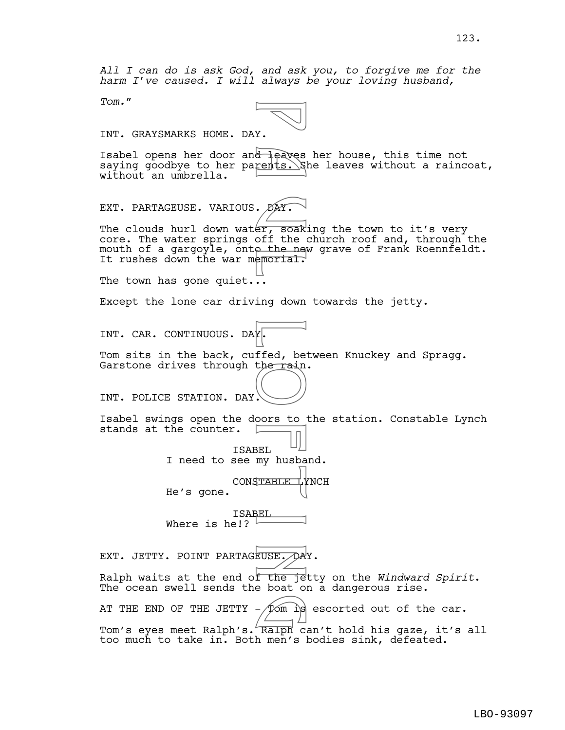*All I can do is ask God, and ask you, to forgive me for the harm I've caused. I will always be your loving husband,*

*Tom."*

INT. GRAYSMARKS HOME. DAY.

Isabel opens her door and leaves her house, this time not saying goodbye to her parents. She leaves without a raincoat, without an umbrella.

EXT. PARTAGEUSE. VARIOUS. DAY.

The clouds hurl down water, soaking the town to it's very core. The water springs off the church roof and, through the mouth of a gargoyle, onto the new grave of Frank Roennfeldt. It rushes down the war memorial.

The town has gone quiet...

Except the lone car driving down towards the jetty.

INT. CAR. CONTINUOUS. DAY.

Tom sits in the back, cuffed, between Knuckey and Spragg. Garstone drives through the rain.

INT. POLICE STATION. DAY.

Isabel swings open the doors to the station. Constable Lynch stands at the counter.

ISABEL
I need to see my husband.

CONSTABLE LYNCH
He's gone.

ISABEL
Where is he!?

EXT. JETTY. POINT PARTAGEUSE. DAY.

Ralph waits at the end of the jetty on the *Windward Spirit*. The ocean swell sends the boat on a dangerous rise.

AT THE END OF THE JETTY - Tom is escorted out of the car.

Tom's eyes meet Ralph's. Ralph can't hold his gaze, it's all too much to take in. Both men's bodies sink, defeated.

LBO-93097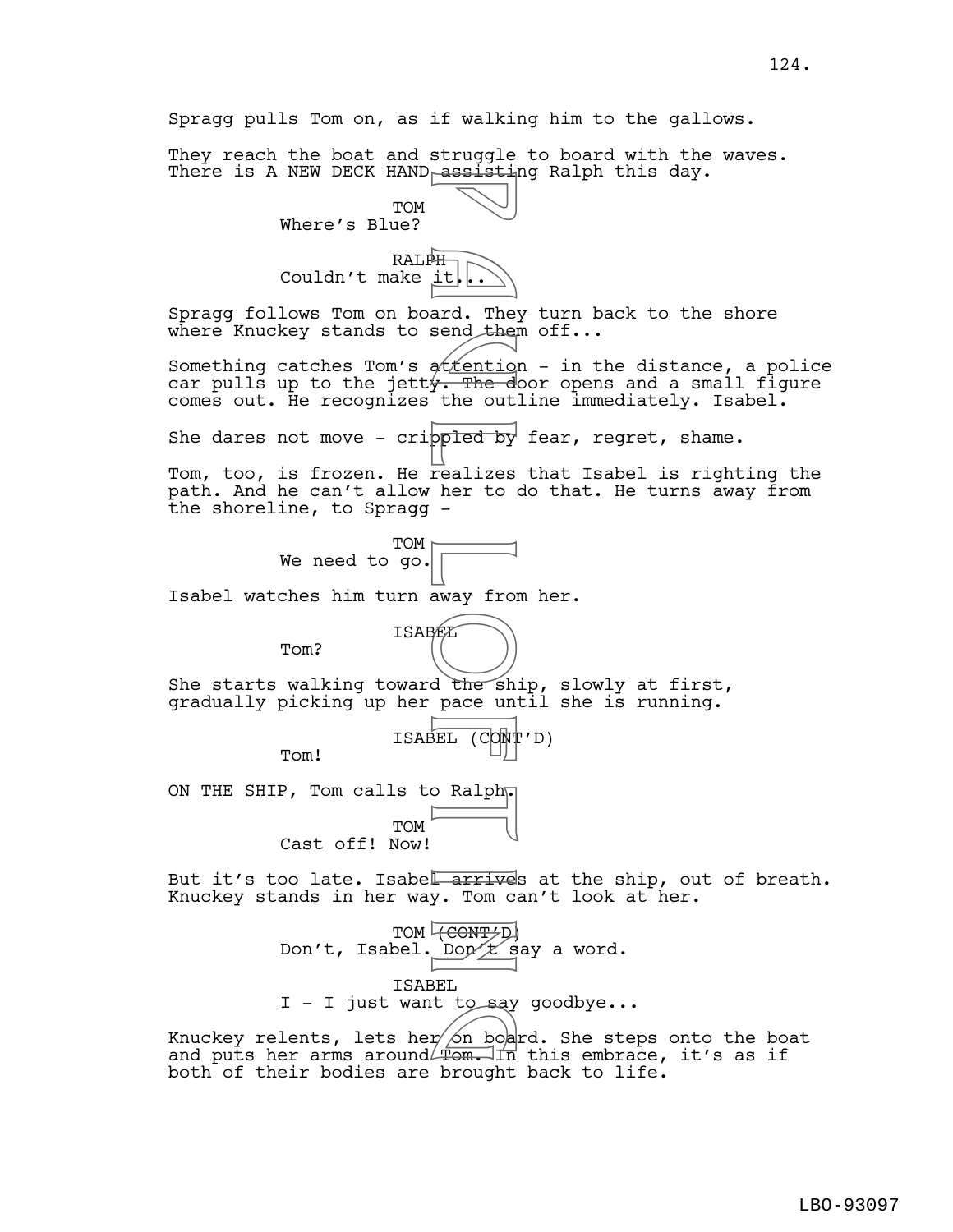Spragg pulls Tom on, as if walking him to the gallows.

They reach the boat and struggle to board with the waves. There is A NEW DECK HAND assisting Ralph this day.

TOM
Where's Blue?

RALPH
Couldn't make it...

Spragg follows Tom on board. They turn back to the shore where Knuckey stands to send them off...

Something catches Tom's attention - in the distance, a police car pulls up to the jetty. The door opens and a small figure comes out. He recognizes the outline immediately. Isabel.

She dares not move - crippled by fear, regret, shame.

Tom, too, is frozen. He realizes that Isabel is righting the path. And he can't allow her to do that. He turns away from the shoreline, to Spragg -

TOM
We need to go.

Isabel watches him turn away from her.

ISABEL
Tom?

She starts walking toward the ship, slowly at first, gradually picking up her pace until she is running.

ISABEL (CONT'D)
Tom!

ON THE SHIP, Tom calls to Ralph.

TOM
Cast off! Now!

But it's too late. Isabel arrives at the ship, out of breath. Knuckey stands in her way. Tom can't look at her.

TOM (CONT'D)
Don't, Isabel. Don't say a word.

ISABEL
I - I just want to say goodbye...

Knuckey relents, lets her on board. She steps onto the boat and puts her arms around Tom. In this embrace, it's as if both of their bodies are brought back to life.

LBO-93097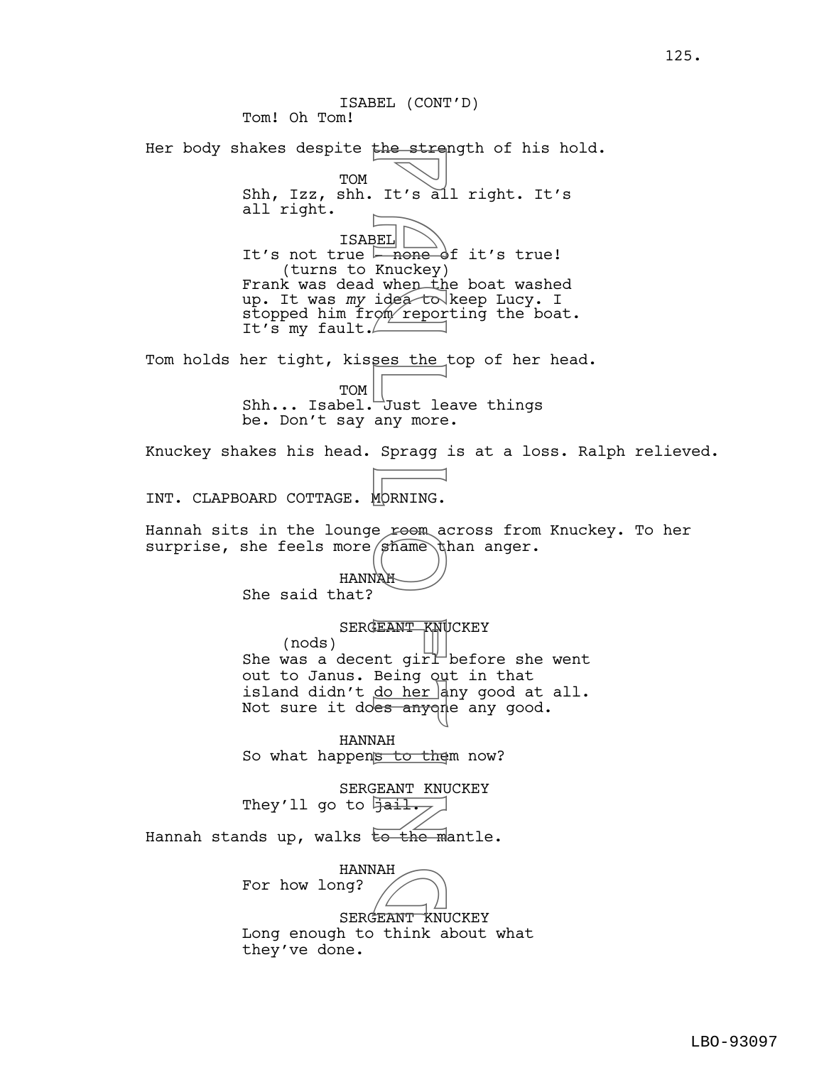ISABEL (CONT'D)
Tom! Oh Tom!

Her body shakes despite the strength of his hold.

TOM
Shh, Izz, shh. It's all right. It's all right.

ISABEL
It's not true - none of it's true!
(turns to Knuckey)
Frank was dead when the boat washed up. It was *my* idea to keep Lucy. I stopped him from reporting the boat. It's my fault.

Tom holds her tight, kisses the top of her head.

TOM
Shh... Isabel. Just leave things be. Don't say any more.

Knuckey shakes his head. Spragg is at a loss. Ralph relieved.

INT. CLAPBOARD COTTAGE. MORNING.

Hannah sits in the lounge room across from Knuckey. To her surprise, she feels more shame than anger.

HANNAH
She said that?

SERGEANT KNUCKEY
(nods)
She was a decent girl before she went out to Janus. Being out in that island didn't do her any good at all. Not sure it does anyone any good.

HANNAH
So what happens to them now?

SERGEANT KNUCKEY
They'll go to jail.

Hannah stands up, walks to the mantle.

HANNAH
For how long?

SERGEANT KNUCKEY
Long enough to think about what they've done.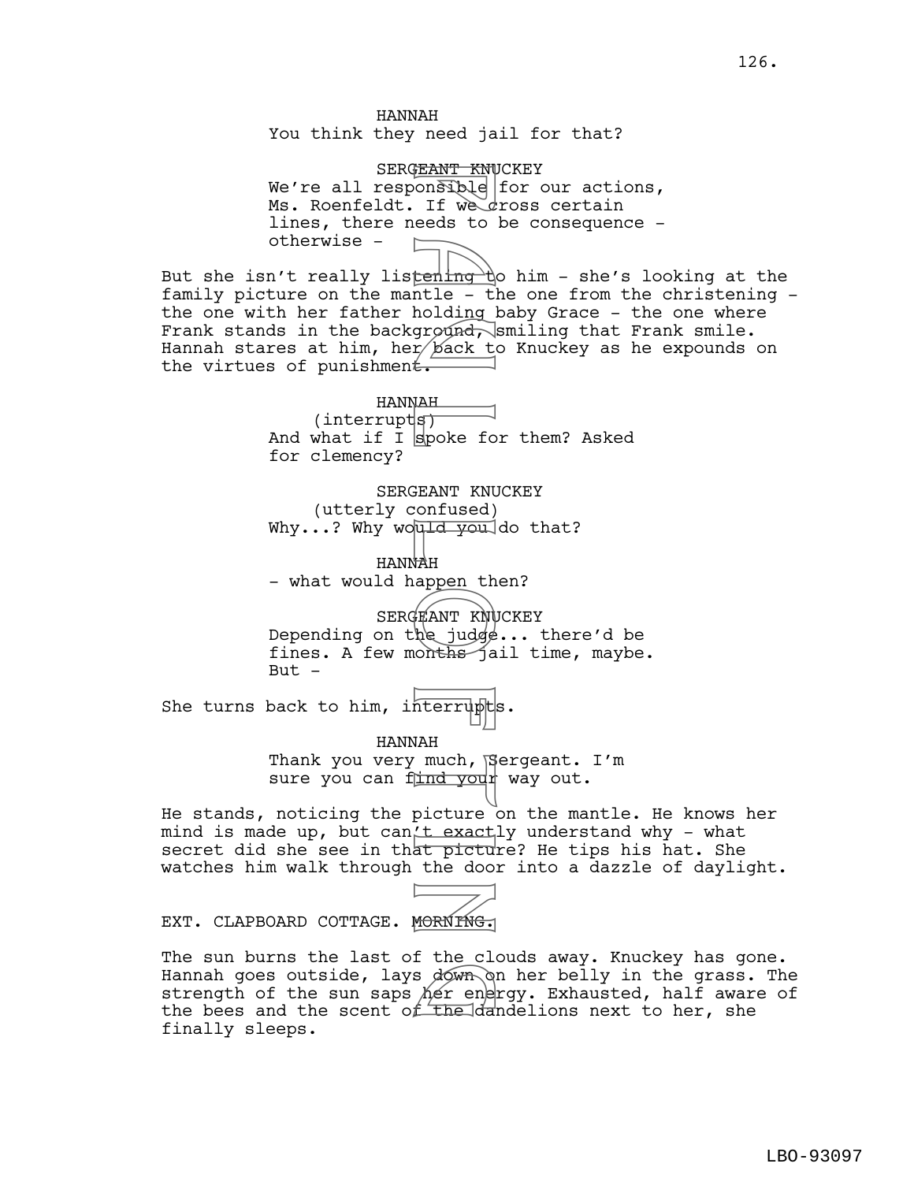HANNAH
You think they need jail for that?

SERGEANT KNUCKEY
We're all responsible for our actions, Ms. Roenfeldt. If we cross certain lines, there needs to be consequence - otherwise -

But she isn't really listening to him - she's looking at the family picture on the mantle - the one from the christening - the one with her father holding baby Grace - the one where Frank stands in the background, smiling that Frank smile. Hannah stares at him, her back to Knuckey as he expounds on the virtues of punishment.

HANNAH
(interrupts)
And what if I spoke for them? Asked for clemency?

SERGEANT KNUCKEY
(utterly confused)
Why...? Why would you do that?

HANNAH
- what would happen then?

SERGEANT KNUCKEY
Depending on the judge... there'd be fines. A few months jail time, maybe. But -

She turns back to him, interrupts.

HANNAH
Thank you very much, Sergeant. I'm sure you can find your way out.

He stands, noticing the picture on the mantle. He knows her mind is made up, but can't exactly understand why - what secret did she see in that picture? He tips his hat. She watches him walk through the door into a dazzle of daylight.

EXT. CLAPBOARD COTTAGE. MORNING.

The sun burns the last of the clouds away. Knuckey has gone. Hannah goes outside, lays down on her belly in the grass. The strength of the sun saps her energy. Exhausted, half aware of the bees and the scent of the dandelions next to her, she finally sleeps.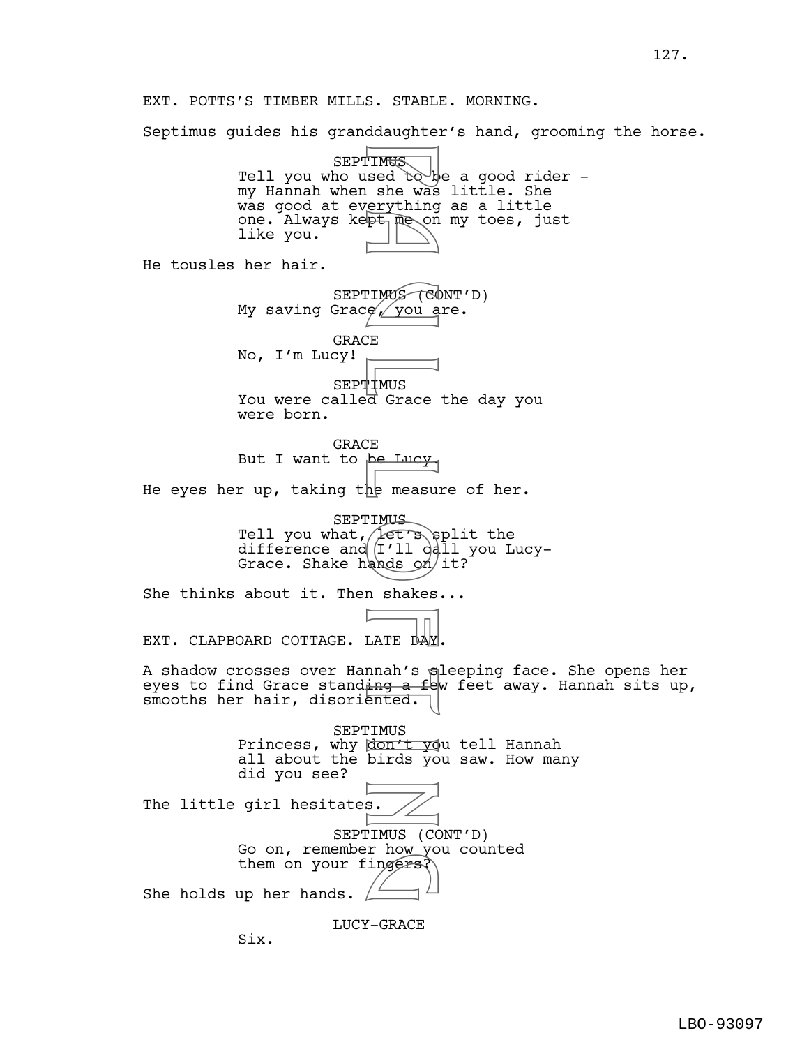EXT. POTTS'S TIMBER MILLS. STABLE. MORNING.

Septimus guides his granddaughter's hand, grooming the horse.

SEPTIMUS
Tell you who used to be a good rider - my Hannah when she was little. She was good at everything as a little one. Always kept me on my toes, just like you.

He tousles her hair.

SEPTIMUS (CONT'D)
My saving Grace, you are.

GRACE
No, I'm Lucy!

SEPTIMUS
You were called Grace the day you were born.

GRACE
But I want to be Lucy.

He eyes her up, taking the measure of her.

SEPTIMUS
Tell you what, let's split the difference and I'll call you Lucy-Grace. Shake hands on it?

She thinks about it. Then shakes...

EXT. CLAPBOARD COTTAGE. LATE DAY.

A shadow crosses over Hannah's sleeping face. She opens her eyes to find Grace standing a few feet away. Hannah sits up, smooths her hair, disoriented.

SEPTIMUS
Princess, why don't you tell Hannah all about the birds you saw. How many did you see?

The little girl hesitates.

SEPTIMUS (CONT'D)
Go on, remember how you counted them on your fingers?

She holds up her hands.

LUCY-GRACE
Six.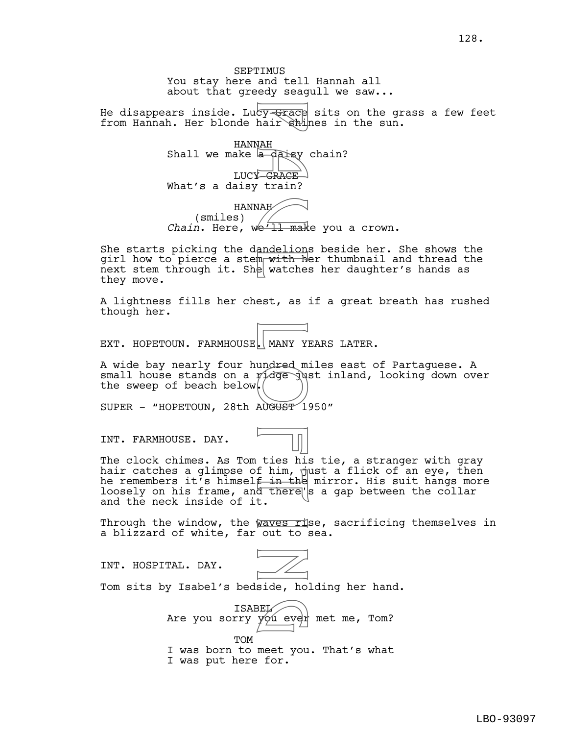SEPTIMUS
You stay here and tell Hannah all about that greedy seagull we saw...

He disappears inside. Lucy-Grace sits on the grass a few feet from Hannah. Her blonde hair shines in the sun.

HANNAH
Shall we make a daisy chain?

LUCY-GRACE
What's a daisy train?

HANNAH
(smiles)
*Chain*. Here, we'll make you a crown.

She starts picking the dandelions beside her. She shows the girl how to pierce a stem with her thumbnail and thread the next stem through it. She watches her daughter's hands as they move.

A lightness fills her chest, as if a great breath has rushed though her.

EXT. HOPETOUN. FARMHOUSE. MANY YEARS LATER.

A wide bay nearly four hundred miles east of Partaguese. A small house stands on a ridge just inland, looking down over the sweep of beach below.

SUPER - "HOPETOUN, 28th AUGUST 1950"

INT. FARMHOUSE. DAY.

The clock chimes. As Tom ties his tie, a stranger with gray hair catches a glimpse of him, just a flick of an eye, then he remembers it's himself in the mirror. His suit hangs more loosely on his frame, and there's a gap between the collar and the neck inside of it.

Through the window, the waves rise, sacrificing themselves in a blizzard of white, far out to sea.

INT. HOSPITAL. DAY.

Tom sits by Isabel's bedside, holding her hand.

ISABEL
Are you sorry you ever met me, Tom?

TOM
I was born to meet you. That's what I was put here for.

LBO-93097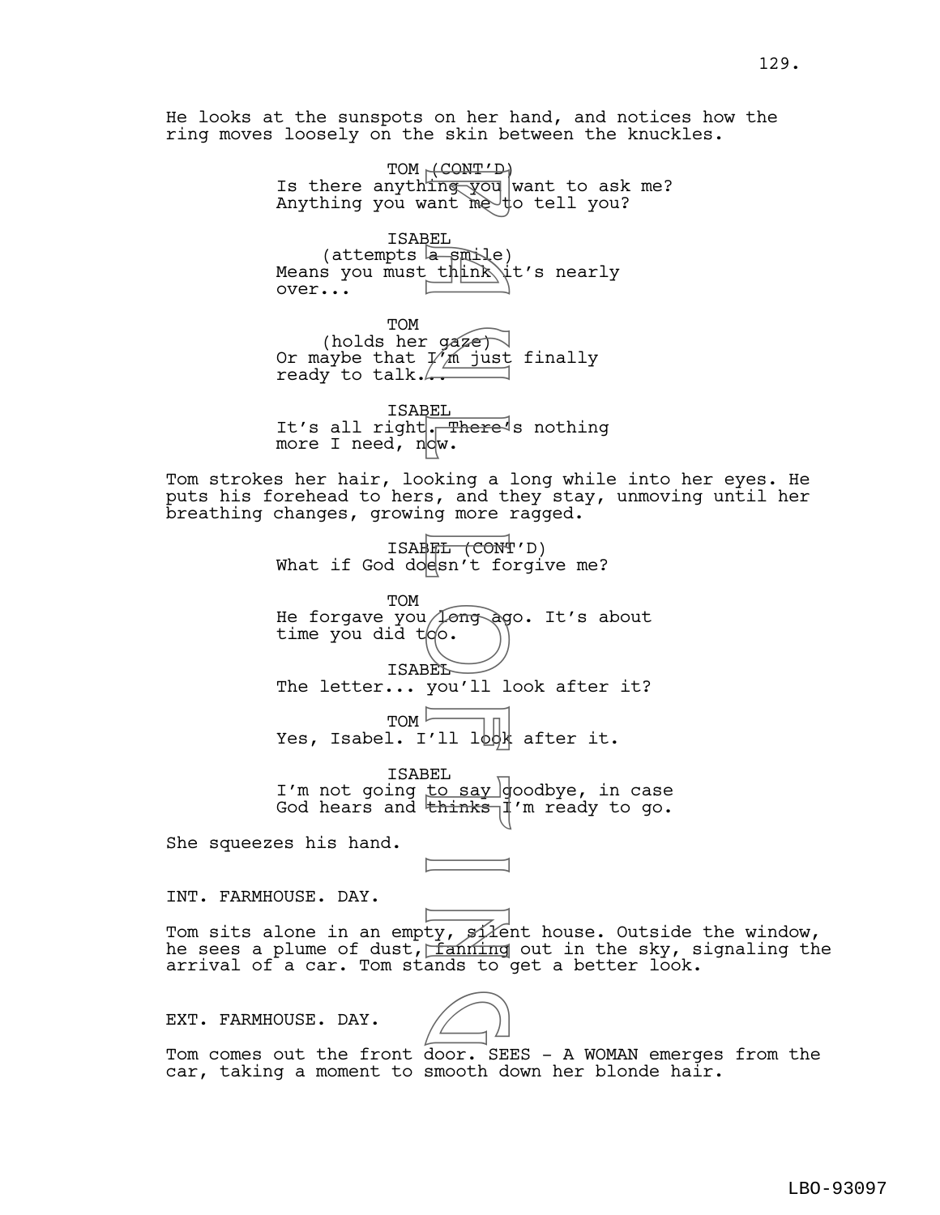He looks at the sunspots on her hand, and notices how the ring moves loosely on the skin between the knuckles.

TOM (CONT'D)
Is there anything you want to ask me? Anything you want me to tell you?

ISABEL
(attempts a smile)
Means you must think it's nearly over...

TOM
(holds her gaze)
Or maybe that I'm just finally ready to talk...

ISABEL
It's all right. There's nothing more I need, now.

Tom strokes her hair, looking a long while into her eyes. He puts his forehead to hers, and they stay, unmoving until her breathing changes, growing more ragged.

ISABEL (CONT'D)
What if God doesn't forgive me?

TOM
He forgave you long ago. It's about time you did too.

ISABEL
The letter... you'll look after it?

TOM
Yes, Isabel. I'll look after it.

ISABEL
I'm not going to say goodbye, in case God hears and thinks I'm ready to go.

She squeezes his hand.

INT. FARMHOUSE. DAY.

Tom sits alone in an empty, silent house. Outside the window, he sees a plume of dust, fanning out in the sky, signaling the arrival of a car. Tom stands to get a better look.

EXT. FARMHOUSE. DAY.

Tom comes out the front door. SEES - A WOMAN emerges from the car, taking a moment to smooth down her blonde hair.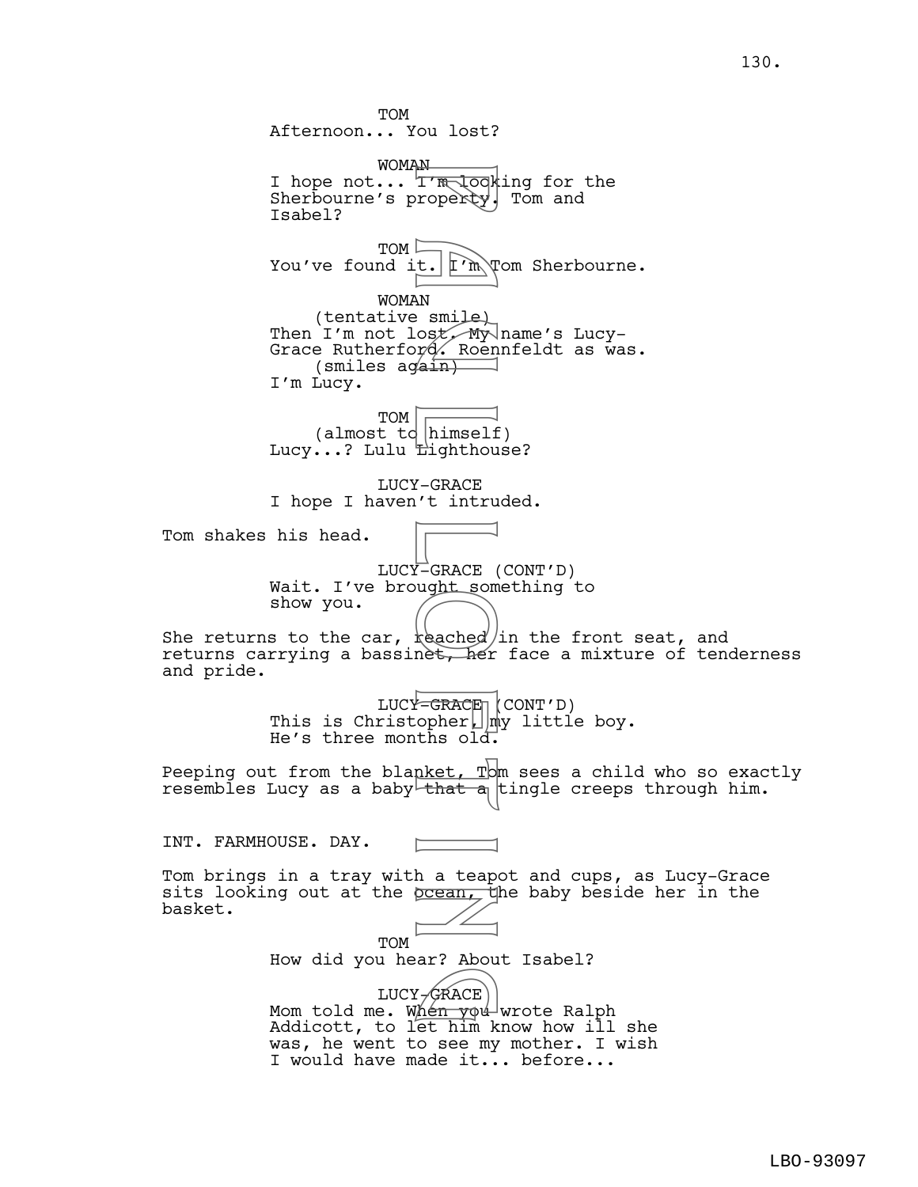TOM
Afternoon... You lost?

WOMAN
I hope not... I'm looking for the Sherbourne's property. Tom and Isabel?

TOM
You've found it. I'm Tom Sherbourne.

WOMAN
(tentative smile)
Then I'm not lost. My name's Lucy-Grace Rutherford. Roennfeldt as was.
(smiles again)
I'm Lucy.

TOM
(almost to himself)
Lucy...? Lulu Lighthouse?

LUCY-GRACE
I hope I haven't intruded.

Tom shakes his head.

LUCY-GRACE (CONT'D)
Wait. I've brought something to show you.

She returns to the car, reached in the front seat, and returns carrying a bassinet, her face a mixture of tenderness and pride.

LUCY-GRACE (CONT'D)
This is Christopher, my little boy. He's three months old.

Peeping out from the blanket, Tom sees a child who so exactly resembles Lucy as a baby that a tingle creeps through him.

INT. FARMHOUSE. DAY.

Tom brings in a tray with a teapot and cups, as Lucy-Grace sits looking out at the ocean, the baby beside her in the basket.

TOM
How did you hear? About Isabel?

LUCY-GRACE
Mom told me. When you wrote Ralph Addicott, to let him know how ill she was, he went to see my mother. I wish I would have made it... before...

LBO-93097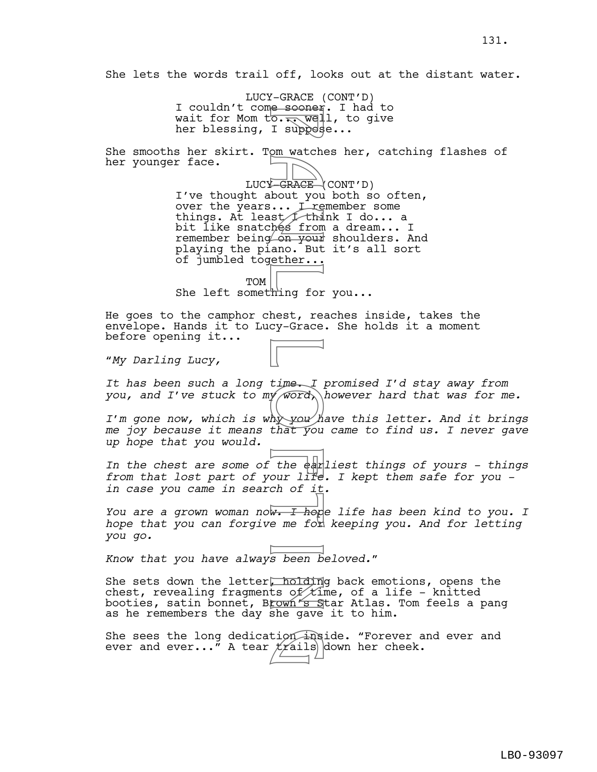She lets the words trail off, looks out at the distant water.

LUCY-GRACE (CONT'D)
I couldn't come sooner. I had to wait for Mom to... well, to give her blessing, I suppose...

She smooths her skirt. Tom watches her, catching flashes of her younger face.

LUCY-GRACE (CONT'D)
I've thought about you both so often, over the years... I remember some things. At least I think I do... a bit like snatches from a dream... I remember being on your shoulders. And playing the piano. But it's all sort of jumbled together...

TOM
She left something for you...

He goes to the camphor chest, reaches inside, takes the envelope. Hands it to Lucy-Grace. She holds it a moment before opening it...

*"My Darling Lucy,*

*It has been such a long time. I promised I'd stay away from you, and I've stuck to my word, however hard that was for me.*

*I'm gone now, which is why you have this letter. And it brings me joy because it means that you came to find us. I never gave up hope that you would.*

*In the chest are some of the earliest things of yours - things from that lost part of your life. I kept them safe for you - in case you came in search of it.*

*You are a grown woman now. I hope life has been kind to you. I hope that you can forgive me for keeping you. And for letting you go.*

*Know that you have always been beloved."*

She sets down the letter, holding back emotions, opens the chest, revealing fragments of time, of a life - knitted booties, satin bonnet, Brown's Star Atlas. Tom feels a pang as he remembers the day she gave it to him.

She sees the long dedication inside. "Forever and ever and ever and ever..." A tear trails down her cheek.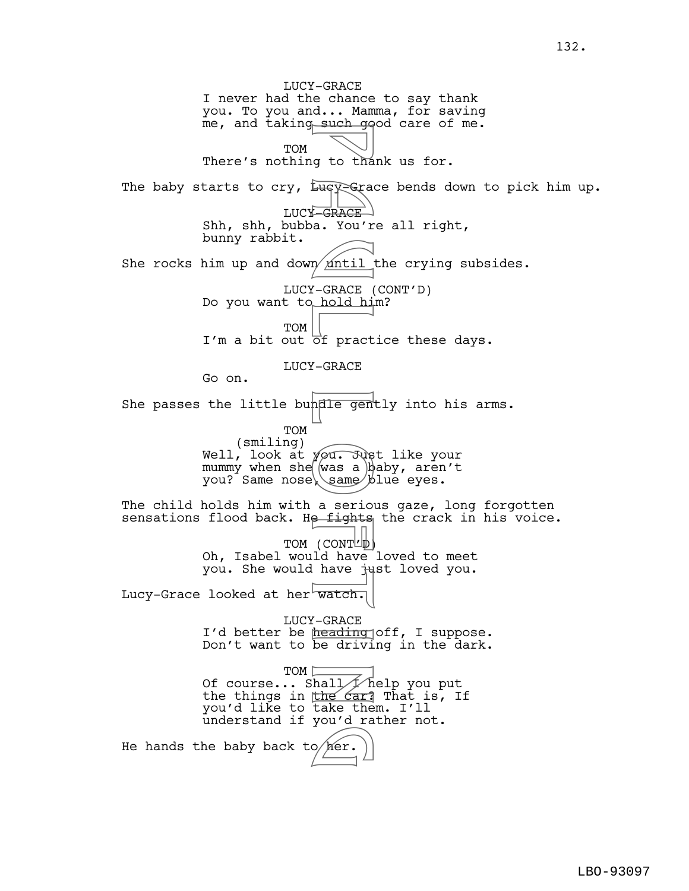LUCY-GRACE
I never had the chance to say thank you. To you and... Mamma, for saving me, and taking such good care of me.

TOM
There's nothing to thank us for.

The baby starts to cry, Lucy-Grace bends down to pick him up.

LUCY-GRACE
Shh, shh, bubba. You're all right, bunny rabbit.

She rocks him up and down until the crying subsides.

LUCY-GRACE (CONT'D)
Do you want to hold him?

TOM
I'm a bit out of practice these days.

LUCY-GRACE
Go on.

She passes the little bundle gently into his arms.

TOM
(smiling)
Well, look at you. Just like your mummy when she was a baby, aren't you? Same nose, same blue eyes.

The child holds him with a serious gaze, long forgotten sensations flood back. He fights the crack in his voice.

TOM (CONT'D)
Oh, Isabel would have loved to meet you. She would have just loved you.

Lucy-Grace looked at her watch.

LUCY-GRACE
I'd better be heading off, I suppose. Don't want to be driving in the dark.

TOM
Of course... Shall I help you put the things in the car? That is, If you'd like to take them. I'll understand if you'd rather not.

He hands the baby back to her.

LBO-93097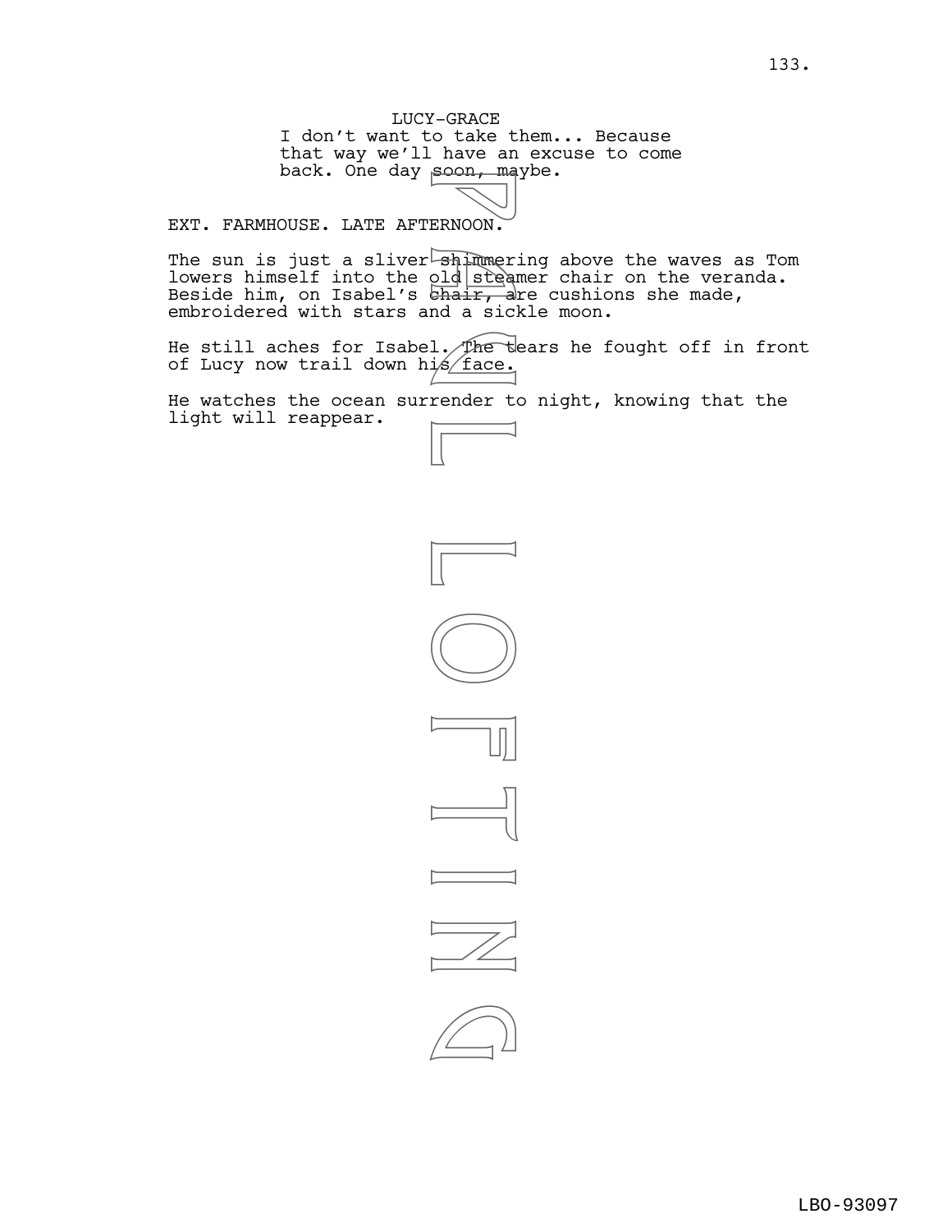LUCY-GRACE

I don't want to take them... Because that way we'll have an excuse to come back. One day soon, maybe.

EXT. FARMHOUSE. LATE AFTERNOON.

The sun is just a sliver shimmering above the waves as Tom lowers himself into the old steamer chair on the veranda. Beside him, on Isabel's chair, are cushions she made, embroidered with stars and a sickle moon.

He still aches for Isabel. The tears he fought off in front of Lucy now trail down his face.

He watches the ocean surrender to night, knowing that the light will reappear.